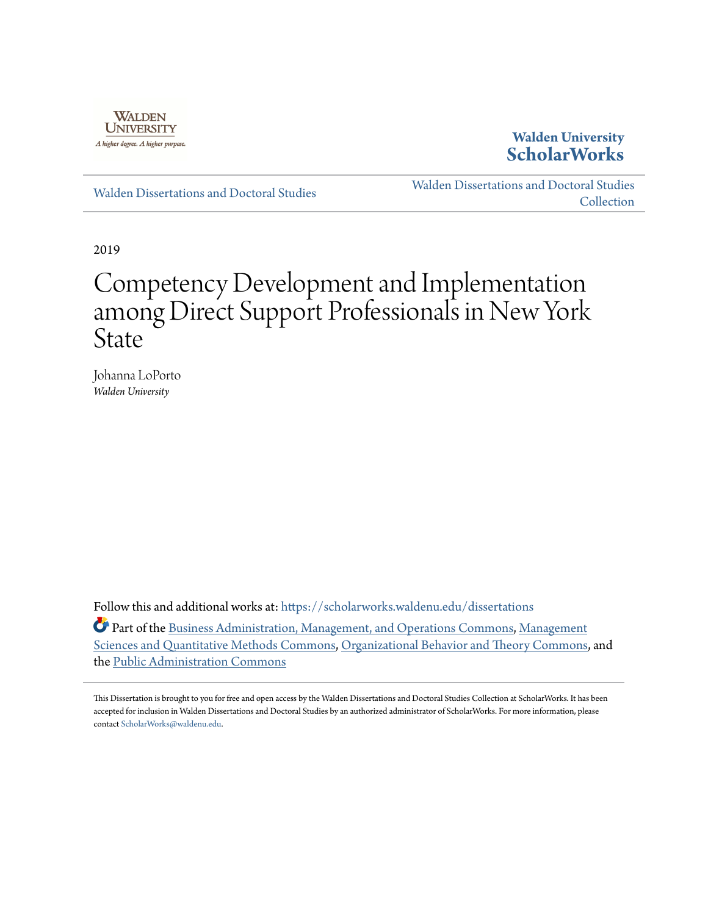Walden University

A higher degree. A higher purpose.

**Walden University ScholarWorks**

Walden Dissertations and Doctoral Studies

Walden Dissertations and Doctoral Studies Collection

2019

# Competency Development and Implementation among Direct Support Professionals in New York State

Johanna LoPorto
*Walden University*

Follow this and additional works at: https://scholarworks.waldenu.edu/dissertations

Part of the Business Administration, Management, and Operations Commons, Management Sciences and Quantitative Methods Commons, Organizational Behavior and Theory Commons, and the Public Administration Commons

This Dissertation is brought to you for free and open access by the Walden Dissertations and Doctoral Studies Collection at ScholarWorks. It has been accepted for inclusion in Walden Dissertations and Doctoral Studies by an authorized administrator of ScholarWorks. For more information, please contact ScholarWorks@waldenu.edu.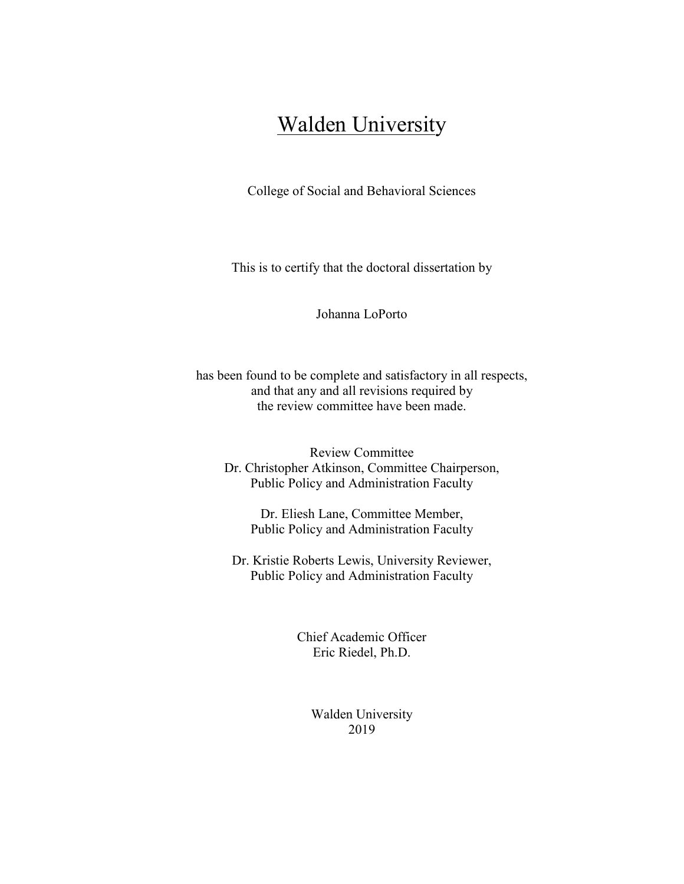# Walden University

College of Social and Behavioral Sciences

This is to certify that the doctoral dissertation by

Johanna LoPorto

has been found to be complete and satisfactory in all respects,
and that any and all revisions required by
the review committee have been made.

Review Committee
Dr. Christopher Atkinson, Committee Chairperson,
Public Policy and Administration Faculty

Dr. Eliesh Lane, Committee Member,
Public Policy and Administration Faculty

Dr. Kristie Roberts Lewis, University Reviewer,
Public Policy and Administration Faculty

Chief Academic Officer
Eric Riedel, Ph.D.

Walden University
2019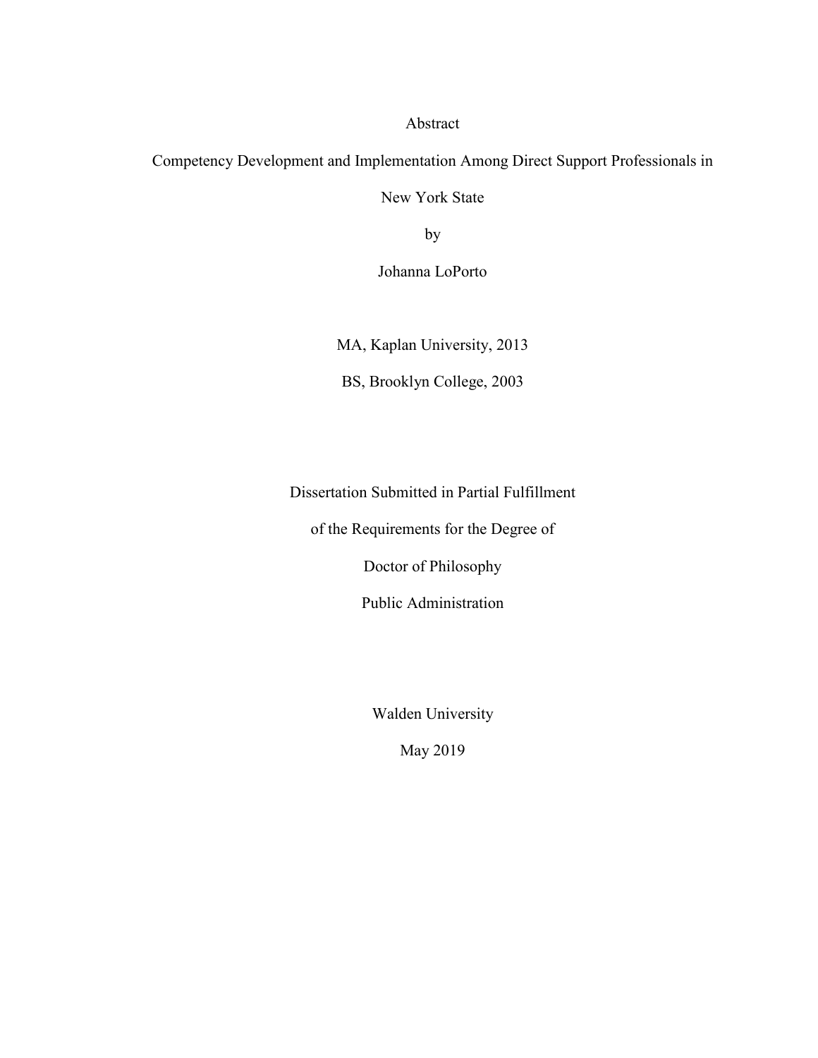Abstract

Competency Development and Implementation Among Direct Support Professionals in New York State

by

Johanna LoPorto

MA, Kaplan University, 2013

BS, Brooklyn College, 2003

Dissertation Submitted in Partial Fulfillment

of the Requirements for the Degree of

Doctor of Philosophy

Public Administration

Walden University

May 2019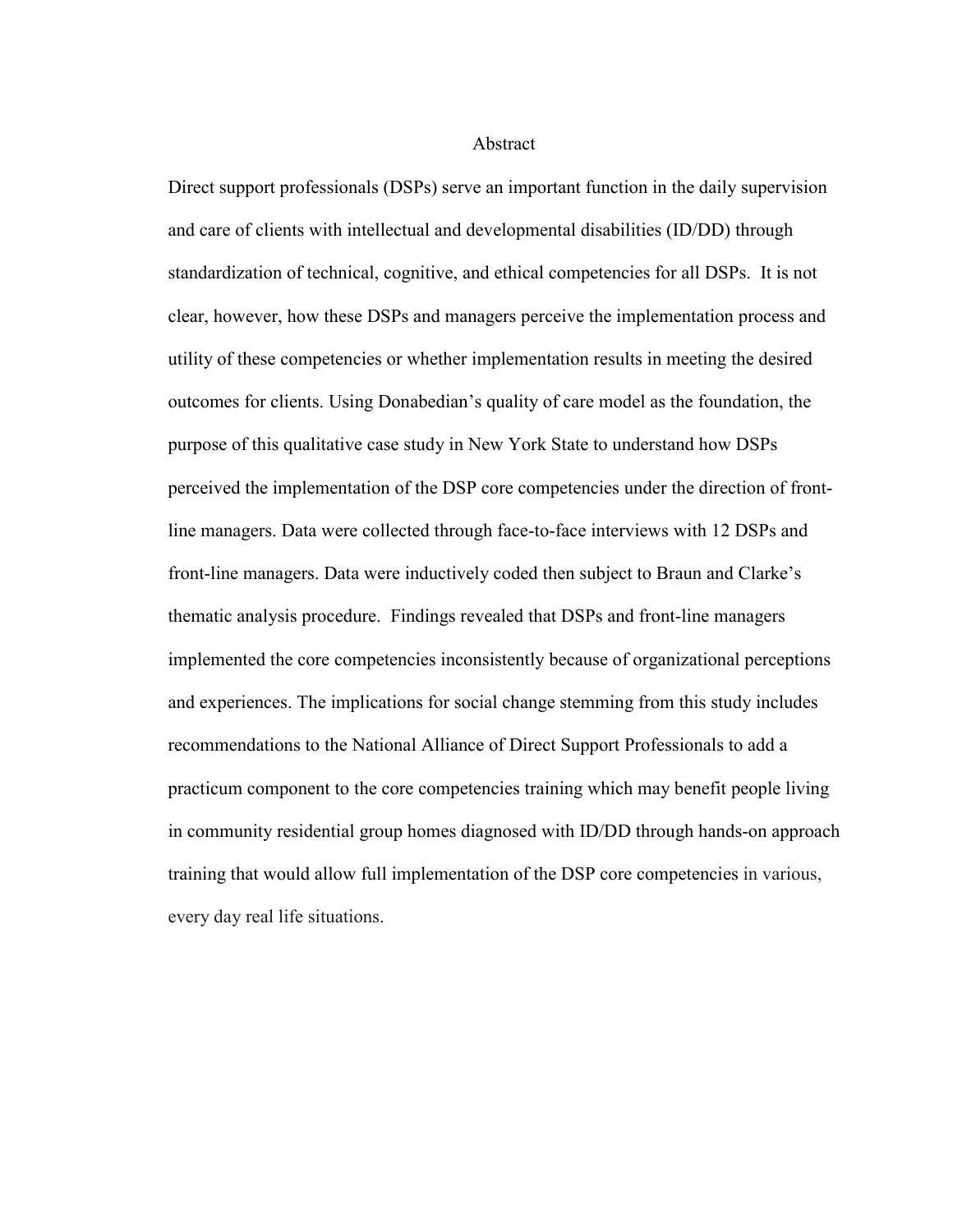# Abstract

Direct support professionals (DSPs) serve an important function in the daily supervision and care of clients with intellectual and developmental disabilities (ID/DD) through standardization of technical, cognitive, and ethical competencies for all DSPs. It is not clear, however, how these DSPs and managers perceive the implementation process and utility of these competencies or whether implementation results in meeting the desired outcomes for clients. Using Donabedian's quality of care model as the foundation, the purpose of this qualitative case study in New York State to understand how DSPs perceived the implementation of the DSP core competencies under the direction of front-line managers. Data were collected through face-to-face interviews with 12 DSPs and front-line managers. Data were inductively coded then subject to Braun and Clarke's thematic analysis procedure. Findings revealed that DSPs and front-line managers implemented the core competencies inconsistently because of organizational perceptions and experiences. The implications for social change stemming from this study includes recommendations to the National Alliance of Direct Support Professionals to add a practicum component to the core competencies training which may benefit people living in community residential group homes diagnosed with ID/DD through hands-on approach training that would allow full implementation of the DSP core competencies in various, every day real life situations.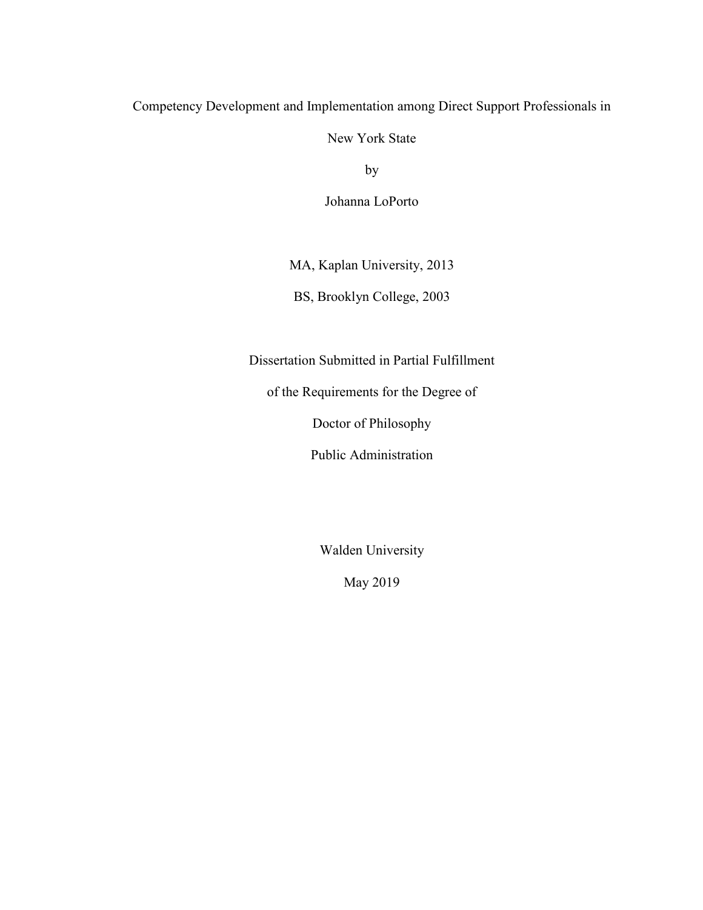Competency Development and Implementation among Direct Support Professionals in New York State

by

Johanna LoPorto

MA, Kaplan University, 2013

BS, Brooklyn College, 2003

Dissertation Submitted in Partial Fulfillment

of the Requirements for the Degree of

Doctor of Philosophy

Public Administration

Walden University

May 2019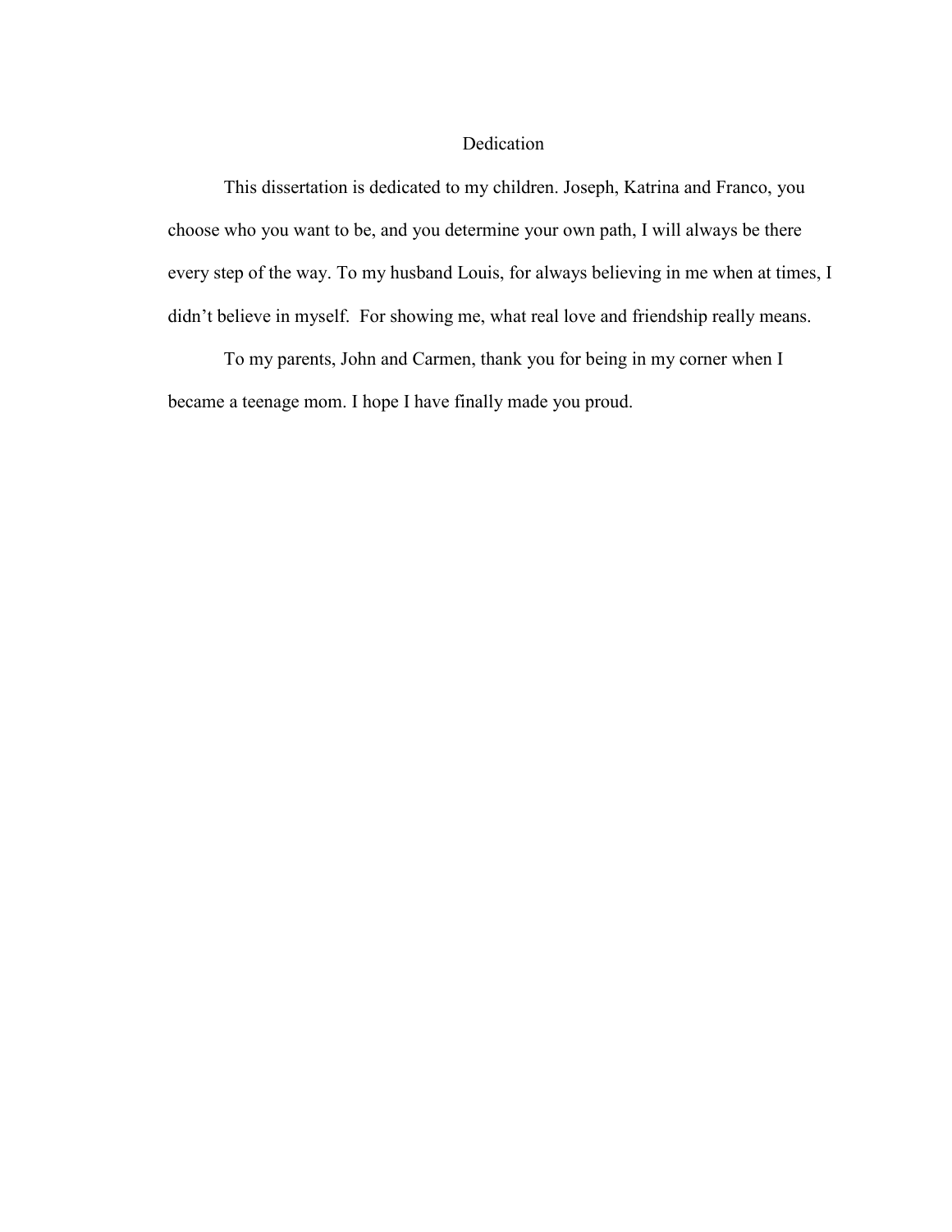# Dedication

This dissertation is dedicated to my children. Joseph, Katrina and Franco, you choose who you want to be, and you determine your own path, I will always be there every step of the way. To my husband Louis, for always believing in me when at times, I didn't believe in myself. For showing me, what real love and friendship really means.

To my parents, John and Carmen, thank you for being in my corner when I became a teenage mom. I hope I have finally made you proud.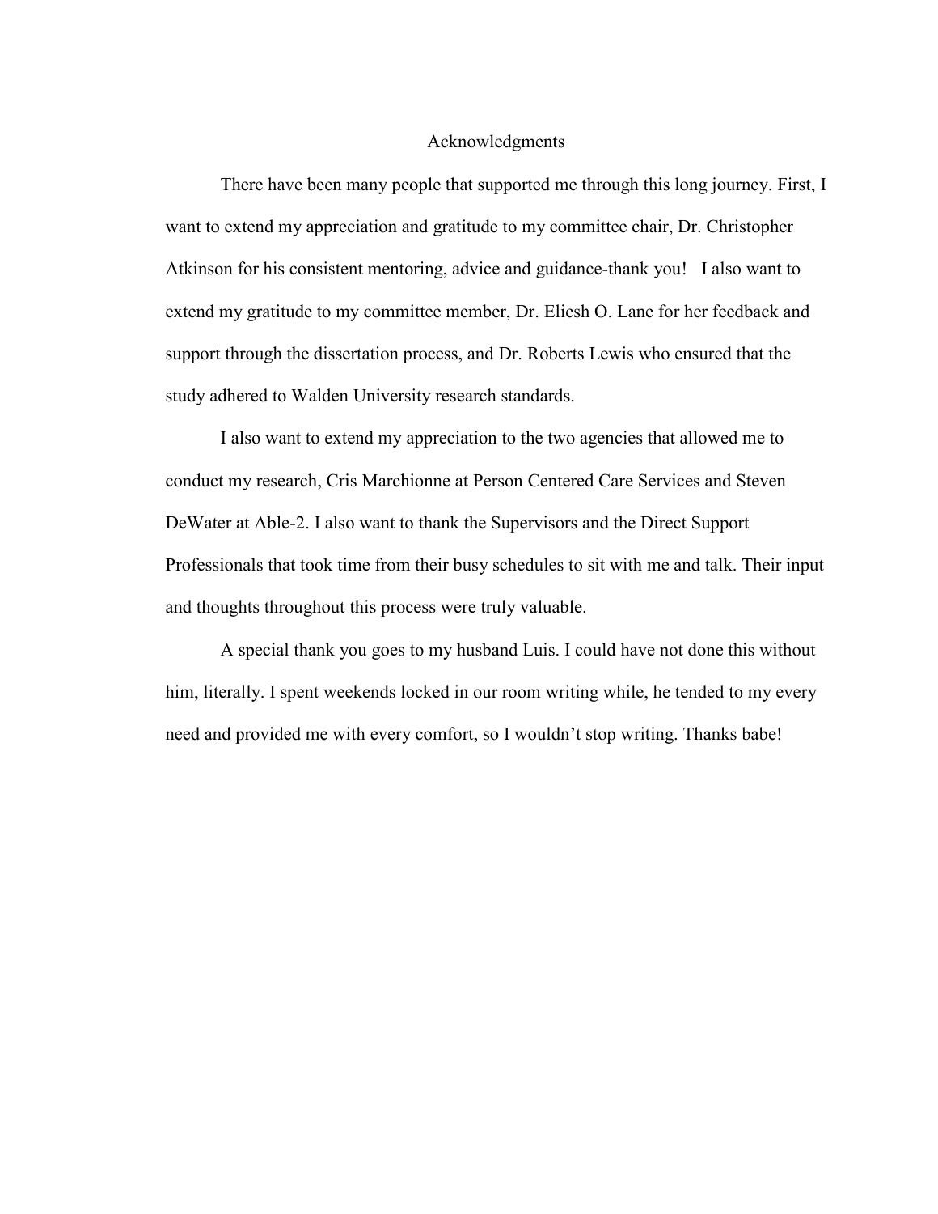# Acknowledgments

There have been many people that supported me through this long journey. First, I want to extend my appreciation and gratitude to my committee chair, Dr. Christopher Atkinson for his consistent mentoring, advice and guidance-thank you! I also want to extend my gratitude to my committee member, Dr. Eliesh O. Lane for her feedback and support through the dissertation process, and Dr. Roberts Lewis who ensured that the study adhered to Walden University research standards.

I also want to extend my appreciation to the two agencies that allowed me to conduct my research, Cris Marchionne at Person Centered Care Services and Steven DeWater at Able-2. I also want to thank the Supervisors and the Direct Support Professionals that took time from their busy schedules to sit with me and talk. Their input and thoughts throughout this process were truly valuable.

A special thank you goes to my husband Luis. I could have not done this without him, literally. I spent weekends locked in our room writing while, he tended to my every need and provided me with every comfort, so I wouldn't stop writing. Thanks babe!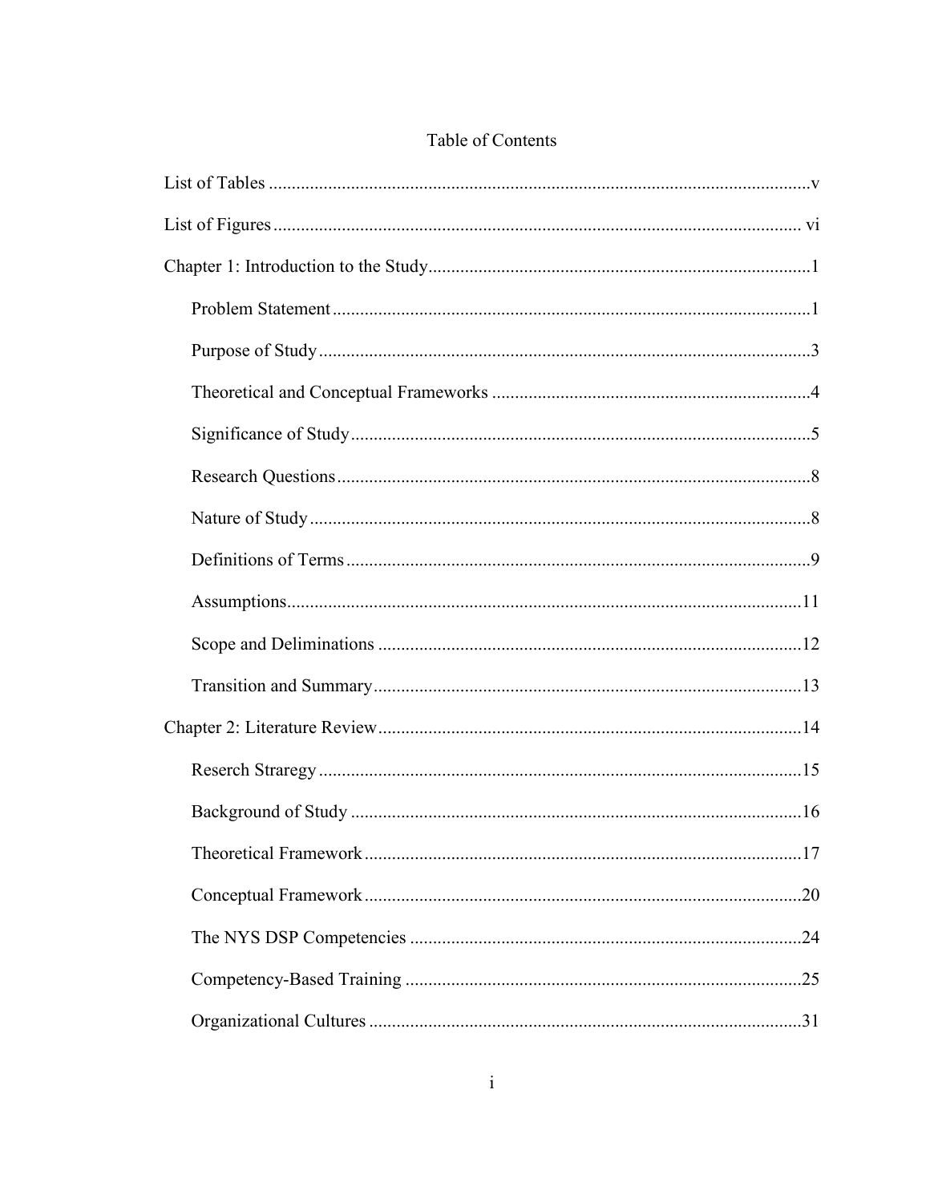# Table of Contents

List of Tables .......................................................................................................................v

List of Figures ................................................................................................................... vi

Chapter 1: Introduction to the Study...................................................................................1

- Problem Statement ........................................................................................................1
- Purpose of Study ...........................................................................................................3
- Theoretical and Conceptual Frameworks .....................................................................4
- Significance of Study ....................................................................................................5
- Research Questions .......................................................................................................8
- Nature of Study .............................................................................................................8
- Definitions of Terms .....................................................................................................9
- Assumptions................................................................................................................11
- Scope and Deliminations ............................................................................................12
- Transition and Summary .............................................................................................13

Chapter 2: Literature Review ............................................................................................14

- Reserch Straregy .........................................................................................................15
- Background of Study ..................................................................................................16
- Theoretical Framework ...............................................................................................17
- Conceptual Framework ...............................................................................................20
- The NYS DSP Competencies .....................................................................................24
- Competency-Based Training ......................................................................................25
- Organizational Cultures ..............................................................................................31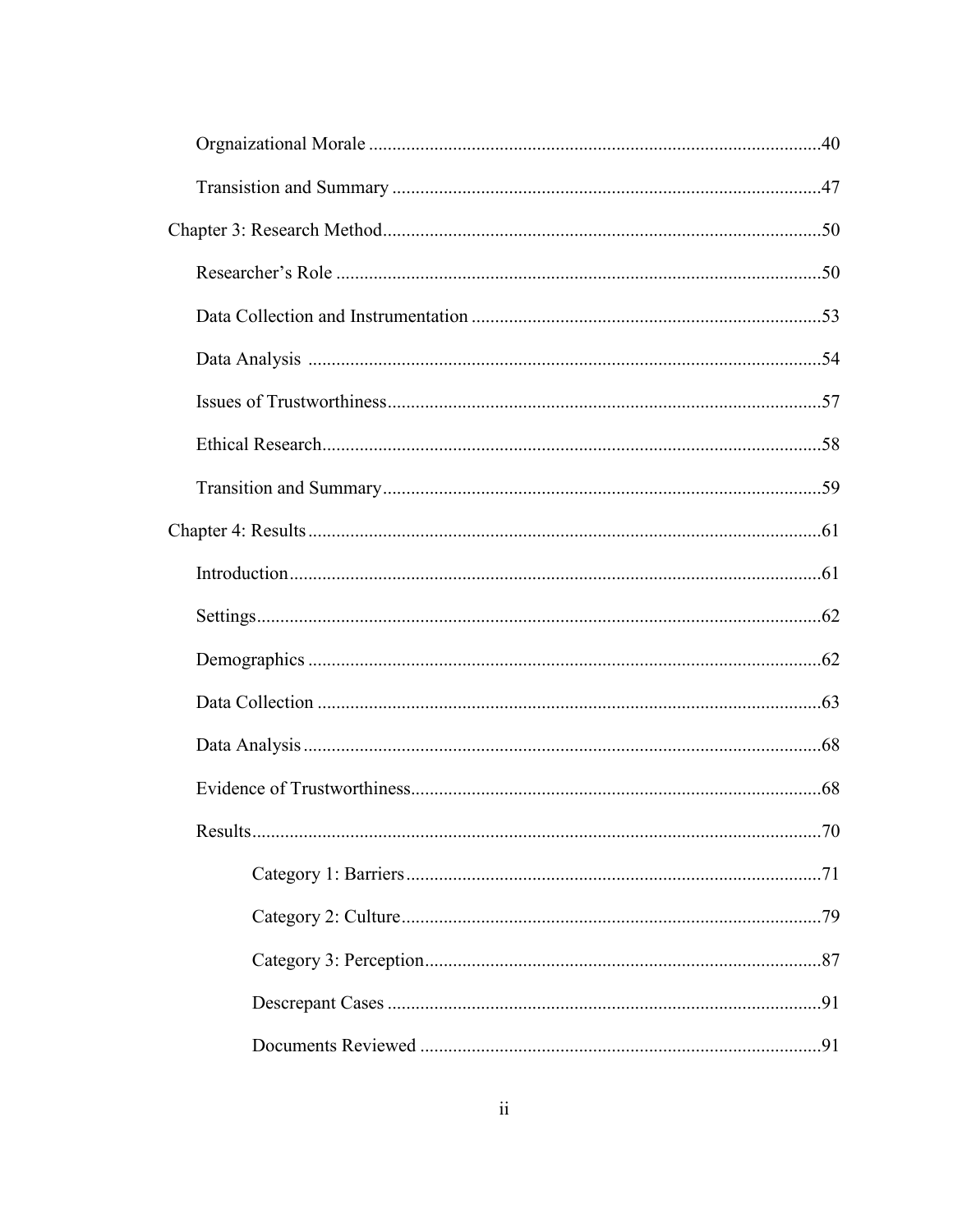Orgnaizational Morale ................................................................................................40

Transistion and Summary ...........................................................................................47

Chapter 3: Research Method.............................................................................................50

Researcher's Role .......................................................................................................50

Data Collection and Instrumentation ..........................................................................53

Data Analysis .............................................................................................................54

Issues of Trustworthiness............................................................................................57

Ethical Research..........................................................................................................58

Transition and Summary.............................................................................................59

Chapter 4: Results.............................................................................................................61

Introduction.................................................................................................................61

Settings........................................................................................................................62

Demographics .............................................................................................................62

Data Collection ...........................................................................................................63

Data Analysis..............................................................................................................68

Evidence of Trustworthiness.......................................................................................68

Results.........................................................................................................................70

Category 1: Barriers........................................................................................71

Category 2: Culture.........................................................................................79

Category 3: Perception....................................................................................87

Descrepant Cases ............................................................................................91

Documents Reviewed .....................................................................................91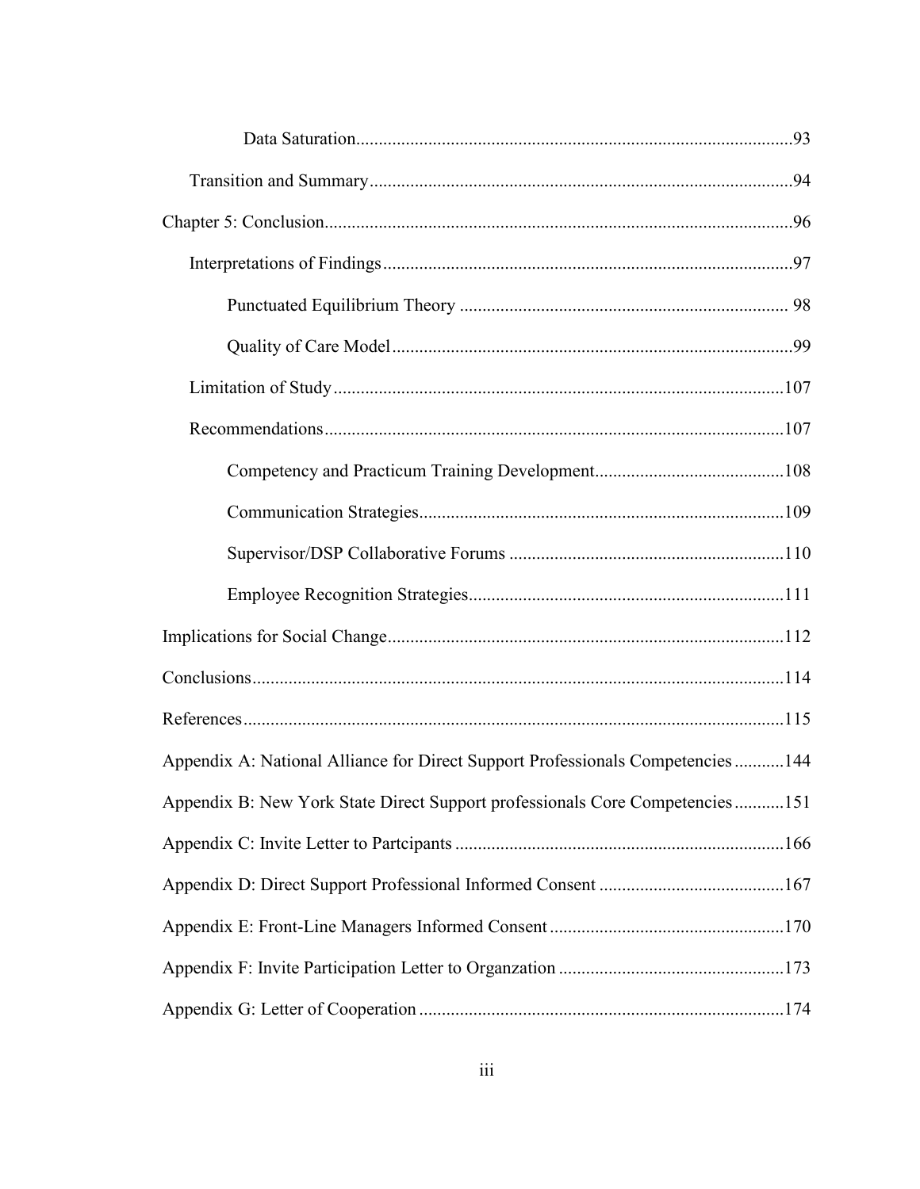Data Saturation.....93

Transition and Summary.....94

Chapter 5: Conclusion.....96

Interpretations of Findings.....97

Punctuated Equilibrium Theory..... 98

Quality of Care Model.....99

Limitation of Study.....107

Recommendations.....107

Competency and Practicum Training Development.....108

Communication Strategies.....109

Supervisor/DSP Collaborative Forums.....110

Employee Recognition Strategies.....111

Implications for Social Change.....112

Conclusions.....114

References.....115

Appendix A: National Alliance for Direct Support Professionals Competencies.....144

Appendix B: New York State Direct Support professionals Core Competencies.....151

Appendix C: Invite Letter to Partcipants.....166

Appendix D: Direct Support Professional Informed Consent.....167

Appendix E: Front-Line Managers Informed Consent.....170

Appendix F: Invite Participation Letter to Organzation.....173

Appendix G: Letter of Cooperation.....174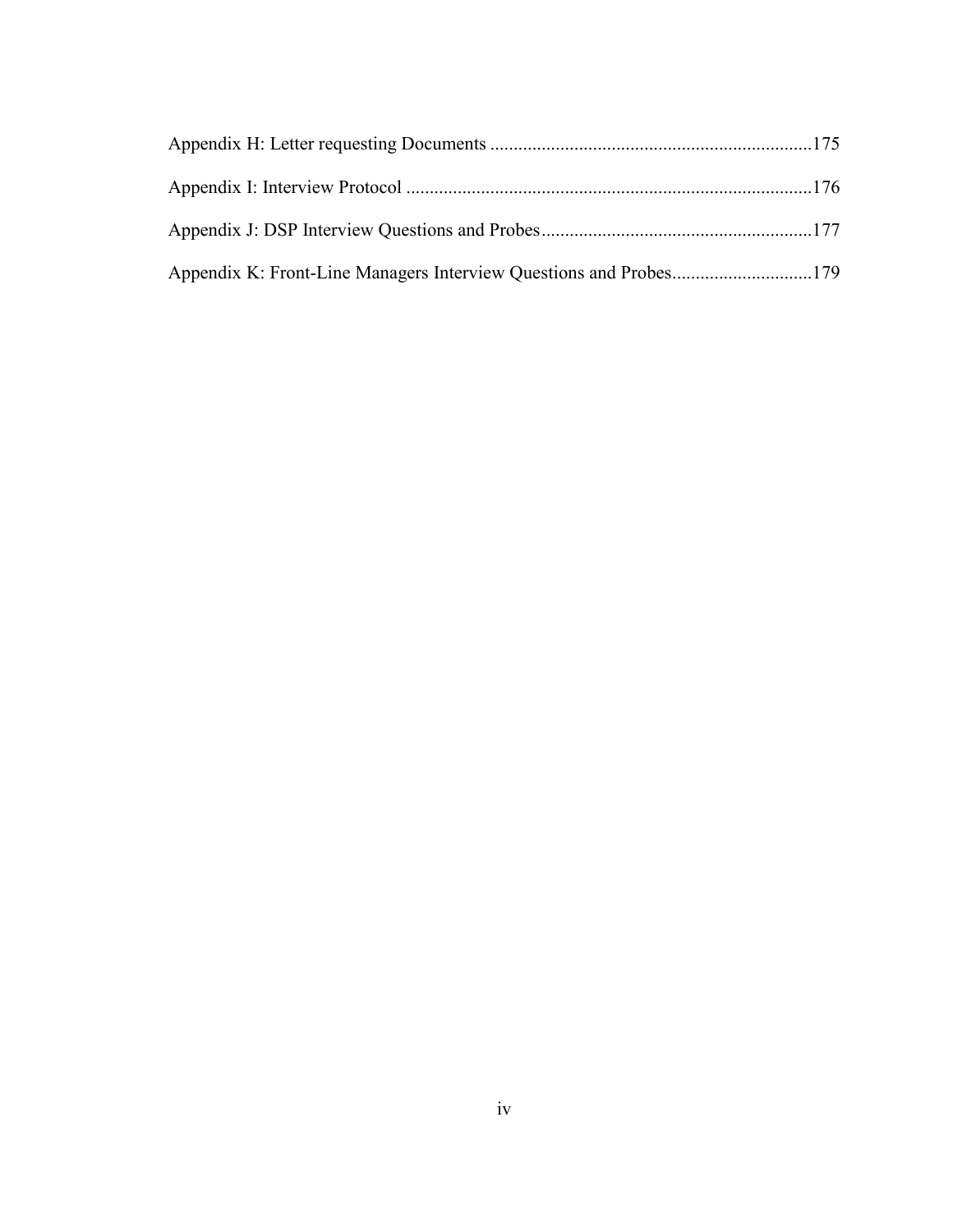Appendix H: Letter requesting Documents ....................................................................175

Appendix I: Interview Protocol .....................................................................................176

Appendix J: DSP Interview Questions and Probes.........................................................177

Appendix K: Front-Line Managers Interview Questions and Probes.............................179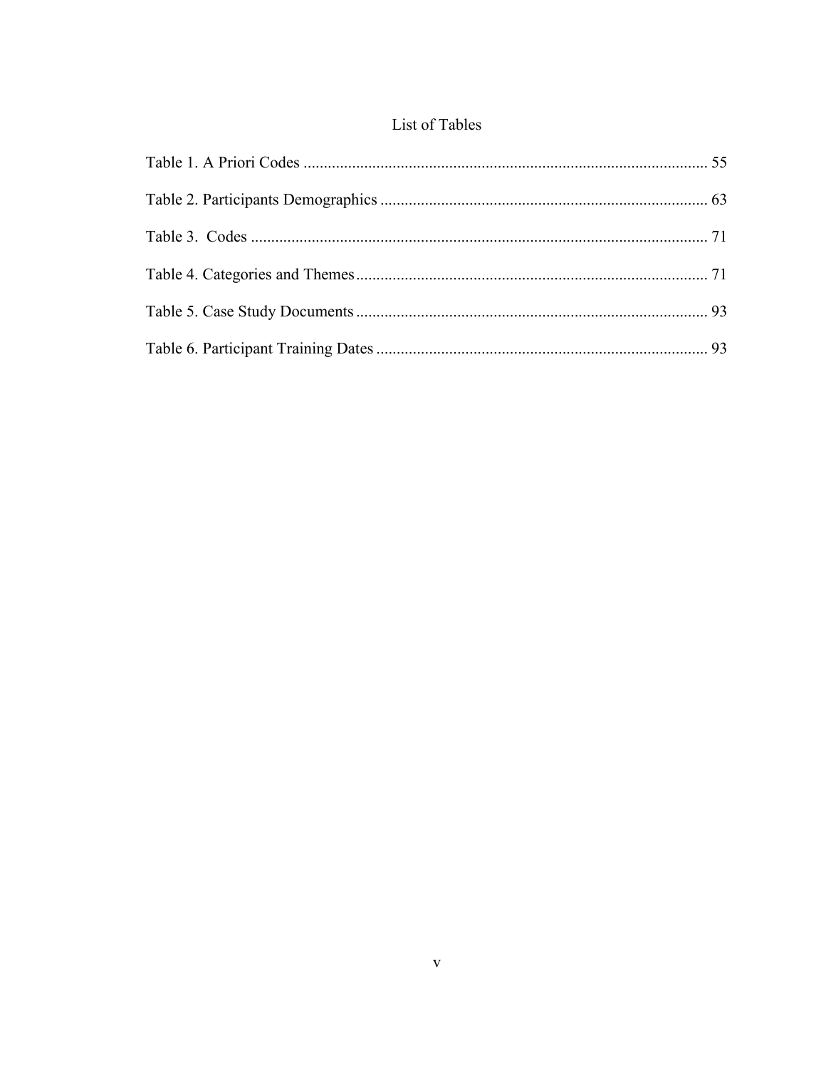# List of Tables

Table 1. A Priori Codes .................................................................................................... 55

Table 2. Participants Demographics ................................................................................. 63

Table 3. Codes .................................................................................................................. 71

Table 4. Categories and Themes ....................................................................................... 71

Table 5. Case Study Documents ....................................................................................... 93

Table 6. Participant Training Dates .................................................................................. 93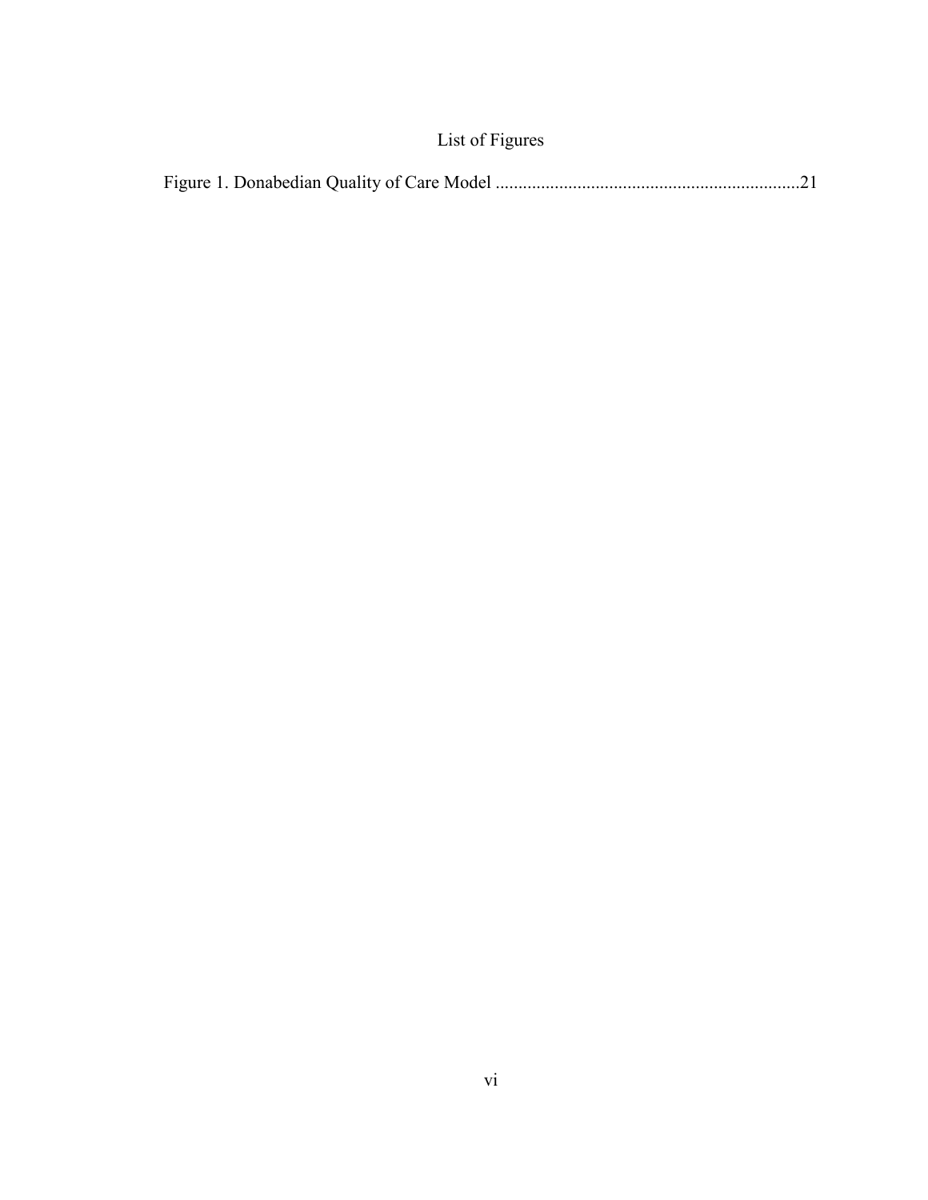# List of Figures

Figure 1. Donabedian Quality of Care Model ..................................................................21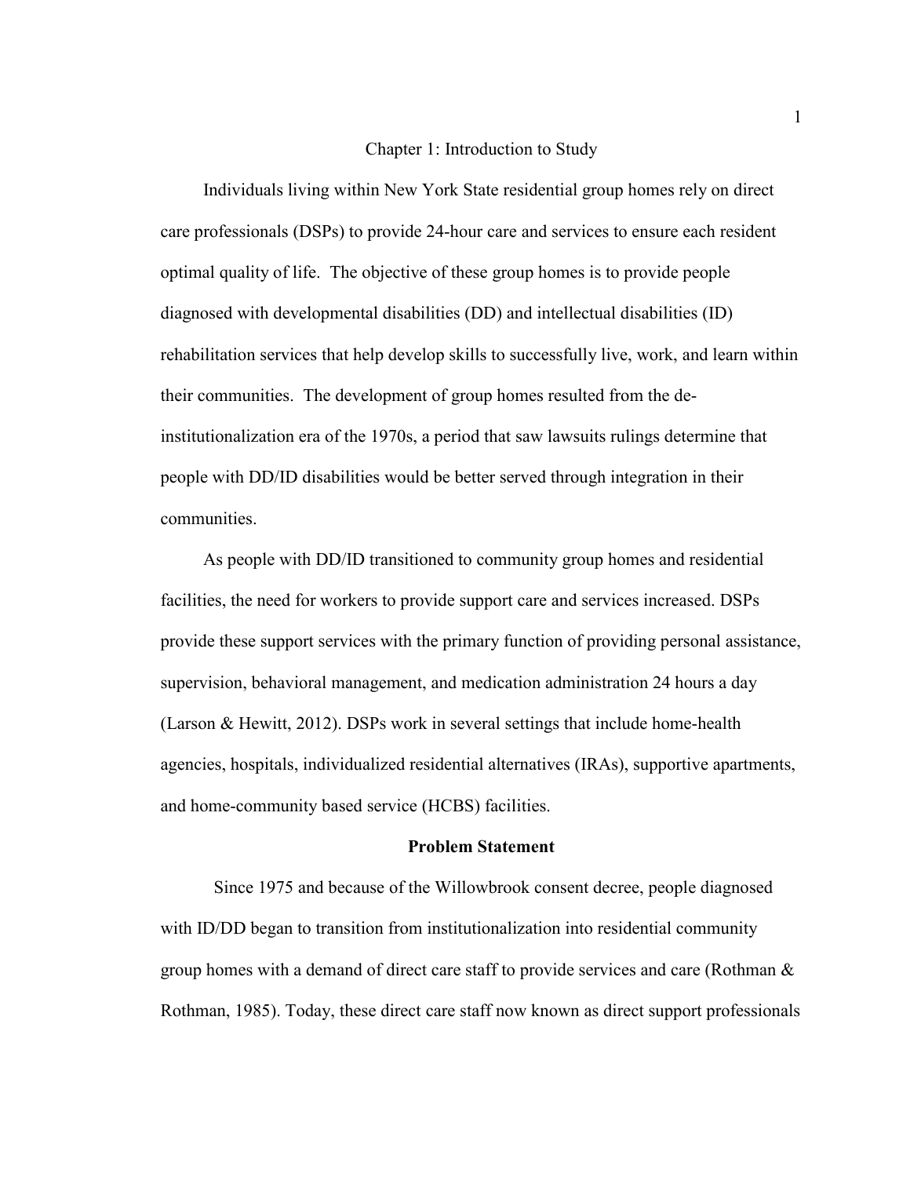# Chapter 1: Introduction to Study

Individuals living within New York State residential group homes rely on direct care professionals (DSPs) to provide 24-hour care and services to ensure each resident optimal quality of life. The objective of these group homes is to provide people diagnosed with developmental disabilities (DD) and intellectual disabilities (ID) rehabilitation services that help develop skills to successfully live, work, and learn within their communities. The development of group homes resulted from the de-institutionalization era of the 1970s, a period that saw lawsuits rulings determine that people with DD/ID disabilities would be better served through integration in their communities.

As people with DD/ID transitioned to community group homes and residential facilities, the need for workers to provide support care and services increased. DSPs provide these support services with the primary function of providing personal assistance, supervision, behavioral management, and medication administration 24 hours a day (Larson & Hewitt, 2012). DSPs work in several settings that include home-health agencies, hospitals, individualized residential alternatives (IRAs), supportive apartments, and home-community based service (HCBS) facilities.

## Problem Statement

Since 1975 and because of the Willowbrook consent decree, people diagnosed with ID/DD began to transition from institutionalization into residential community group homes with a demand of direct care staff to provide services and care (Rothman & Rothman, 1985). Today, these direct care staff now known as direct support professionals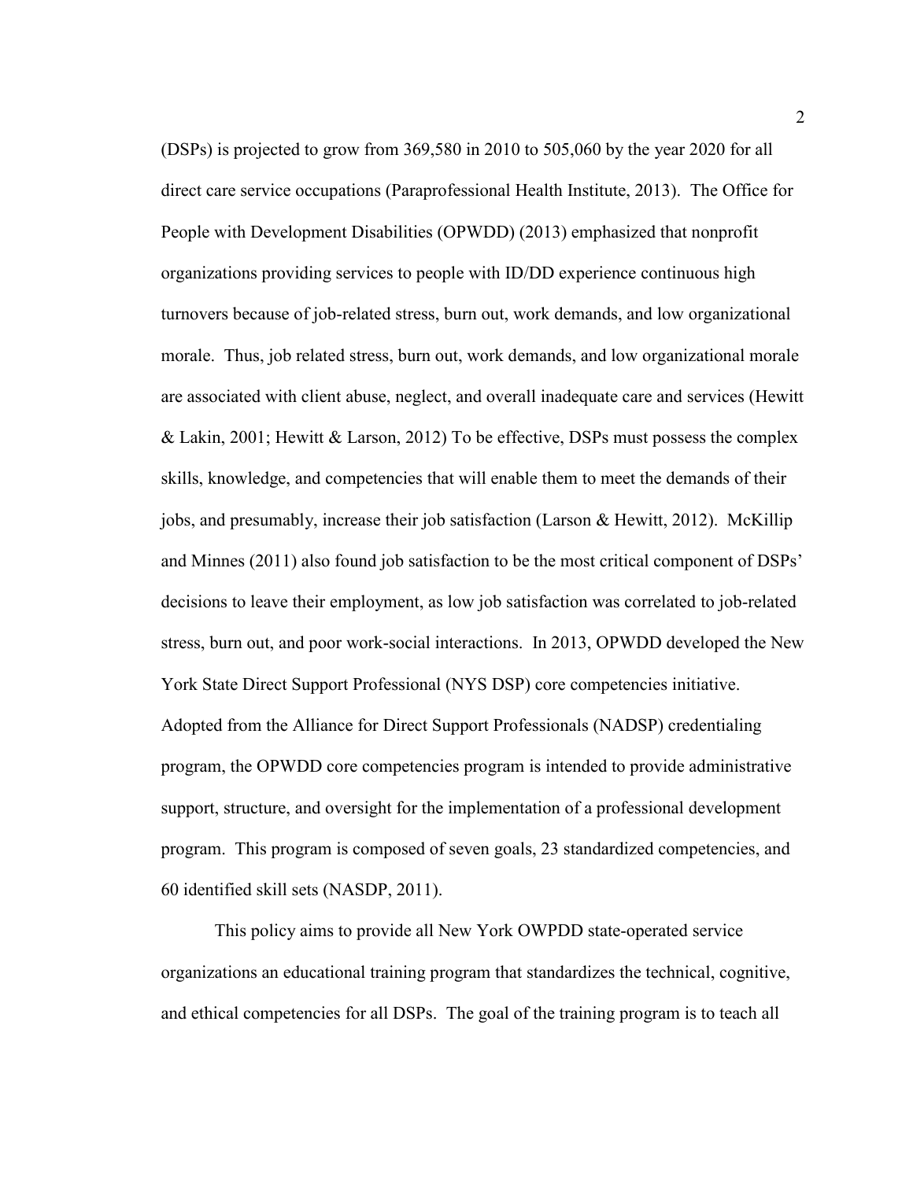(DSPs) is projected to grow from 369,580 in 2010 to 505,060 by the year 2020 for all direct care service occupations (Paraprofessional Health Institute, 2013). The Office for People with Development Disabilities (OPWDD) (2013) emphasized that nonprofit organizations providing services to people with ID/DD experience continuous high turnovers because of job-related stress, burn out, work demands, and low organizational morale. Thus, job related stress, burn out, work demands, and low organizational morale are associated with client abuse, neglect, and overall inadequate care and services (Hewitt & Lakin, 2001; Hewitt & Larson, 2012) To be effective, DSPs must possess the complex skills, knowledge, and competencies that will enable them to meet the demands of their jobs, and presumably, increase their job satisfaction (Larson & Hewitt, 2012). McKillip and Minnes (2011) also found job satisfaction to be the most critical component of DSPs' decisions to leave their employment, as low job satisfaction was correlated to job-related stress, burn out, and poor work-social interactions. In 2013, OPWDD developed the New York State Direct Support Professional (NYS DSP) core competencies initiative. Adopted from the Alliance for Direct Support Professionals (NADSP) credentialing program, the OPWDD core competencies program is intended to provide administrative support, structure, and oversight for the implementation of a professional development program. This program is composed of seven goals, 23 standardized competencies, and 60 identified skill sets (NASDP, 2011).

This policy aims to provide all New York OWPDD state-operated service organizations an educational training program that standardizes the technical, cognitive, and ethical competencies for all DSPs. The goal of the training program is to teach all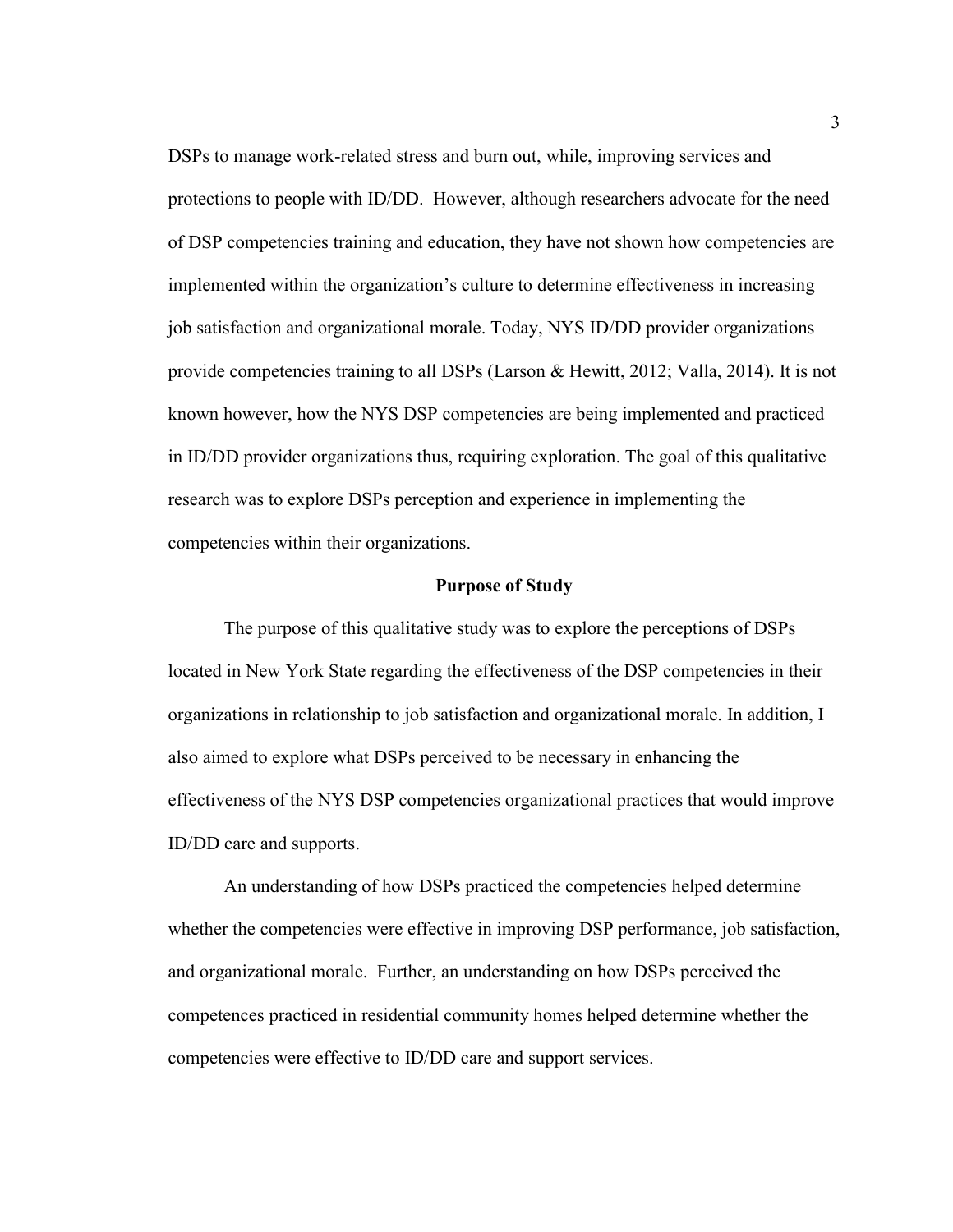DSPs to manage work-related stress and burn out, while, improving services and protections to people with ID/DD. However, although researchers advocate for the need of DSP competencies training and education, they have not shown how competencies are implemented within the organization's culture to determine effectiveness in increasing job satisfaction and organizational morale. Today, NYS ID/DD provider organizations provide competencies training to all DSPs (Larson & Hewitt, 2012; Valla, 2014). It is not known however, how the NYS DSP competencies are being implemented and practiced in ID/DD provider organizations thus, requiring exploration. The goal of this qualitative research was to explore DSPs perception and experience in implementing the competencies within their organizations.

## Purpose of Study

The purpose of this qualitative study was to explore the perceptions of DSPs located in New York State regarding the effectiveness of the DSP competencies in their organizations in relationship to job satisfaction and organizational morale. In addition, I also aimed to explore what DSPs perceived to be necessary in enhancing the effectiveness of the NYS DSP competencies organizational practices that would improve ID/DD care and supports.

An understanding of how DSPs practiced the competencies helped determine whether the competencies were effective in improving DSP performance, job satisfaction, and organizational morale. Further, an understanding on how DSPs perceived the competences practiced in residential community homes helped determine whether the competencies were effective to ID/DD care and support services.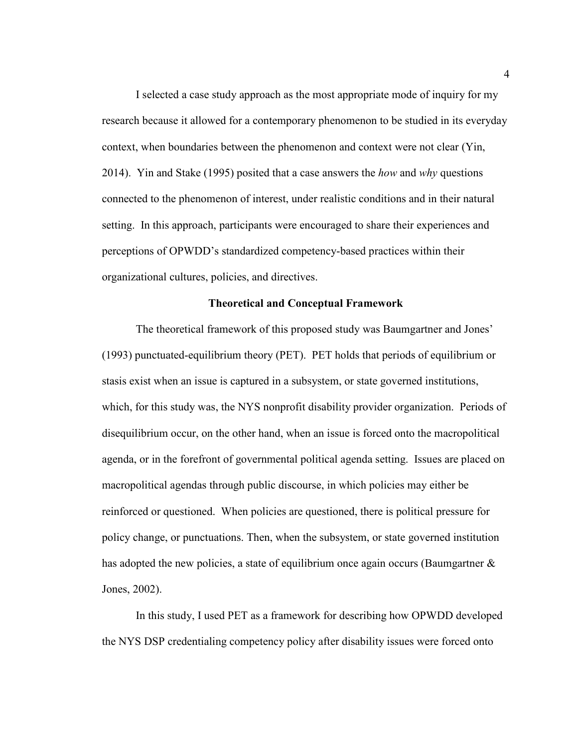I selected a case study approach as the most appropriate mode of inquiry for my research because it allowed for a contemporary phenomenon to be studied in its everyday context, when boundaries between the phenomenon and context were not clear (Yin, 2014). Yin and Stake (1995) posited that a case answers the *how* and *why* questions connected to the phenomenon of interest, under realistic conditions and in their natural setting. In this approach, participants were encouraged to share their experiences and perceptions of OPWDD's standardized competency-based practices within their organizational cultures, policies, and directives.

## Theoretical and Conceptual Framework

The theoretical framework of this proposed study was Baumgartner and Jones' (1993) punctuated-equilibrium theory (PET). PET holds that periods of equilibrium or stasis exist when an issue is captured in a subsystem, or state governed institutions, which, for this study was, the NYS nonprofit disability provider organization. Periods of disequilibrium occur, on the other hand, when an issue is forced onto the macropolitical agenda, or in the forefront of governmental political agenda setting. Issues are placed on macropolitical agendas through public discourse, in which policies may either be reinforced or questioned. When policies are questioned, there is political pressure for policy change, or punctuations. Then, when the subsystem, or state governed institution has adopted the new policies, a state of equilibrium once again occurs (Baumgartner & Jones, 2002).

In this study, I used PET as a framework for describing how OPWDD developed the NYS DSP credentialing competency policy after disability issues were forced onto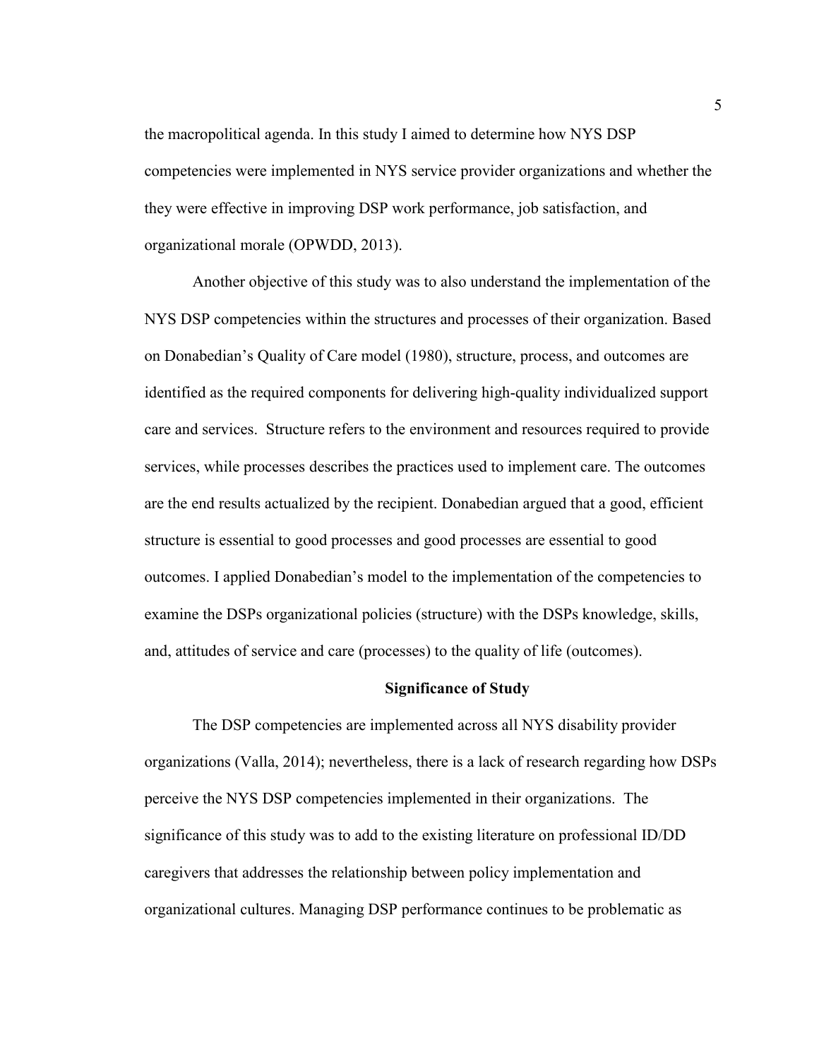the macropolitical agenda. In this study I aimed to determine how NYS DSP competencies were implemented in NYS service provider organizations and whether the they were effective in improving DSP work performance, job satisfaction, and organizational morale (OPWDD, 2013).

Another objective of this study was to also understand the implementation of the NYS DSP competencies within the structures and processes of their organization. Based on Donabedian's Quality of Care model (1980), structure, process, and outcomes are identified as the required components for delivering high-quality individualized support care and services. Structure refers to the environment and resources required to provide services, while processes describes the practices used to implement care. The outcomes are the end results actualized by the recipient. Donabedian argued that a good, efficient structure is essential to good processes and good processes are essential to good outcomes. I applied Donabedian's model to the implementation of the competencies to examine the DSPs organizational policies (structure) with the DSPs knowledge, skills, and, attitudes of service and care (processes) to the quality of life (outcomes).

## Significance of Study

The DSP competencies are implemented across all NYS disability provider organizations (Valla, 2014); nevertheless, there is a lack of research regarding how DSPs perceive the NYS DSP competencies implemented in their organizations. The significance of this study was to add to the existing literature on professional ID/DD caregivers that addresses the relationship between policy implementation and organizational cultures. Managing DSP performance continues to be problematic as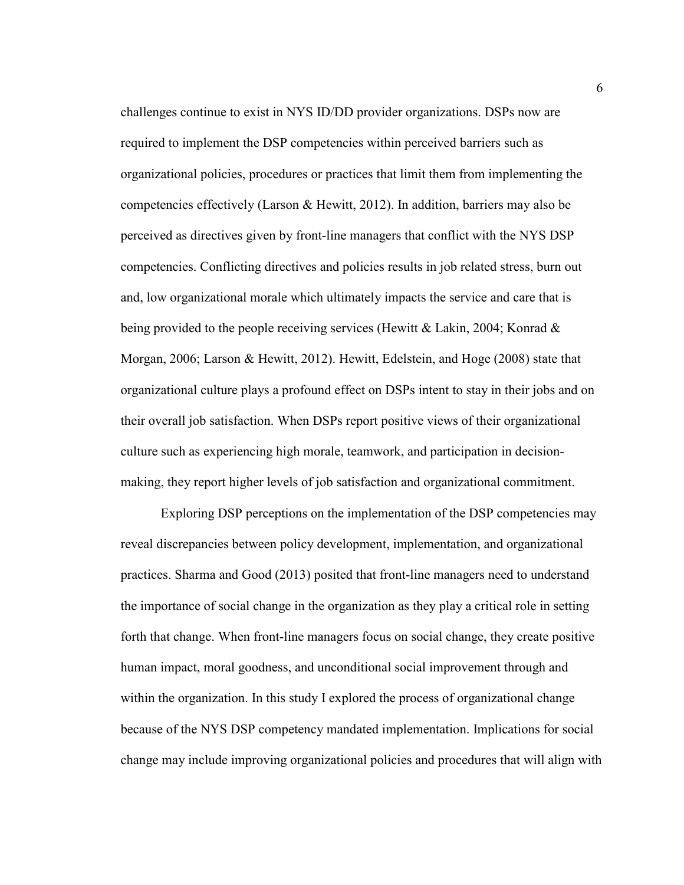challenges continue to exist in NYS ID/DD provider organizations. DSPs now are required to implement the DSP competencies within perceived barriers such as organizational policies, procedures or practices that limit them from implementing the competencies effectively (Larson & Hewitt, 2012). In addition, barriers may also be perceived as directives given by front-line managers that conflict with the NYS DSP competencies. Conflicting directives and policies results in job related stress, burn out and, low organizational morale which ultimately impacts the service and care that is being provided to the people receiving services (Hewitt & Lakin, 2004; Konrad & Morgan, 2006; Larson & Hewitt, 2012). Hewitt, Edelstein, and Hoge (2008) state that organizational culture plays a profound effect on DSPs intent to stay in their jobs and on their overall job satisfaction. When DSPs report positive views of their organizational culture such as experiencing high morale, teamwork, and participation in decision-making, they report higher levels of job satisfaction and organizational commitment.

Exploring DSP perceptions on the implementation of the DSP competencies may reveal discrepancies between policy development, implementation, and organizational practices. Sharma and Good (2013) posited that front-line managers need to understand the importance of social change in the organization as they play a critical role in setting forth that change. When front-line managers focus on social change, they create positive human impact, moral goodness, and unconditional social improvement through and within the organization. In this study I explored the process of organizational change because of the NYS DSP competency mandated implementation. Implications for social change may include improving organizational policies and procedures that will align with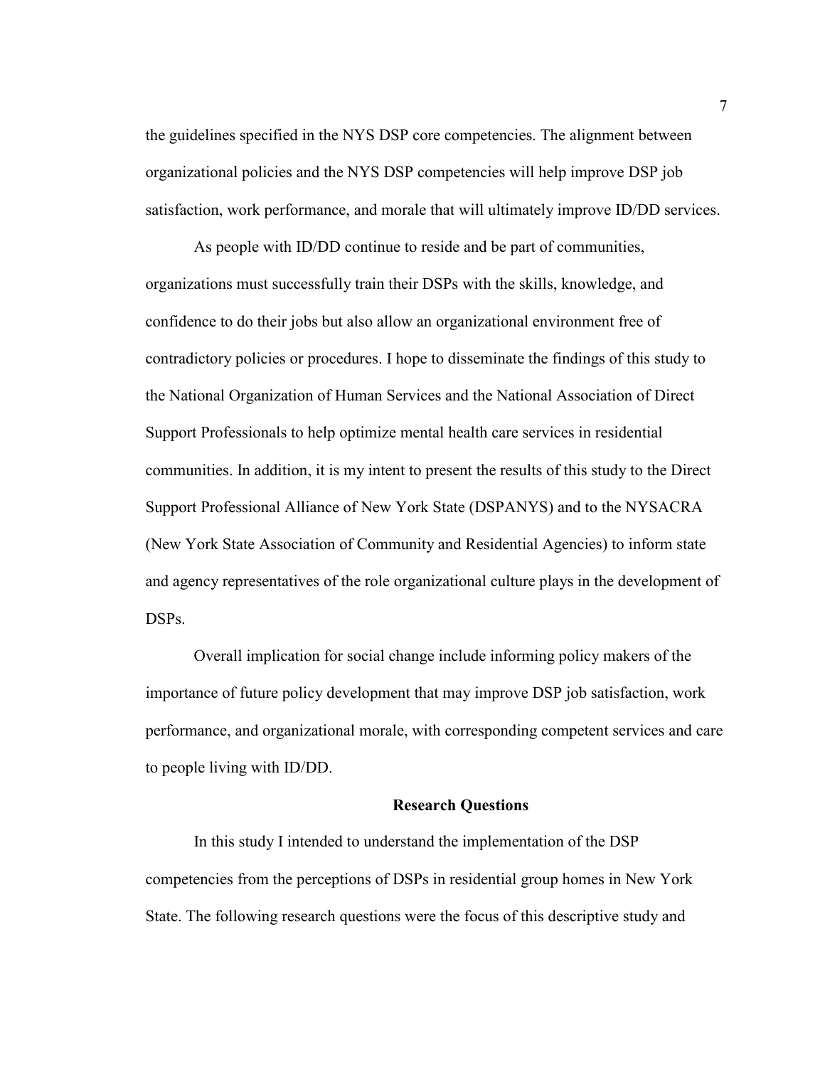the guidelines specified in the NYS DSP core competencies. The alignment between organizational policies and the NYS DSP competencies will help improve DSP job satisfaction, work performance, and morale that will ultimately improve ID/DD services.

As people with ID/DD continue to reside and be part of communities, organizations must successfully train their DSPs with the skills, knowledge, and confidence to do their jobs but also allow an organizational environment free of contradictory policies or procedures. I hope to disseminate the findings of this study to the National Organization of Human Services and the National Association of Direct Support Professionals to help optimize mental health care services in residential communities. In addition, it is my intent to present the results of this study to the Direct Support Professional Alliance of New York State (DSPANYS) and to the NYSACRA (New York State Association of Community and Residential Agencies) to inform state and agency representatives of the role organizational culture plays in the development of DSPs.

Overall implication for social change include informing policy makers of the importance of future policy development that may improve DSP job satisfaction, work performance, and organizational morale, with corresponding competent services and care to people living with ID/DD.

## Research Questions

In this study I intended to understand the implementation of the DSP competencies from the perceptions of DSPs in residential group homes in New York State. The following research questions were the focus of this descriptive study and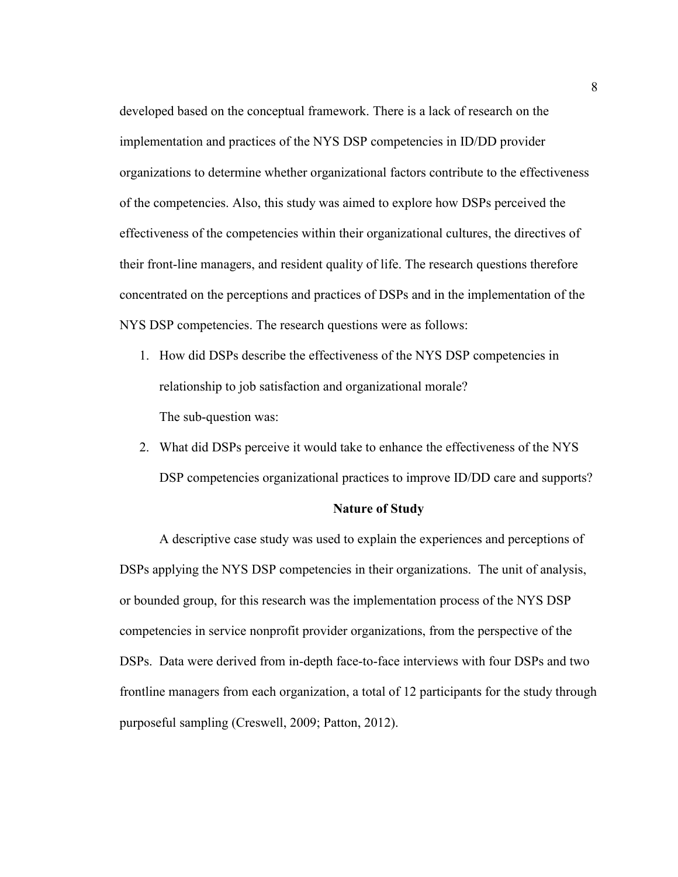developed based on the conceptual framework. There is a lack of research on the implementation and practices of the NYS DSP competencies in ID/DD provider organizations to determine whether organizational factors contribute to the effectiveness of the competencies. Also, this study was aimed to explore how DSPs perceived the effectiveness of the competencies within their organizational cultures, the directives of their front-line managers, and resident quality of life. The research questions therefore concentrated on the perceptions and practices of DSPs and in the implementation of the NYS DSP competencies. The research questions were as follows:

1. How did DSPs describe the effectiveness of the NYS DSP competencies in relationship to job satisfaction and organizational morale?

   The sub-question was:

2. What did DSPs perceive it would take to enhance the effectiveness of the NYS DSP competencies organizational practices to improve ID/DD care and supports?

## Nature of Study

A descriptive case study was used to explain the experiences and perceptions of DSPs applying the NYS DSP competencies in their organizations. The unit of analysis, or bounded group, for this research was the implementation process of the NYS DSP competencies in service nonprofit provider organizations, from the perspective of the DSPs. Data were derived from in-depth face-to-face interviews with four DSPs and two frontline managers from each organization, a total of 12 participants for the study through purposeful sampling (Creswell, 2009; Patton, 2012).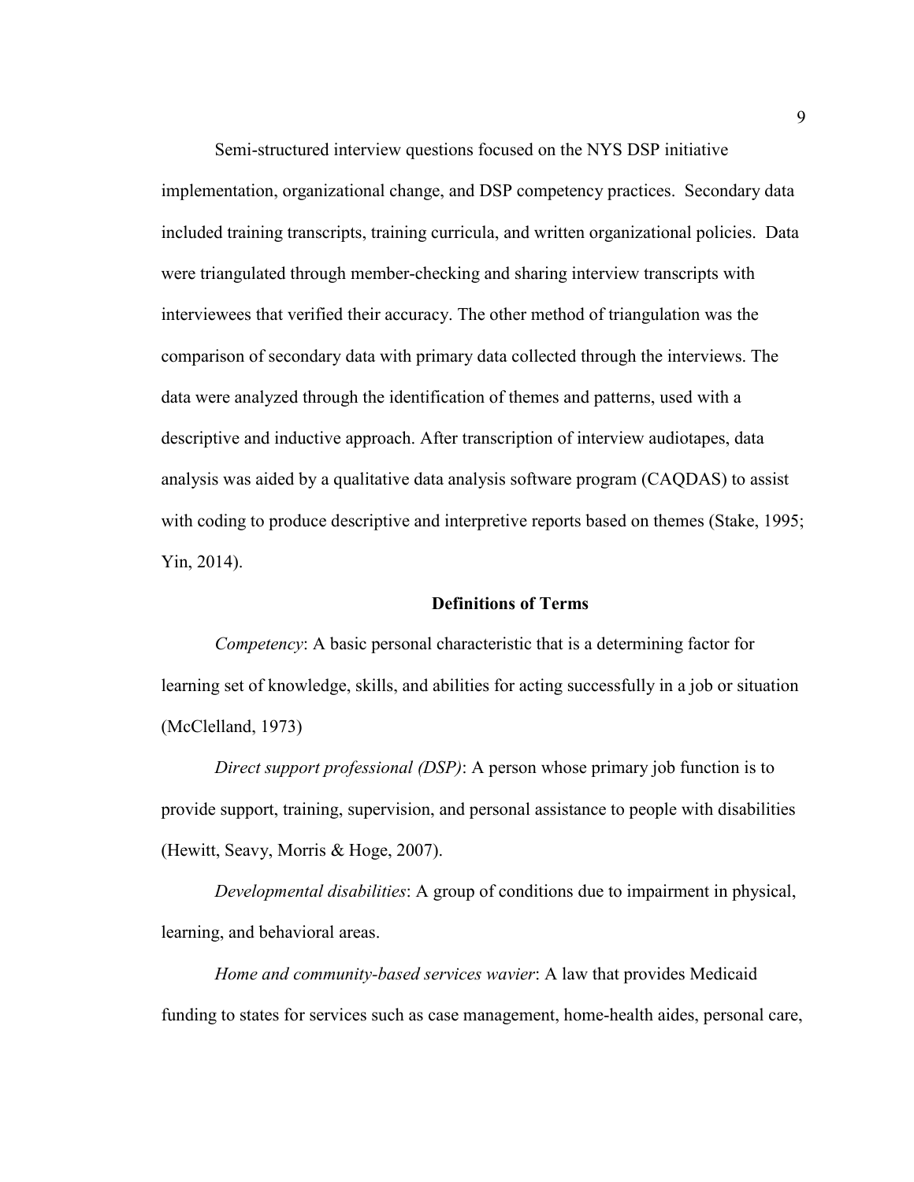Semi-structured interview questions focused on the NYS DSP initiative implementation, organizational change, and DSP competency practices. Secondary data included training transcripts, training curricula, and written organizational policies. Data were triangulated through member-checking and sharing interview transcripts with interviewees that verified their accuracy. The other method of triangulation was the comparison of secondary data with primary data collected through the interviews. The data were analyzed through the identification of themes and patterns, used with a descriptive and inductive approach. After transcription of interview audiotapes, data analysis was aided by a qualitative data analysis software program (CAQDAS) to assist with coding to produce descriptive and interpretive reports based on themes (Stake, 1995; Yin, 2014).

## Definitions of Terms

*Competency*: A basic personal characteristic that is a determining factor for learning set of knowledge, skills, and abilities for acting successfully in a job or situation (McClelland, 1973)

*Direct support professional (DSP)*: A person whose primary job function is to provide support, training, supervision, and personal assistance to people with disabilities (Hewitt, Seavy, Morris & Hoge, 2007).

*Developmental disabilities*: A group of conditions due to impairment in physical, learning, and behavioral areas.

*Home and community-based services wavier*: A law that provides Medicaid funding to states for services such as case management, home-health aides, personal care,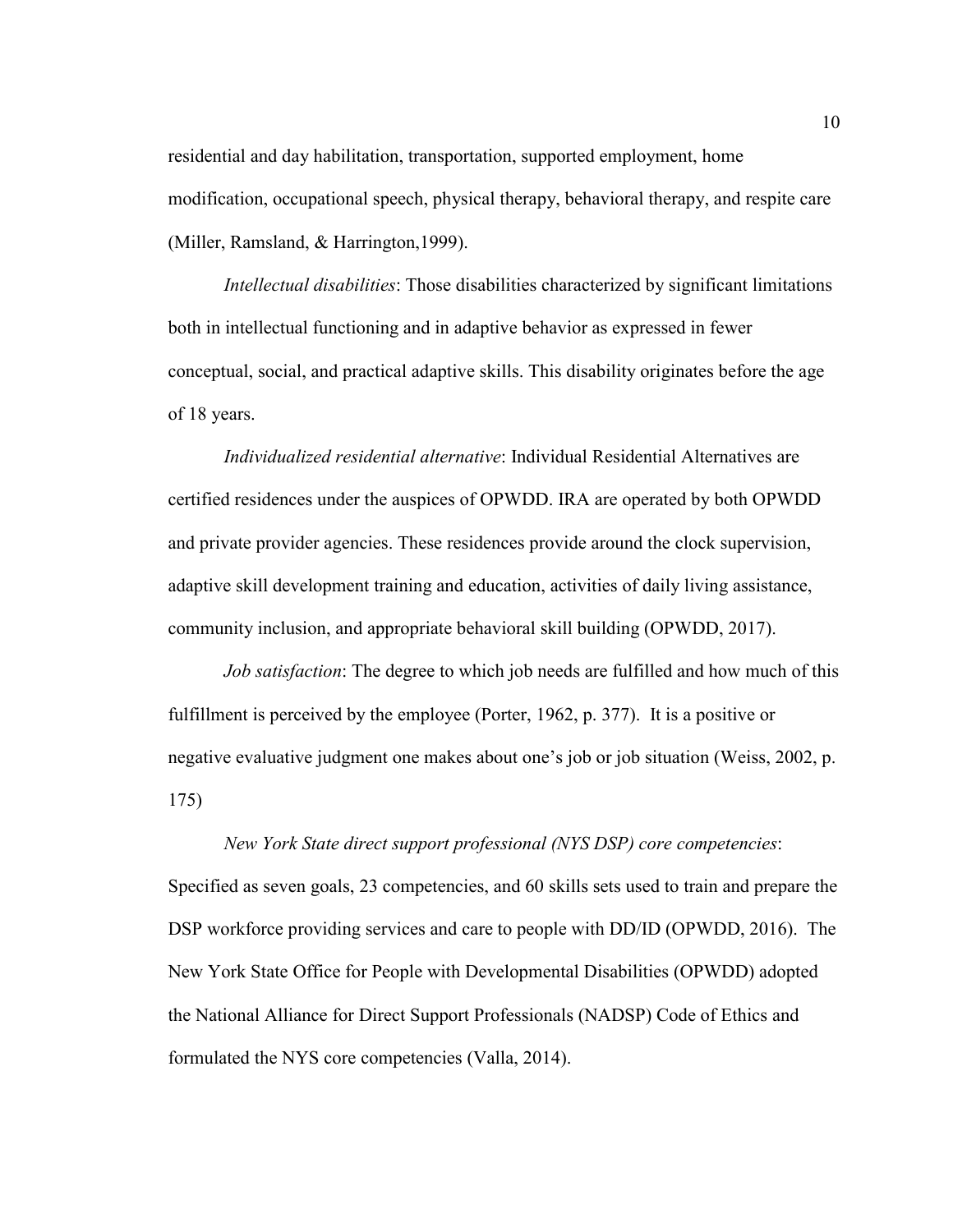residential and day habilitation, transportation, supported employment, home modification, occupational speech, physical therapy, behavioral therapy, and respite care (Miller, Ramsland, & Harrington,1999).

*Intellectual disabilities*: Those disabilities characterized by significant limitations both in intellectual functioning and in adaptive behavior as expressed in fewer conceptual, social, and practical adaptive skills. This disability originates before the age of 18 years.

*Individualized residential alternative*: Individual Residential Alternatives are certified residences under the auspices of OPWDD. IRA are operated by both OPWDD and private provider agencies. These residences provide around the clock supervision, adaptive skill development training and education, activities of daily living assistance, community inclusion, and appropriate behavioral skill building (OPWDD, 2017).

*Job satisfaction*: The degree to which job needs are fulfilled and how much of this fulfillment is perceived by the employee (Porter, 1962, p. 377). It is a positive or negative evaluative judgment one makes about one's job or job situation (Weiss, 2002, p. 175)

*New York State direct support professional (NYS DSP) core competencies*: Specified as seven goals, 23 competencies, and 60 skills sets used to train and prepare the DSP workforce providing services and care to people with DD/ID (OPWDD, 2016). The New York State Office for People with Developmental Disabilities (OPWDD) adopted the National Alliance for Direct Support Professionals (NADSP) Code of Ethics and formulated the NYS core competencies (Valla, 2014).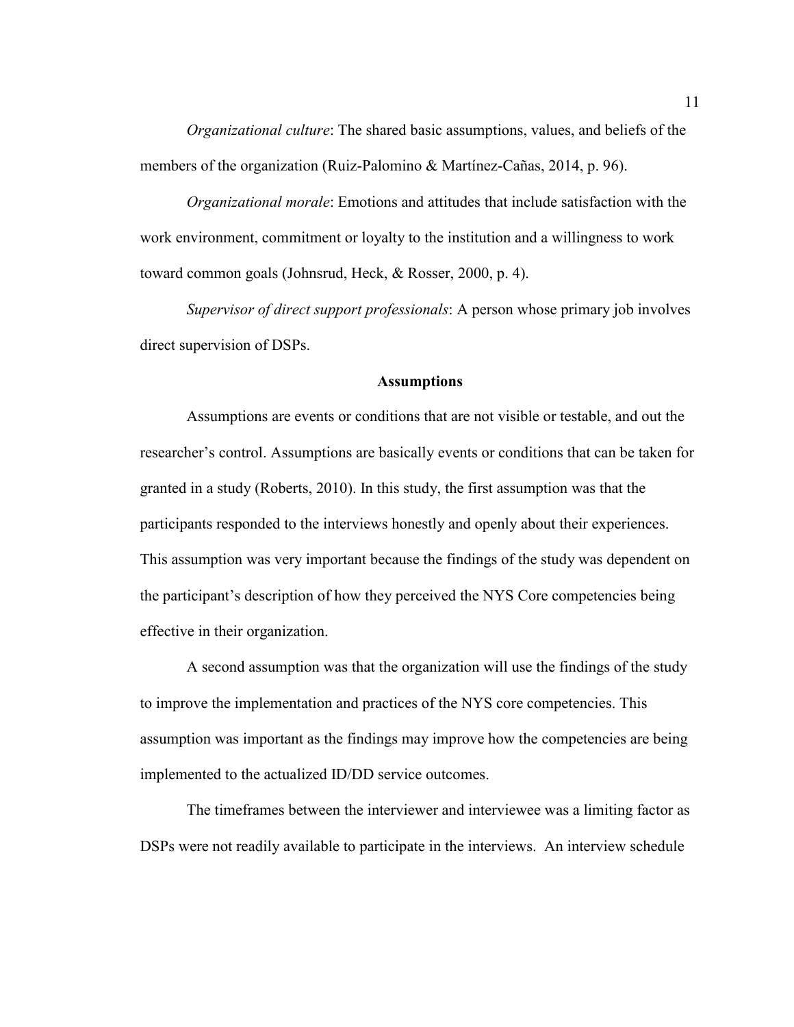*Organizational culture*: The shared basic assumptions, values, and beliefs of the members of the organization (Ruiz-Palomino & Martínez-Cañas, 2014, p. 96).

*Organizational morale*: Emotions and attitudes that include satisfaction with the work environment, commitment or loyalty to the institution and a willingness to work toward common goals (Johnsrud, Heck, & Rosser, 2000, p. 4).

*Supervisor of direct support professionals*: A person whose primary job involves direct supervision of DSPs.

## Assumptions

Assumptions are events or conditions that are not visible or testable, and out the researcher's control. Assumptions are basically events or conditions that can be taken for granted in a study (Roberts, 2010). In this study, the first assumption was that the participants responded to the interviews honestly and openly about their experiences. This assumption was very important because the findings of the study was dependent on the participant's description of how they perceived the NYS Core competencies being effective in their organization.

A second assumption was that the organization will use the findings of the study to improve the implementation and practices of the NYS core competencies. This assumption was important as the findings may improve how the competencies are being implemented to the actualized ID/DD service outcomes.

The timeframes between the interviewer and interviewee was a limiting factor as DSPs were not readily available to participate in the interviews. An interview schedule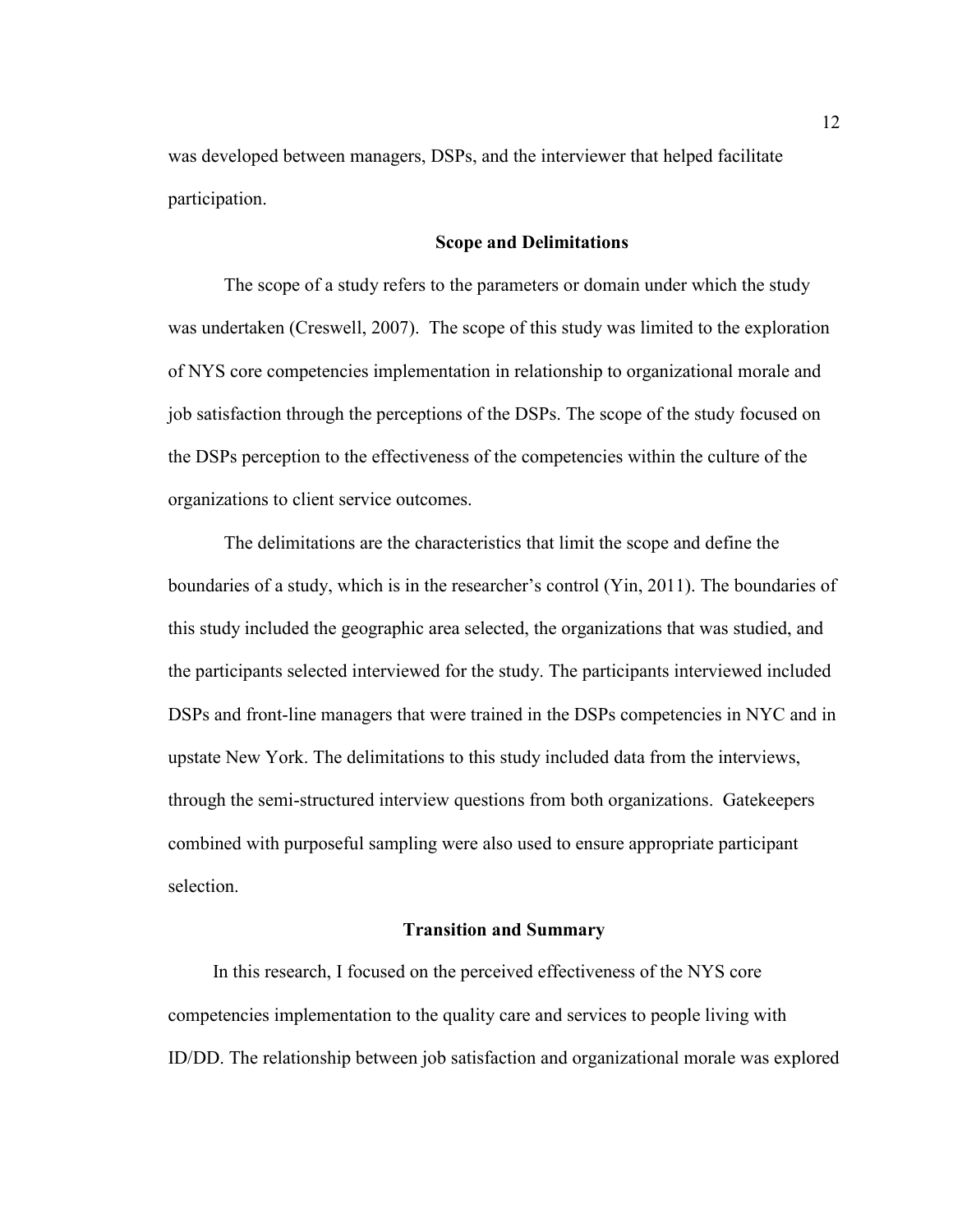was developed between managers, DSPs, and the interviewer that helped facilitate participation.

## Scope and Delimitations

The scope of a study refers to the parameters or domain under which the study was undertaken (Creswell, 2007). The scope of this study was limited to the exploration of NYS core competencies implementation in relationship to organizational morale and job satisfaction through the perceptions of the DSPs. The scope of the study focused on the DSPs perception to the effectiveness of the competencies within the culture of the organizations to client service outcomes.

The delimitations are the characteristics that limit the scope and define the boundaries of a study, which is in the researcher's control (Yin, 2011). The boundaries of this study included the geographic area selected, the organizations that was studied, and the participants selected interviewed for the study. The participants interviewed included DSPs and front-line managers that were trained in the DSPs competencies in NYC and in upstate New York. The delimitations to this study included data from the interviews, through the semi-structured interview questions from both organizations. Gatekeepers combined with purposeful sampling were also used to ensure appropriate participant selection.

## Transition and Summary

In this research, I focused on the perceived effectiveness of the NYS core competencies implementation to the quality care and services to people living with ID/DD. The relationship between job satisfaction and organizational morale was explored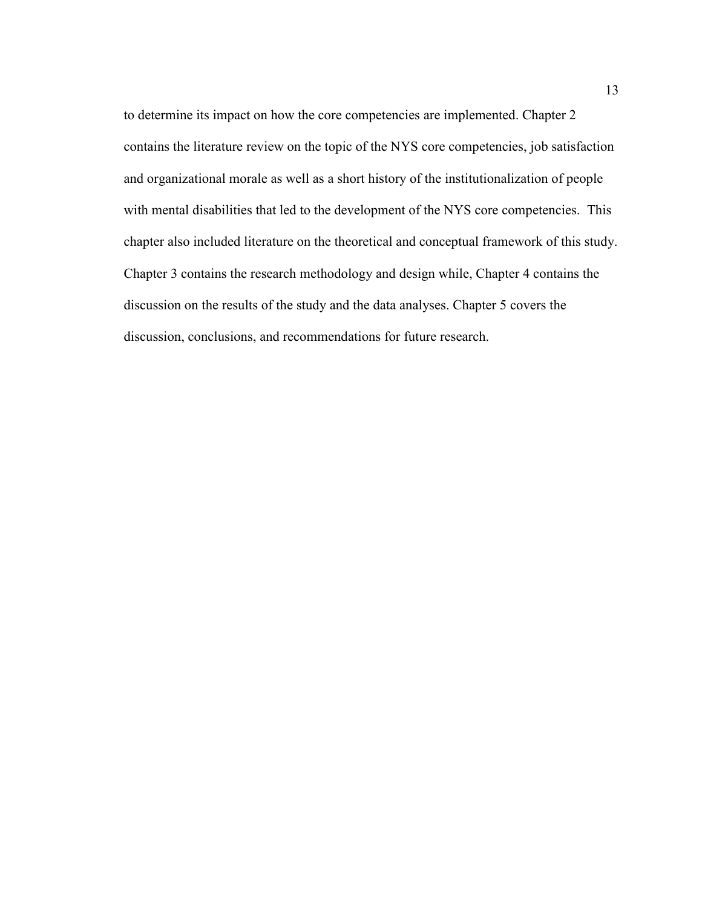to determine its impact on how the core competencies are implemented. Chapter 2 contains the literature review on the topic of the NYS core competencies, job satisfaction and organizational morale as well as a short history of the institutionalization of people with mental disabilities that led to the development of the NYS core competencies. This chapter also included literature on the theoretical and conceptual framework of this study. Chapter 3 contains the research methodology and design while, Chapter 4 contains the discussion on the results of the study and the data analyses. Chapter 5 covers the discussion, conclusions, and recommendations for future research.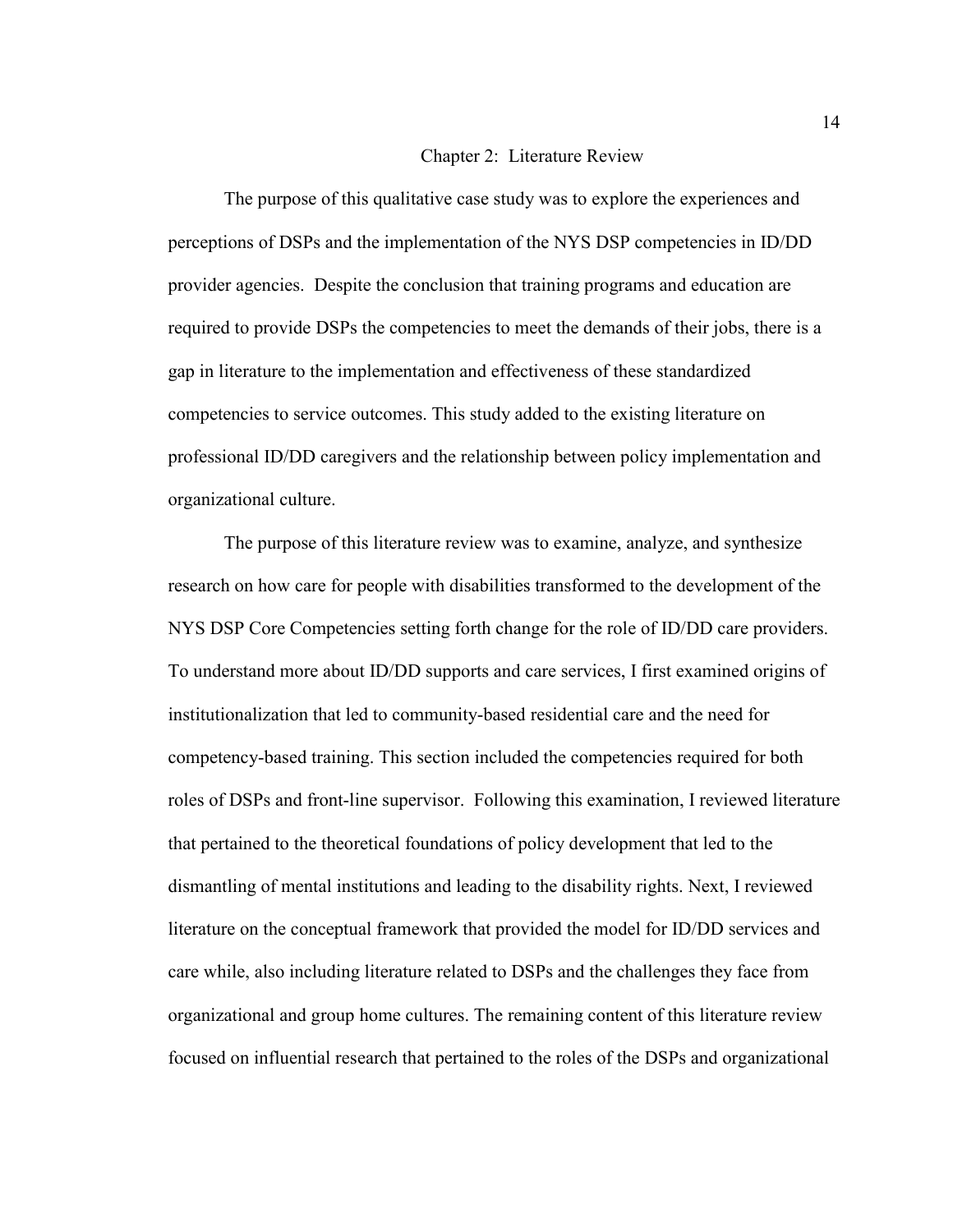# Chapter 2: Literature Review

The purpose of this qualitative case study was to explore the experiences and perceptions of DSPs and the implementation of the NYS DSP competencies in ID/DD provider agencies. Despite the conclusion that training programs and education are required to provide DSPs the competencies to meet the demands of their jobs, there is a gap in literature to the implementation and effectiveness of these standardized competencies to service outcomes. This study added to the existing literature on professional ID/DD caregivers and the relationship between policy implementation and organizational culture.

The purpose of this literature review was to examine, analyze, and synthesize research on how care for people with disabilities transformed to the development of the NYS DSP Core Competencies setting forth change for the role of ID/DD care providers. To understand more about ID/DD supports and care services, I first examined origins of institutionalization that led to community-based residential care and the need for competency-based training. This section included the competencies required for both roles of DSPs and front-line supervisor. Following this examination, I reviewed literature that pertained to the theoretical foundations of policy development that led to the dismantling of mental institutions and leading to the disability rights. Next, I reviewed literature on the conceptual framework that provided the model for ID/DD services and care while, also including literature related to DSPs and the challenges they face from organizational and group home cultures. The remaining content of this literature review focused on influential research that pertained to the roles of the DSPs and organizational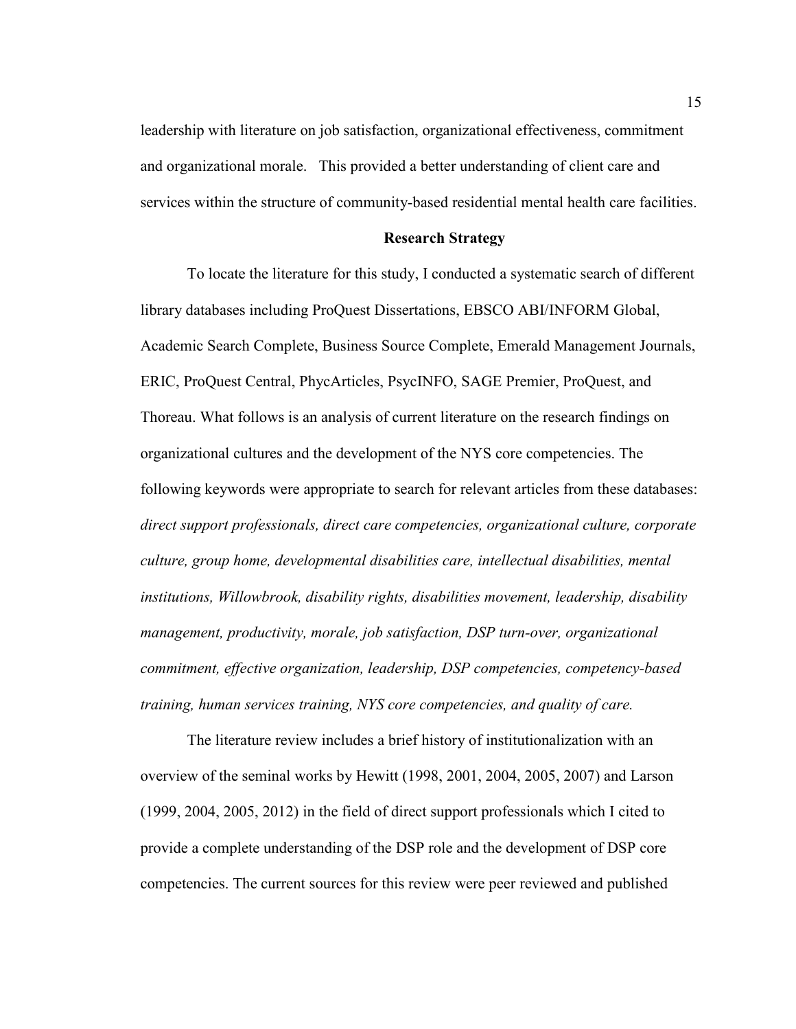leadership with literature on job satisfaction, organizational effectiveness, commitment and organizational morale. This provided a better understanding of client care and services within the structure of community-based residential mental health care facilities.

## Research Strategy

To locate the literature for this study, I conducted a systematic search of different library databases including ProQuest Dissertations, EBSCO ABI/INFORM Global, Academic Search Complete, Business Source Complete, Emerald Management Journals, ERIC, ProQuest Central, PhycArticles, PsycINFO, SAGE Premier, ProQuest, and Thoreau. What follows is an analysis of current literature on the research findings on organizational cultures and the development of the NYS core competencies. The following keywords were appropriate to search for relevant articles from these databases: *direct support professionals, direct care competencies, organizational culture, corporate culture, group home, developmental disabilities care, intellectual disabilities, mental institutions, Willowbrook, disability rights, disabilities movement, leadership, disability management, productivity, morale, job satisfaction, DSP turn-over, organizational commitment, effective organization, leadership, DSP competencies, competency-based training, human services training, NYS core competencies, and quality of care.*

The literature review includes a brief history of institutionalization with an overview of the seminal works by Hewitt (1998, 2001, 2004, 2005, 2007) and Larson (1999, 2004, 2005, 2012) in the field of direct support professionals which I cited to provide a complete understanding of the DSP role and the development of DSP core competencies. The current sources for this review were peer reviewed and published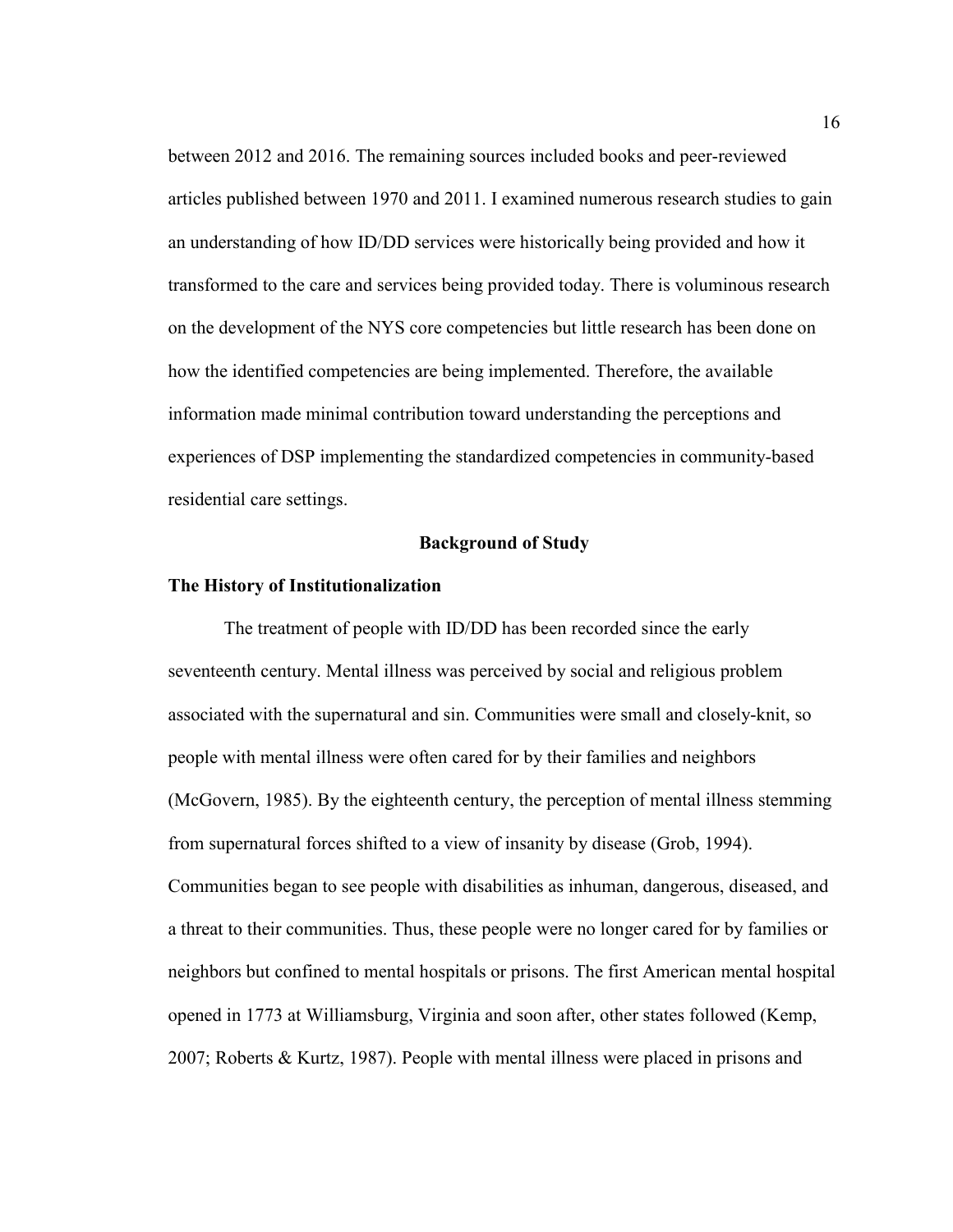between 2012 and 2016. The remaining sources included books and peer-reviewed articles published between 1970 and 2011. I examined numerous research studies to gain an understanding of how ID/DD services were historically being provided and how it transformed to the care and services being provided today. There is voluminous research on the development of the NYS core competencies but little research has been done on how the identified competencies are being implemented. Therefore, the available information made minimal contribution toward understanding the perceptions and experiences of DSP implementing the standardized competencies in community-based residential care settings.

## Background of Study

### The History of Institutionalization

The treatment of people with ID/DD has been recorded since the early seventeenth century. Mental illness was perceived by social and religious problem associated with the supernatural and sin. Communities were small and closely-knit, so people with mental illness were often cared for by their families and neighbors (McGovern, 1985). By the eighteenth century, the perception of mental illness stemming from supernatural forces shifted to a view of insanity by disease (Grob, 1994). Communities began to see people with disabilities as inhuman, dangerous, diseased, and a threat to their communities. Thus, these people were no longer cared for by families or neighbors but confined to mental hospitals or prisons. The first American mental hospital opened in 1773 at Williamsburg, Virginia and soon after, other states followed (Kemp, 2007; Roberts & Kurtz, 1987). People with mental illness were placed in prisons and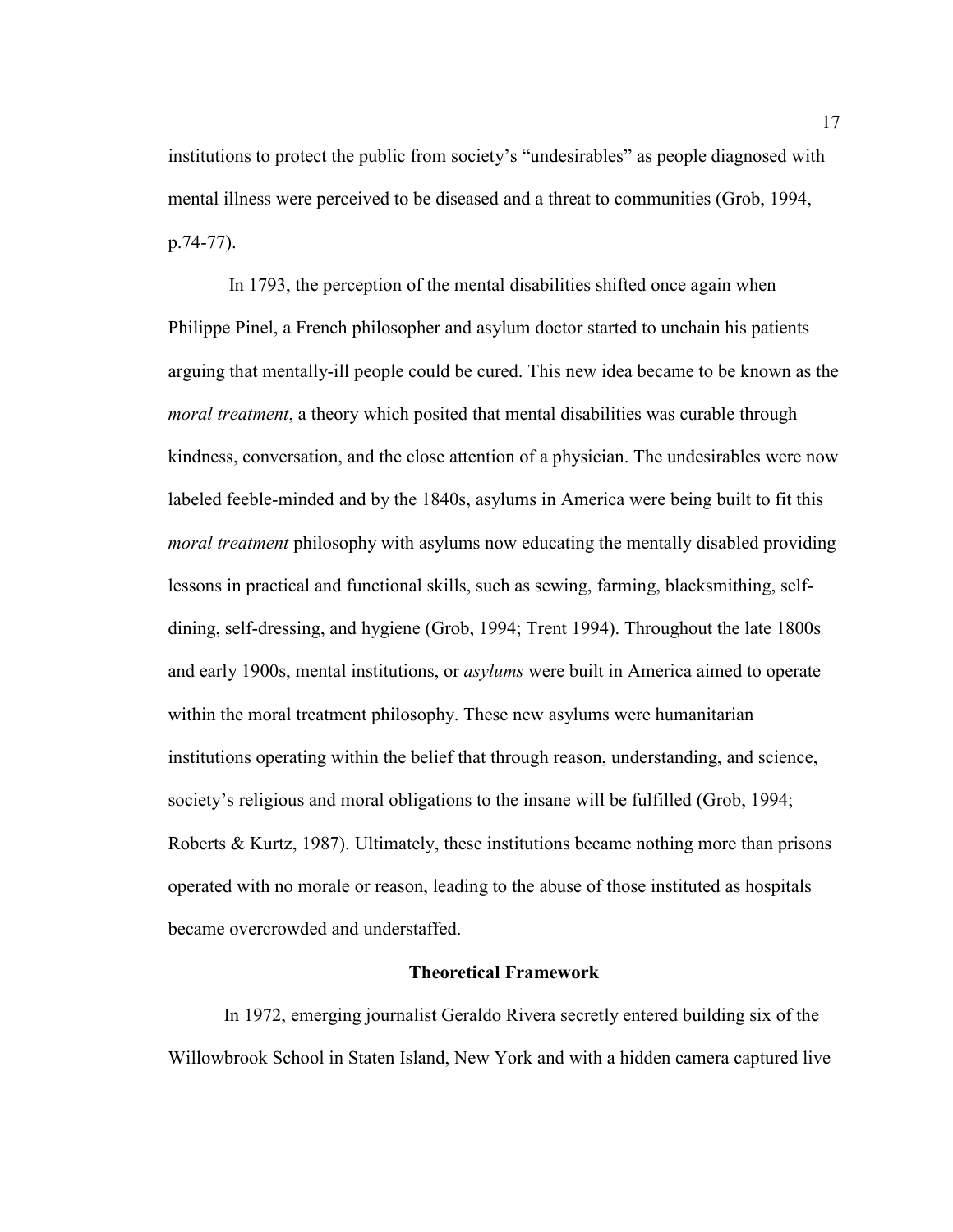institutions to protect the public from society's "undesirables" as people diagnosed with mental illness were perceived to be diseased and a threat to communities (Grob, 1994, p.74-77).

In 1793, the perception of the mental disabilities shifted once again when Philippe Pinel, a French philosopher and asylum doctor started to unchain his patients arguing that mentally-ill people could be cured. This new idea became to be known as the *moral treatment*, a theory which posited that mental disabilities was curable through kindness, conversation, and the close attention of a physician. The undesirables were now labeled feeble-minded and by the 1840s, asylums in America were being built to fit this *moral treatment* philosophy with asylums now educating the mentally disabled providing lessons in practical and functional skills, such as sewing, farming, blacksmithing, self-dining, self-dressing, and hygiene (Grob, 1994; Trent 1994). Throughout the late 1800s and early 1900s, mental institutions, or *asylums* were built in America aimed to operate within the moral treatment philosophy. These new asylums were humanitarian institutions operating within the belief that through reason, understanding, and science, society's religious and moral obligations to the insane will be fulfilled (Grob, 1994; Roberts & Kurtz, 1987). Ultimately, these institutions became nothing more than prisons operated with no morale or reason, leading to the abuse of those instituted as hospitals became overcrowded and understaffed.

## Theoretical Framework

In 1972, emerging journalist Geraldo Rivera secretly entered building six of the Willowbrook School in Staten Island, New York and with a hidden camera captured live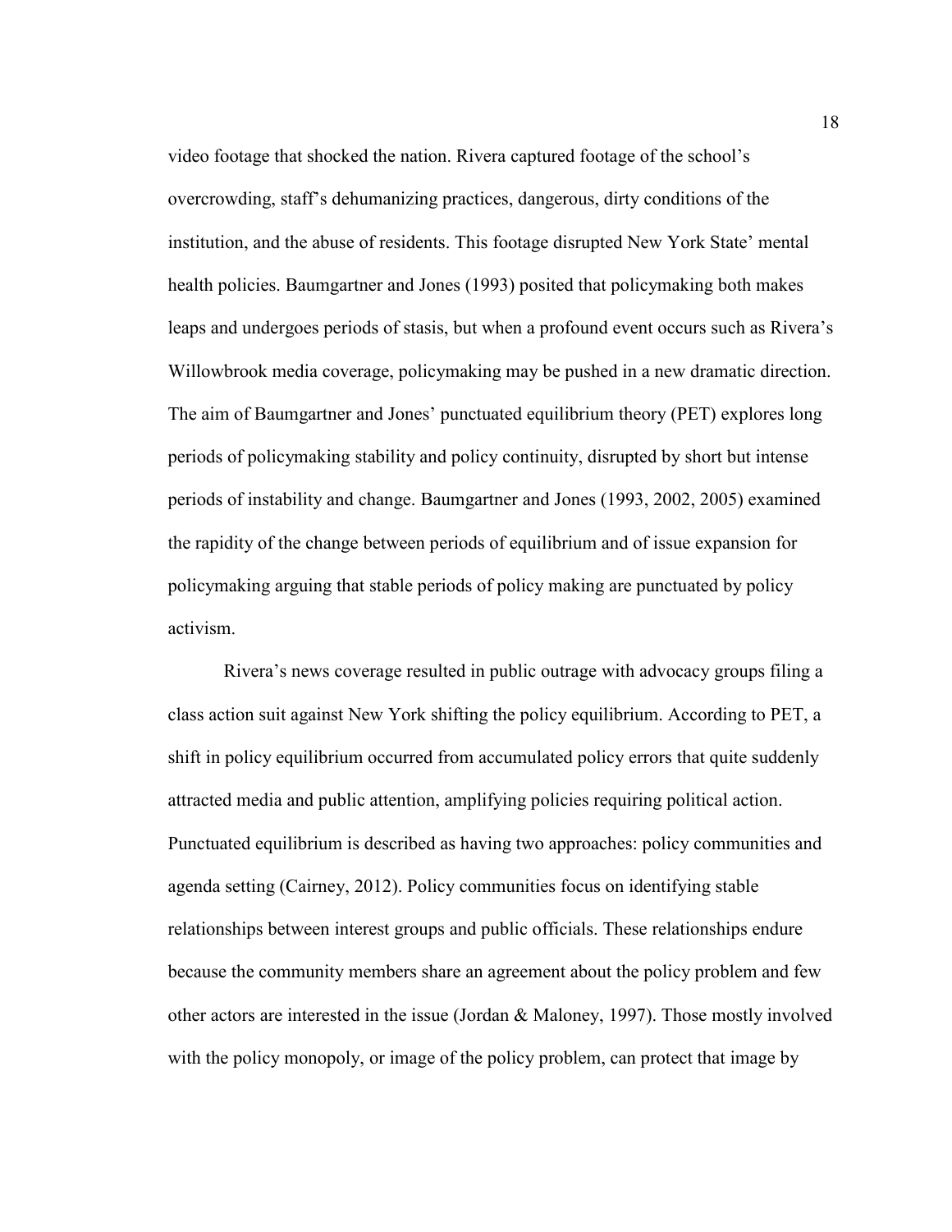video footage that shocked the nation. Rivera captured footage of the school's overcrowding, staff's dehumanizing practices, dangerous, dirty conditions of the institution, and the abuse of residents. This footage disrupted New York State' mental health policies. Baumgartner and Jones (1993) posited that policymaking both makes leaps and undergoes periods of stasis, but when a profound event occurs such as Rivera's Willowbrook media coverage, policymaking may be pushed in a new dramatic direction. The aim of Baumgartner and Jones' punctuated equilibrium theory (PET) explores long periods of policymaking stability and policy continuity, disrupted by short but intense periods of instability and change. Baumgartner and Jones (1993, 2002, 2005) examined the rapidity of the change between periods of equilibrium and of issue expansion for policymaking arguing that stable periods of policy making are punctuated by policy activism.

Rivera's news coverage resulted in public outrage with advocacy groups filing a class action suit against New York shifting the policy equilibrium. According to PET, a shift in policy equilibrium occurred from accumulated policy errors that quite suddenly attracted media and public attention, amplifying policies requiring political action. Punctuated equilibrium is described as having two approaches: policy communities and agenda setting (Cairney, 2012). Policy communities focus on identifying stable relationships between interest groups and public officials. These relationships endure because the community members share an agreement about the policy problem and few other actors are interested in the issue (Jordan & Maloney, 1997). Those mostly involved with the policy monopoly, or image of the policy problem, can protect that image by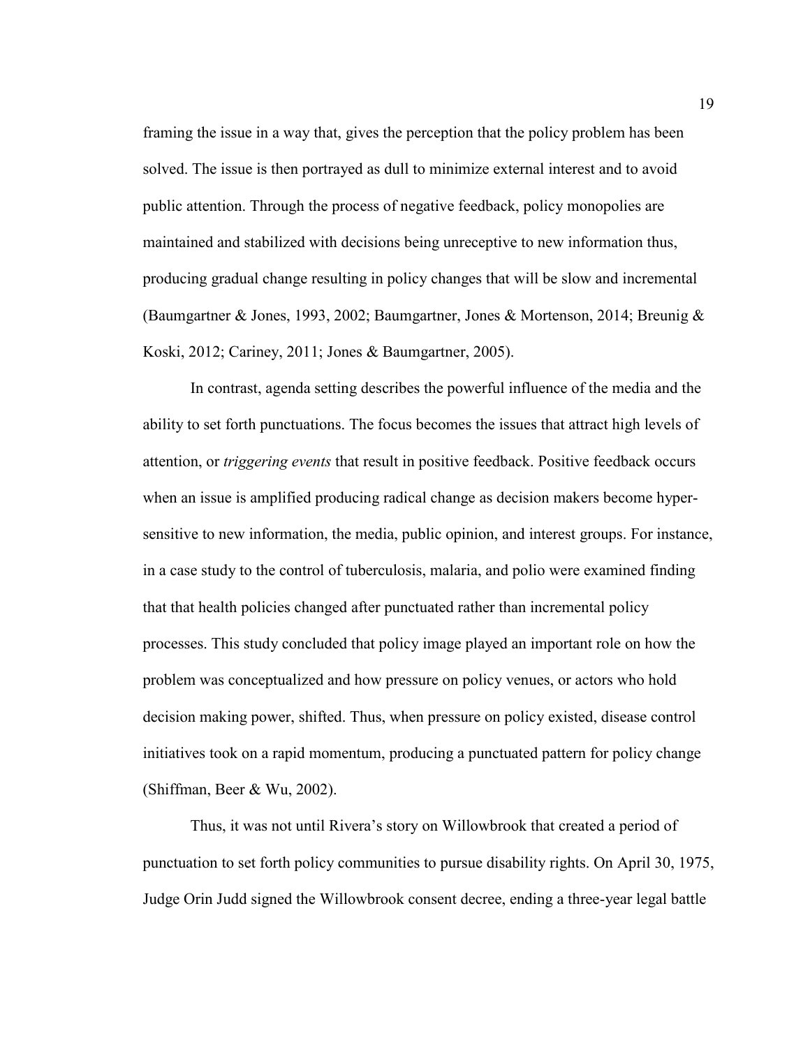framing the issue in a way that, gives the perception that the policy problem has been solved. The issue is then portrayed as dull to minimize external interest and to avoid public attention. Through the process of negative feedback, policy monopolies are maintained and stabilized with decisions being unreceptive to new information thus, producing gradual change resulting in policy changes that will be slow and incremental (Baumgartner & Jones, 1993, 2002; Baumgartner, Jones & Mortenson, 2014; Breunig & Koski, 2012; Cariney, 2011; Jones & Baumgartner, 2005).

In contrast, agenda setting describes the powerful influence of the media and the ability to set forth punctuations. The focus becomes the issues that attract high levels of attention, or *triggering events* that result in positive feedback. Positive feedback occurs when an issue is amplified producing radical change as decision makers become hyper-sensitive to new information, the media, public opinion, and interest groups. For instance, in a case study to the control of tuberculosis, malaria, and polio were examined finding that that health policies changed after punctuated rather than incremental policy processes. This study concluded that policy image played an important role on how the problem was conceptualized and how pressure on policy venues, or actors who hold decision making power, shifted. Thus, when pressure on policy existed, disease control initiatives took on a rapid momentum, producing a punctuated pattern for policy change (Shiffman, Beer & Wu, 2002).

Thus, it was not until Rivera's story on Willowbrook that created a period of punctuation to set forth policy communities to pursue disability rights. On April 30, 1975, Judge Orin Judd signed the Willowbrook consent decree, ending a three-year legal battle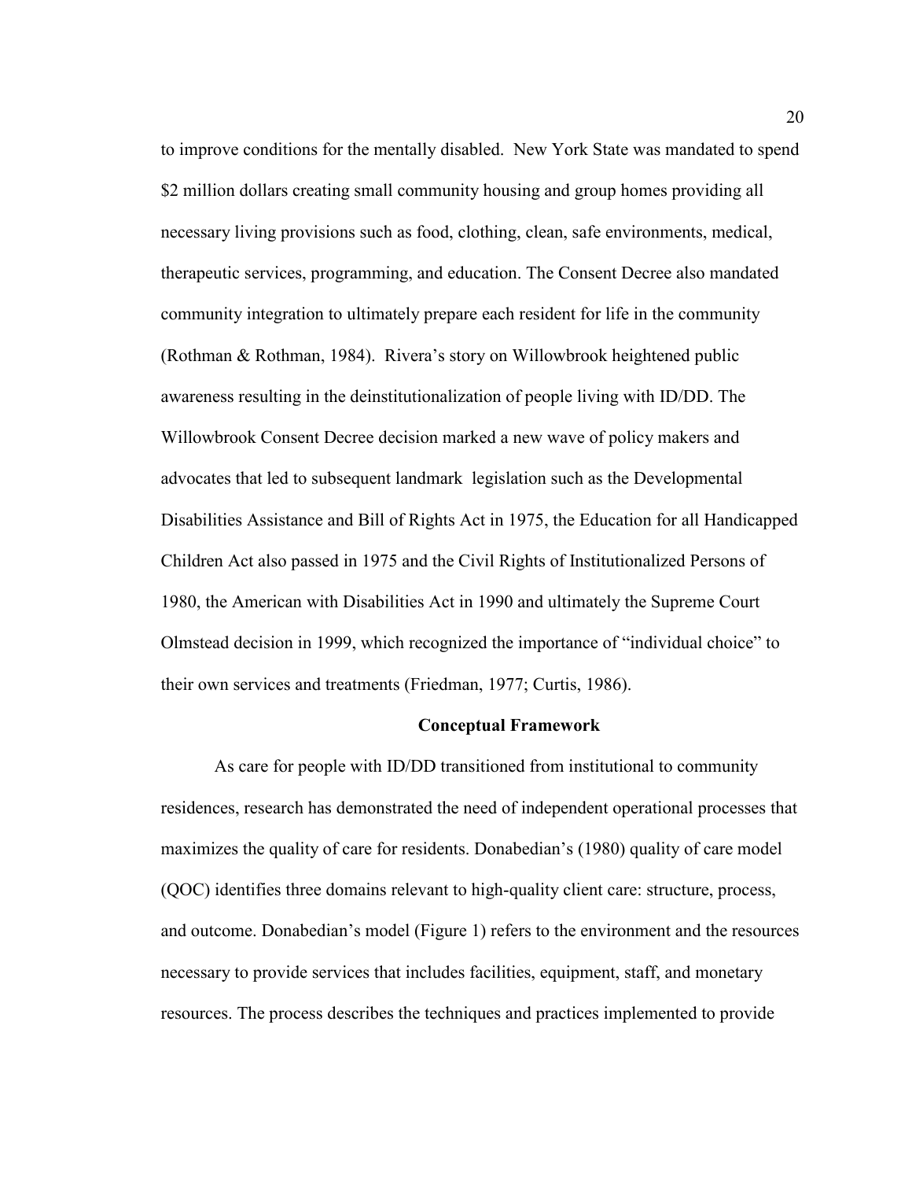to improve conditions for the mentally disabled. New York State was mandated to spend $2 million dollars creating small community housing and group homes providing all necessary living provisions such as food, clothing, clean, safe environments, medical, therapeutic services, programming, and education. The Consent Decree also mandated community integration to ultimately prepare each resident for life in the community (Rothman & Rothman, 1984). Rivera's story on Willowbrook heightened public awareness resulting in the deinstitutionalization of people living with ID/DD. The Willowbrook Consent Decree decision marked a new wave of policy makers and advocates that led to subsequent landmark legislation such as the Developmental Disabilities Assistance and Bill of Rights Act in 1975, the Education for all Handicapped Children Act also passed in 1975 and the Civil Rights of Institutionalized Persons of 1980, the American with Disabilities Act in 1990 and ultimately the Supreme Court Olmstead decision in 1999, which recognized the importance of "individual choice" to their own services and treatments (Friedman, 1977; Curtis, 1986).

## Conceptual Framework

As care for people with ID/DD transitioned from institutional to community residences, research has demonstrated the need of independent operational processes that maximizes the quality of care for residents. Donabedian's (1980) quality of care model (QOC) identifies three domains relevant to high-quality client care: structure, process, and outcome. Donabedian's model (Figure 1) refers to the environment and the resources necessary to provide services that includes facilities, equipment, staff, and monetary resources. The process describes the techniques and practices implemented to provide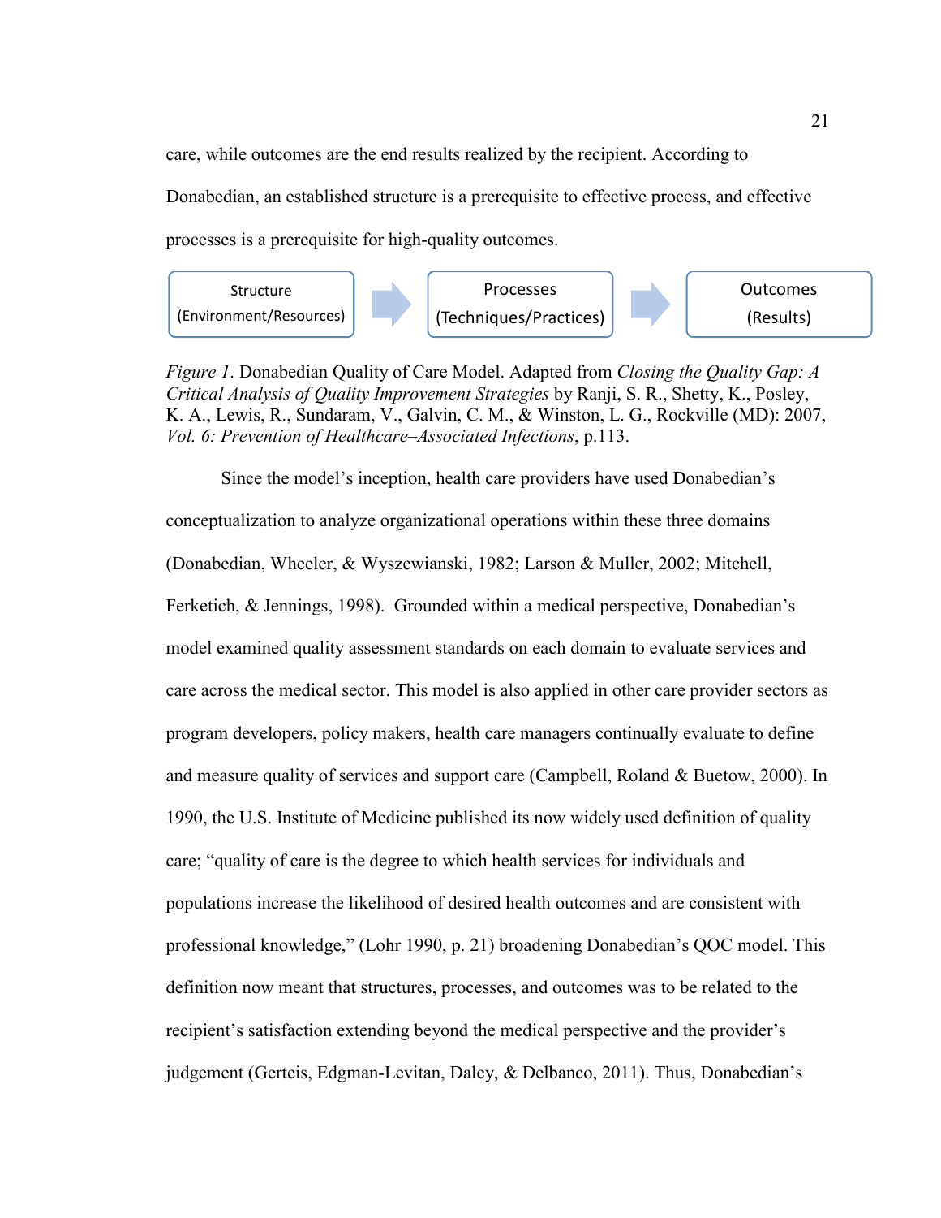care, while outcomes are the end results realized by the recipient. According to Donabedian, an established structure is a prerequisite to effective process, and effective processes is a prerequisite for high-quality outcomes.

Structure (Environment/Resources) → Processes (Techniques/Practices) → Outcomes (Results)

*Figure 1*. Donabedian Quality of Care Model. Adapted from *Closing the Quality Gap: A Critical Analysis of Quality Improvement Strategies* by Ranji, S. R., Shetty, K., Posley, K. A., Lewis, R., Sundaram, V., Galvin, C. M., & Winston, L. G., Rockville (MD): 2007, *Vol. 6: Prevention of Healthcare–Associated Infections*, p.113.

Since the model's inception, health care providers have used Donabedian's conceptualization to analyze organizational operations within these three domains (Donabedian, Wheeler, & Wyszewianski, 1982; Larson & Muller, 2002; Mitchell, Ferketich, & Jennings, 1998). Grounded within a medical perspective, Donabedian's model examined quality assessment standards on each domain to evaluate services and care across the medical sector. This model is also applied in other care provider sectors as program developers, policy makers, health care managers continually evaluate to define and measure quality of services and support care (Campbell, Roland & Buetow, 2000). In 1990, the U.S. Institute of Medicine published its now widely used definition of quality care; "quality of care is the degree to which health services for individuals and populations increase the likelihood of desired health outcomes and are consistent with professional knowledge," (Lohr 1990, p. 21) broadening Donabedian's QOC model. This definition now meant that structures, processes, and outcomes was to be related to the recipient's satisfaction extending beyond the medical perspective and the provider's judgement (Gerteis, Edgman-Levitan, Daley, & Delbanco, 2011). Thus, Donabedian's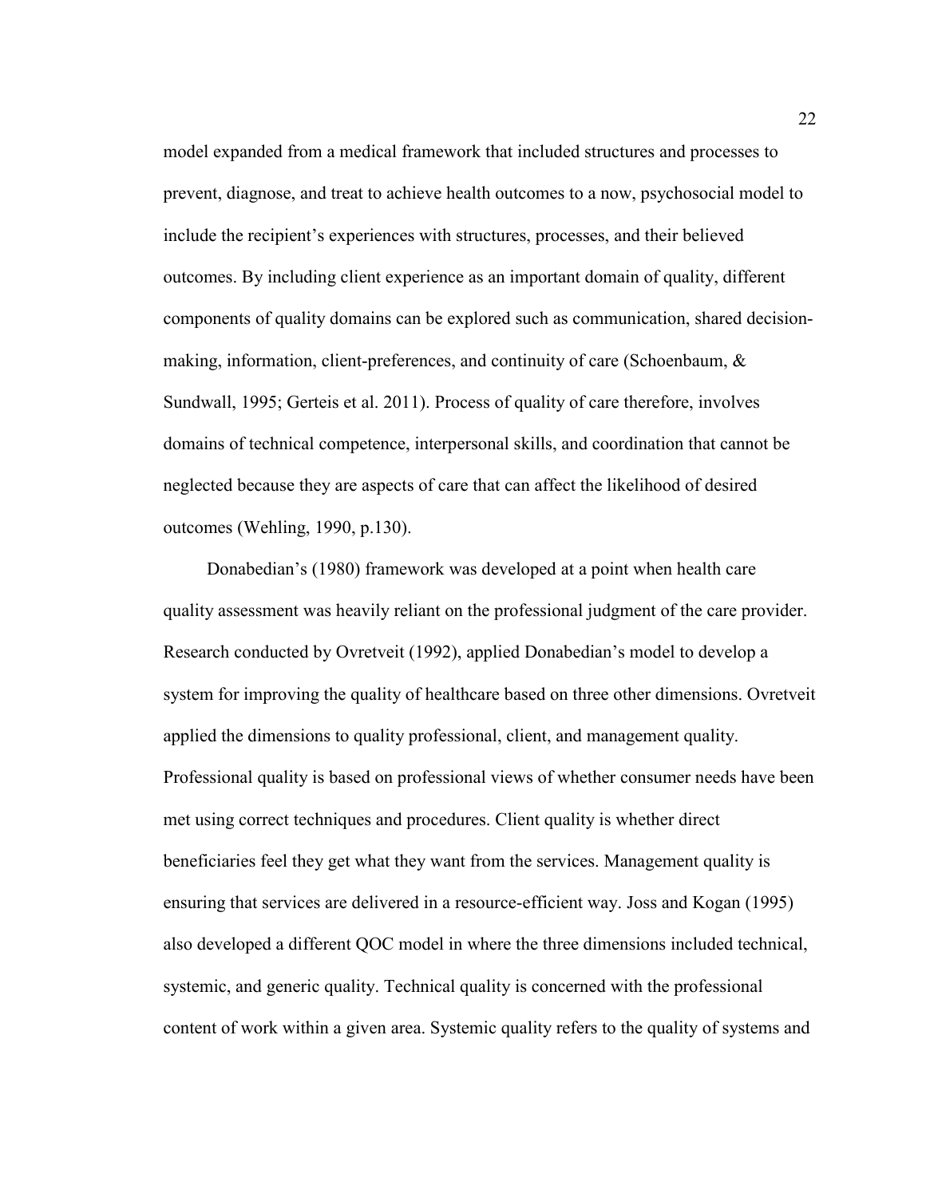model expanded from a medical framework that included structures and processes to prevent, diagnose, and treat to achieve health outcomes to a now, psychosocial model to include the recipient's experiences with structures, processes, and their believed outcomes. By including client experience as an important domain of quality, different components of quality domains can be explored such as communication, shared decision-making, information, client-preferences, and continuity of care (Schoenbaum, & Sundwall, 1995; Gerteis et al. 2011). Process of quality of care therefore, involves domains of technical competence, interpersonal skills, and coordination that cannot be neglected because they are aspects of care that can affect the likelihood of desired outcomes (Wehling, 1990, p.130).

Donabedian's (1980) framework was developed at a point when health care quality assessment was heavily reliant on the professional judgment of the care provider. Research conducted by Ovretveit (1992), applied Donabedian's model to develop a system for improving the quality of healthcare based on three other dimensions. Ovretveit applied the dimensions to quality professional, client, and management quality. Professional quality is based on professional views of whether consumer needs have been met using correct techniques and procedures. Client quality is whether direct beneficiaries feel they get what they want from the services. Management quality is ensuring that services are delivered in a resource-efficient way. Joss and Kogan (1995) also developed a different QOC model in where the three dimensions included technical, systemic, and generic quality. Technical quality is concerned with the professional content of work within a given area. Systemic quality refers to the quality of systems and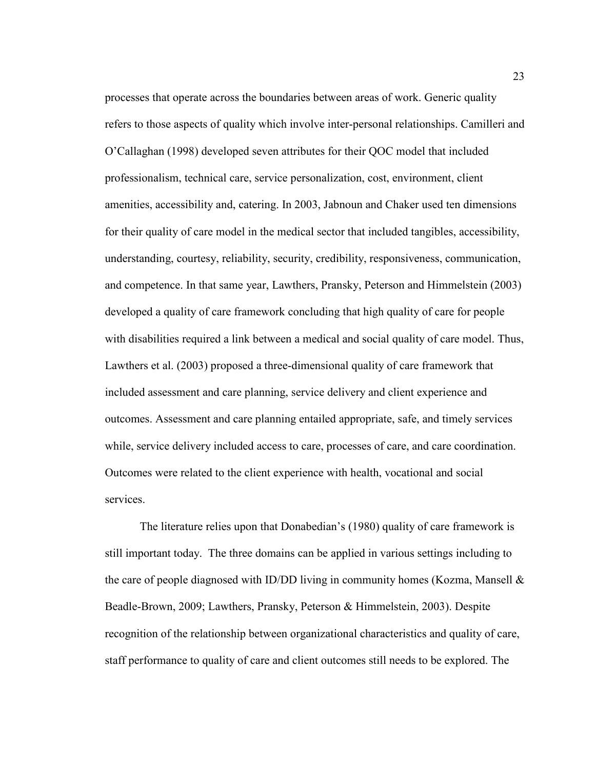processes that operate across the boundaries between areas of work. Generic quality refers to those aspects of quality which involve inter-personal relationships. Camilleri and O'Callaghan (1998) developed seven attributes for their QOC model that included professionalism, technical care, service personalization, cost, environment, client amenities, accessibility and, catering. In 2003, Jabnoun and Chaker used ten dimensions for their quality of care model in the medical sector that included tangibles, accessibility, understanding, courtesy, reliability, security, credibility, responsiveness, communication, and competence. In that same year, Lawthers, Pransky, Peterson and Himmelstein (2003) developed a quality of care framework concluding that high quality of care for people with disabilities required a link between a medical and social quality of care model. Thus, Lawthers et al. (2003) proposed a three-dimensional quality of care framework that included assessment and care planning, service delivery and client experience and outcomes. Assessment and care planning entailed appropriate, safe, and timely services while, service delivery included access to care, processes of care, and care coordination. Outcomes were related to the client experience with health, vocational and social services.

The literature relies upon that Donabedian's (1980) quality of care framework is still important today. The three domains can be applied in various settings including to the care of people diagnosed with ID/DD living in community homes (Kozma, Mansell & Beadle-Brown, 2009; Lawthers, Pransky, Peterson & Himmelstein, 2003). Despite recognition of the relationship between organizational characteristics and quality of care, staff performance to quality of care and client outcomes still needs to be explored. The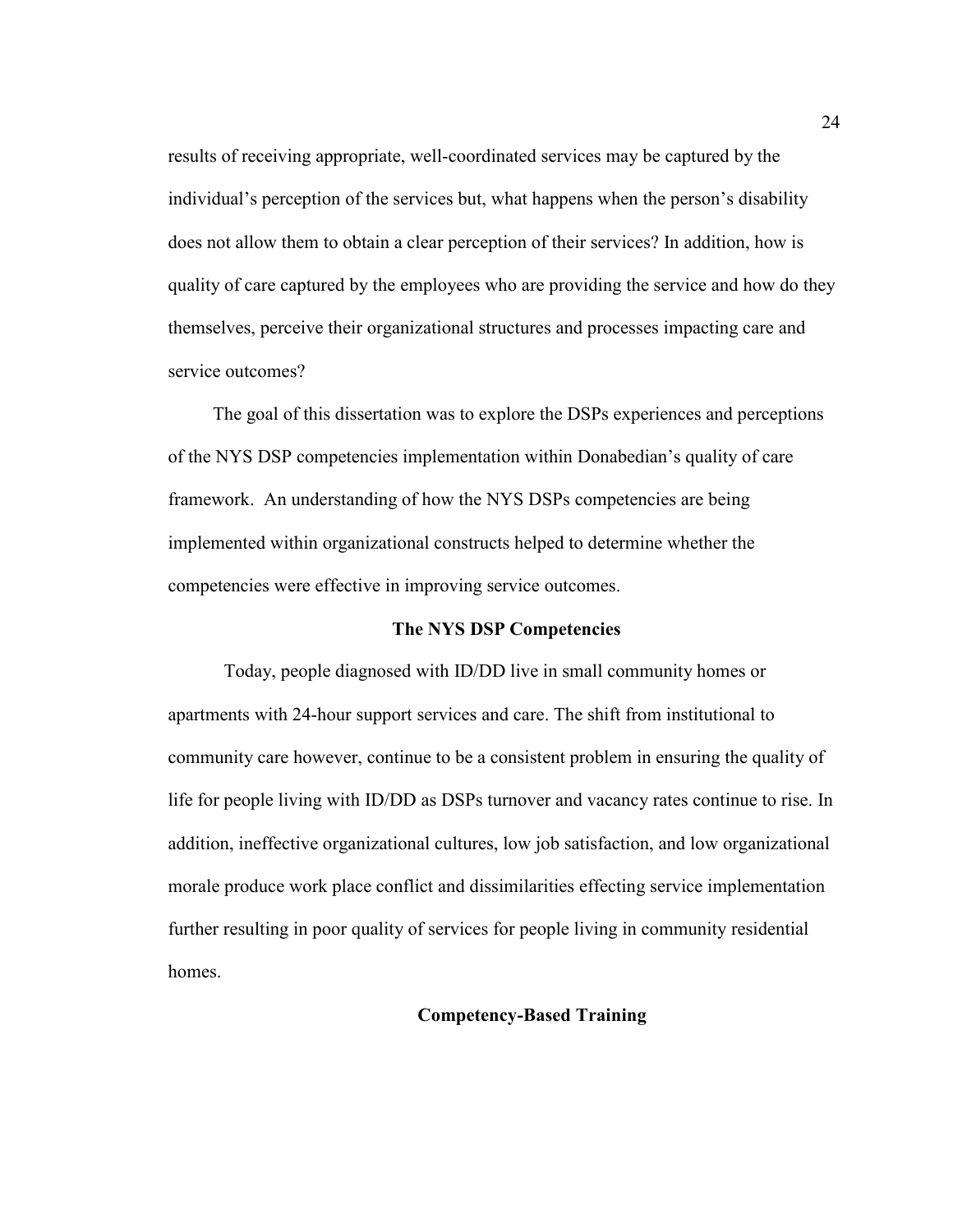results of receiving appropriate, well-coordinated services may be captured by the individual's perception of the services but, what happens when the person's disability does not allow them to obtain a clear perception of their services? In addition, how is quality of care captured by the employees who are providing the service and how do they themselves, perceive their organizational structures and processes impacting care and service outcomes?

The goal of this dissertation was to explore the DSPs experiences and perceptions of the NYS DSP competencies implementation within Donabedian's quality of care framework. An understanding of how the NYS DSPs competencies are being implemented within organizational constructs helped to determine whether the competencies were effective in improving service outcomes.

## The NYS DSP Competencies

Today, people diagnosed with ID/DD live in small community homes or apartments with 24-hour support services and care. The shift from institutional to community care however, continue to be a consistent problem in ensuring the quality of life for people living with ID/DD as DSPs turnover and vacancy rates continue to rise. In addition, ineffective organizational cultures, low job satisfaction, and low organizational morale produce work place conflict and dissimilarities effecting service implementation further resulting in poor quality of services for people living in community residential homes.

## Competency-Based Training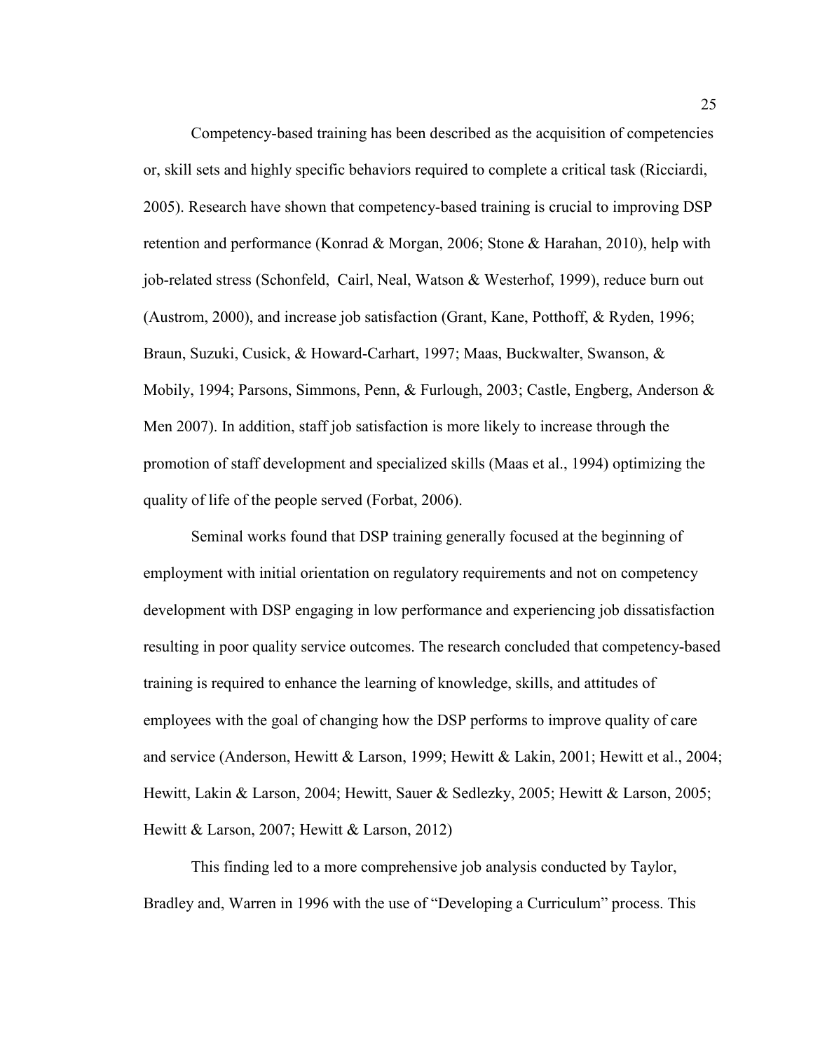Competency-based training has been described as the acquisition of competencies or, skill sets and highly specific behaviors required to complete a critical task (Ricciardi, 2005). Research have shown that competency-based training is crucial to improving DSP retention and performance (Konrad & Morgan, 2006; Stone & Harahan, 2010), help with job-related stress (Schonfeld, Cairl, Neal, Watson & Westerhof, 1999), reduce burn out (Austrom, 2000), and increase job satisfaction (Grant, Kane, Potthoff, & Ryden, 1996; Braun, Suzuki, Cusick, & Howard-Carhart, 1997; Maas, Buckwalter, Swanson, & Mobily, 1994; Parsons, Simmons, Penn, & Furlough, 2003; Castle, Engberg, Anderson & Men 2007). In addition, staff job satisfaction is more likely to increase through the promotion of staff development and specialized skills (Maas et al., 1994) optimizing the quality of life of the people served (Forbat, 2006).

Seminal works found that DSP training generally focused at the beginning of employment with initial orientation on regulatory requirements and not on competency development with DSP engaging in low performance and experiencing job dissatisfaction resulting in poor quality service outcomes. The research concluded that competency-based training is required to enhance the learning of knowledge, skills, and attitudes of employees with the goal of changing how the DSP performs to improve quality of care and service (Anderson, Hewitt & Larson, 1999; Hewitt & Lakin, 2001; Hewitt et al., 2004; Hewitt, Lakin & Larson, 2004; Hewitt, Sauer & Sedlezky, 2005; Hewitt & Larson, 2005; Hewitt & Larson, 2007; Hewitt & Larson, 2012)

This finding led to a more comprehensive job analysis conducted by Taylor, Bradley and, Warren in 1996 with the use of "Developing a Curriculum" process. This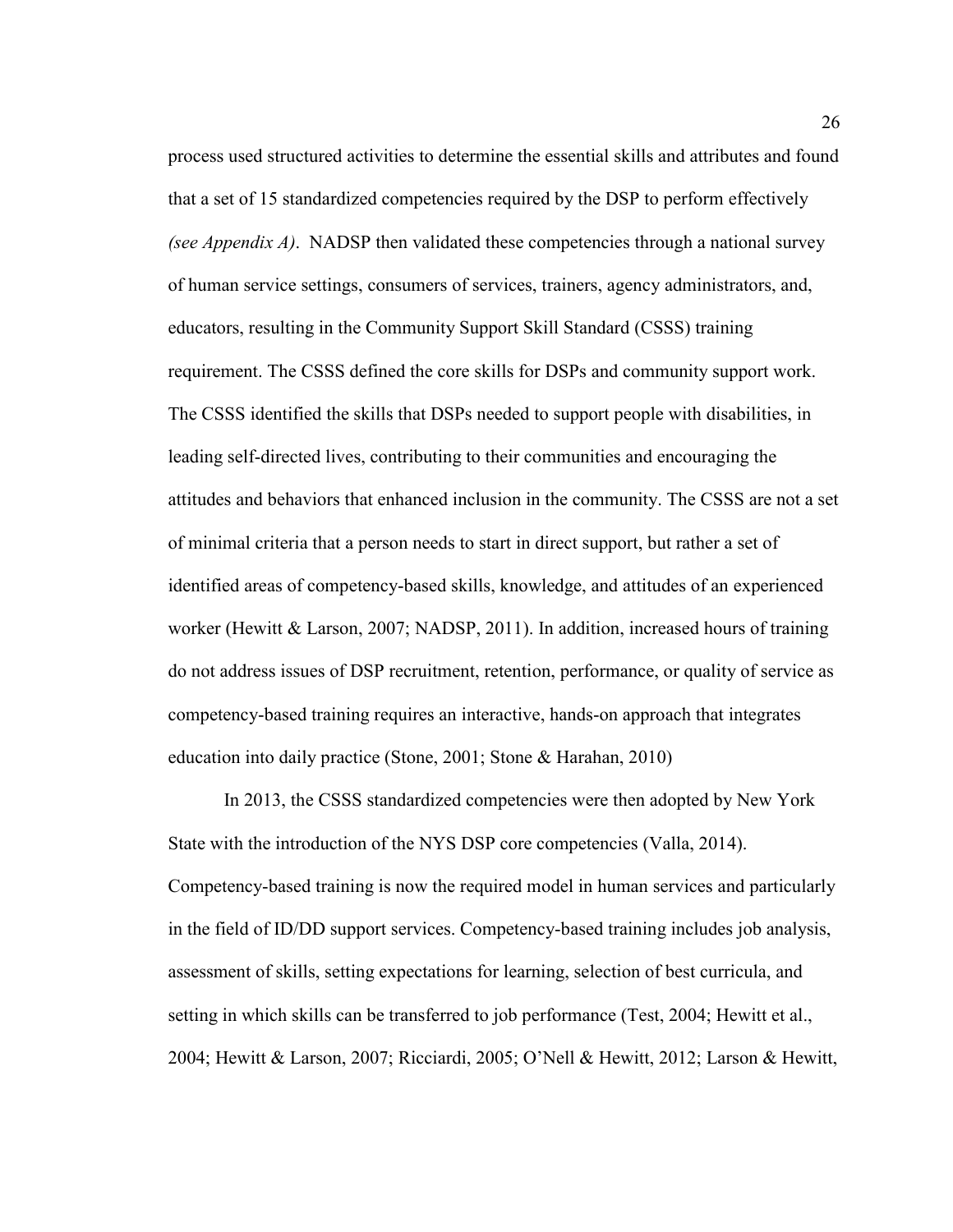process used structured activities to determine the essential skills and attributes and found that a set of 15 standardized competencies required by the DSP to perform effectively *(see Appendix A)*. NADSP then validated these competencies through a national survey of human service settings, consumers of services, trainers, agency administrators, and, educators, resulting in the Community Support Skill Standard (CSSS) training requirement. The CSSS defined the core skills for DSPs and community support work. The CSSS identified the skills that DSPs needed to support people with disabilities, in leading self-directed lives, contributing to their communities and encouraging the attitudes and behaviors that enhanced inclusion in the community. The CSSS are not a set of minimal criteria that a person needs to start in direct support, but rather a set of identified areas of competency-based skills, knowledge, and attitudes of an experienced worker (Hewitt & Larson, 2007; NADSP, 2011). In addition, increased hours of training do not address issues of DSP recruitment, retention, performance, or quality of service as competency-based training requires an interactive, hands-on approach that integrates education into daily practice (Stone, 2001; Stone & Harahan, 2010)

In 2013, the CSSS standardized competencies were then adopted by New York State with the introduction of the NYS DSP core competencies (Valla, 2014). Competency-based training is now the required model in human services and particularly in the field of ID/DD support services. Competency-based training includes job analysis, assessment of skills, setting expectations for learning, selection of best curricula, and setting in which skills can be transferred to job performance (Test, 2004; Hewitt et al., 2004; Hewitt & Larson, 2007; Ricciardi, 2005; O'Nell & Hewitt, 2012; Larson & Hewitt,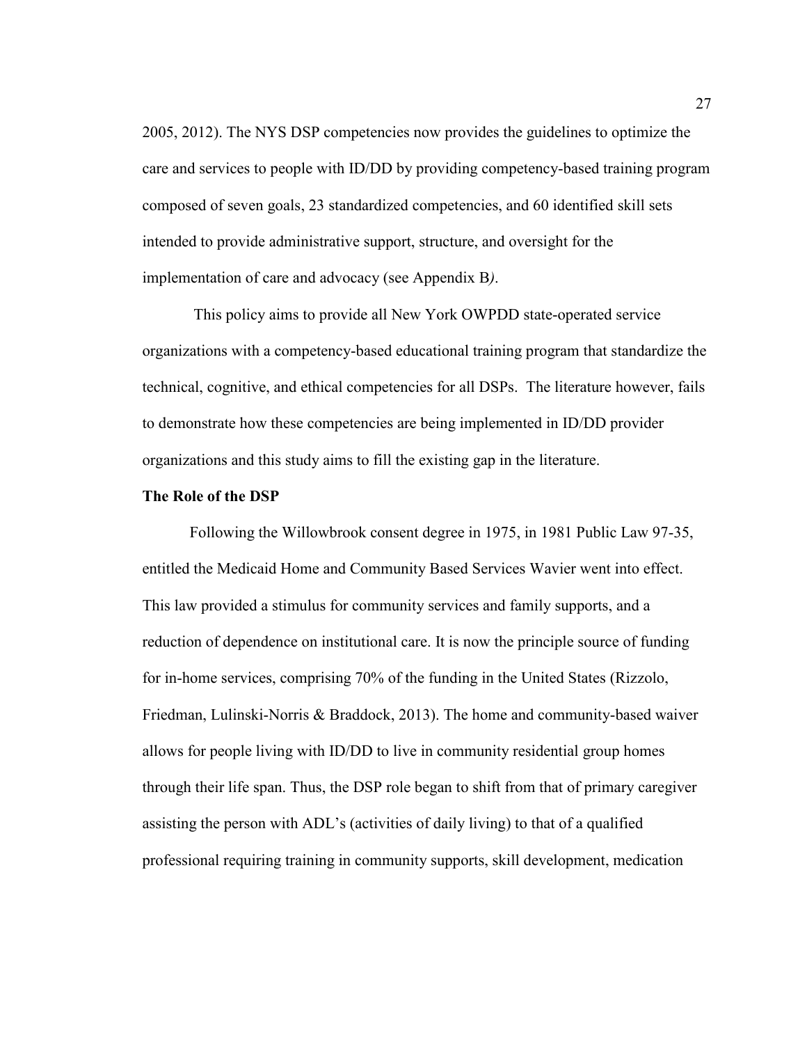2005, 2012). The NYS DSP competencies now provides the guidelines to optimize the care and services to people with ID/DD by providing competency-based training program composed of seven goals, 23 standardized competencies, and 60 identified skill sets intended to provide administrative support, structure, and oversight for the implementation of care and advocacy (see Appendix B*)*.

This policy aims to provide all New York OWPDD state-operated service organizations with a competency-based educational training program that standardize the technical, cognitive, and ethical competencies for all DSPs. The literature however, fails to demonstrate how these competencies are being implemented in ID/DD provider organizations and this study aims to fill the existing gap in the literature.

**The Role of the DSP**

Following the Willowbrook consent degree in 1975, in 1981 Public Law 97-35, entitled the Medicaid Home and Community Based Services Wavier went into effect. This law provided a stimulus for community services and family supports, and a reduction of dependence on institutional care. It is now the principle source of funding for in-home services, comprising 70% of the funding in the United States (Rizzolo, Friedman, Lulinski-Norris & Braddock, 2013). The home and community-based waiver allows for people living with ID/DD to live in community residential group homes through their life span. Thus, the DSP role began to shift from that of primary caregiver assisting the person with ADL's (activities of daily living) to that of a qualified professional requiring training in community supports, skill development, medication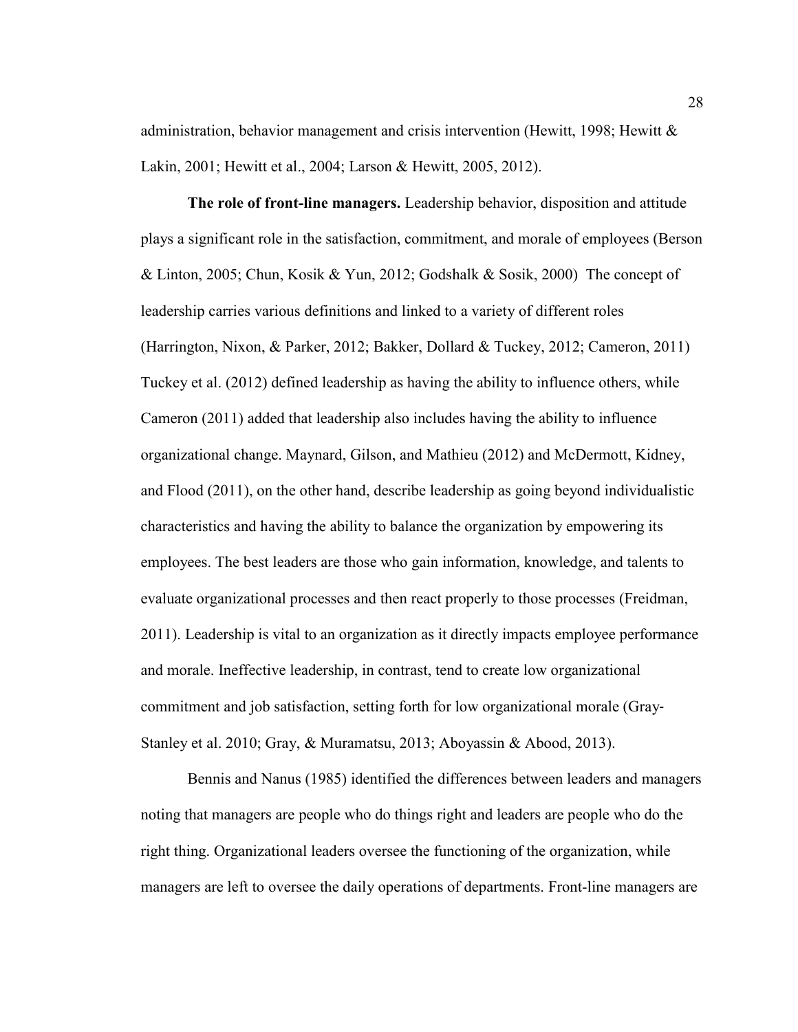administration, behavior management and crisis intervention (Hewitt, 1998; Hewitt & Lakin, 2001; Hewitt et al., 2004; Larson & Hewitt, 2005, 2012).

**The role of front-line managers.** Leadership behavior, disposition and attitude plays a significant role in the satisfaction, commitment, and morale of employees (Berson & Linton, 2005; Chun, Kosik & Yun, 2012; Godshalk & Sosik, 2000) The concept of leadership carries various definitions and linked to a variety of different roles (Harrington, Nixon, & Parker, 2012; Bakker, Dollard & Tuckey, 2012; Cameron, 2011) Tuckey et al. (2012) defined leadership as having the ability to influence others, while Cameron (2011) added that leadership also includes having the ability to influence organizational change. Maynard, Gilson, and Mathieu (2012) and McDermott, Kidney, and Flood (2011), on the other hand, describe leadership as going beyond individualistic characteristics and having the ability to balance the organization by empowering its employees. The best leaders are those who gain information, knowledge, and talents to evaluate organizational processes and then react properly to those processes (Freidman, 2011). Leadership is vital to an organization as it directly impacts employee performance and morale. Ineffective leadership, in contrast, tend to create low organizational commitment and job satisfaction, setting forth for low organizational morale (Gray-Stanley et al. 2010; Gray, & Muramatsu, 2013; Aboyassin & Abood, 2013).

Bennis and Nanus (1985) identified the differences between leaders and managers noting that managers are people who do things right and leaders are people who do the right thing. Organizational leaders oversee the functioning of the organization, while managers are left to oversee the daily operations of departments. Front-line managers are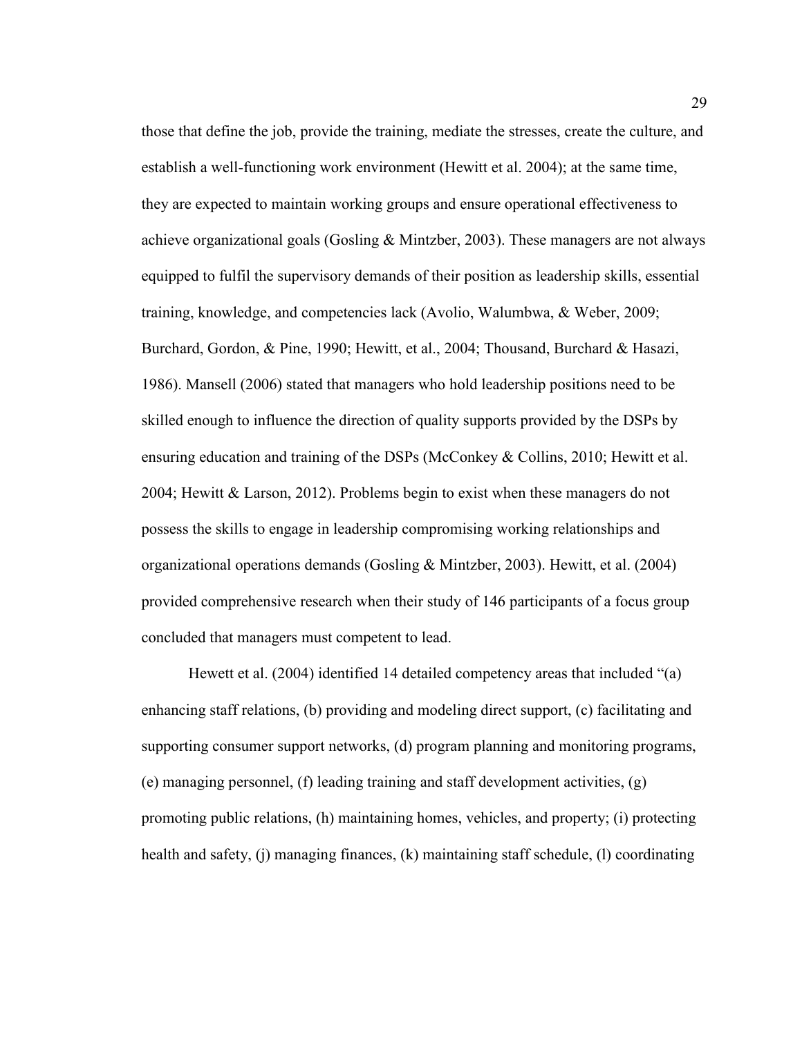those that define the job, provide the training, mediate the stresses, create the culture, and establish a well-functioning work environment (Hewitt et al. 2004); at the same time, they are expected to maintain working groups and ensure operational effectiveness to achieve organizational goals (Gosling & Mintzber, 2003). These managers are not always equipped to fulfil the supervisory demands of their position as leadership skills, essential training, knowledge, and competencies lack (Avolio, Walumbwa, & Weber, 2009; Burchard, Gordon, & Pine, 1990; Hewitt, et al., 2004; Thousand, Burchard & Hasazi, 1986). Mansell (2006) stated that managers who hold leadership positions need to be skilled enough to influence the direction of quality supports provided by the DSPs by ensuring education and training of the DSPs (McConkey & Collins, 2010; Hewitt et al. 2004; Hewitt & Larson, 2012). Problems begin to exist when these managers do not possess the skills to engage in leadership compromising working relationships and organizational operations demands (Gosling & Mintzber, 2003). Hewitt, et al. (2004) provided comprehensive research when their study of 146 participants of a focus group concluded that managers must competent to lead.

Hewett et al. (2004) identified 14 detailed competency areas that included "(a) enhancing staff relations, (b) providing and modeling direct support, (c) facilitating and supporting consumer support networks, (d) program planning and monitoring programs, (e) managing personnel, (f) leading training and staff development activities, (g) promoting public relations, (h) maintaining homes, vehicles, and property; (i) protecting health and safety, (j) managing finances, (k) maintaining staff schedule, (l) coordinating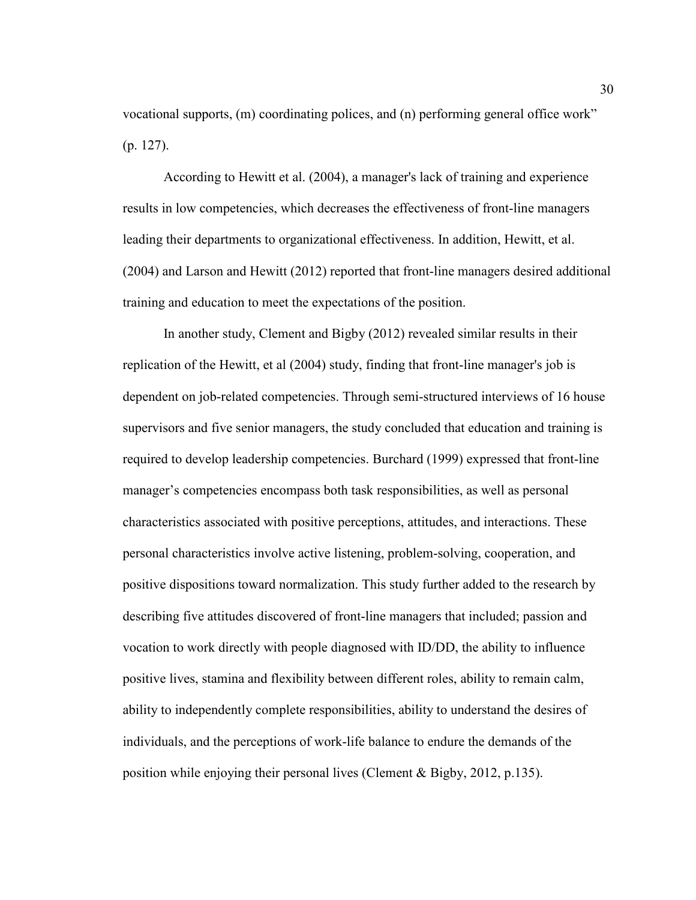vocational supports, (m) coordinating polices, and (n) performing general office work" (p. 127).

According to Hewitt et al. (2004), a manager's lack of training and experience results in low competencies, which decreases the effectiveness of front-line managers leading their departments to organizational effectiveness. In addition, Hewitt, et al. (2004) and Larson and Hewitt (2012) reported that front-line managers desired additional training and education to meet the expectations of the position.

In another study, Clement and Bigby (2012) revealed similar results in their replication of the Hewitt, et al (2004) study, finding that front-line manager's job is dependent on job-related competencies. Through semi-structured interviews of 16 house supervisors and five senior managers, the study concluded that education and training is required to develop leadership competencies. Burchard (1999) expressed that front-line manager's competencies encompass both task responsibilities, as well as personal characteristics associated with positive perceptions, attitudes, and interactions. These personal characteristics involve active listening, problem-solving, cooperation, and positive dispositions toward normalization. This study further added to the research by describing five attitudes discovered of front-line managers that included; passion and vocation to work directly with people diagnosed with ID/DD, the ability to influence positive lives, stamina and flexibility between different roles, ability to remain calm, ability to independently complete responsibilities, ability to understand the desires of individuals, and the perceptions of work-life balance to endure the demands of the position while enjoying their personal lives (Clement & Bigby, 2012, p.135).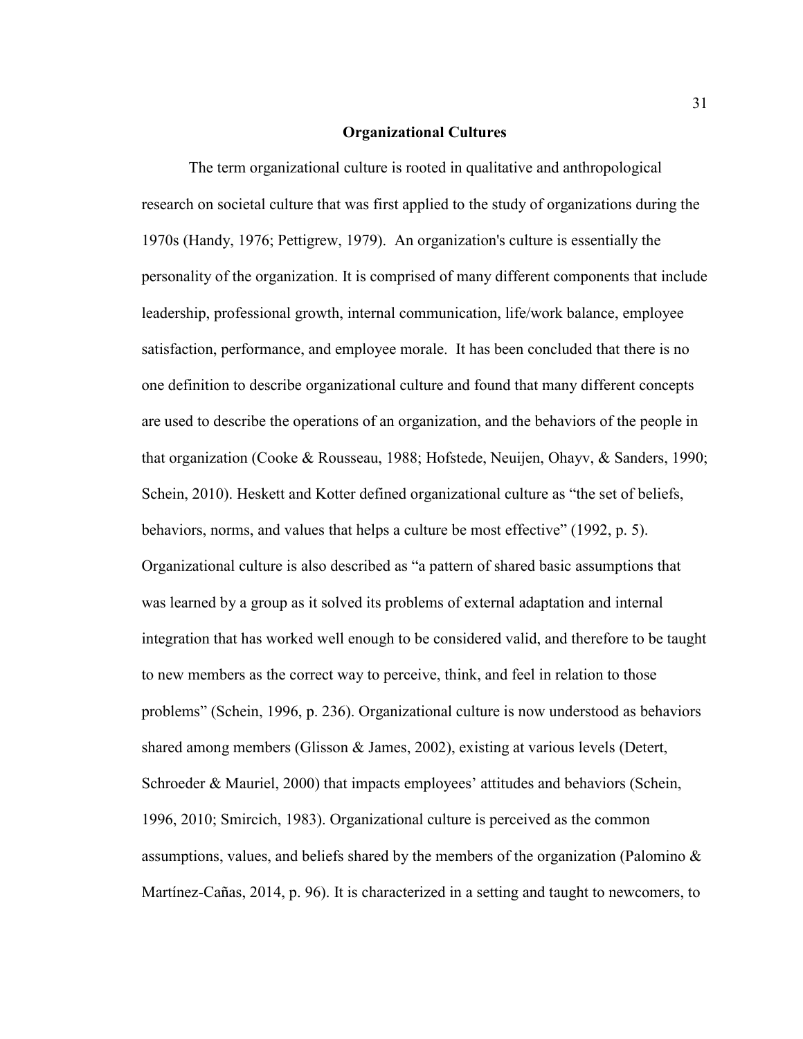## Organizational Cultures

The term organizational culture is rooted in qualitative and anthropological research on societal culture that was first applied to the study of organizations during the 1970s (Handy, 1976; Pettigrew, 1979). An organization's culture is essentially the personality of the organization. It is comprised of many different components that include leadership, professional growth, internal communication, life/work balance, employee satisfaction, performance, and employee morale. It has been concluded that there is no one definition to describe organizational culture and found that many different concepts are used to describe the operations of an organization, and the behaviors of the people in that organization (Cooke & Rousseau, 1988; Hofstede, Neuijen, Ohayv, & Sanders, 1990; Schein, 2010). Heskett and Kotter defined organizational culture as "the set of beliefs, behaviors, norms, and values that helps a culture be most effective" (1992, p. 5). Organizational culture is also described as "a pattern of shared basic assumptions that was learned by a group as it solved its problems of external adaptation and internal integration that has worked well enough to be considered valid, and therefore to be taught to new members as the correct way to perceive, think, and feel in relation to those problems" (Schein, 1996, p. 236). Organizational culture is now understood as behaviors shared among members (Glisson & James, 2002), existing at various levels (Detert, Schroeder & Mauriel, 2000) that impacts employees' attitudes and behaviors (Schein, 1996, 2010; Smircich, 1983). Organizational culture is perceived as the common assumptions, values, and beliefs shared by the members of the organization (Palomino & Martínez-Cañas, 2014, p. 96). It is characterized in a setting and taught to newcomers, to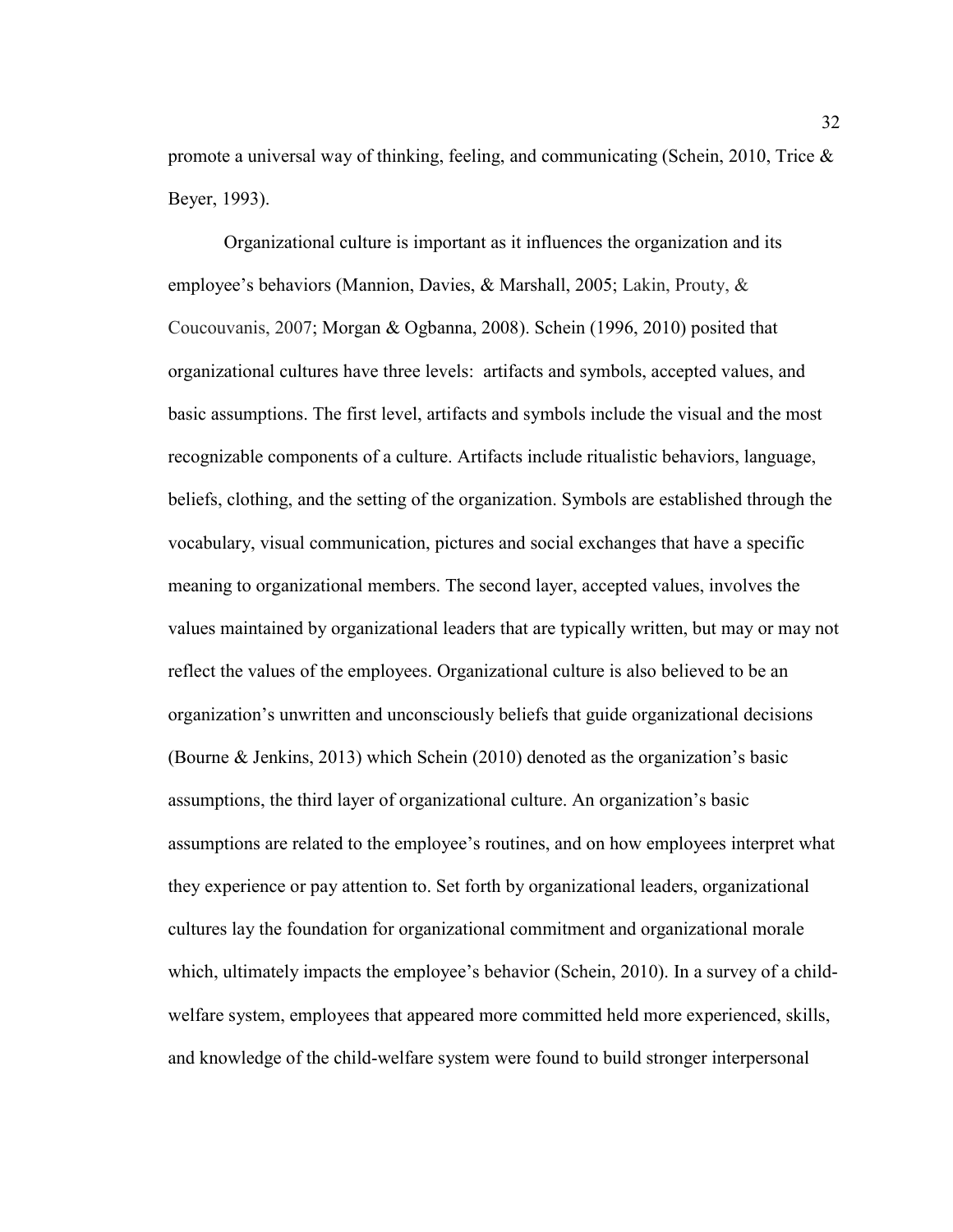promote a universal way of thinking, feeling, and communicating (Schein, 2010, Trice & Beyer, 1993).

Organizational culture is important as it influences the organization and its employee's behaviors (Mannion, Davies, & Marshall, 2005; Lakin, Prouty, & Coucouvanis, 2007; Morgan & Ogbanna, 2008). Schein (1996, 2010) posited that organizational cultures have three levels: artifacts and symbols, accepted values, and basic assumptions. The first level, artifacts and symbols include the visual and the most recognizable components of a culture. Artifacts include ritualistic behaviors, language, beliefs, clothing, and the setting of the organization. Symbols are established through the vocabulary, visual communication, pictures and social exchanges that have a specific meaning to organizational members. The second layer, accepted values, involves the values maintained by organizational leaders that are typically written, but may or may not reflect the values of the employees. Organizational culture is also believed to be an organization's unwritten and unconsciously beliefs that guide organizational decisions (Bourne & Jenkins, 2013) which Schein (2010) denoted as the organization's basic assumptions, the third layer of organizational culture. An organization's basic assumptions are related to the employee's routines, and on how employees interpret what they experience or pay attention to. Set forth by organizational leaders, organizational cultures lay the foundation for organizational commitment and organizational morale which, ultimately impacts the employee's behavior (Schein, 2010). In a survey of a child-welfare system, employees that appeared more committed held more experienced, skills, and knowledge of the child-welfare system were found to build stronger interpersonal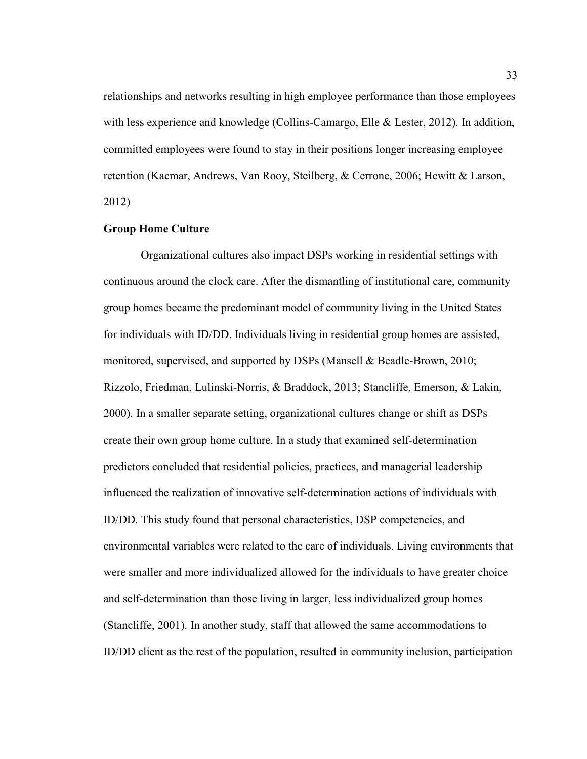relationships and networks resulting in high employee performance than those employees with less experience and knowledge (Collins-Camargo, Elle & Lester, 2012). In addition, committed employees were found to stay in their positions longer increasing employee retention (Kacmar, Andrews, Van Rooy, Steilberg, & Cerrone, 2006; Hewitt & Larson, 2012)

**Group Home Culture**

Organizational cultures also impact DSPs working in residential settings with continuous around the clock care. After the dismantling of institutional care, community group homes became the predominant model of community living in the United States for individuals with ID/DD. Individuals living in residential group homes are assisted, monitored, supervised, and supported by DSPs (Mansell & Beadle-Brown, 2010; Rizzolo, Friedman, Lulinski-Norris, & Braddock, 2013; Stancliffe, Emerson, & Lakin, 2000). In a smaller separate setting, organizational cultures change or shift as DSPs create their own group home culture. In a study that examined self-determination predictors concluded that residential policies, practices, and managerial leadership influenced the realization of innovative self-determination actions of individuals with ID/DD. This study found that personal characteristics, DSP competencies, and environmental variables were related to the care of individuals. Living environments that were smaller and more individualized allowed for the individuals to have greater choice and self-determination than those living in larger, less individualized group homes (Stancliffe, 2001). In another study, staff that allowed the same accommodations to ID/DD client as the rest of the population, resulted in community inclusion, participation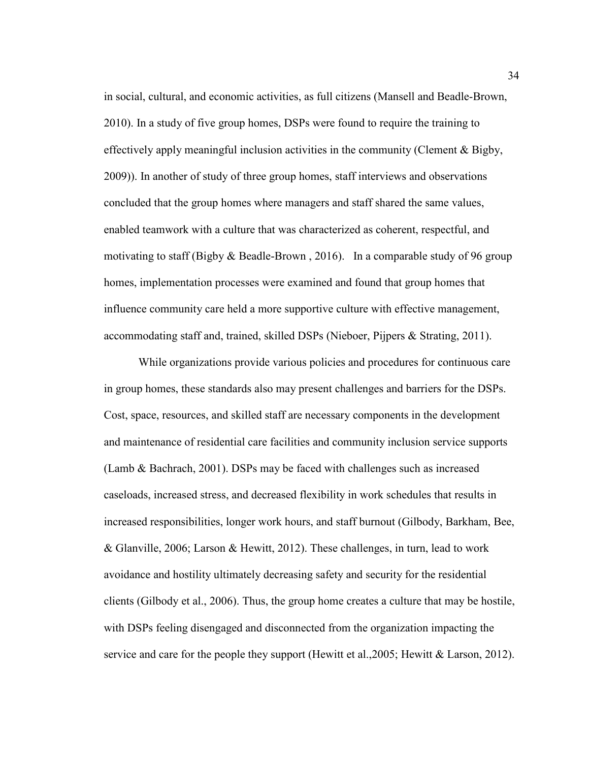in social, cultural, and economic activities, as full citizens (Mansell and Beadle-Brown, 2010). In a study of five group homes, DSPs were found to require the training to effectively apply meaningful inclusion activities in the community (Clement & Bigby, 2009)). In another of study of three group homes, staff interviews and observations concluded that the group homes where managers and staff shared the same values, enabled teamwork with a culture that was characterized as coherent, respectful, and motivating to staff (Bigby & Beadle-Brown , 2016). In a comparable study of 96 group homes, implementation processes were examined and found that group homes that influence community care held a more supportive culture with effective management, accommodating staff and, trained, skilled DSPs (Nieboer, Pijpers & Strating, 2011).

While organizations provide various policies and procedures for continuous care in group homes, these standards also may present challenges and barriers for the DSPs. Cost, space, resources, and skilled staff are necessary components in the development and maintenance of residential care facilities and community inclusion service supports (Lamb & Bachrach, 2001). DSPs may be faced with challenges such as increased caseloads, increased stress, and decreased flexibility in work schedules that results in increased responsibilities, longer work hours, and staff burnout (Gilbody, Barkham, Bee, & Glanville, 2006; Larson & Hewitt, 2012). These challenges, in turn, lead to work avoidance and hostility ultimately decreasing safety and security for the residential clients (Gilbody et al., 2006). Thus, the group home creates a culture that may be hostile, with DSPs feeling disengaged and disconnected from the organization impacting the service and care for the people they support (Hewitt et al.,2005; Hewitt & Larson, 2012).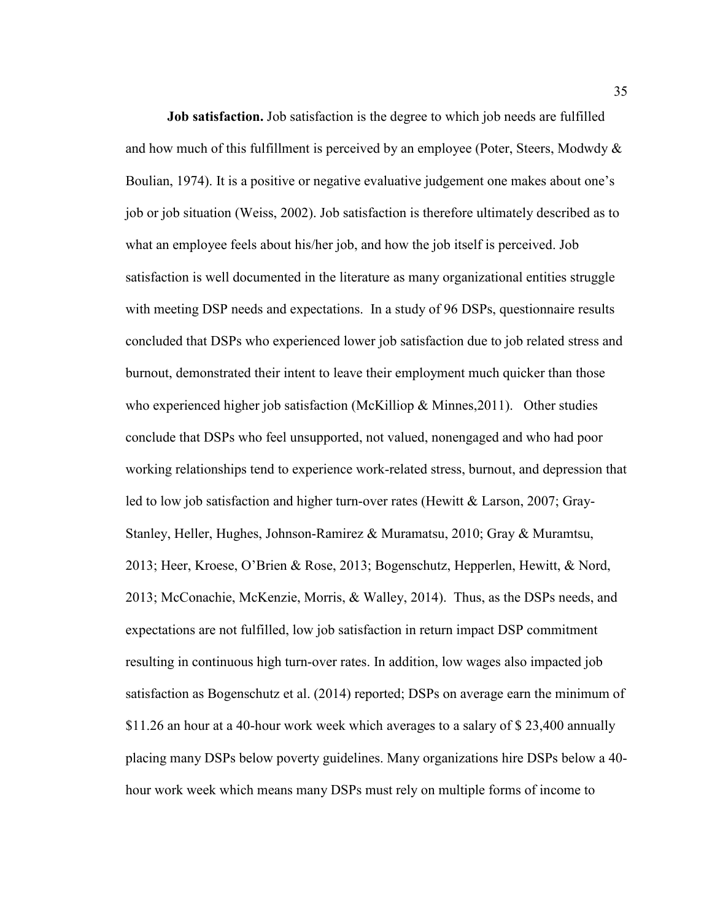**Job satisfaction.** Job satisfaction is the degree to which job needs are fulfilled and how much of this fulfillment is perceived by an employee (Poter, Steers, Modwdy & Boulian, 1974). It is a positive or negative evaluative judgement one makes about one's job or job situation (Weiss, 2002). Job satisfaction is therefore ultimately described as to what an employee feels about his/her job, and how the job itself is perceived. Job satisfaction is well documented in the literature as many organizational entities struggle with meeting DSP needs and expectations. In a study of 96 DSPs, questionnaire results concluded that DSPs who experienced lower job satisfaction due to job related stress and burnout, demonstrated their intent to leave their employment much quicker than those who experienced higher job satisfaction (McKilliop & Minnes,2011). Other studies conclude that DSPs who feel unsupported, not valued, nonengaged and who had poor working relationships tend to experience work-related stress, burnout, and depression that led to low job satisfaction and higher turn-over rates (Hewitt & Larson, 2007; Gray-Stanley, Heller, Hughes, Johnson-Ramirez & Muramatsu, 2010; Gray & Muramtsu, 2013; Heer, Kroese, O'Brien & Rose, 2013; Bogenschutz, Hepperlen, Hewitt, & Nord, 2013; McConachie, McKenzie, Morris, & Walley, 2014). Thus, as the DSPs needs, and expectations are not fulfilled, low job satisfaction in return impact DSP commitment resulting in continuous high turn-over rates. In addition, low wages also impacted job satisfaction as Bogenschutz et al. (2014) reported; DSPs on average earn the minimum of $11.26 an hour at a 40-hour work week which averages to a salary of $ 23,400 annually placing many DSPs below poverty guidelines. Many organizations hire DSPs below a 40-hour work week which means many DSPs must rely on multiple forms of income to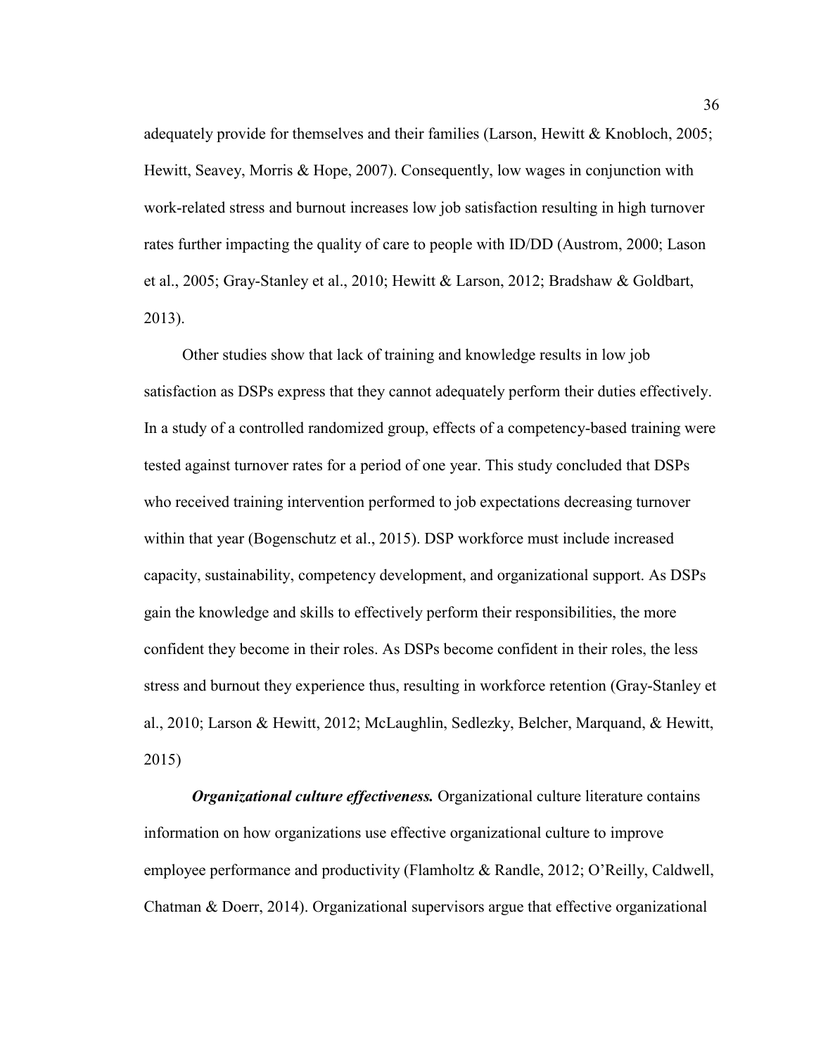adequately provide for themselves and their families (Larson, Hewitt & Knobloch, 2005; Hewitt, Seavey, Morris & Hope, 2007). Consequently, low wages in conjunction with work-related stress and burnout increases low job satisfaction resulting in high turnover rates further impacting the quality of care to people with ID/DD (Austrom, 2000; Lason et al., 2005; Gray-Stanley et al., 2010; Hewitt & Larson, 2012; Bradshaw & Goldbart, 2013).

Other studies show that lack of training and knowledge results in low job satisfaction as DSPs express that they cannot adequately perform their duties effectively. In a study of a controlled randomized group, effects of a competency-based training were tested against turnover rates for a period of one year. This study concluded that DSPs who received training intervention performed to job expectations decreasing turnover within that year (Bogenschutz et al., 2015). DSP workforce must include increased capacity, sustainability, competency development, and organizational support. As DSPs gain the knowledge and skills to effectively perform their responsibilities, the more confident they become in their roles. As DSPs become confident in their roles, the less stress and burnout they experience thus, resulting in workforce retention (Gray-Stanley et al., 2010; Larson & Hewitt, 2012; McLaughlin, Sedlezky, Belcher, Marquand, & Hewitt, 2015)

***Organizational culture effectiveness.*** Organizational culture literature contains information on how organizations use effective organizational culture to improve employee performance and productivity (Flamholtz & Randle, 2012; O'Reilly, Caldwell, Chatman & Doerr, 2014). Organizational supervisors argue that effective organizational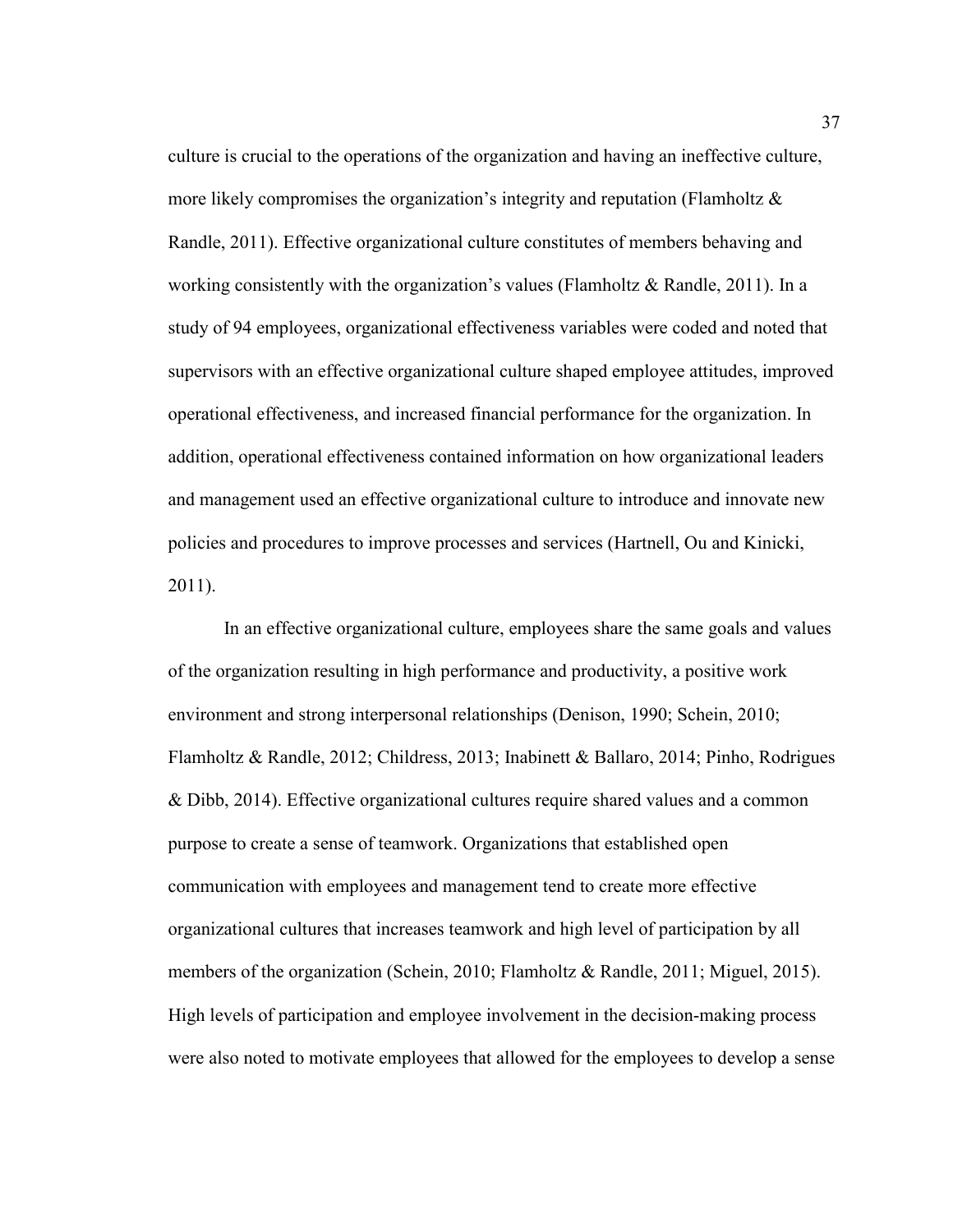culture is crucial to the operations of the organization and having an ineffective culture, more likely compromises the organization's integrity and reputation (Flamholtz & Randle, 2011). Effective organizational culture constitutes of members behaving and working consistently with the organization's values (Flamholtz & Randle, 2011). In a study of 94 employees, organizational effectiveness variables were coded and noted that supervisors with an effective organizational culture shaped employee attitudes, improved operational effectiveness, and increased financial performance for the organization. In addition, operational effectiveness contained information on how organizational leaders and management used an effective organizational culture to introduce and innovate new policies and procedures to improve processes and services (Hartnell, Ou and Kinicki, 2011).

In an effective organizational culture, employees share the same goals and values of the organization resulting in high performance and productivity, a positive work environment and strong interpersonal relationships (Denison, 1990; Schein, 2010; Flamholtz & Randle, 2012; Childress, 2013; Inabinett & Ballaro, 2014; Pinho, Rodrigues & Dibb, 2014). Effective organizational cultures require shared values and a common purpose to create a sense of teamwork. Organizations that established open communication with employees and management tend to create more effective organizational cultures that increases teamwork and high level of participation by all members of the organization (Schein, 2010; Flamholtz & Randle, 2011; Miguel, 2015). High levels of participation and employee involvement in the decision-making process were also noted to motivate employees that allowed for the employees to develop a sense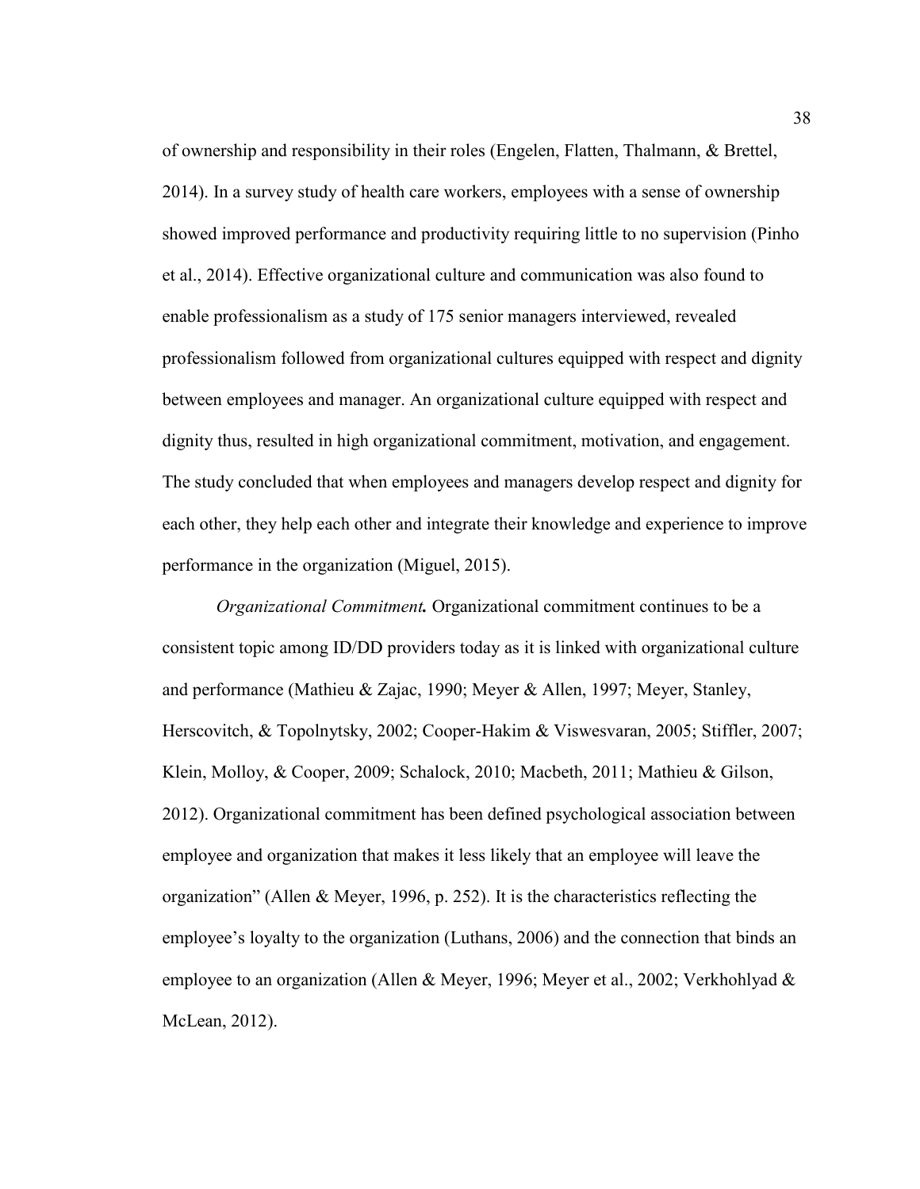of ownership and responsibility in their roles (Engelen, Flatten, Thalmann, & Brettel, 2014). In a survey study of health care workers, employees with a sense of ownership showed improved performance and productivity requiring little to no supervision (Pinho et al., 2014). Effective organizational culture and communication was also found to enable professionalism as a study of 175 senior managers interviewed, revealed professionalism followed from organizational cultures equipped with respect and dignity between employees and manager. An organizational culture equipped with respect and dignity thus, resulted in high organizational commitment, motivation, and engagement. The study concluded that when employees and managers develop respect and dignity for each other, they help each other and integrate their knowledge and experience to improve performance in the organization (Miguel, 2015).

***Organizational Commitment.*** Organizational commitment continues to be a consistent topic among ID/DD providers today as it is linked with organizational culture and performance (Mathieu & Zajac, 1990; Meyer & Allen, 1997; Meyer, Stanley, Herscovitch, & Topolnytsky, 2002; Cooper-Hakim & Viswesvaran, 2005; Stiffler, 2007; Klein, Molloy, & Cooper, 2009; Schalock, 2010; Macbeth, 2011; Mathieu & Gilson, 2012). Organizational commitment has been defined psychological association between employee and organization that makes it less likely that an employee will leave the organization" (Allen & Meyer, 1996, p. 252). It is the characteristics reflecting the employee's loyalty to the organization (Luthans, 2006) and the connection that binds an employee to an organization (Allen & Meyer, 1996; Meyer et al., 2002; Verkhohlyad & McLean, 2012).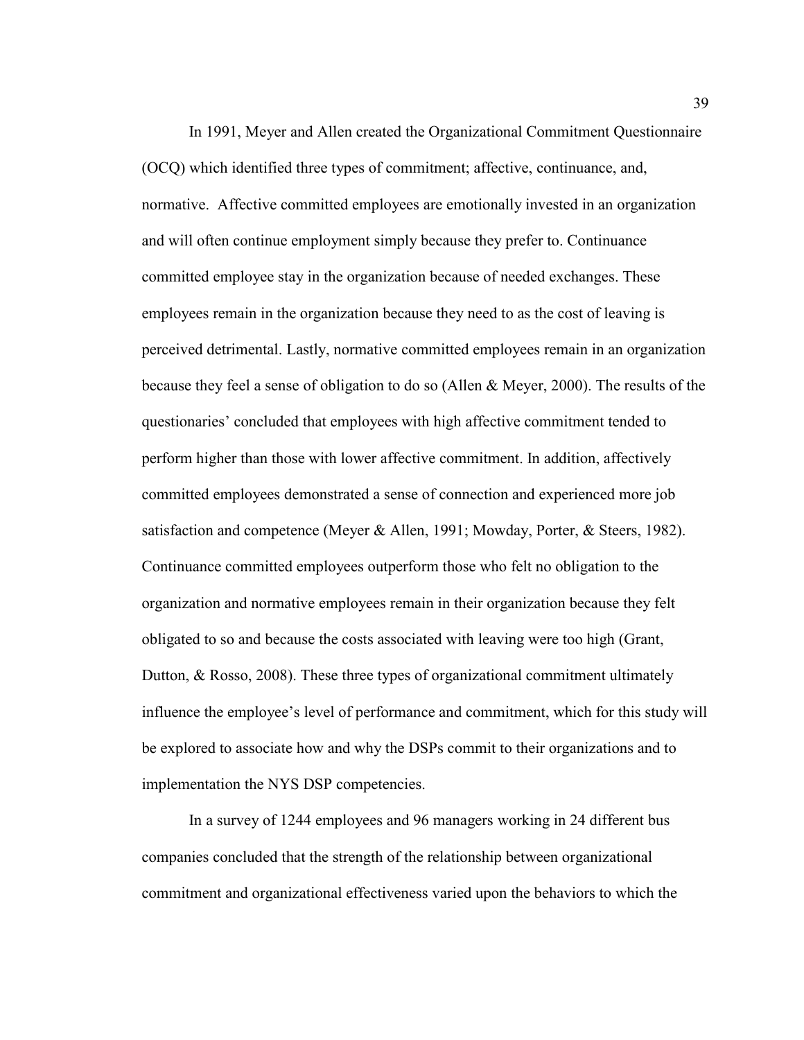In 1991, Meyer and Allen created the Organizational Commitment Questionnaire (OCQ) which identified three types of commitment; affective, continuance, and, normative. Affective committed employees are emotionally invested in an organization and will often continue employment simply because they prefer to. Continuance committed employee stay in the organization because of needed exchanges. These employees remain in the organization because they need to as the cost of leaving is perceived detrimental. Lastly, normative committed employees remain in an organization because they feel a sense of obligation to do so (Allen & Meyer, 2000). The results of the questionaries' concluded that employees with high affective commitment tended to perform higher than those with lower affective commitment. In addition, affectively committed employees demonstrated a sense of connection and experienced more job satisfaction and competence (Meyer & Allen, 1991; Mowday, Porter, & Steers, 1982). Continuance committed employees outperform those who felt no obligation to the organization and normative employees remain in their organization because they felt obligated to so and because the costs associated with leaving were too high (Grant, Dutton, & Rosso, 2008). These three types of organizational commitment ultimately influence the employee's level of performance and commitment, which for this study will be explored to associate how and why the DSPs commit to their organizations and to implementation the NYS DSP competencies.

In a survey of 1244 employees and 96 managers working in 24 different bus companies concluded that the strength of the relationship between organizational commitment and organizational effectiveness varied upon the behaviors to which the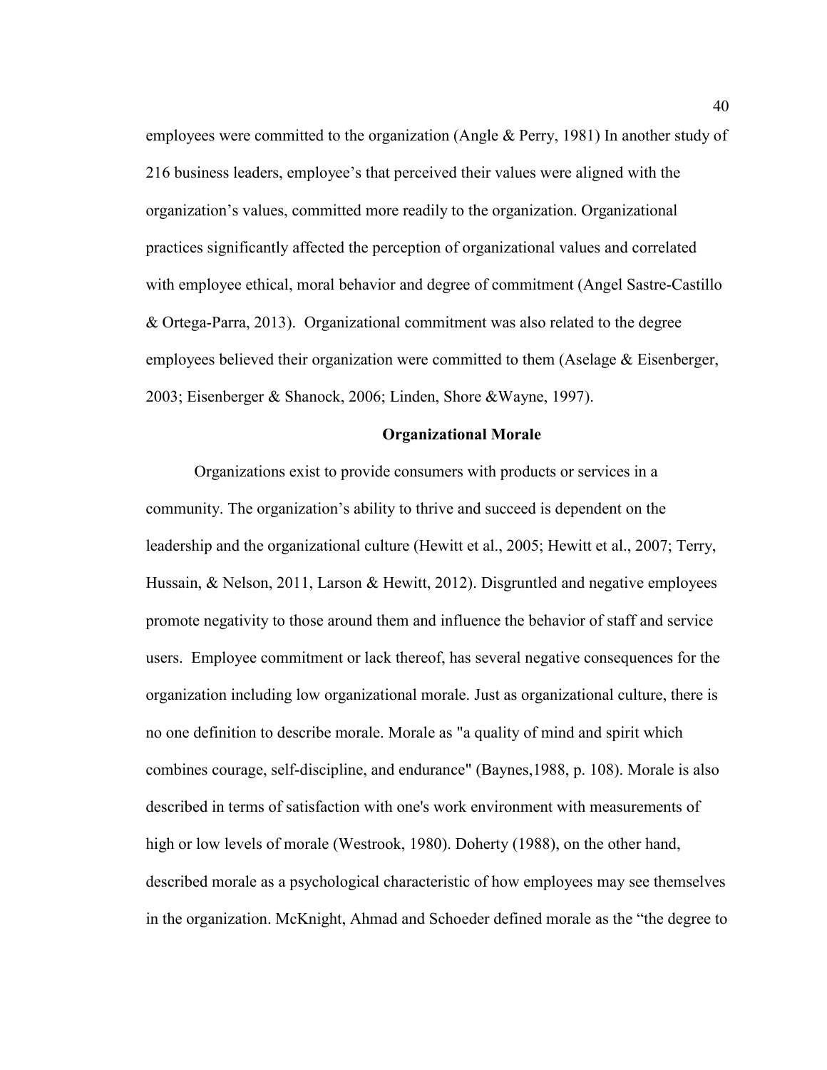employees were committed to the organization (Angle & Perry, 1981) In another study of 216 business leaders, employee's that perceived their values were aligned with the organization's values, committed more readily to the organization. Organizational practices significantly affected the perception of organizational values and correlated with employee ethical, moral behavior and degree of commitment (Angel Sastre-Castillo & Ortega-Parra, 2013). Organizational commitment was also related to the degree employees believed their organization were committed to them (Aselage & Eisenberger, 2003; Eisenberger & Shanock, 2006; Linden, Shore &Wayne, 1997).

## Organizational Morale

Organizations exist to provide consumers with products or services in a community. The organization's ability to thrive and succeed is dependent on the leadership and the organizational culture (Hewitt et al., 2005; Hewitt et al., 2007; Terry, Hussain, & Nelson, 2011, Larson & Hewitt, 2012). Disgruntled and negative employees promote negativity to those around them and influence the behavior of staff and service users. Employee commitment or lack thereof, has several negative consequences for the organization including low organizational morale. Just as organizational culture, there is no one definition to describe morale. Morale as "a quality of mind and spirit which combines courage, self-discipline, and endurance" (Baynes,1988, p. 108). Morale is also described in terms of satisfaction with one's work environment with measurements of high or low levels of morale (Westrook, 1980). Doherty (1988), on the other hand, described morale as a psychological characteristic of how employees may see themselves in the organization. McKnight, Ahmad and Schoeder defined morale as the "the degree to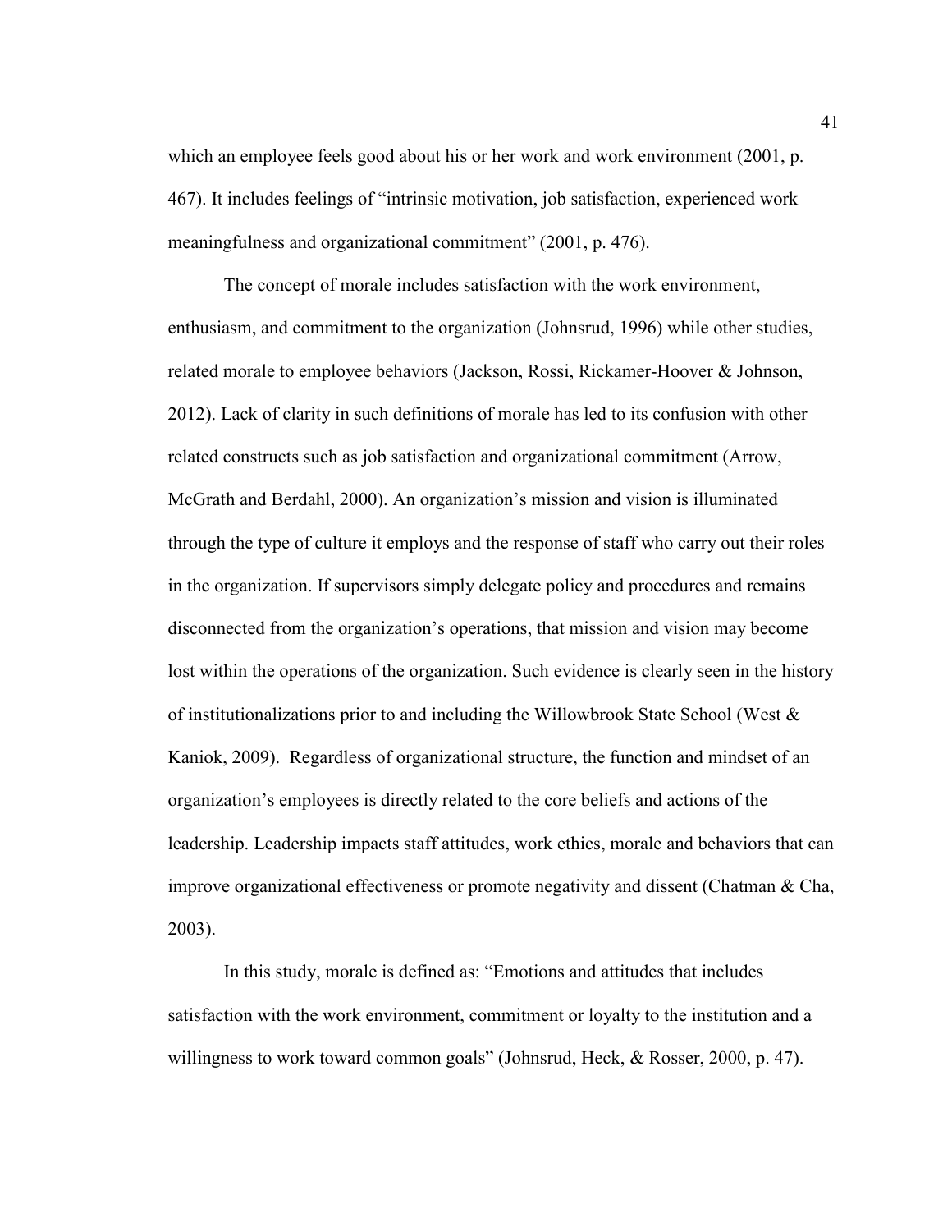which an employee feels good about his or her work and work environment (2001, p. 467). It includes feelings of "intrinsic motivation, job satisfaction, experienced work meaningfulness and organizational commitment" (2001, p. 476).

The concept of morale includes satisfaction with the work environment, enthusiasm, and commitment to the organization (Johnsrud, 1996) while other studies, related morale to employee behaviors (Jackson, Rossi, Rickamer-Hoover & Johnson, 2012). Lack of clarity in such definitions of morale has led to its confusion with other related constructs such as job satisfaction and organizational commitment (Arrow, McGrath and Berdahl, 2000). An organization's mission and vision is illuminated through the type of culture it employs and the response of staff who carry out their roles in the organization. If supervisors simply delegate policy and procedures and remains disconnected from the organization's operations, that mission and vision may become lost within the operations of the organization. Such evidence is clearly seen in the history of institutionalizations prior to and including the Willowbrook State School (West & Kaniok, 2009). Regardless of organizational structure, the function and mindset of an organization's employees is directly related to the core beliefs and actions of the leadership. Leadership impacts staff attitudes, work ethics, morale and behaviors that can improve organizational effectiveness or promote negativity and dissent (Chatman & Cha, 2003).

In this study, morale is defined as: "Emotions and attitudes that includes satisfaction with the work environment, commitment or loyalty to the institution and a willingness to work toward common goals" (Johnsrud, Heck, & Rosser, 2000, p. 47).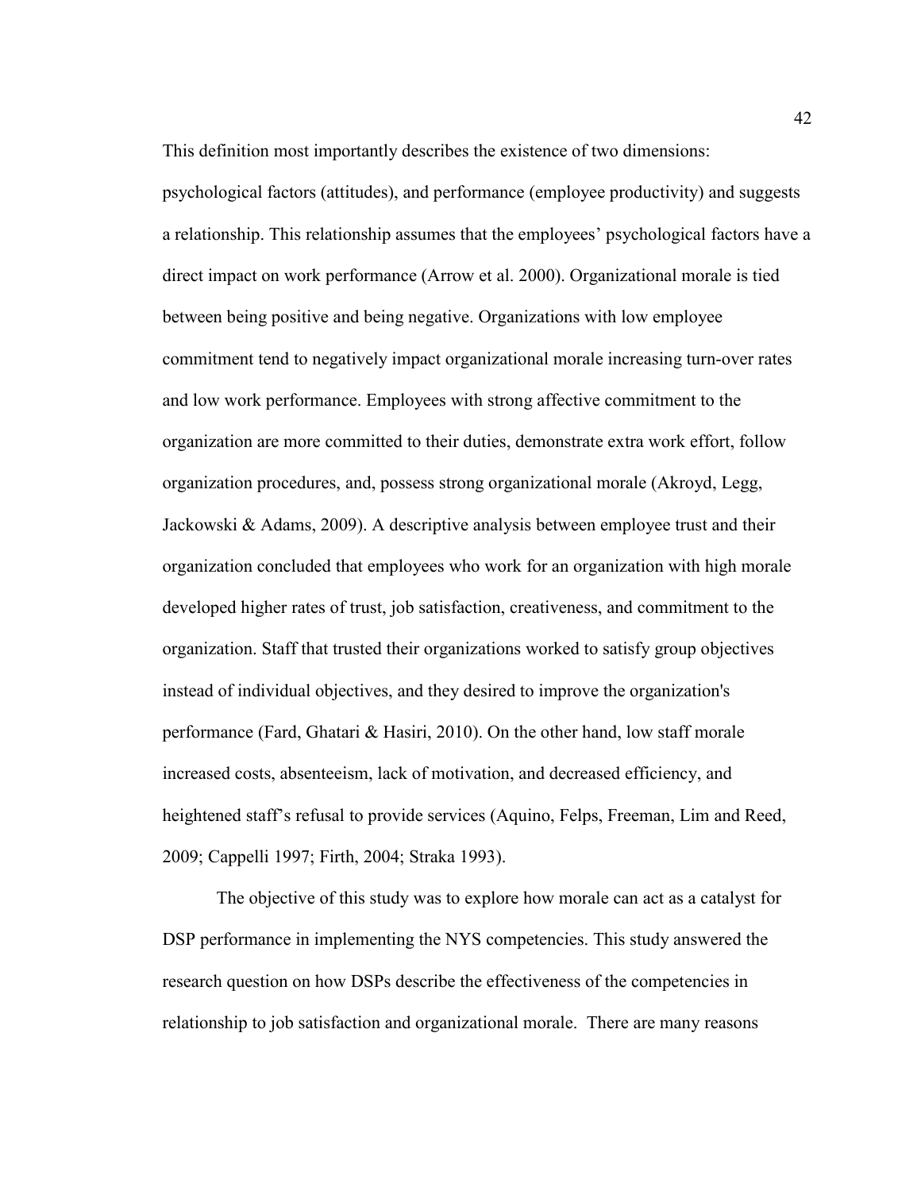This definition most importantly describes the existence of two dimensions: psychological factors (attitudes), and performance (employee productivity) and suggests a relationship. This relationship assumes that the employees' psychological factors have a direct impact on work performance (Arrow et al. 2000). Organizational morale is tied between being positive and being negative. Organizations with low employee commitment tend to negatively impact organizational morale increasing turn-over rates and low work performance. Employees with strong affective commitment to the organization are more committed to their duties, demonstrate extra work effort, follow organization procedures, and, possess strong organizational morale (Akroyd, Legg, Jackowski & Adams, 2009). A descriptive analysis between employee trust and their organization concluded that employees who work for an organization with high morale developed higher rates of trust, job satisfaction, creativeness, and commitment to the organization. Staff that trusted their organizations worked to satisfy group objectives instead of individual objectives, and they desired to improve the organization's performance (Fard, Ghatari & Hasiri, 2010). On the other hand, low staff morale increased costs, absenteeism, lack of motivation, and decreased efficiency, and heightened staff's refusal to provide services (Aquino, Felps, Freeman, Lim and Reed, 2009; Cappelli 1997; Firth, 2004; Straka 1993).

The objective of this study was to explore how morale can act as a catalyst for DSP performance in implementing the NYS competencies. This study answered the research question on how DSPs describe the effectiveness of the competencies in relationship to job satisfaction and organizational morale. There are many reasons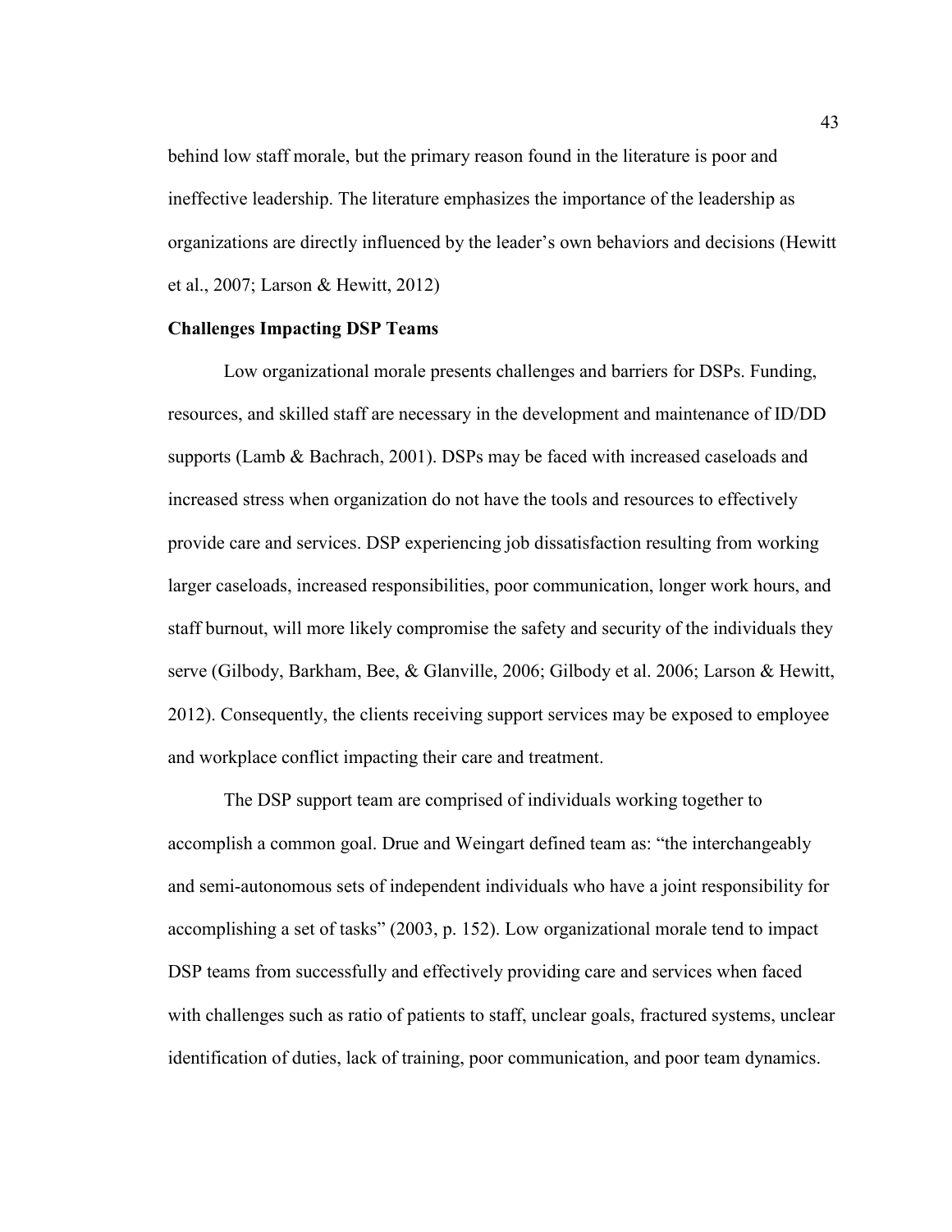behind low staff morale, but the primary reason found in the literature is poor and ineffective leadership. The literature emphasizes the importance of the leadership as organizations are directly influenced by the leader's own behaviors and decisions (Hewitt et al., 2007; Larson & Hewitt, 2012)

**Challenges Impacting DSP Teams**

Low organizational morale presents challenges and barriers for DSPs. Funding, resources, and skilled staff are necessary in the development and maintenance of ID/DD supports (Lamb & Bachrach, 2001). DSPs may be faced with increased caseloads and increased stress when organization do not have the tools and resources to effectively provide care and services. DSP experiencing job dissatisfaction resulting from working larger caseloads, increased responsibilities, poor communication, longer work hours, and staff burnout, will more likely compromise the safety and security of the individuals they serve (Gilbody, Barkham, Bee, & Glanville, 2006; Gilbody et al. 2006; Larson & Hewitt, 2012). Consequently, the clients receiving support services may be exposed to employee and workplace conflict impacting their care and treatment.

The DSP support team are comprised of individuals working together to accomplish a common goal. Drue and Weingart defined team as: "the interchangeably and semi-autonomous sets of independent individuals who have a joint responsibility for accomplishing a set of tasks" (2003, p. 152). Low organizational morale tend to impact DSP teams from successfully and effectively providing care and services when faced with challenges such as ratio of patients to staff, unclear goals, fractured systems, unclear identification of duties, lack of training, poor communication, and poor team dynamics.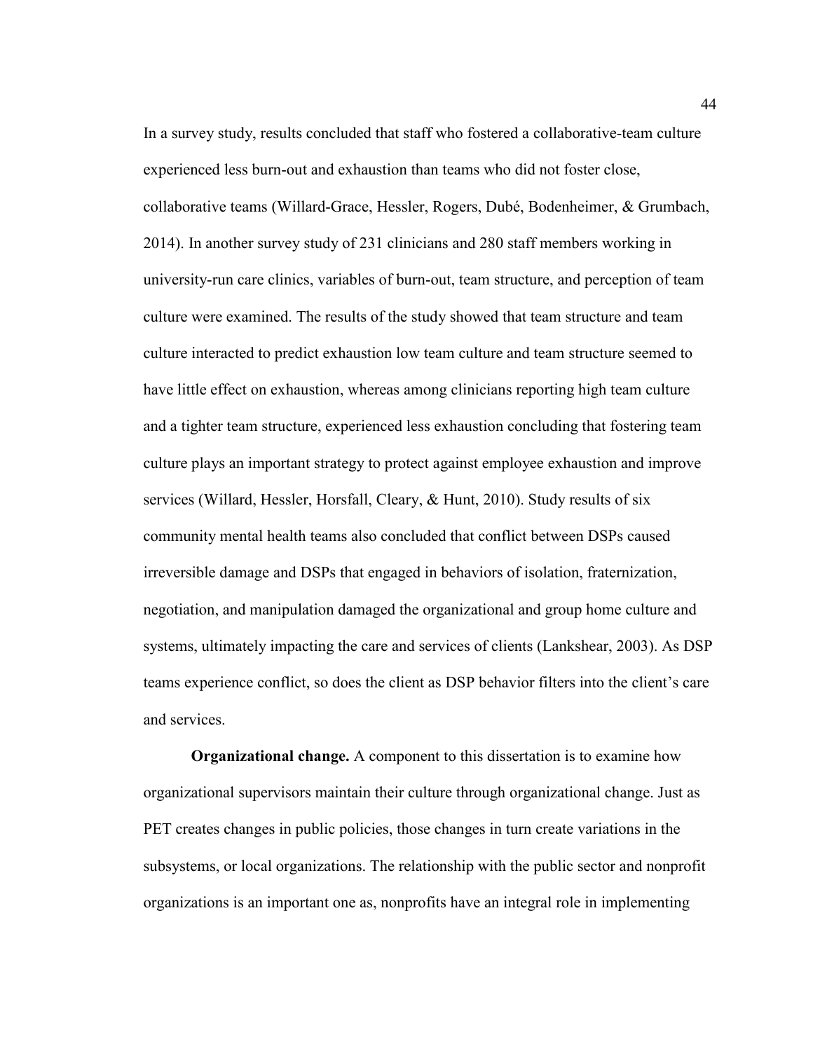In a survey study, results concluded that staff who fostered a collaborative-team culture experienced less burn-out and exhaustion than teams who did not foster close, collaborative teams (Willard-Grace, Hessler, Rogers, Dubé, Bodenheimer, & Grumbach, 2014). In another survey study of 231 clinicians and 280 staff members working in university-run care clinics, variables of burn-out, team structure, and perception of team culture were examined. The results of the study showed that team structure and team culture interacted to predict exhaustion low team culture and team structure seemed to have little effect on exhaustion, whereas among clinicians reporting high team culture and a tighter team structure, experienced less exhaustion concluding that fostering team culture plays an important strategy to protect against employee exhaustion and improve services (Willard, Hessler, Horsfall, Cleary, & Hunt, 2010). Study results of six community mental health teams also concluded that conflict between DSPs caused irreversible damage and DSPs that engaged in behaviors of isolation, fraternization, negotiation, and manipulation damaged the organizational and group home culture and systems, ultimately impacting the care and services of clients (Lankshear, 2003). As DSP teams experience conflict, so does the client as DSP behavior filters into the client's care and services.

**Organizational change.** A component to this dissertation is to examine how organizational supervisors maintain their culture through organizational change. Just as PET creates changes in public policies, those changes in turn create variations in the subsystems, or local organizations. The relationship with the public sector and nonprofit organizations is an important one as, nonprofits have an integral role in implementing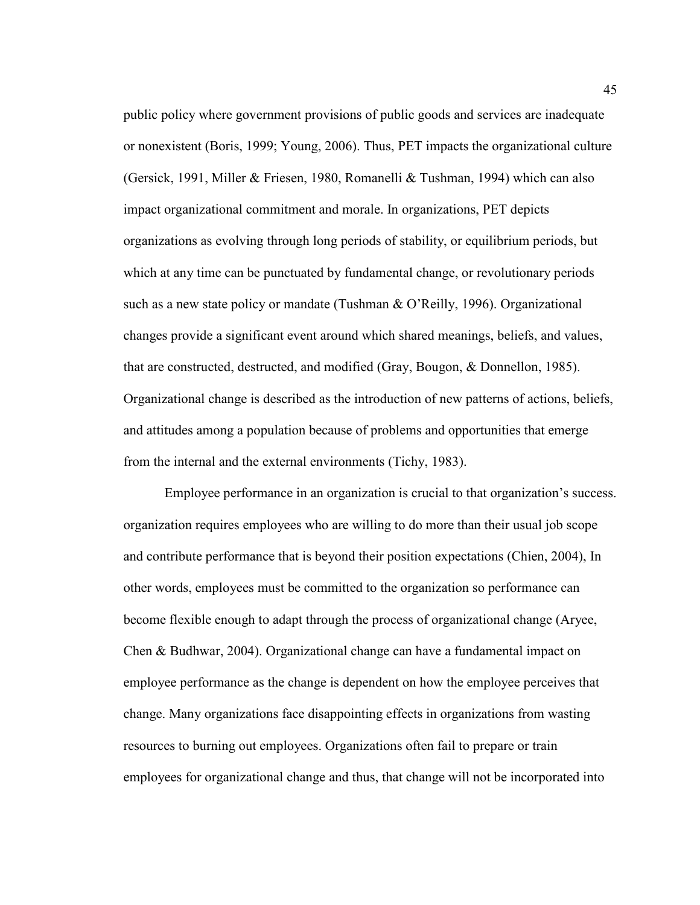public policy where government provisions of public goods and services are inadequate or nonexistent (Boris, 1999; Young, 2006). Thus, PET impacts the organizational culture (Gersick, 1991, Miller & Friesen, 1980, Romanelli & Tushman, 1994) which can also impact organizational commitment and morale. In organizations, PET depicts organizations as evolving through long periods of stability, or equilibrium periods, but which at any time can be punctuated by fundamental change, or revolutionary periods such as a new state policy or mandate (Tushman & O'Reilly, 1996). Organizational changes provide a significant event around which shared meanings, beliefs, and values, that are constructed, destructed, and modified (Gray, Bougon, & Donnellon, 1985). Organizational change is described as the introduction of new patterns of actions, beliefs, and attitudes among a population because of problems and opportunities that emerge from the internal and the external environments (Tichy, 1983).

Employee performance in an organization is crucial to that organization's success. organization requires employees who are willing to do more than their usual job scope and contribute performance that is beyond their position expectations (Chien, 2004), In other words, employees must be committed to the organization so performance can become flexible enough to adapt through the process of organizational change (Aryee, Chen & Budhwar, 2004). Organizational change can have a fundamental impact on employee performance as the change is dependent on how the employee perceives that change. Many organizations face disappointing effects in organizations from wasting resources to burning out employees. Organizations often fail to prepare or train employees for organizational change and thus, that change will not be incorporated into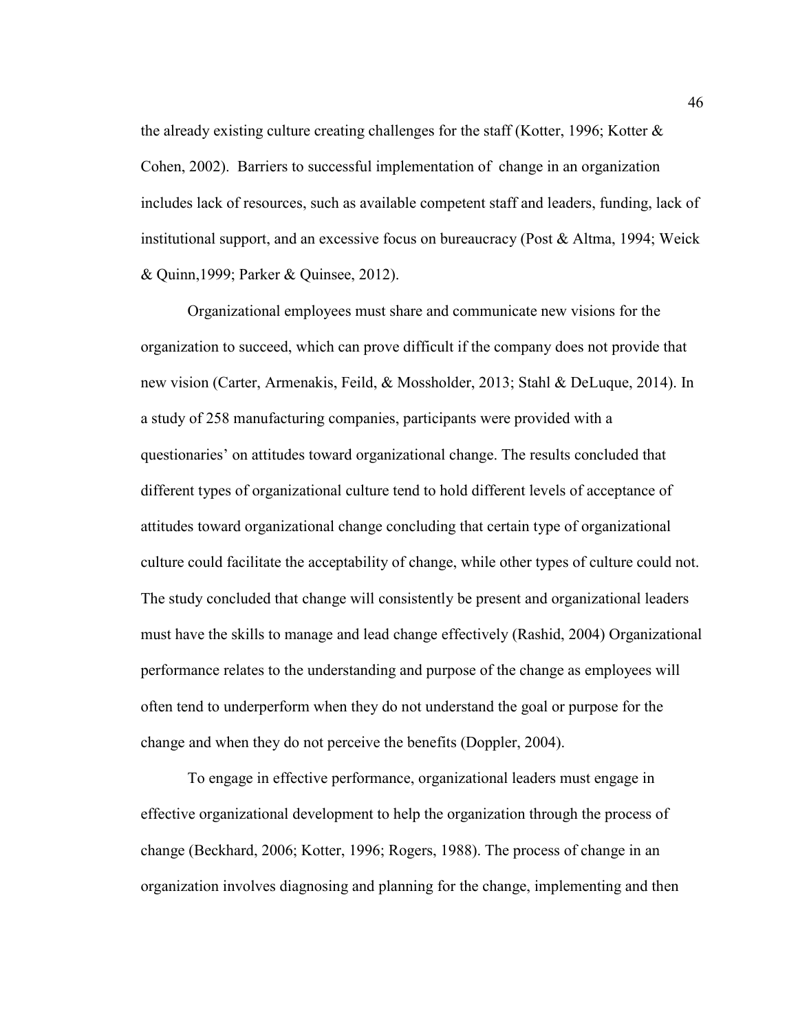the already existing culture creating challenges for the staff (Kotter, 1996; Kotter & Cohen, 2002). Barriers to successful implementation of change in an organization includes lack of resources, such as available competent staff and leaders, funding, lack of institutional support, and an excessive focus on bureaucracy (Post & Altma, 1994; Weick & Quinn,1999; Parker & Quinsee, 2012).

Organizational employees must share and communicate new visions for the organization to succeed, which can prove difficult if the company does not provide that new vision (Carter, Armenakis, Feild, & Mossholder, 2013; Stahl & DeLuque, 2014). In a study of 258 manufacturing companies, participants were provided with a questionaries' on attitudes toward organizational change. The results concluded that different types of organizational culture tend to hold different levels of acceptance of attitudes toward organizational change concluding that certain type of organizational culture could facilitate the acceptability of change, while other types of culture could not. The study concluded that change will consistently be present and organizational leaders must have the skills to manage and lead change effectively (Rashid, 2004) Organizational performance relates to the understanding and purpose of the change as employees will often tend to underperform when they do not understand the goal or purpose for the change and when they do not perceive the benefits (Doppler, 2004).

To engage in effective performance, organizational leaders must engage in effective organizational development to help the organization through the process of change (Beckhard, 2006; Kotter, 1996; Rogers, 1988). The process of change in an organization involves diagnosing and planning for the change, implementing and then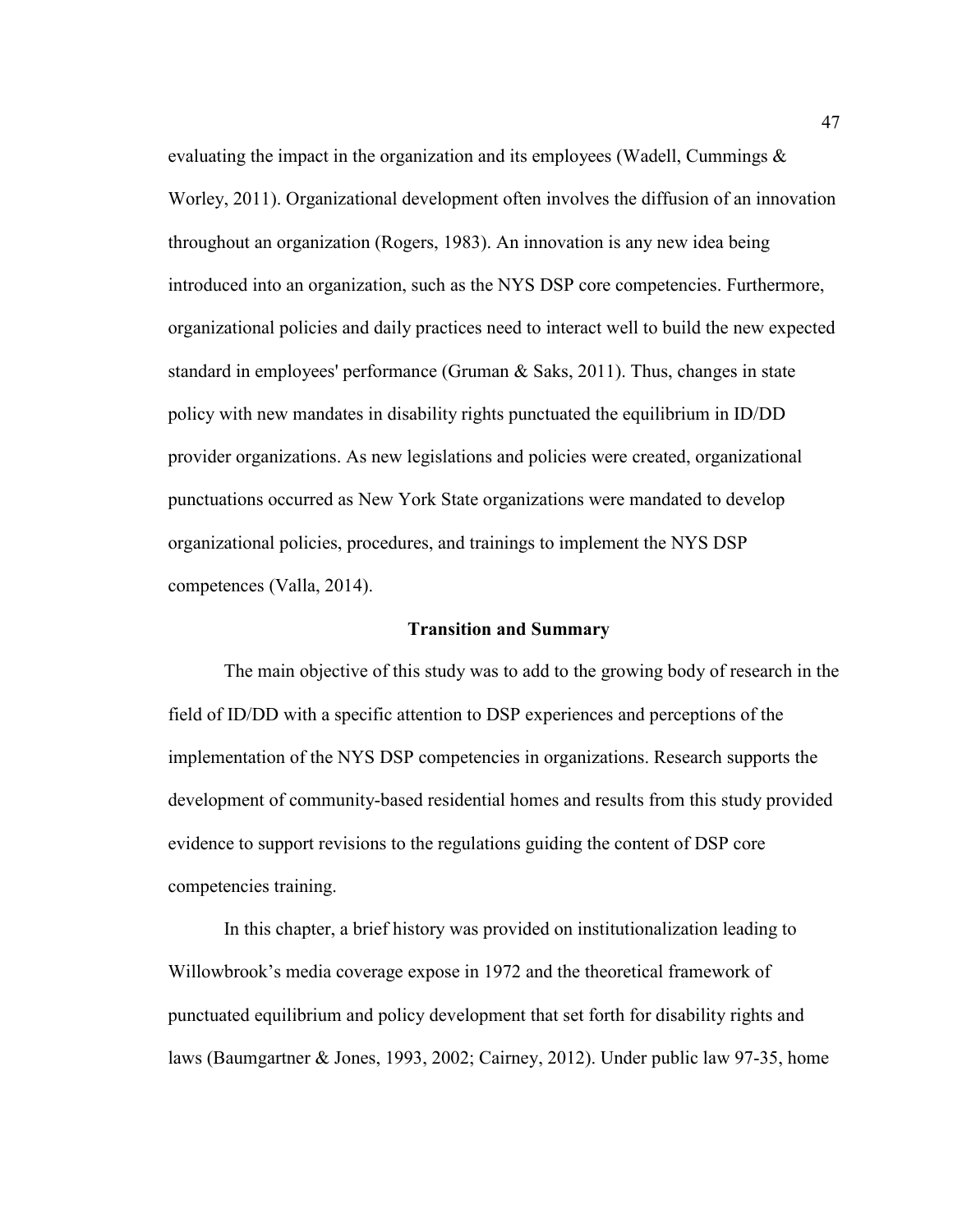evaluating the impact in the organization and its employees (Wadell, Cummings & Worley, 2011). Organizational development often involves the diffusion of an innovation throughout an organization (Rogers, 1983). An innovation is any new idea being introduced into an organization, such as the NYS DSP core competencies. Furthermore, organizational policies and daily practices need to interact well to build the new expected standard in employees' performance (Gruman & Saks, 2011). Thus, changes in state policy with new mandates in disability rights punctuated the equilibrium in ID/DD provider organizations. As new legislations and policies were created, organizational punctuations occurred as New York State organizations were mandated to develop organizational policies, procedures, and trainings to implement the NYS DSP competences (Valla, 2014).

## Transition and Summary

The main objective of this study was to add to the growing body of research in the field of ID/DD with a specific attention to DSP experiences and perceptions of the implementation of the NYS DSP competencies in organizations. Research supports the development of community-based residential homes and results from this study provided evidence to support revisions to the regulations guiding the content of DSP core competencies training.

In this chapter, a brief history was provided on institutionalization leading to Willowbrook's media coverage expose in 1972 and the theoretical framework of punctuated equilibrium and policy development that set forth for disability rights and laws (Baumgartner & Jones, 1993, 2002; Cairney, 2012). Under public law 97-35, home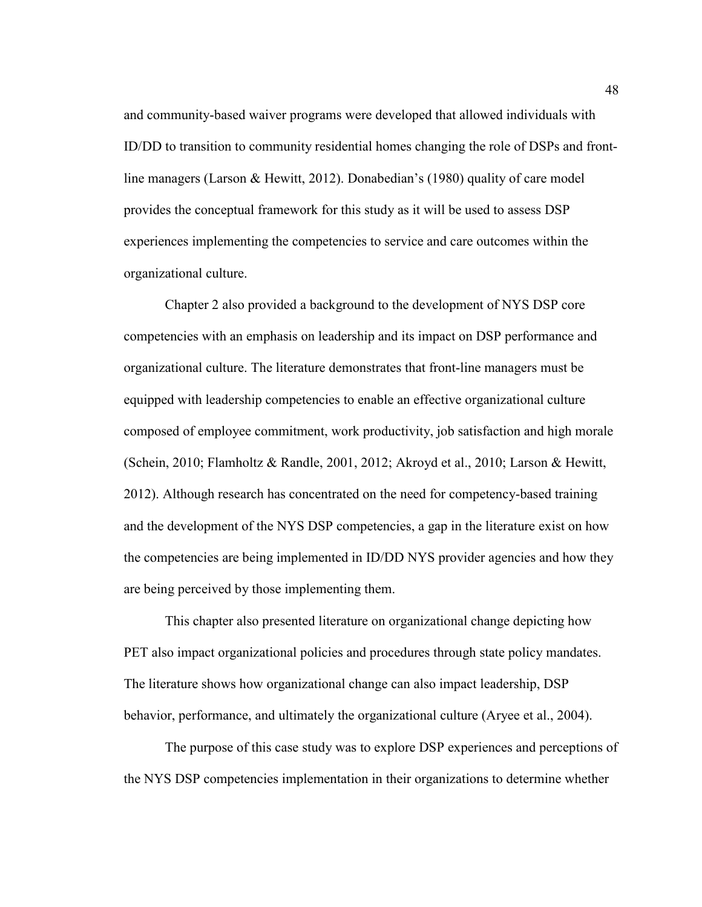and community-based waiver programs were developed that allowed individuals with ID/DD to transition to community residential homes changing the role of DSPs and front-line managers (Larson & Hewitt, 2012). Donabedian's (1980) quality of care model provides the conceptual framework for this study as it will be used to assess DSP experiences implementing the competencies to service and care outcomes within the organizational culture.

Chapter 2 also provided a background to the development of NYS DSP core competencies with an emphasis on leadership and its impact on DSP performance and organizational culture. The literature demonstrates that front-line managers must be equipped with leadership competencies to enable an effective organizational culture composed of employee commitment, work productivity, job satisfaction and high morale (Schein, 2010; Flamholtz & Randle, 2001, 2012; Akroyd et al., 2010; Larson & Hewitt, 2012). Although research has concentrated on the need for competency-based training and the development of the NYS DSP competencies, a gap in the literature exist on how the competencies are being implemented in ID/DD NYS provider agencies and how they are being perceived by those implementing them.

This chapter also presented literature on organizational change depicting how PET also impact organizational policies and procedures through state policy mandates. The literature shows how organizational change can also impact leadership, DSP behavior, performance, and ultimately the organizational culture (Aryee et al., 2004).

The purpose of this case study was to explore DSP experiences and perceptions of the NYS DSP competencies implementation in their organizations to determine whether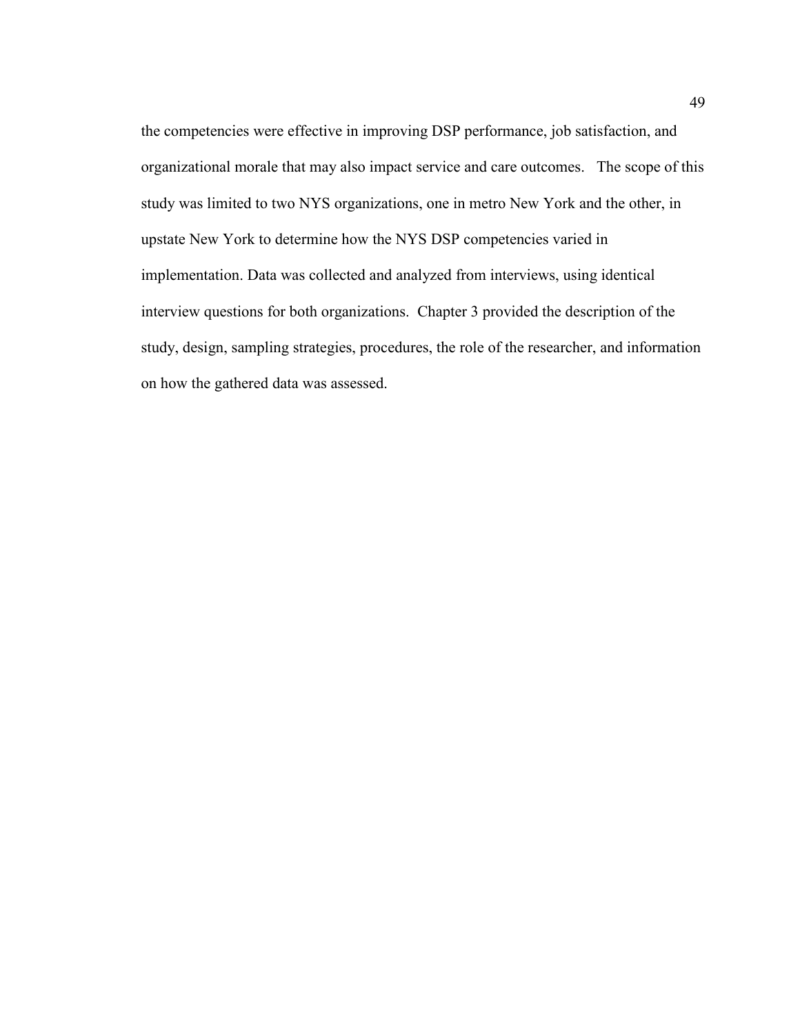the competencies were effective in improving DSP performance, job satisfaction, and organizational morale that may also impact service and care outcomes. The scope of this study was limited to two NYS organizations, one in metro New York and the other, in upstate New York to determine how the NYS DSP competencies varied in implementation. Data was collected and analyzed from interviews, using identical interview questions for both organizations. Chapter 3 provided the description of the study, design, sampling strategies, procedures, the role of the researcher, and information on how the gathered data was assessed.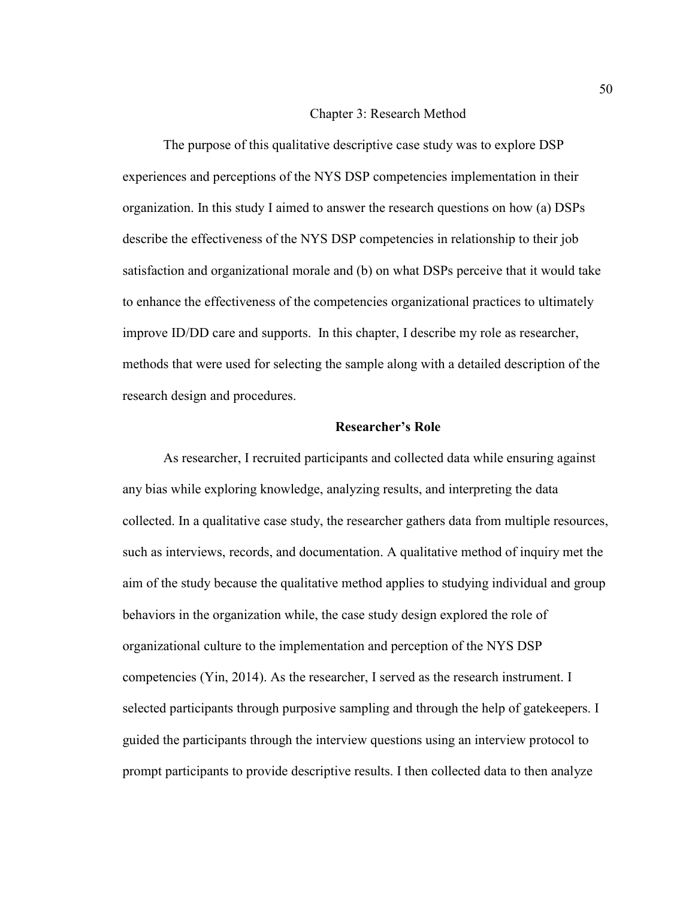# Chapter 3: Research Method

The purpose of this qualitative descriptive case study was to explore DSP experiences and perceptions of the NYS DSP competencies implementation in their organization. In this study I aimed to answer the research questions on how (a) DSPs describe the effectiveness of the NYS DSP competencies in relationship to their job satisfaction and organizational morale and (b) on what DSPs perceive that it would take to enhance the effectiveness of the competencies organizational practices to ultimately improve ID/DD care and supports. In this chapter, I describe my role as researcher, methods that were used for selecting the sample along with a detailed description of the research design and procedures.

## Researcher's Role

As researcher, I recruited participants and collected data while ensuring against any bias while exploring knowledge, analyzing results, and interpreting the data collected. In a qualitative case study, the researcher gathers data from multiple resources, such as interviews, records, and documentation. A qualitative method of inquiry met the aim of the study because the qualitative method applies to studying individual and group behaviors in the organization while, the case study design explored the role of organizational culture to the implementation and perception of the NYS DSP competencies (Yin, 2014). As the researcher, I served as the research instrument. I selected participants through purposive sampling and through the help of gatekeepers. I guided the participants through the interview questions using an interview protocol to prompt participants to provide descriptive results. I then collected data to then analyze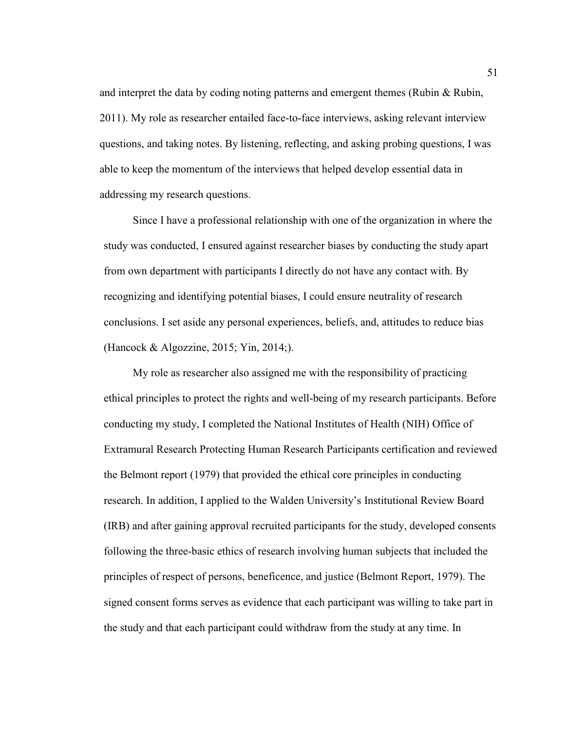and interpret the data by coding noting patterns and emergent themes (Rubin & Rubin, 2011). My role as researcher entailed face-to-face interviews, asking relevant interview questions, and taking notes. By listening, reflecting, and asking probing questions, I was able to keep the momentum of the interviews that helped develop essential data in addressing my research questions.

Since I have a professional relationship with one of the organization in where the study was conducted, I ensured against researcher biases by conducting the study apart from own department with participants I directly do not have any contact with. By recognizing and identifying potential biases, I could ensure neutrality of research conclusions. I set aside any personal experiences, beliefs, and, attitudes to reduce bias (Hancock & Algozzine, 2015; Yin, 2014;).

My role as researcher also assigned me with the responsibility of practicing ethical principles to protect the rights and well-being of my research participants. Before conducting my study, I completed the National Institutes of Health (NIH) Office of Extramural Research Protecting Human Research Participants certification and reviewed the Belmont report (1979) that provided the ethical core principles in conducting research. In addition, I applied to the Walden University's Institutional Review Board (IRB) and after gaining approval recruited participants for the study, developed consents following the three-basic ethics of research involving human subjects that included the principles of respect of persons, beneficence, and justice (Belmont Report, 1979). The signed consent forms serves as evidence that each participant was willing to take part in the study and that each participant could withdraw from the study at any time. In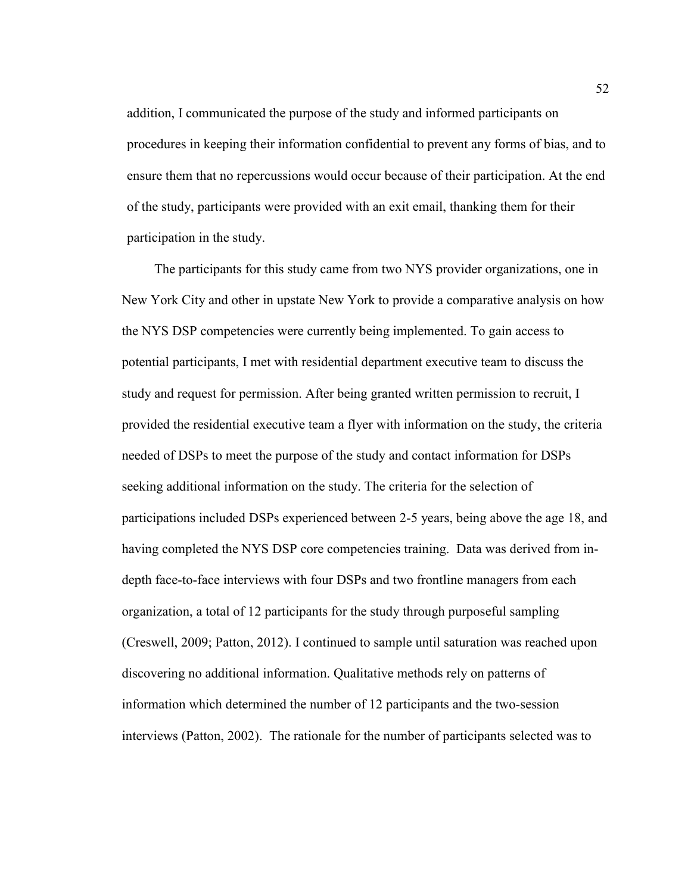addition, I communicated the purpose of the study and informed participants on procedures in keeping their information confidential to prevent any forms of bias, and to ensure them that no repercussions would occur because of their participation. At the end of the study, participants were provided with an exit email, thanking them for their participation in the study.

The participants for this study came from two NYS provider organizations, one in New York City and other in upstate New York to provide a comparative analysis on how the NYS DSP competencies were currently being implemented. To gain access to potential participants, I met with residential department executive team to discuss the study and request for permission. After being granted written permission to recruit, I provided the residential executive team a flyer with information on the study, the criteria needed of DSPs to meet the purpose of the study and contact information for DSPs seeking additional information on the study. The criteria for the selection of participations included DSPs experienced between 2-5 years, being above the age 18, and having completed the NYS DSP core competencies training. Data was derived from in-depth face-to-face interviews with four DSPs and two frontline managers from each organization, a total of 12 participants for the study through purposeful sampling (Creswell, 2009; Patton, 2012). I continued to sample until saturation was reached upon discovering no additional information. Qualitative methods rely on patterns of information which determined the number of 12 participants and the two-session interviews (Patton, 2002). The rationale for the number of participants selected was to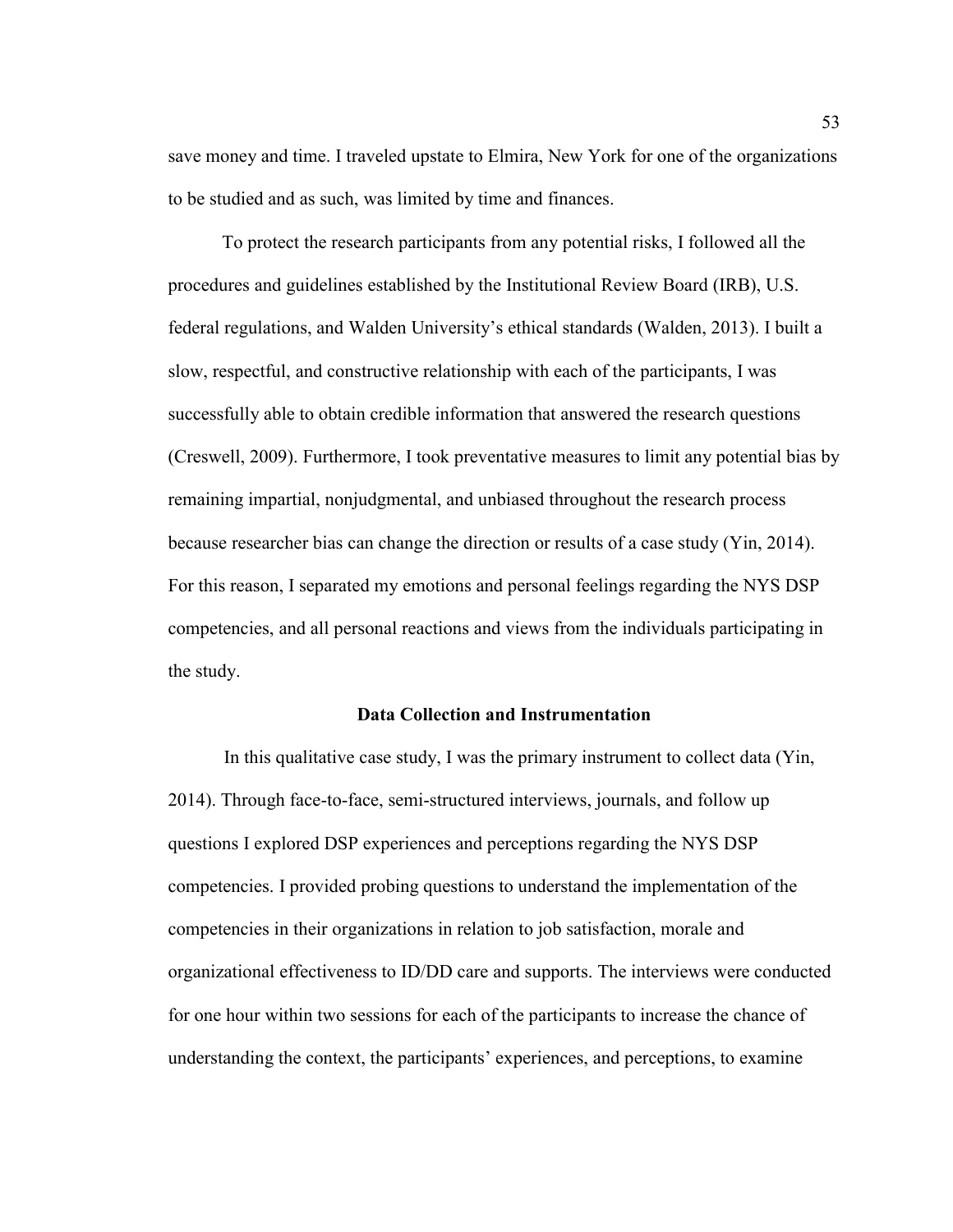save money and time. I traveled upstate to Elmira, New York for one of the organizations to be studied and as such, was limited by time and finances.

To protect the research participants from any potential risks, I followed all the procedures and guidelines established by the Institutional Review Board (IRB), U.S. federal regulations, and Walden University's ethical standards (Walden, 2013). I built a slow, respectful, and constructive relationship with each of the participants, I was successfully able to obtain credible information that answered the research questions (Creswell, 2009). Furthermore, I took preventative measures to limit any potential bias by remaining impartial, nonjudgmental, and unbiased throughout the research process because researcher bias can change the direction or results of a case study (Yin, 2014). For this reason, I separated my emotions and personal feelings regarding the NYS DSP competencies, and all personal reactions and views from the individuals participating in the study.

## Data Collection and Instrumentation

In this qualitative case study, I was the primary instrument to collect data (Yin, 2014). Through face-to-face, semi-structured interviews, journals, and follow up questions I explored DSP experiences and perceptions regarding the NYS DSP competencies. I provided probing questions to understand the implementation of the competencies in their organizations in relation to job satisfaction, morale and organizational effectiveness to ID/DD care and supports. The interviews were conducted for one hour within two sessions for each of the participants to increase the chance of understanding the context, the participants' experiences, and perceptions, to examine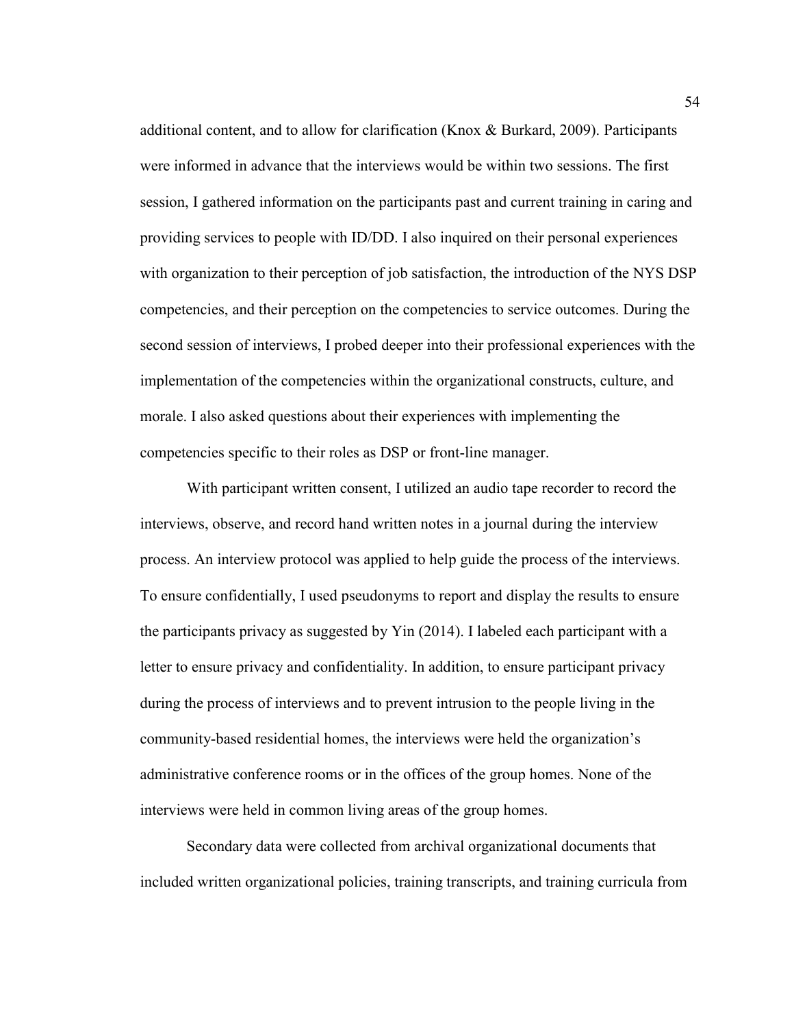additional content, and to allow for clarification (Knox & Burkard, 2009). Participants were informed in advance that the interviews would be within two sessions. The first session, I gathered information on the participants past and current training in caring and providing services to people with ID/DD. I also inquired on their personal experiences with organization to their perception of job satisfaction, the introduction of the NYS DSP competencies, and their perception on the competencies to service outcomes. During the second session of interviews, I probed deeper into their professional experiences with the implementation of the competencies within the organizational constructs, culture, and morale. I also asked questions about their experiences with implementing the competencies specific to their roles as DSP or front-line manager.

With participant written consent, I utilized an audio tape recorder to record the interviews, observe, and record hand written notes in a journal during the interview process. An interview protocol was applied to help guide the process of the interviews. To ensure confidentially, I used pseudonyms to report and display the results to ensure the participants privacy as suggested by Yin (2014). I labeled each participant with a letter to ensure privacy and confidentiality. In addition, to ensure participant privacy during the process of interviews and to prevent intrusion to the people living in the community-based residential homes, the interviews were held the organization's administrative conference rooms or in the offices of the group homes. None of the interviews were held in common living areas of the group homes.

Secondary data were collected from archival organizational documents that included written organizational policies, training transcripts, and training curricula from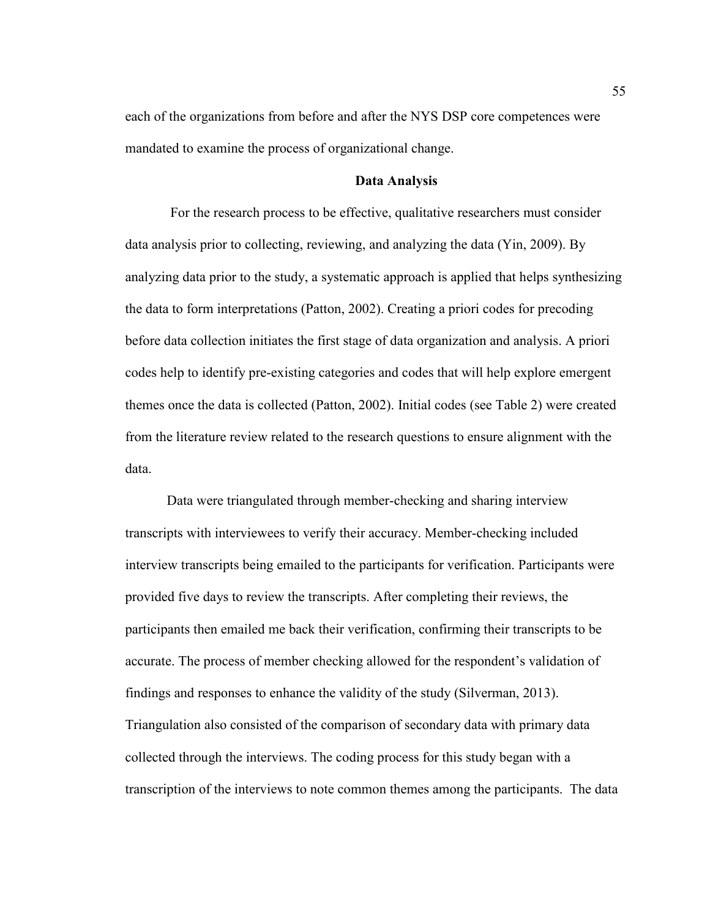each of the organizations from before and after the NYS DSP core competences were mandated to examine the process of organizational change.

## Data Analysis

For the research process to be effective, qualitative researchers must consider data analysis prior to collecting, reviewing, and analyzing the data (Yin, 2009). By analyzing data prior to the study, a systematic approach is applied that helps synthesizing the data to form interpretations (Patton, 2002). Creating a priori codes for precoding before data collection initiates the first stage of data organization and analysis. A priori codes help to identify pre-existing categories and codes that will help explore emergent themes once the data is collected (Patton, 2002). Initial codes (see Table 2) were created from the literature review related to the research questions to ensure alignment with the data.

Data were triangulated through member-checking and sharing interview transcripts with interviewees to verify their accuracy. Member-checking included interview transcripts being emailed to the participants for verification. Participants were provided five days to review the transcripts. After completing their reviews, the participants then emailed me back their verification, confirming their transcripts to be accurate. The process of member checking allowed for the respondent's validation of findings and responses to enhance the validity of the study (Silverman, 2013). Triangulation also consisted of the comparison of secondary data with primary data collected through the interviews. The coding process for this study began with a transcription of the interviews to note common themes among the participants. The data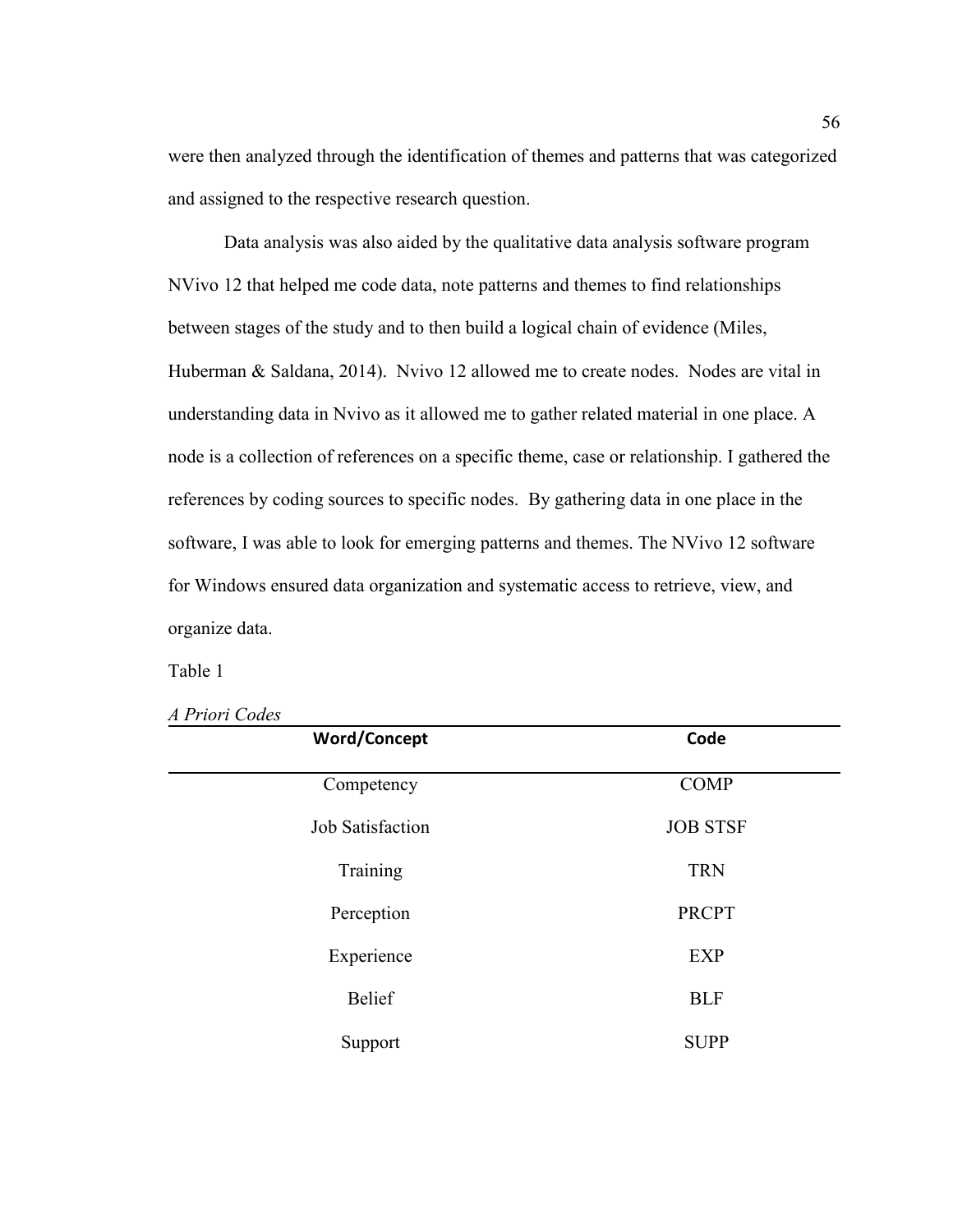were then analyzed through the identification of themes and patterns that was categorized and assigned to the respective research question.

Data analysis was also aided by the qualitative data analysis software program NVivo 12 that helped me code data, note patterns and themes to find relationships between stages of the study and to then build a logical chain of evidence (Miles, Huberman & Saldana, 2014). Nvivo 12 allowed me to create nodes. Nodes are vital in understanding data in Nvivo as it allowed me to gather related material in one place. A node is a collection of references on a specific theme, case or relationship. I gathered the references by coding sources to specific nodes. By gathering data in one place in the software, I was able to look for emerging patterns and themes. The NVivo 12 software for Windows ensured data organization and systematic access to retrieve, view, and organize data.

Table 1

*A Priori Codes*

| Word/Concept | Code |
|---|---|
| Competency | COMP |
| Job Satisfaction | JOB STSF |
| Training | TRN |
| Perception | PRCPT |
| Experience | EXP |
| Belief | BLF |
| Support | SUPP |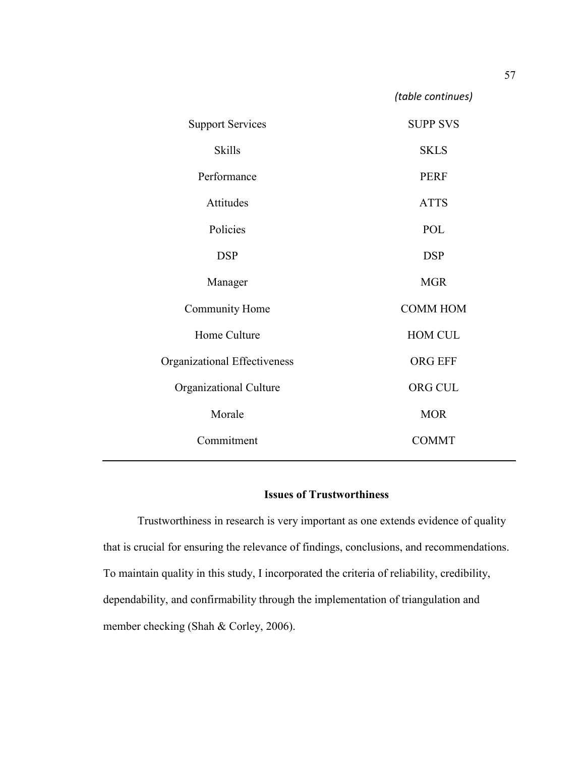*(table continues)*

| | |
|---|---|
| Support Services | SUPP SVS |
| Skills | SKLS |
| Performance | PERF |
| Attitudes | ATTS |
| Policies | POL |
| DSP | DSP |
| Manager | MGR |
| Community Home | COMM HOM |
| Home Culture | HOM CUL |
| Organizational Effectiveness | ORG EFF |
| Organizational Culture | ORG CUL |
| Morale | MOR |
| Commitment | COMMT |

## Issues of Trustworthiness

Trustworthiness in research is very important as one extends evidence of quality that is crucial for ensuring the relevance of findings, conclusions, and recommendations. To maintain quality in this study, I incorporated the criteria of reliability, credibility, dependability, and confirmability through the implementation of triangulation and member checking (Shah & Corley, 2006).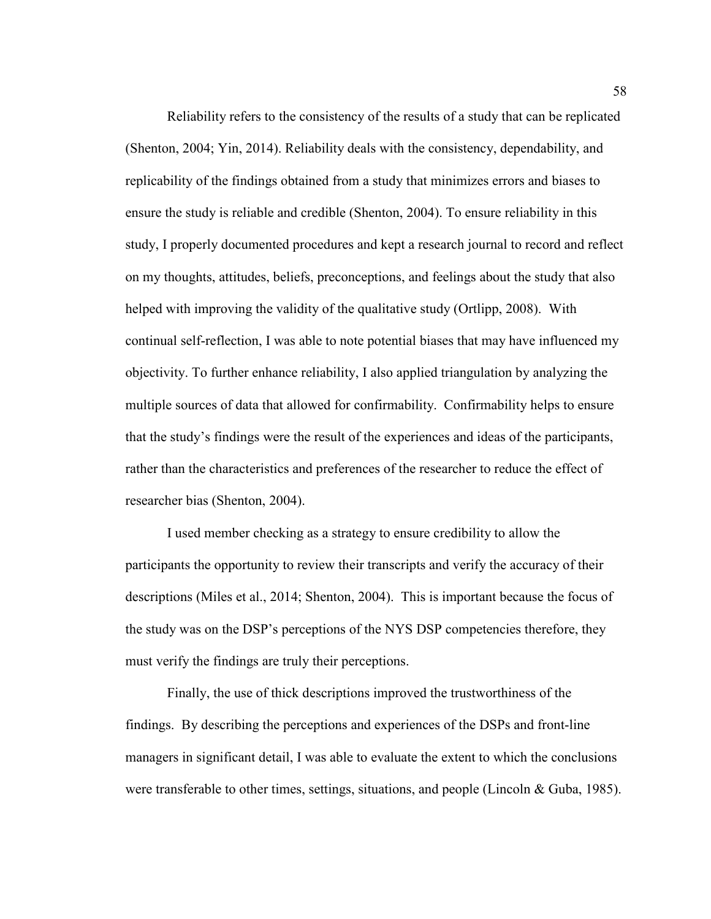Reliability refers to the consistency of the results of a study that can be replicated (Shenton, 2004; Yin, 2014). Reliability deals with the consistency, dependability, and replicability of the findings obtained from a study that minimizes errors and biases to ensure the study is reliable and credible (Shenton, 2004). To ensure reliability in this study, I properly documented procedures and kept a research journal to record and reflect on my thoughts, attitudes, beliefs, preconceptions, and feelings about the study that also helped with improving the validity of the qualitative study (Ortlipp, 2008). With continual self-reflection, I was able to note potential biases that may have influenced my objectivity. To further enhance reliability, I also applied triangulation by analyzing the multiple sources of data that allowed for confirmability. Confirmability helps to ensure that the study's findings were the result of the experiences and ideas of the participants, rather than the characteristics and preferences of the researcher to reduce the effect of researcher bias (Shenton, 2004).

I used member checking as a strategy to ensure credibility to allow the participants the opportunity to review their transcripts and verify the accuracy of their descriptions (Miles et al., 2014; Shenton, 2004). This is important because the focus of the study was on the DSP's perceptions of the NYS DSP competencies therefore, they must verify the findings are truly their perceptions.

Finally, the use of thick descriptions improved the trustworthiness of the findings. By describing the perceptions and experiences of the DSPs and front-line managers in significant detail, I was able to evaluate the extent to which the conclusions were transferable to other times, settings, situations, and people (Lincoln & Guba, 1985).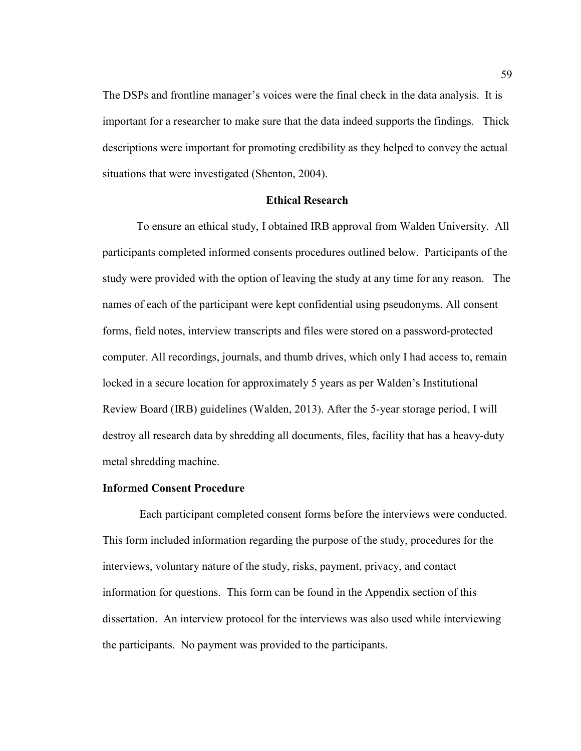The DSPs and frontline manager's voices were the final check in the data analysis. It is important for a researcher to make sure that the data indeed supports the findings. Thick descriptions were important for promoting credibility as they helped to convey the actual situations that were investigated (Shenton, 2004).

## Ethical Research

To ensure an ethical study, I obtained IRB approval from Walden University. All participants completed informed consents procedures outlined below. Participants of the study were provided with the option of leaving the study at any time for any reason. The names of each of the participant were kept confidential using pseudonyms. All consent forms, field notes, interview transcripts and files were stored on a password-protected computer. All recordings, journals, and thumb drives, which only I had access to, remain locked in a secure location for approximately 5 years as per Walden's Institutional Review Board (IRB) guidelines (Walden, 2013). After the 5-year storage period, I will destroy all research data by shredding all documents, files, facility that has a heavy-duty metal shredding machine.

### Informed Consent Procedure

Each participant completed consent forms before the interviews were conducted. This form included information regarding the purpose of the study, procedures for the interviews, voluntary nature of the study, risks, payment, privacy, and contact information for questions. This form can be found in the Appendix section of this dissertation. An interview protocol for the interviews was also used while interviewing the participants. No payment was provided to the participants.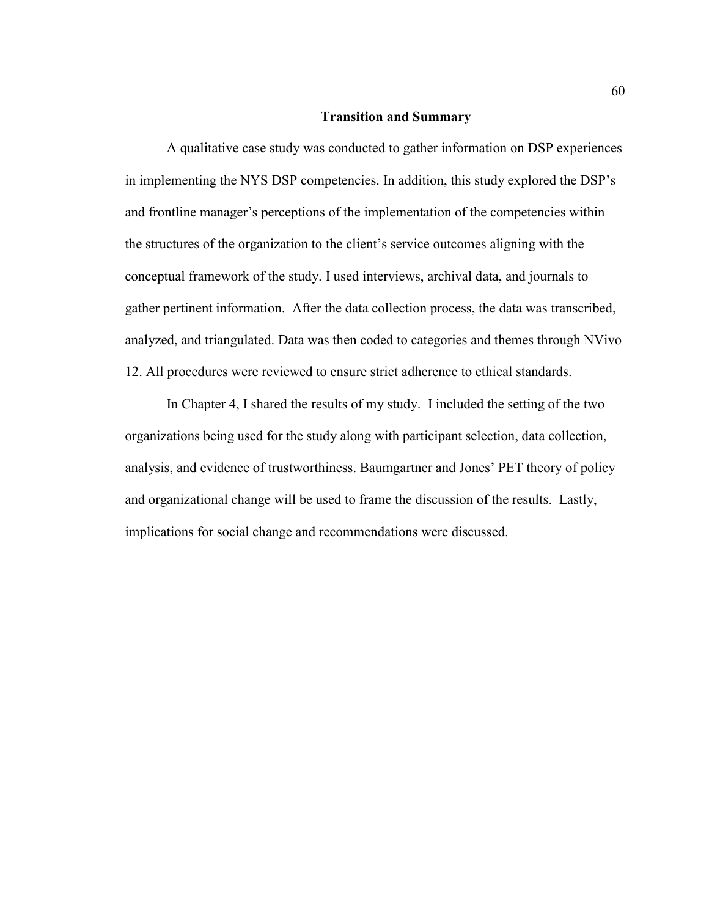## Transition and Summary

A qualitative case study was conducted to gather information on DSP experiences in implementing the NYS DSP competencies. In addition, this study explored the DSP's and frontline manager's perceptions of the implementation of the competencies within the structures of the organization to the client's service outcomes aligning with the conceptual framework of the study. I used interviews, archival data, and journals to gather pertinent information. After the data collection process, the data was transcribed, analyzed, and triangulated. Data was then coded to categories and themes through NVivo 12. All procedures were reviewed to ensure strict adherence to ethical standards.

In Chapter 4, I shared the results of my study. I included the setting of the two organizations being used for the study along with participant selection, data collection, analysis, and evidence of trustworthiness. Baumgartner and Jones' PET theory of policy and organizational change will be used to frame the discussion of the results. Lastly, implications for social change and recommendations were discussed.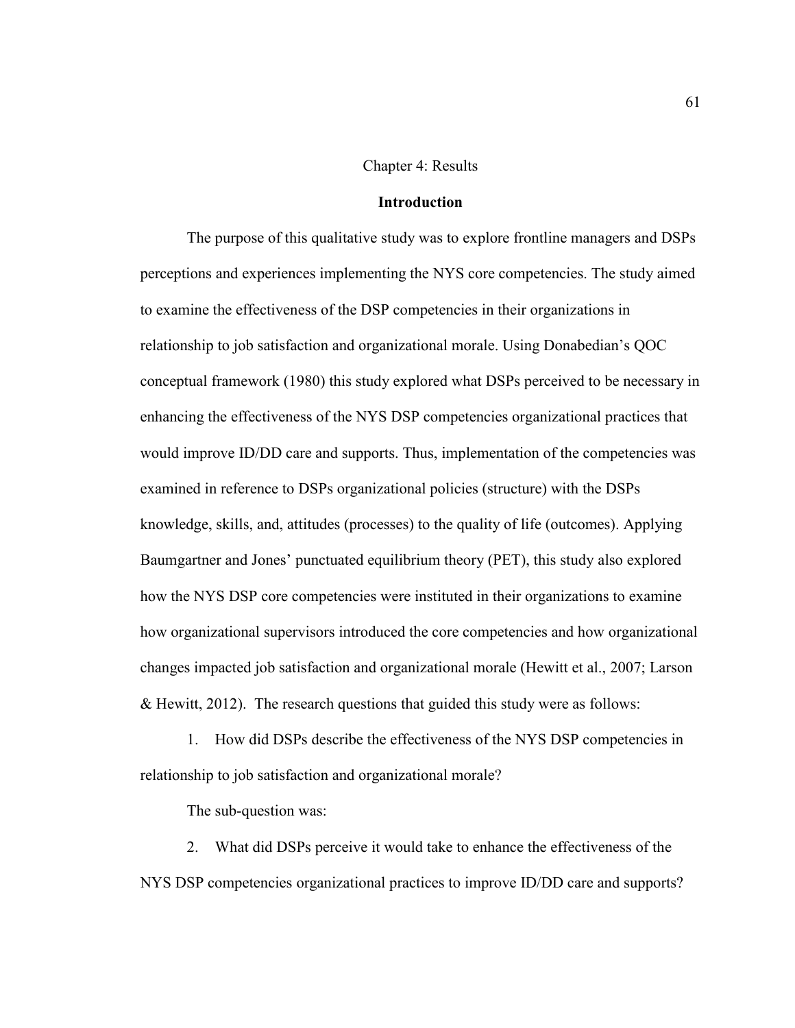# Chapter 4: Results

## Introduction

The purpose of this qualitative study was to explore frontline managers and DSPs perceptions and experiences implementing the NYS core competencies. The study aimed to examine the effectiveness of the DSP competencies in their organizations in relationship to job satisfaction and organizational morale. Using Donabedian's QOC conceptual framework (1980) this study explored what DSPs perceived to be necessary in enhancing the effectiveness of the NYS DSP competencies organizational practices that would improve ID/DD care and supports. Thus, implementation of the competencies was examined in reference to DSPs organizational policies (structure) with the DSPs knowledge, skills, and, attitudes (processes) to the quality of life (outcomes). Applying Baumgartner and Jones' punctuated equilibrium theory (PET), this study also explored how the NYS DSP core competencies were instituted in their organizations to examine how organizational supervisors introduced the core competencies and how organizational changes impacted job satisfaction and organizational morale (Hewitt et al., 2007; Larson & Hewitt, 2012). The research questions that guided this study were as follows:

1. How did DSPs describe the effectiveness of the NYS DSP competencies in relationship to job satisfaction and organizational morale?

The sub-question was:

2. What did DSPs perceive it would take to enhance the effectiveness of the NYS DSP competencies organizational practices to improve ID/DD care and supports?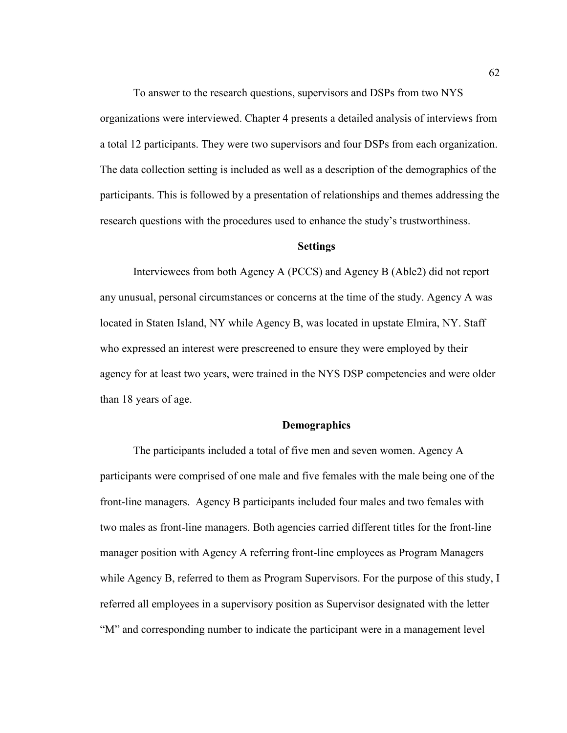To answer to the research questions, supervisors and DSPs from two NYS organizations were interviewed. Chapter 4 presents a detailed analysis of interviews from a total 12 participants. They were two supervisors and four DSPs from each organization. The data collection setting is included as well as a description of the demographics of the participants. This is followed by a presentation of relationships and themes addressing the research questions with the procedures used to enhance the study's trustworthiness.

## Settings

Interviewees from both Agency A (PCCS) and Agency B (Able2) did not report any unusual, personal circumstances or concerns at the time of the study. Agency A was located in Staten Island, NY while Agency B, was located in upstate Elmira, NY. Staff who expressed an interest were prescreened to ensure they were employed by their agency for at least two years, were trained in the NYS DSP competencies and were older than 18 years of age.

## Demographics

The participants included a total of five men and seven women. Agency A participants were comprised of one male and five females with the male being one of the front-line managers. Agency B participants included four males and two females with two males as front-line managers. Both agencies carried different titles for the front-line manager position with Agency A referring front-line employees as Program Managers while Agency B, referred to them as Program Supervisors. For the purpose of this study, I referred all employees in a supervisory position as Supervisor designated with the letter "M" and corresponding number to indicate the participant were in a management level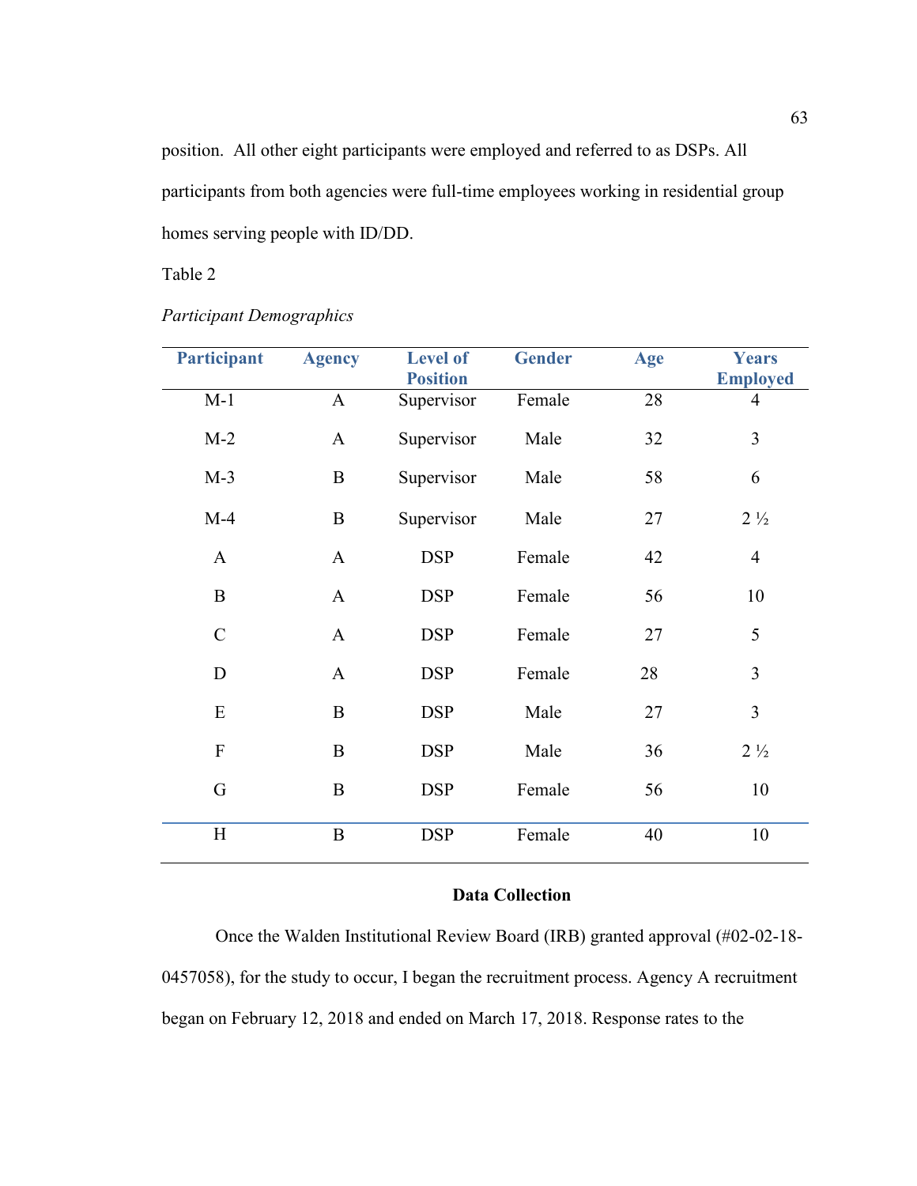position. All other eight participants were employed and referred to as DSPs. All participants from both agencies were full-time employees working in residential group homes serving people with ID/DD.

Table 2

*Participant Demographics*

| Participant | Agency | Level of Position | Gender | Age | Years Employed |
|---|---|---|---|---|---|
| M-1 | A | Supervisor | Female | 28 | 4 |
| M-2 | A | Supervisor | Male | 32 | 3 |
| M-3 | B | Supervisor | Male | 58 | 6 |
| M-4 | B | Supervisor | Male | 27 | 2 ½ |
| A | A | DSP | Female | 42 | 4 |
| B | A | DSP | Female | 56 | 10 |
| C | A | DSP | Female | 27 | 5 |
| D | A | DSP | Female | 28 | 3 |
| E | B | DSP | Male | 27 | 3 |
| F | B | DSP | Male | 36 | 2 ½ |
| G | B | DSP | Female | 56 | 10 |
| H | B | DSP | Female | 40 | 10 |

## Data Collection

Once the Walden Institutional Review Board (IRB) granted approval (#02-02-18-0457058), for the study to occur, I began the recruitment process. Agency A recruitment began on February 12, 2018 and ended on March 17, 2018. Response rates to the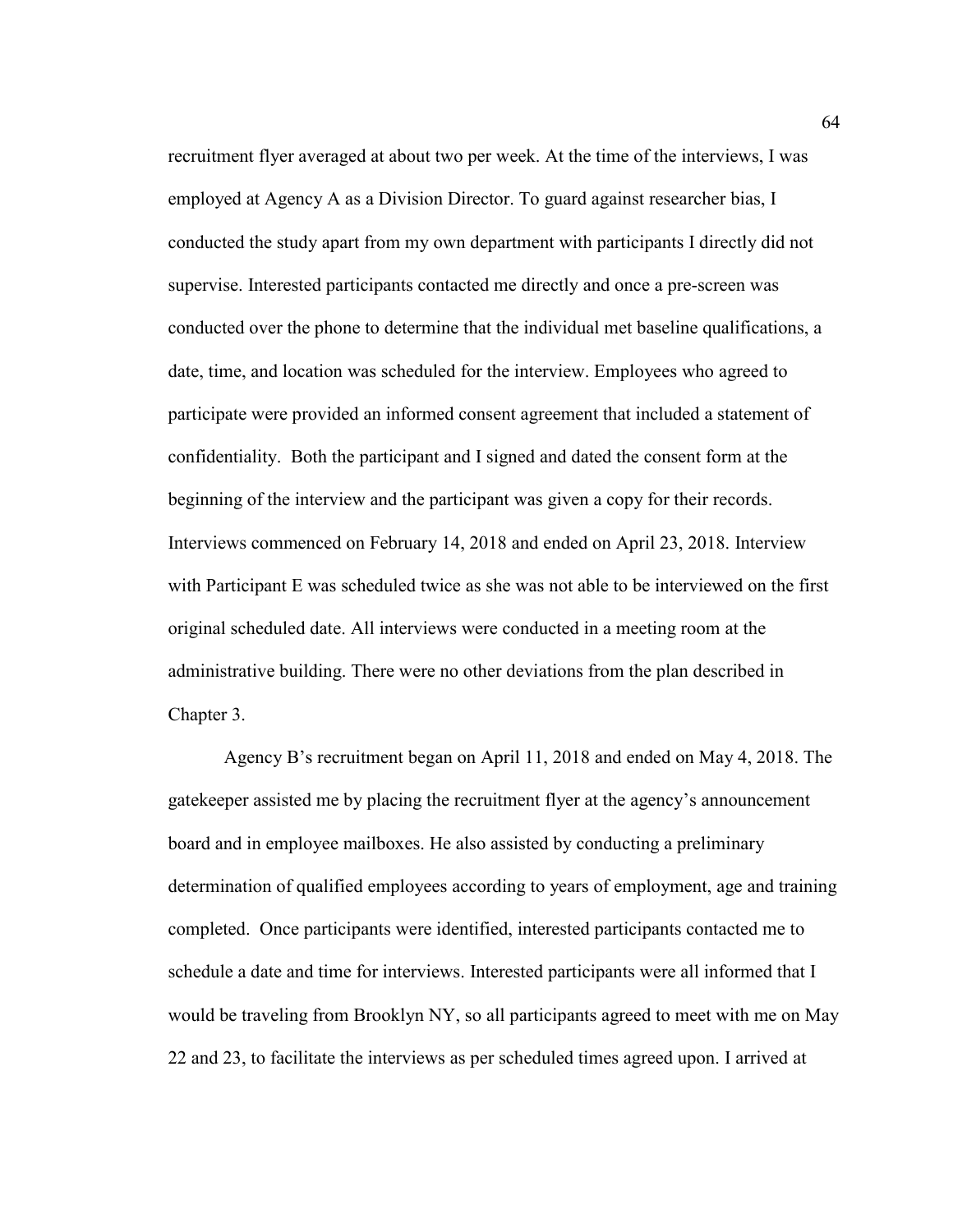recruitment flyer averaged at about two per week. At the time of the interviews, I was employed at Agency A as a Division Director. To guard against researcher bias, I conducted the study apart from my own department with participants I directly did not supervise. Interested participants contacted me directly and once a pre-screen was conducted over the phone to determine that the individual met baseline qualifications, a date, time, and location was scheduled for the interview. Employees who agreed to participate were provided an informed consent agreement that included a statement of confidentiality.  Both the participant and I signed and dated the consent form at the beginning of the interview and the participant was given a copy for their records. Interviews commenced on February 14, 2018 and ended on April 23, 2018. Interview with Participant E was scheduled twice as she was not able to be interviewed on the first original scheduled date. All interviews were conducted in a meeting room at the administrative building. There were no other deviations from the plan described in Chapter 3.

Agency B's recruitment began on April 11, 2018 and ended on May 4, 2018. The gatekeeper assisted me by placing the recruitment flyer at the agency's announcement board and in employee mailboxes. He also assisted by conducting a preliminary determination of qualified employees according to years of employment, age and training completed.  Once participants were identified, interested participants contacted me to schedule a date and time for interviews. Interested participants were all informed that I would be traveling from Brooklyn NY, so all participants agreed to meet with me on May 22 and 23, to facilitate the interviews as per scheduled times agreed upon. I arrived at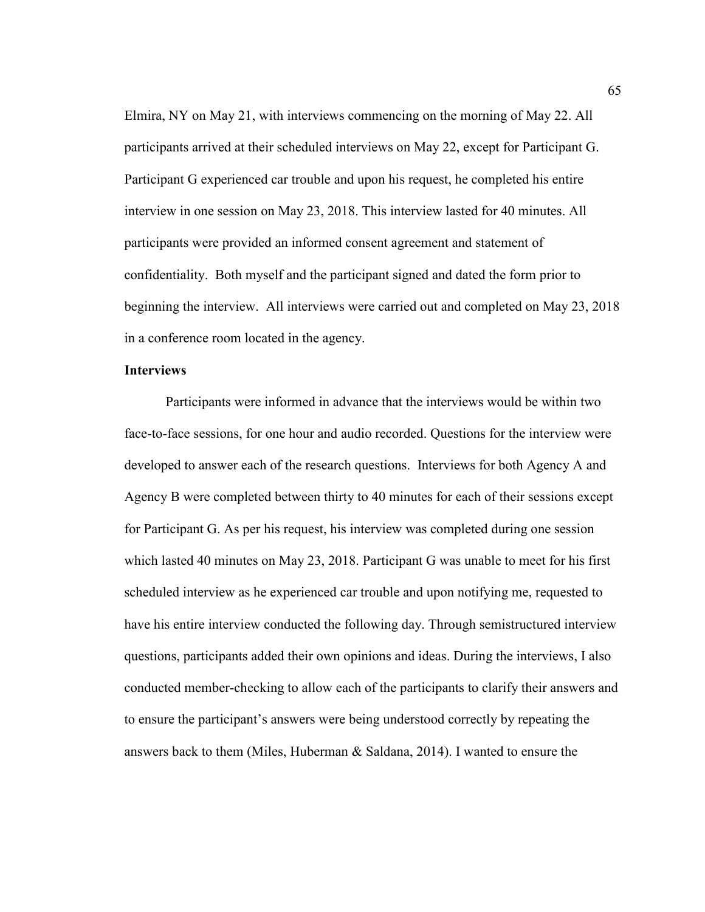Elmira, NY on May 21, with interviews commencing on the morning of May 22. All participants arrived at their scheduled interviews on May 22, except for Participant G. Participant G experienced car trouble and upon his request, he completed his entire interview in one session on May 23, 2018. This interview lasted for 40 minutes. All participants were provided an informed consent agreement and statement of confidentiality. Both myself and the participant signed and dated the form prior to beginning the interview. All interviews were carried out and completed on May 23, 2018 in a conference room located in the agency.

**Interviews**

Participants were informed in advance that the interviews would be within two face-to-face sessions, for one hour and audio recorded. Questions for the interview were developed to answer each of the research questions. Interviews for both Agency A and Agency B were completed between thirty to 40 minutes for each of their sessions except for Participant G. As per his request, his interview was completed during one session which lasted 40 minutes on May 23, 2018. Participant G was unable to meet for his first scheduled interview as he experienced car trouble and upon notifying me, requested to have his entire interview conducted the following day. Through semistructured interview questions, participants added their own opinions and ideas. During the interviews, I also conducted member-checking to allow each of the participants to clarify their answers and to ensure the participant's answers were being understood correctly by repeating the answers back to them (Miles, Huberman & Saldana, 2014). I wanted to ensure the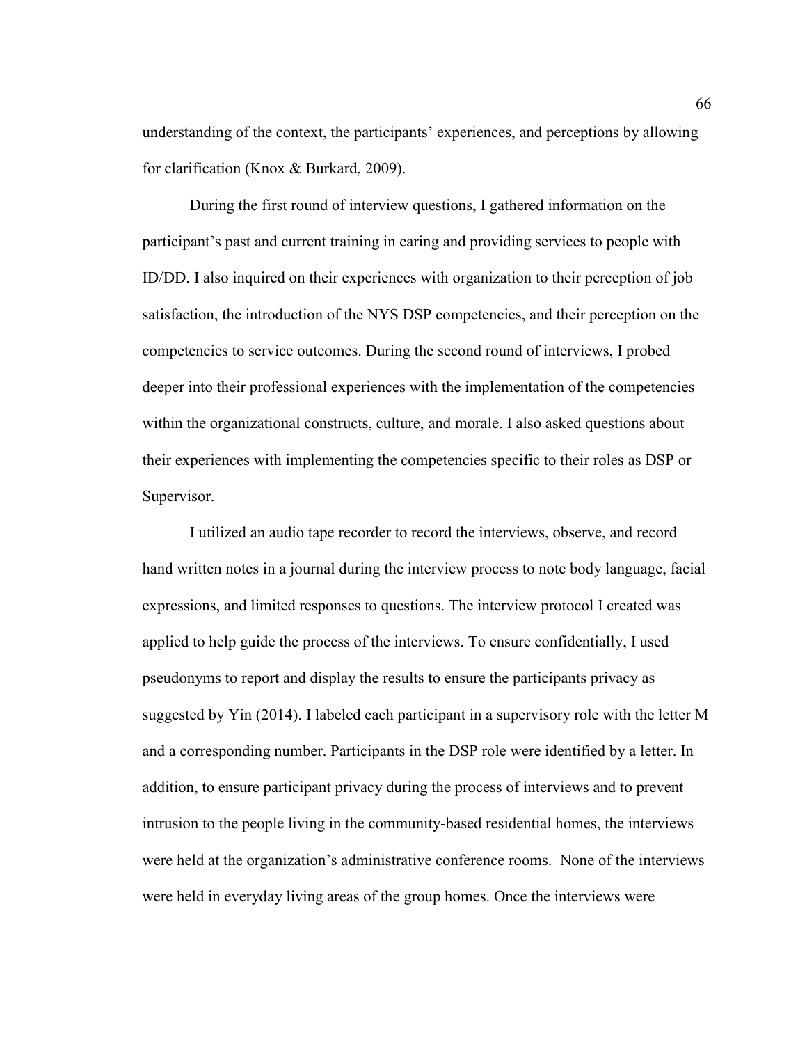understanding of the context, the participants' experiences, and perceptions by allowing for clarification (Knox & Burkard, 2009).

During the first round of interview questions, I gathered information on the participant's past and current training in caring and providing services to people with ID/DD. I also inquired on their experiences with organization to their perception of job satisfaction, the introduction of the NYS DSP competencies, and their perception on the competencies to service outcomes. During the second round of interviews, I probed deeper into their professional experiences with the implementation of the competencies within the organizational constructs, culture, and morale. I also asked questions about their experiences with implementing the competencies specific to their roles as DSP or Supervisor.

I utilized an audio tape recorder to record the interviews, observe, and record hand written notes in a journal during the interview process to note body language, facial expressions, and limited responses to questions. The interview protocol I created was applied to help guide the process of the interviews. To ensure confidentially, I used pseudonyms to report and display the results to ensure the participants privacy as suggested by Yin (2014). I labeled each participant in a supervisory role with the letter M and a corresponding number. Participants in the DSP role were identified by a letter. In addition, to ensure participant privacy during the process of interviews and to prevent intrusion to the people living in the community-based residential homes, the interviews were held at the organization's administrative conference rooms. None of the interviews were held in everyday living areas of the group homes. Once the interviews were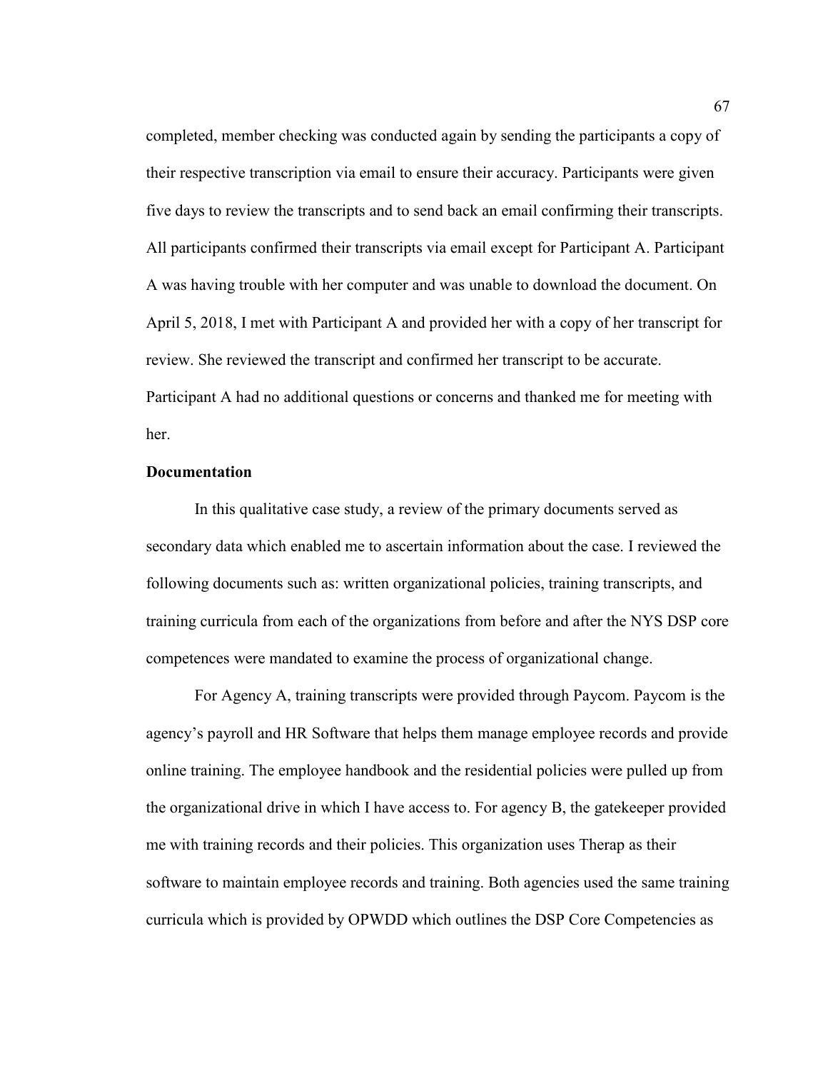completed, member checking was conducted again by sending the participants a copy of their respective transcription via email to ensure their accuracy. Participants were given five days to review the transcripts and to send back an email confirming their transcripts. All participants confirmed their transcripts via email except for Participant A. Participant A was having trouble with her computer and was unable to download the document. On April 5, 2018, I met with Participant A and provided her with a copy of her transcript for review. She reviewed the transcript and confirmed her transcript to be accurate. Participant A had no additional questions or concerns and thanked me for meeting with her.

**Documentation**

In this qualitative case study, a review of the primary documents served as secondary data which enabled me to ascertain information about the case. I reviewed the following documents such as: written organizational policies, training transcripts, and training curricula from each of the organizations from before and after the NYS DSP core competences were mandated to examine the process of organizational change.

For Agency A, training transcripts were provided through Paycom. Paycom is the agency's payroll and HR Software that helps them manage employee records and provide online training. The employee handbook and the residential policies were pulled up from the organizational drive in which I have access to. For agency B, the gatekeeper provided me with training records and their policies. This organization uses Therap as their software to maintain employee records and training. Both agencies used the same training curricula which is provided by OPWDD which outlines the DSP Core Competencies as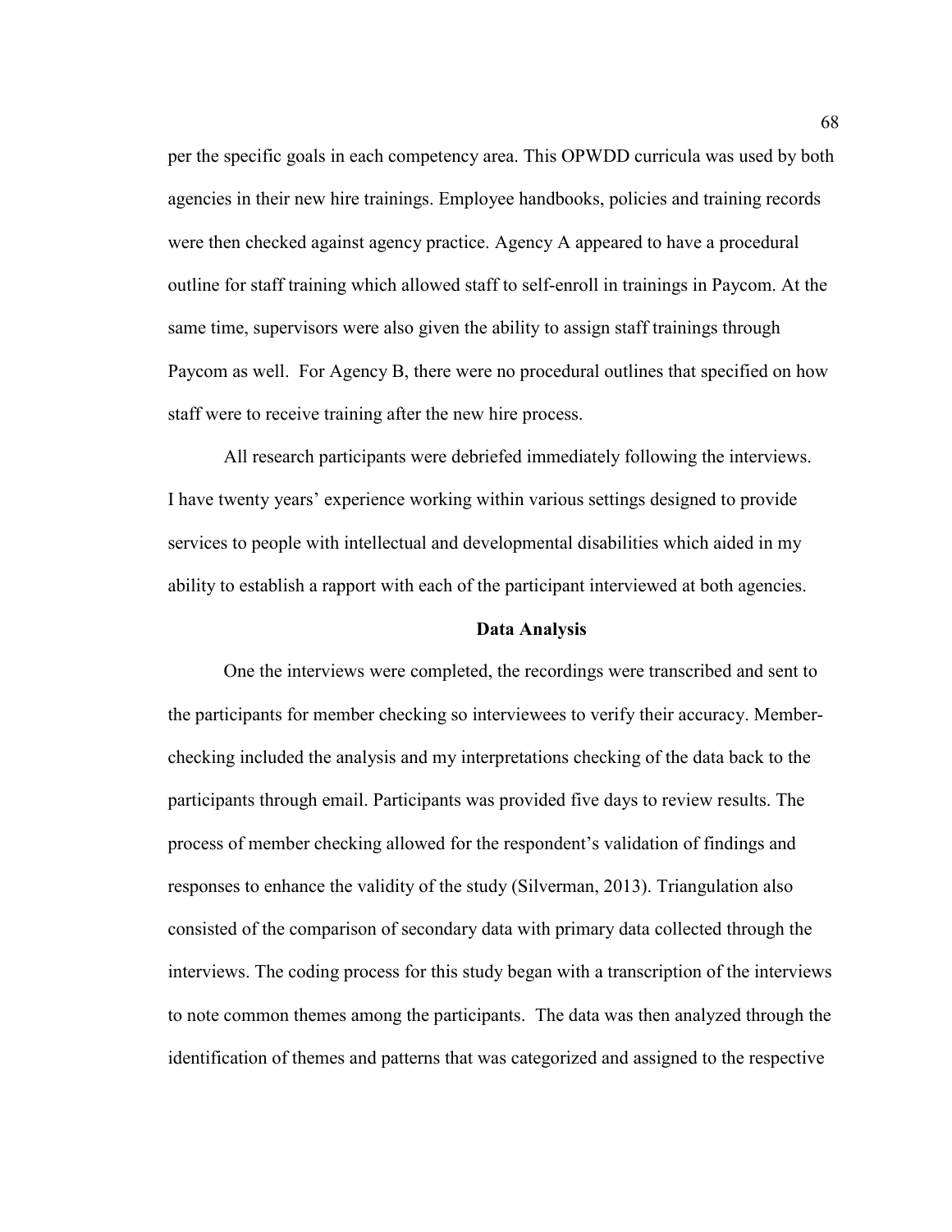per the specific goals in each competency area. This OPWDD curricula was used by both agencies in their new hire trainings. Employee handbooks, policies and training records were then checked against agency practice. Agency A appeared to have a procedural outline for staff training which allowed staff to self-enroll in trainings in Paycom. At the same time, supervisors were also given the ability to assign staff trainings through Paycom as well. For Agency B, there were no procedural outlines that specified on how staff were to receive training after the new hire process.

All research participants were debriefed immediately following the interviews. I have twenty years' experience working within various settings designed to provide services to people with intellectual and developmental disabilities which aided in my ability to establish a rapport with each of the participant interviewed at both agencies.

## Data Analysis

One the interviews were completed, the recordings were transcribed and sent to the participants for member checking so interviewees to verify their accuracy. Member-checking included the analysis and my interpretations checking of the data back to the participants through email. Participants was provided five days to review results. The process of member checking allowed for the respondent's validation of findings and responses to enhance the validity of the study (Silverman, 2013). Triangulation also consisted of the comparison of secondary data with primary data collected through the interviews. The coding process for this study began with a transcription of the interviews to note common themes among the participants. The data was then analyzed through the identification of themes and patterns that was categorized and assigned to the respective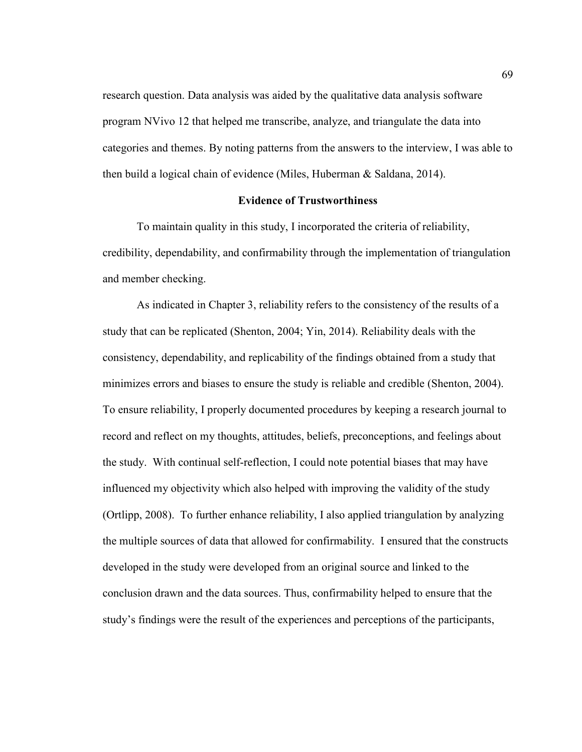research question. Data analysis was aided by the qualitative data analysis software program NVivo 12 that helped me transcribe, analyze, and triangulate the data into categories and themes. By noting patterns from the answers to the interview, I was able to then build a logical chain of evidence (Miles, Huberman & Saldana, 2014).

## Evidence of Trustworthiness

To maintain quality in this study, I incorporated the criteria of reliability, credibility, dependability, and confirmability through the implementation of triangulation and member checking.

As indicated in Chapter 3, reliability refers to the consistency of the results of a study that can be replicated (Shenton, 2004; Yin, 2014). Reliability deals with the consistency, dependability, and replicability of the findings obtained from a study that minimizes errors and biases to ensure the study is reliable and credible (Shenton, 2004). To ensure reliability, I properly documented procedures by keeping a research journal to record and reflect on my thoughts, attitudes, beliefs, preconceptions, and feelings about the study. With continual self-reflection, I could note potential biases that may have influenced my objectivity which also helped with improving the validity of the study (Ortlipp, 2008). To further enhance reliability, I also applied triangulation by analyzing the multiple sources of data that allowed for confirmability. I ensured that the constructs developed in the study were developed from an original source and linked to the conclusion drawn and the data sources. Thus, confirmability helped to ensure that the study's findings were the result of the experiences and perceptions of the participants,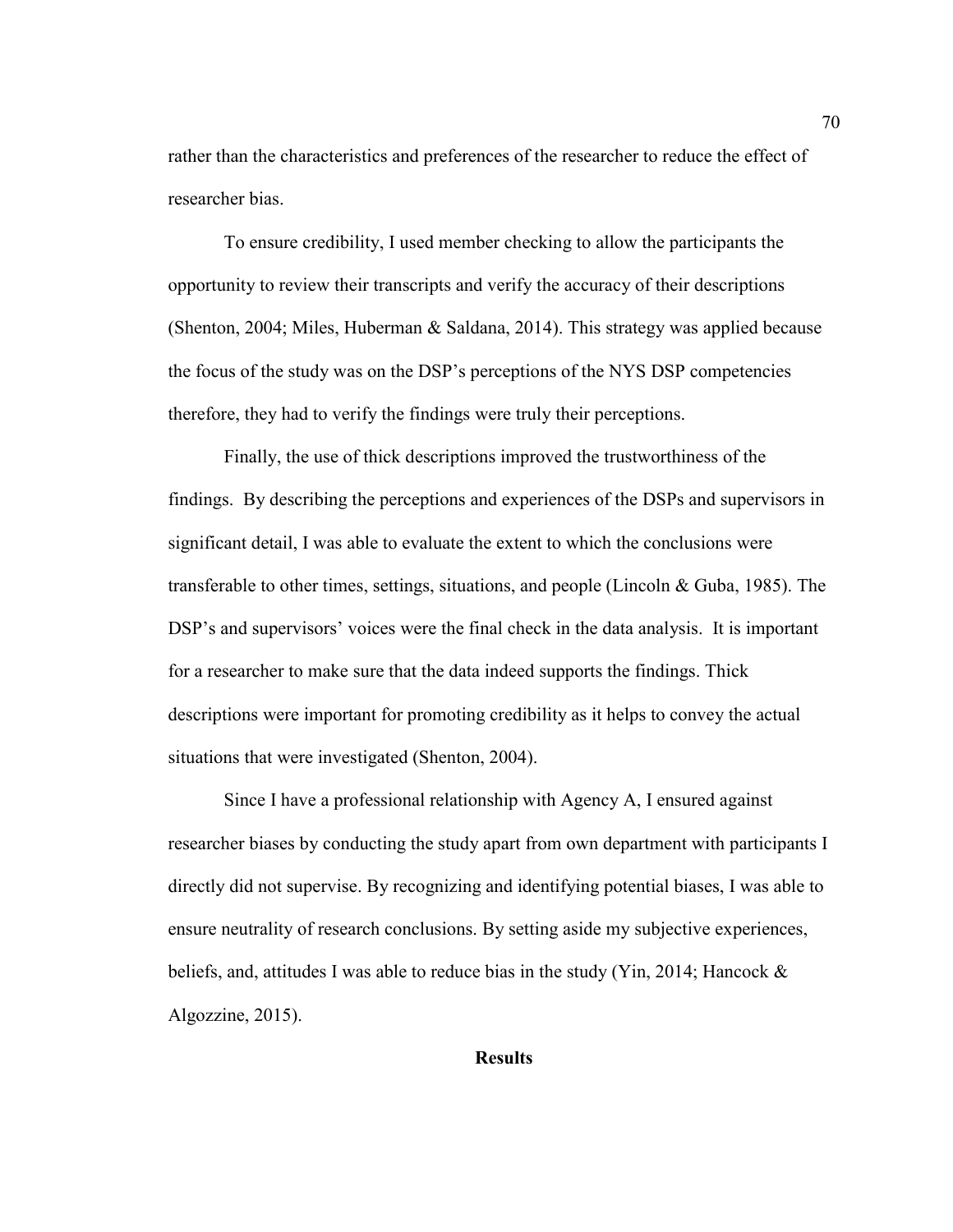rather than the characteristics and preferences of the researcher to reduce the effect of researcher bias.

To ensure credibility, I used member checking to allow the participants the opportunity to review their transcripts and verify the accuracy of their descriptions (Shenton, 2004; Miles, Huberman & Saldana, 2014). This strategy was applied because the focus of the study was on the DSP's perceptions of the NYS DSP competencies therefore, they had to verify the findings were truly their perceptions.

Finally, the use of thick descriptions improved the trustworthiness of the findings. By describing the perceptions and experiences of the DSPs and supervisors in significant detail, I was able to evaluate the extent to which the conclusions were transferable to other times, settings, situations, and people (Lincoln & Guba, 1985). The DSP's and supervisors' voices were the final check in the data analysis. It is important for a researcher to make sure that the data indeed supports the findings. Thick descriptions were important for promoting credibility as it helps to convey the actual situations that were investigated (Shenton, 2004).

Since I have a professional relationship with Agency A, I ensured against researcher biases by conducting the study apart from own department with participants I directly did not supervise. By recognizing and identifying potential biases, I was able to ensure neutrality of research conclusions. By setting aside my subjective experiences, beliefs, and, attitudes I was able to reduce bias in the study (Yin, 2014; Hancock & Algozzine, 2015).

## Results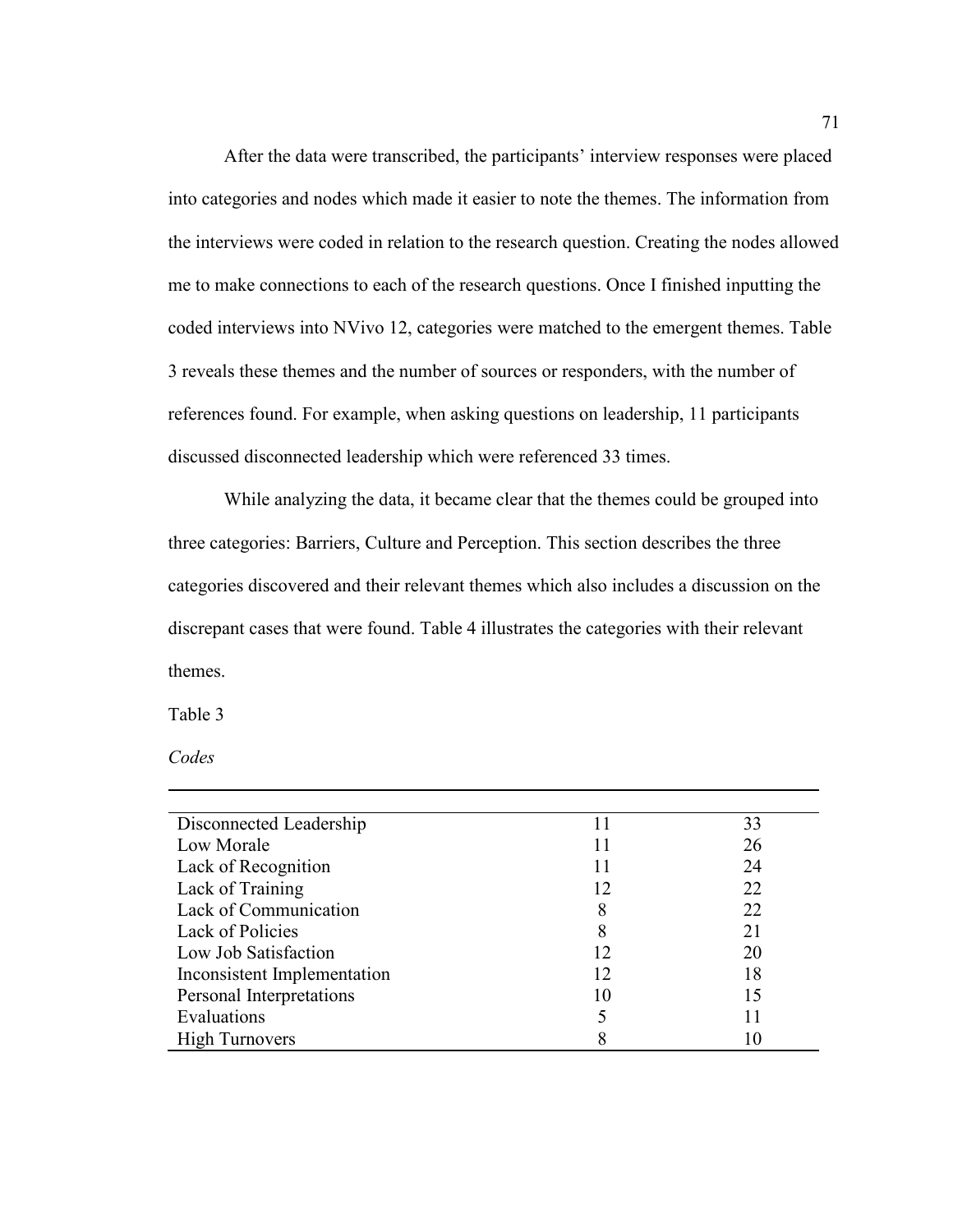After the data were transcribed, the participants' interview responses were placed into categories and nodes which made it easier to note the themes. The information from the interviews were coded in relation to the research question. Creating the nodes allowed me to make connections to each of the research questions. Once I finished inputting the coded interviews into NVivo 12, categories were matched to the emergent themes. Table 3 reveals these themes and the number of sources or responders, with the number of references found. For example, when asking questions on leadership, 11 participants discussed disconnected leadership which were referenced 33 times.

While analyzing the data, it became clear that the themes could be grouped into three categories: Barriers, Culture and Perception. This section describes the three categories discovered and their relevant themes which also includes a discussion on the discrepant cases that were found. Table 4 illustrates the categories with their relevant themes.

Table 3

*Codes*

| | | |
|---|---|---|
| Disconnected Leadership | 11 | 33 |
| Low Morale | 11 | 26 |
| Lack of Recognition | 11 | 24 |
| Lack of Training | 12 | 22 |
| Lack of Communication | 8 | 22 |
| Lack of Policies | 8 | 21 |
| Low Job Satisfaction | 12 | 20 |
| Inconsistent Implementation | 12 | 18 |
| Personal Interpretations | 10 | 15 |
| Evaluations | 5 | 11 |
| High Turnovers | 8 | 10 |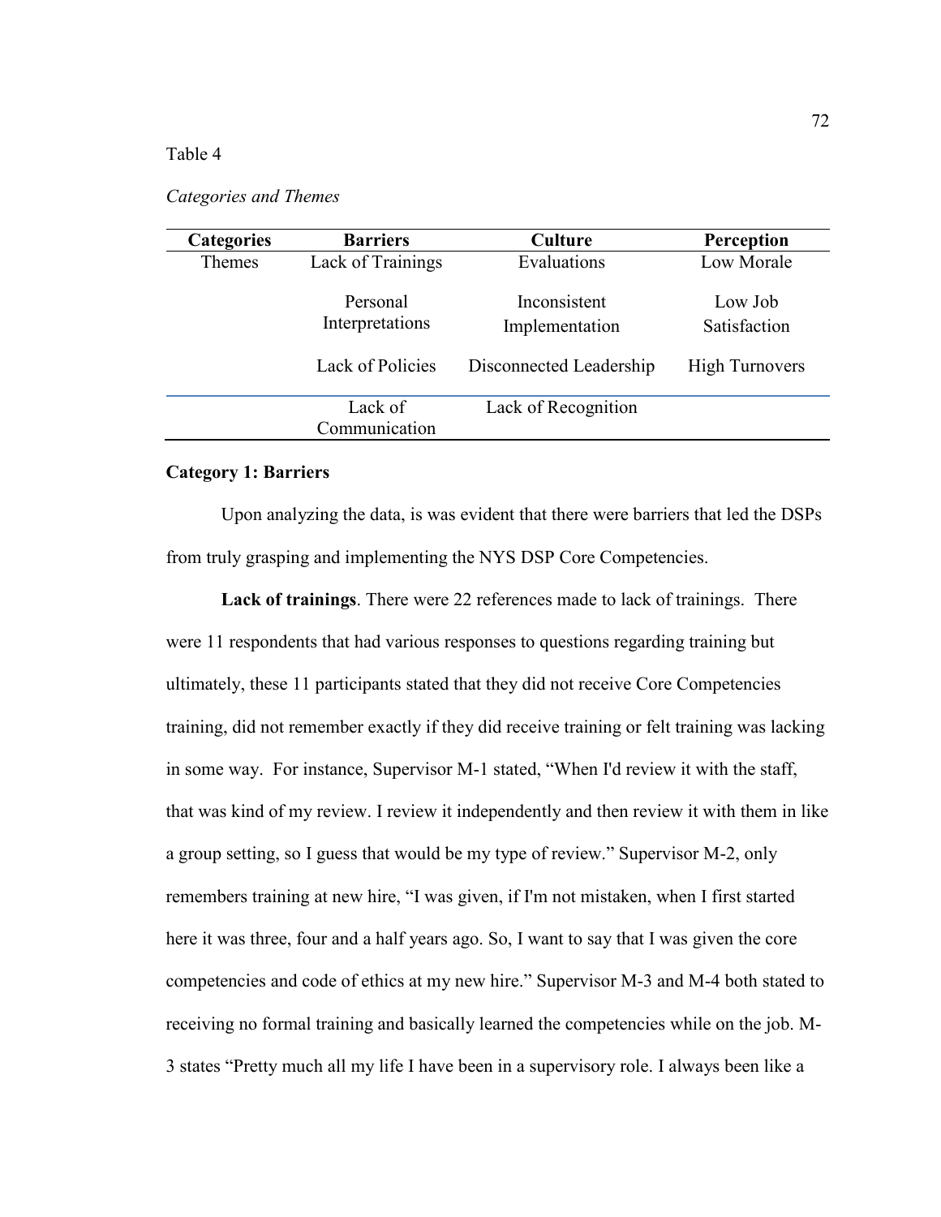Table 4

*Categories and Themes*

| Categories | Barriers | Culture | Perception |
|---|---|---|---|
| Themes | Lack of Trainings | Evaluations | Low Morale |
| | Personal Interpretations | Inconsistent Implementation | Low Job Satisfaction |
| | Lack of Policies | Disconnected Leadership | High Turnovers |
| | Lack of Communication | Lack of Recognition | |

**Category 1: Barriers**

Upon analyzing the data, is was evident that there were barriers that led the DSPs from truly grasping and implementing the NYS DSP Core Competencies.

**Lack of trainings**. There were 22 references made to lack of trainings. There were 11 respondents that had various responses to questions regarding training but ultimately, these 11 participants stated that they did not receive Core Competencies training, did not remember exactly if they did receive training or felt training was lacking in some way. For instance, Supervisor M-1 stated, "When I'd review it with the staff, that was kind of my review. I review it independently and then review it with them in like a group setting, so I guess that would be my type of review." Supervisor M-2, only remembers training at new hire, "I was given, if I'm not mistaken, when I first started here it was three, four and a half years ago. So, I want to say that I was given the core competencies and code of ethics at my new hire." Supervisor M-3 and M-4 both stated to receiving no formal training and basically learned the competencies while on the job. M-3 states "Pretty much all my life I have been in a supervisory role. I always been like a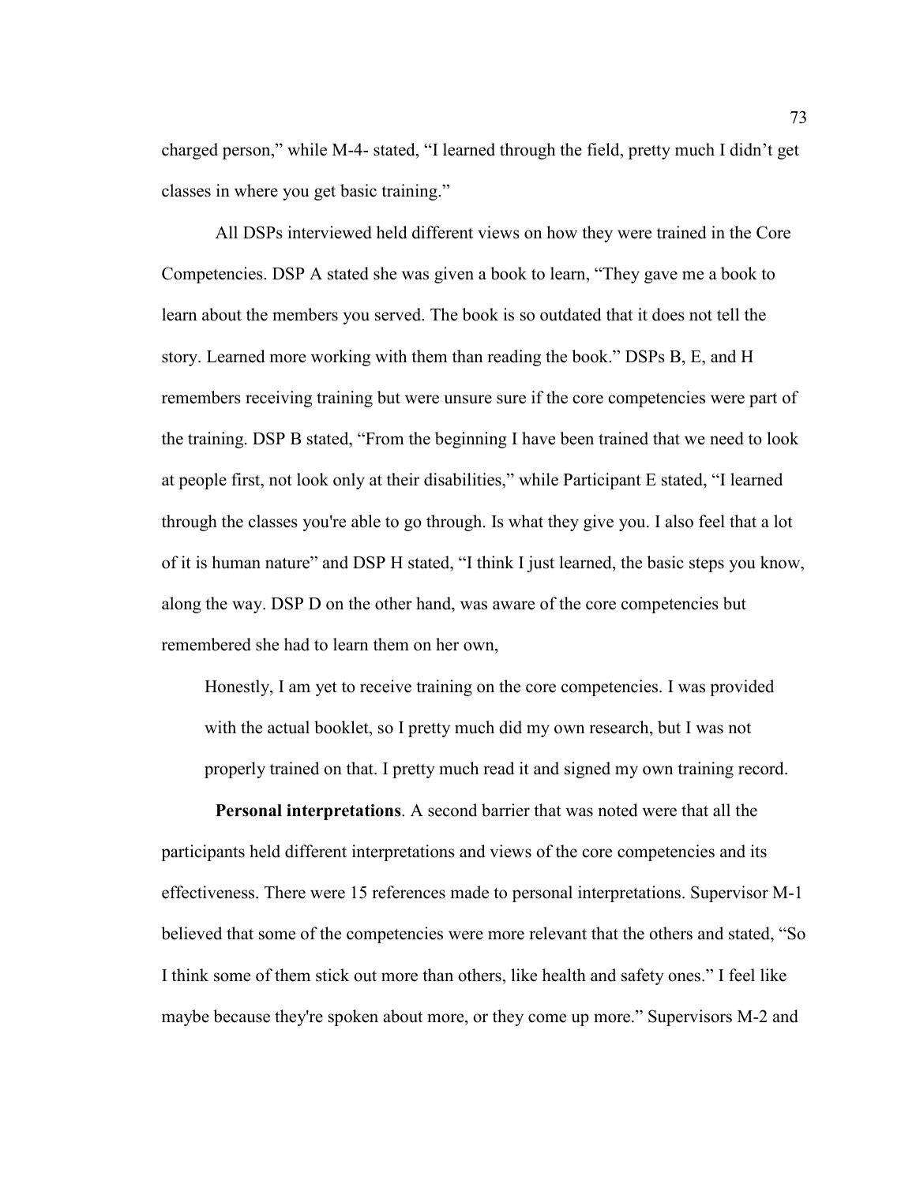charged person," while M-4- stated, "I learned through the field, pretty much I didn't get classes in where you get basic training."

All DSPs interviewed held different views on how they were trained in the Core Competencies. DSP A stated she was given a book to learn, "They gave me a book to learn about the members you served. The book is so outdated that it does not tell the story. Learned more working with them than reading the book." DSPs B, E, and H remembers receiving training but were unsure sure if the core competencies were part of the training. DSP B stated, "From the beginning I have been trained that we need to look at people first, not look only at their disabilities," while Participant E stated, "I learned through the classes you're able to go through. Is what they give you. I also feel that a lot of it is human nature" and DSP H stated, "I think I just learned, the basic steps you know, along the way. DSP D on the other hand, was aware of the core competencies but remembered she had to learn them on her own,

> Honestly, I am yet to receive training on the core competencies. I was provided with the actual booklet, so I pretty much did my own research, but I was not properly trained on that. I pretty much read it and signed my own training record.

**Personal interpretations**. A second barrier that was noted were that all the participants held different interpretations and views of the core competencies and its effectiveness. There were 15 references made to personal interpretations. Supervisor M-1 believed that some of the competencies were more relevant that the others and stated, "So I think some of them stick out more than others, like health and safety ones." I feel like maybe because they're spoken about more, or they come up more." Supervisors M-2 and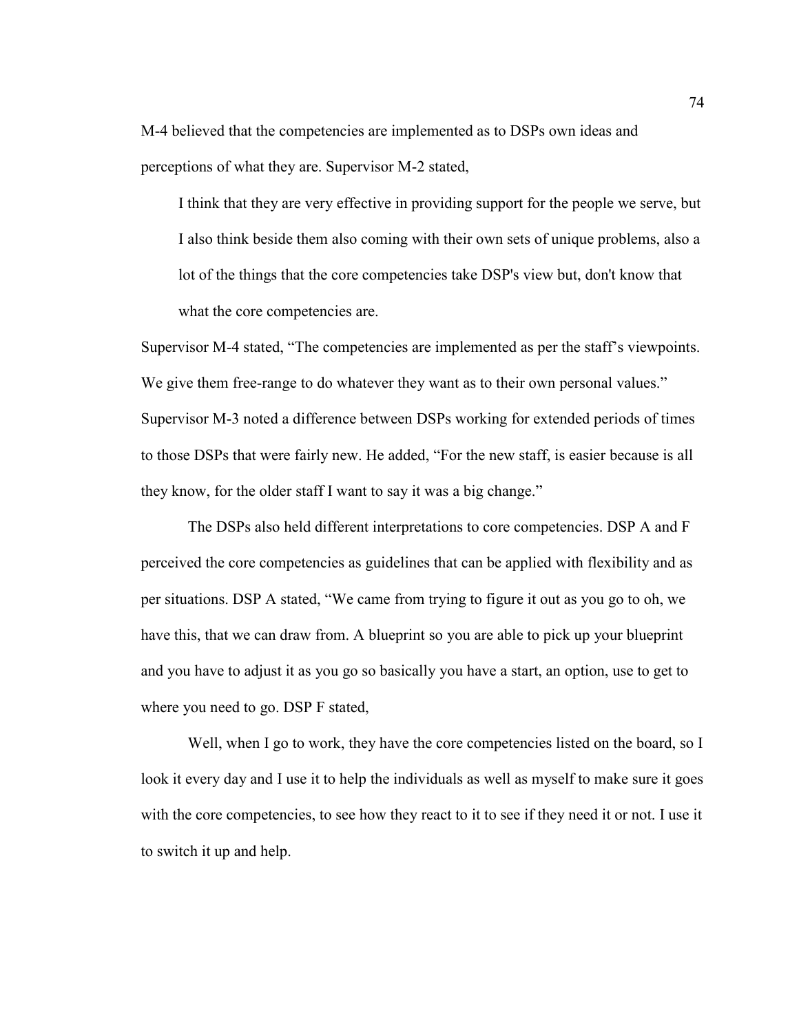M-4 believed that the competencies are implemented as to DSPs own ideas and perceptions of what they are. Supervisor M-2 stated,

> I think that they are very effective in providing support for the people we serve, but I also think beside them also coming with their own sets of unique problems, also a lot of the things that the core competencies take DSP's view but, don't know that what the core competencies are.

Supervisor M-4 stated, "The competencies are implemented as per the staff's viewpoints. We give them free-range to do whatever they want as to their own personal values." Supervisor M-3 noted a difference between DSPs working for extended periods of times to those DSPs that were fairly new. He added, "For the new staff, is easier because is all they know, for the older staff I want to say it was a big change."

The DSPs also held different interpretations to core competencies. DSP A and F perceived the core competencies as guidelines that can be applied with flexibility and as per situations. DSP A stated, "We came from trying to figure it out as you go to oh, we have this, that we can draw from. A blueprint so you are able to pick up your blueprint and you have to adjust it as you go so basically you have a start, an option, use to get to where you need to go. DSP F stated,

> Well, when I go to work, they have the core competencies listed on the board, so I look it every day and I use it to help the individuals as well as myself to make sure it goes with the core competencies, to see how they react to it to see if they need it or not. I use it to switch it up and help.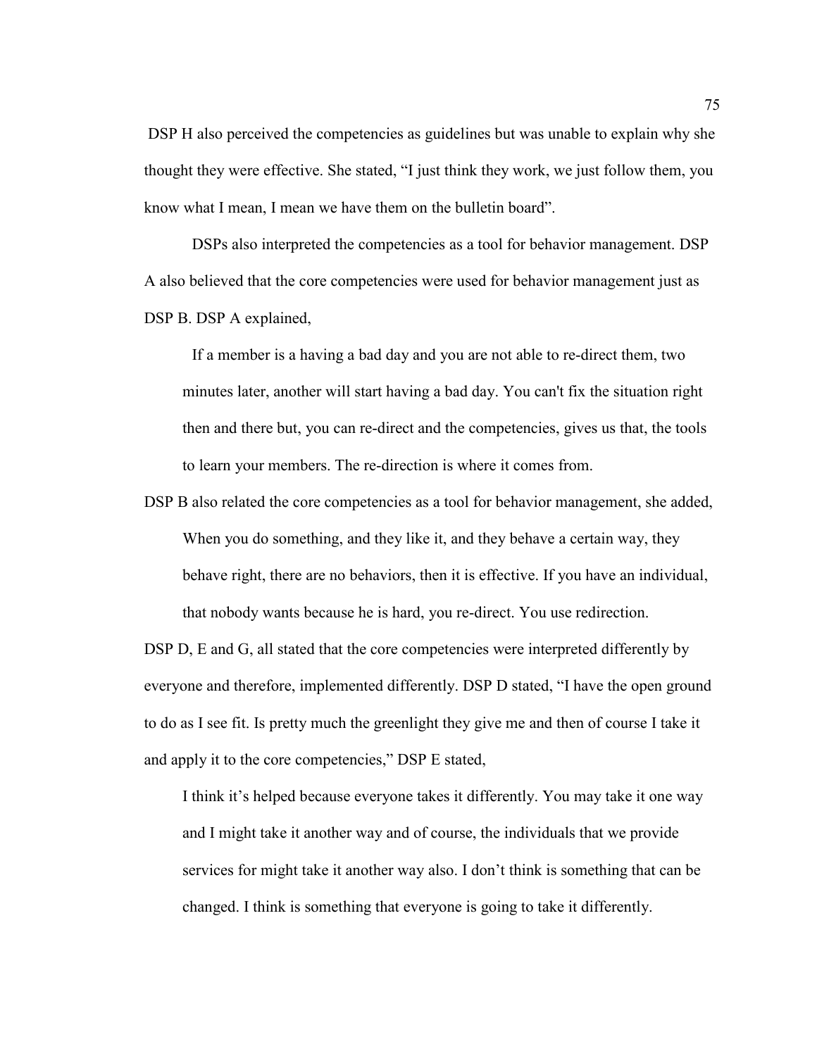DSP H also perceived the competencies as guidelines but was unable to explain why she thought they were effective. She stated, "I just think they work, we just follow them, you know what I mean, I mean we have them on the bulletin board".

DSPs also interpreted the competencies as a tool for behavior management. DSP A also believed that the core competencies were used for behavior management just as DSP B. DSP A explained,

> If a member is a having a bad day and you are not able to re-direct them, two minutes later, another will start having a bad day. You can't fix the situation right then and there but, you can re-direct and the competencies, gives us that, the tools to learn your members. The re-direction is where it comes from.

DSP B also related the core competencies as a tool for behavior management, she added,

> When you do something, and they like it, and they behave a certain way, they behave right, there are no behaviors, then it is effective. If you have an individual, that nobody wants because he is hard, you re-direct. You use redirection.

DSP D, E and G, all stated that the core competencies were interpreted differently by everyone and therefore, implemented differently. DSP D stated, "I have the open ground to do as I see fit. Is pretty much the greenlight they give me and then of course I take it and apply it to the core competencies," DSP E stated,

> I think it's helped because everyone takes it differently. You may take it one way and I might take it another way and of course, the individuals that we provide services for might take it another way also. I don't think is something that can be changed. I think is something that everyone is going to take it differently.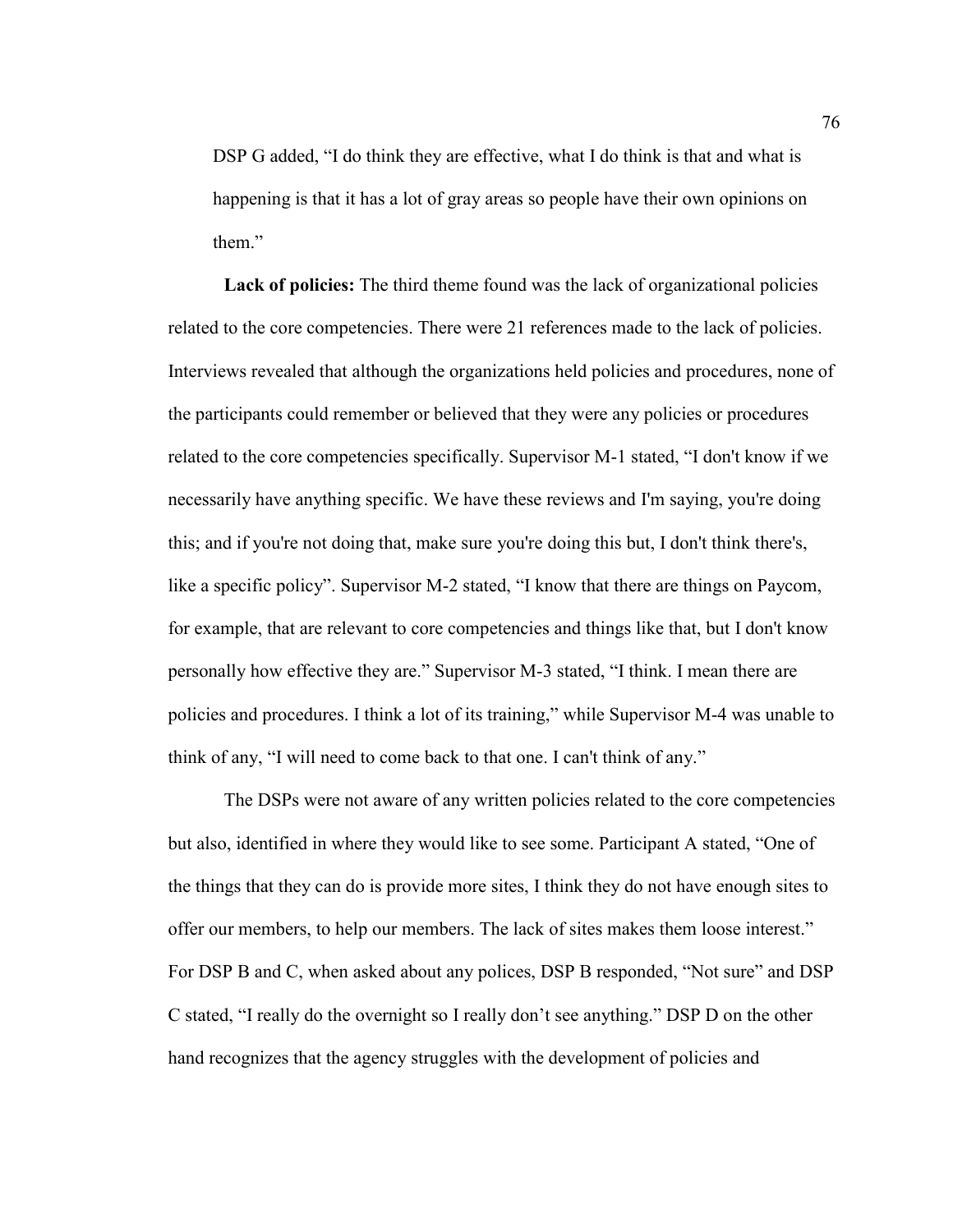DSP G added, "I do think they are effective, what I do think is that and what is happening is that it has a lot of gray areas so people have their own opinions on them."

**Lack of policies:** The third theme found was the lack of organizational policies related to the core competencies. There were 21 references made to the lack of policies. Interviews revealed that although the organizations held policies and procedures, none of the participants could remember or believed that they were any policies or procedures related to the core competencies specifically. Supervisor M-1 stated, "I don't know if we necessarily have anything specific. We have these reviews and I'm saying, you're doing this; and if you're not doing that, make sure you're doing this but, I don't think there's, like a specific policy". Supervisor M-2 stated, "I know that there are things on Paycom, for example, that are relevant to core competencies and things like that, but I don't know personally how effective they are." Supervisor M-3 stated, "I think. I mean there are policies and procedures. I think a lot of its training," while Supervisor M-4 was unable to think of any, "I will need to come back to that one. I can't think of any."

The DSPs were not aware of any written policies related to the core competencies but also, identified in where they would like to see some. Participant A stated, "One of the things that they can do is provide more sites, I think they do not have enough sites to offer our members, to help our members. The lack of sites makes them loose interest." For DSP B and C, when asked about any polices, DSP B responded, "Not sure" and DSP C stated, "I really do the overnight so I really don't see anything." DSP D on the other hand recognizes that the agency struggles with the development of policies and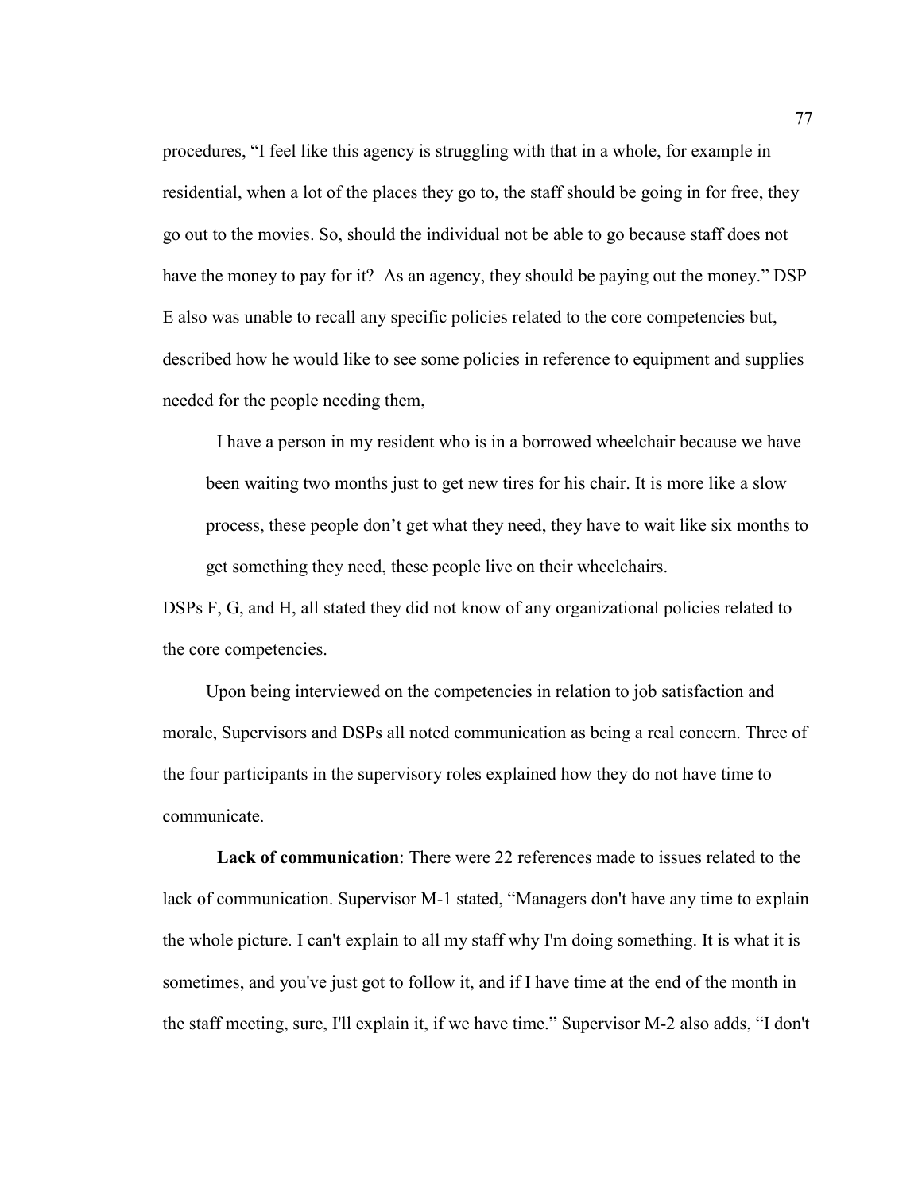procedures, "I feel like this agency is struggling with that in a whole, for example in residential, when a lot of the places they go to, the staff should be going in for free, they go out to the movies. So, should the individual not be able to go because staff does not have the money to pay for it? As an agency, they should be paying out the money." DSP E also was unable to recall any specific policies related to the core competencies but, described how he would like to see some policies in reference to equipment and supplies needed for the people needing them,

> I have a person in my resident who is in a borrowed wheelchair because we have been waiting two months just to get new tires for his chair. It is more like a slow process, these people don't get what they need, they have to wait like six months to get something they need, these people live on their wheelchairs.

DSPs F, G, and H, all stated they did not know of any organizational policies related to the core competencies.

Upon being interviewed on the competencies in relation to job satisfaction and morale, Supervisors and DSPs all noted communication as being a real concern. Three of the four participants in the supervisory roles explained how they do not have time to communicate.

**Lack of communication**: There were 22 references made to issues related to the lack of communication. Supervisor M-1 stated, "Managers don't have any time to explain the whole picture. I can't explain to all my staff why I'm doing something. It is what it is sometimes, and you've just got to follow it, and if I have time at the end of the month in the staff meeting, sure, I'll explain it, if we have time." Supervisor M-2 also adds, "I don't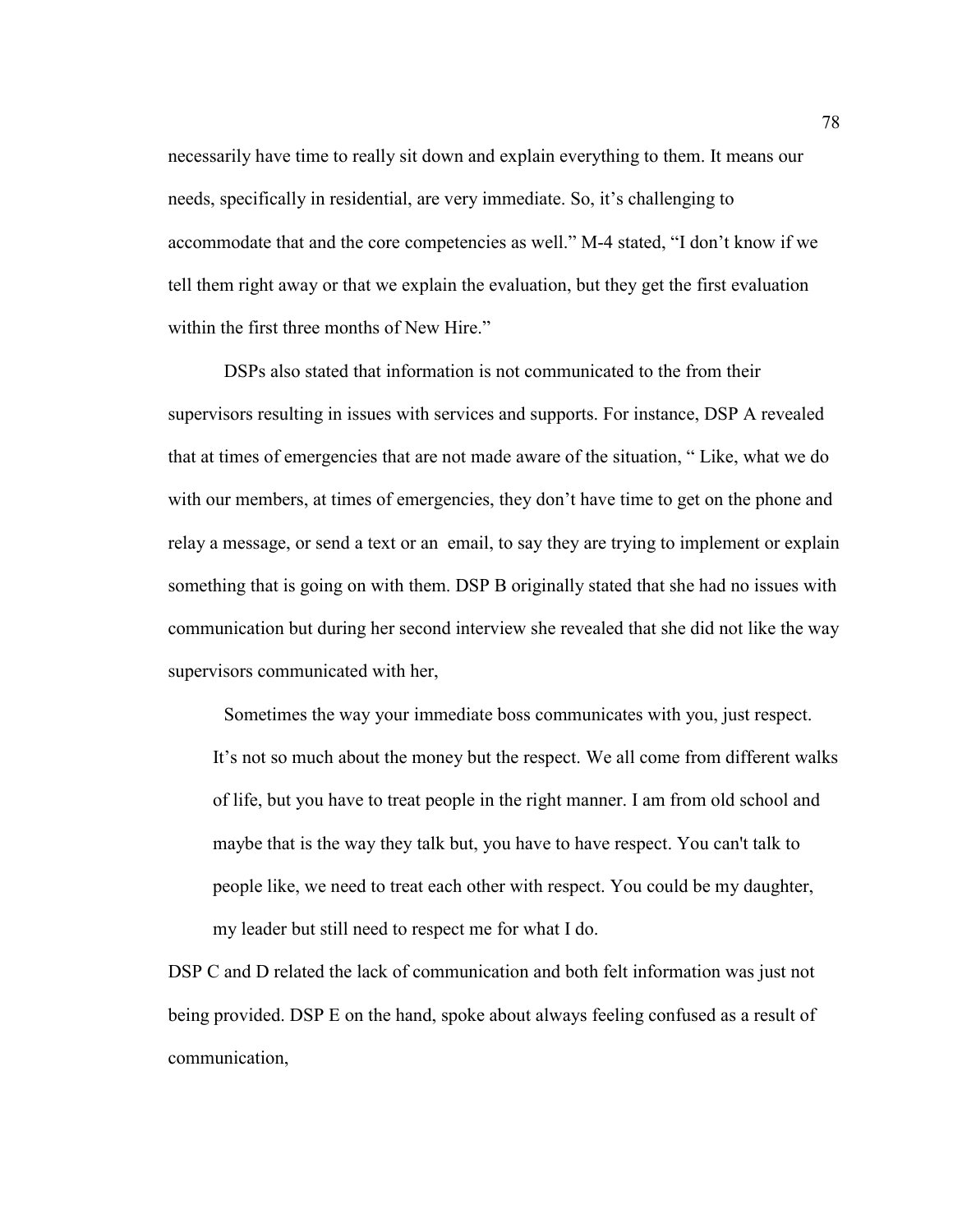necessarily have time to really sit down and explain everything to them. It means our needs, specifically in residential, are very immediate. So, it's challenging to accommodate that and the core competencies as well." M-4 stated, "I don't know if we tell them right away or that we explain the evaluation, but they get the first evaluation within the first three months of New Hire."

DSPs also stated that information is not communicated to the from their supervisors resulting in issues with services and supports. For instance, DSP A revealed that at times of emergencies that are not made aware of the situation, " Like, what we do with our members, at times of emergencies, they don't have time to get on the phone and relay a message, or send a text or an email, to say they are trying to implement or explain something that is going on with them. DSP B originally stated that she had no issues with communication but during her second interview she revealed that she did not like the way supervisors communicated with her,

> Sometimes the way your immediate boss communicates with you, just respect. It's not so much about the money but the respect. We all come from different walks of life, but you have to treat people in the right manner. I am from old school and maybe that is the way they talk but, you have to have respect. You can't talk to people like, we need to treat each other with respect. You could be my daughter, my leader but still need to respect me for what I do.

DSP C and D related the lack of communication and both felt information was just not being provided. DSP E on the hand, spoke about always feeling confused as a result of communication,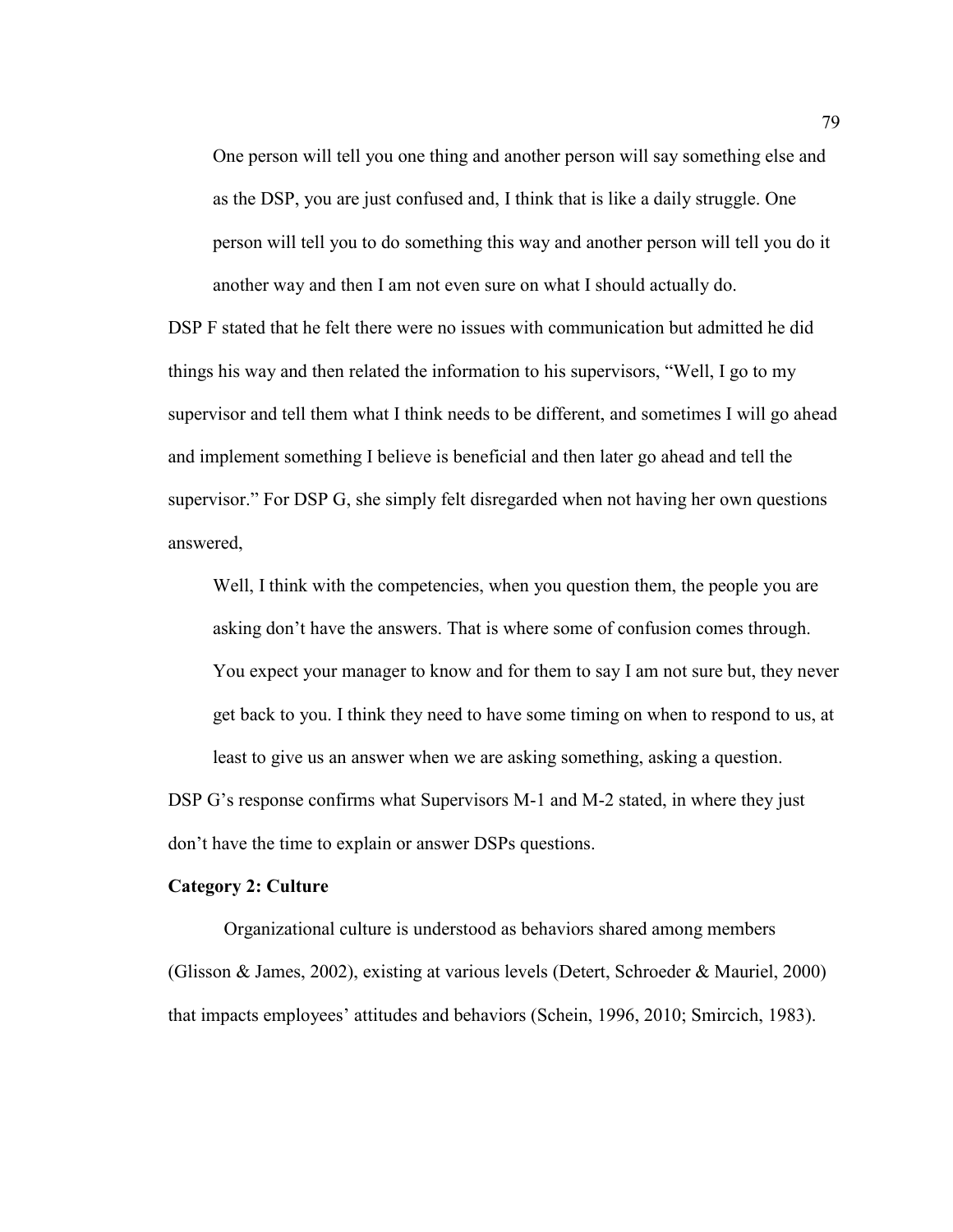> One person will tell you one thing and another person will say something else and as the DSP, you are just confused and, I think that is like a daily struggle. One person will tell you to do something this way and another person will tell you do it another way and then I am not even sure on what I should actually do.

DSP F stated that he felt there were no issues with communication but admitted he did things his way and then related the information to his supervisors, "Well, I go to my supervisor and tell them what I think needs to be different, and sometimes I will go ahead and implement something I believe is beneficial and then later go ahead and tell the supervisor." For DSP G, she simply felt disregarded when not having her own questions answered,

> Well, I think with the competencies, when you question them, the people you are asking don't have the answers. That is where some of confusion comes through. You expect your manager to know and for them to say I am not sure but, they never get back to you. I think they need to have some timing on when to respond to us, at least to give us an answer when we are asking something, asking a question.

DSP G's response confirms what Supervisors M-1 and M-2 stated, in where they just don't have the time to explain or answer DSPs questions.

**Category 2: Culture**

Organizational culture is understood as behaviors shared among members (Glisson & James, 2002), existing at various levels (Detert, Schroeder & Mauriel, 2000) that impacts employees' attitudes and behaviors (Schein, 1996, 2010; Smircich, 1983).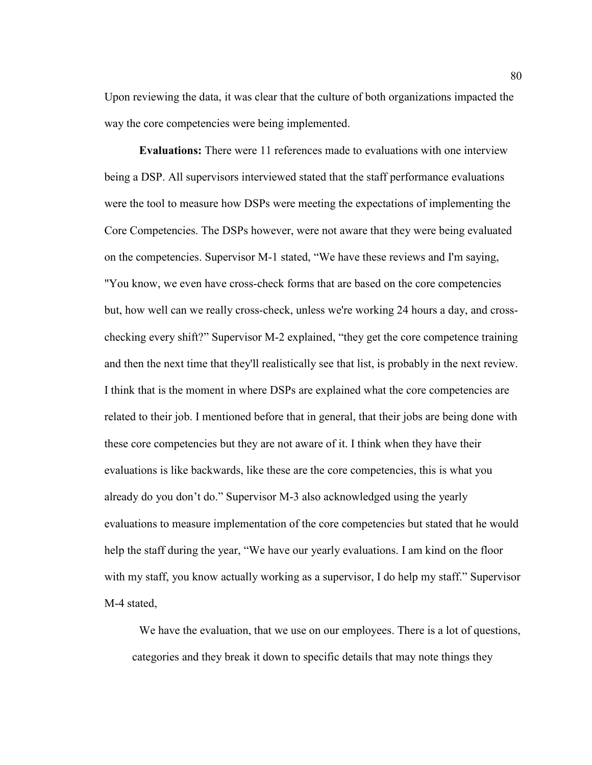Upon reviewing the data, it was clear that the culture of both organizations impacted the way the core competencies were being implemented.

**Evaluations:** There were 11 references made to evaluations with one interview being a DSP. All supervisors interviewed stated that the staff performance evaluations were the tool to measure how DSPs were meeting the expectations of implementing the Core Competencies. The DSPs however, were not aware that they were being evaluated on the competencies. Supervisor M-1 stated, "We have these reviews and I'm saying, "You know, we even have cross-check forms that are based on the core competencies but, how well can we really cross-check, unless we're working 24 hours a day, and cross-checking every shift?" Supervisor M-2 explained, "they get the core competence training and then the next time that they'll realistically see that list, is probably in the next review. I think that is the moment in where DSPs are explained what the core competencies are related to their job. I mentioned before that in general, that their jobs are being done with these core competencies but they are not aware of it. I think when they have their evaluations is like backwards, like these are the core competencies, this is what you already do you don't do." Supervisor M-3 also acknowledged using the yearly evaluations to measure implementation of the core competencies but stated that he would help the staff during the year, "We have our yearly evaluations. I am kind on the floor with my staff, you know actually working as a supervisor, I do help my staff." Supervisor M-4 stated,

> We have the evaluation, that we use on our employees. There is a lot of questions, categories and they break it down to specific details that may note things they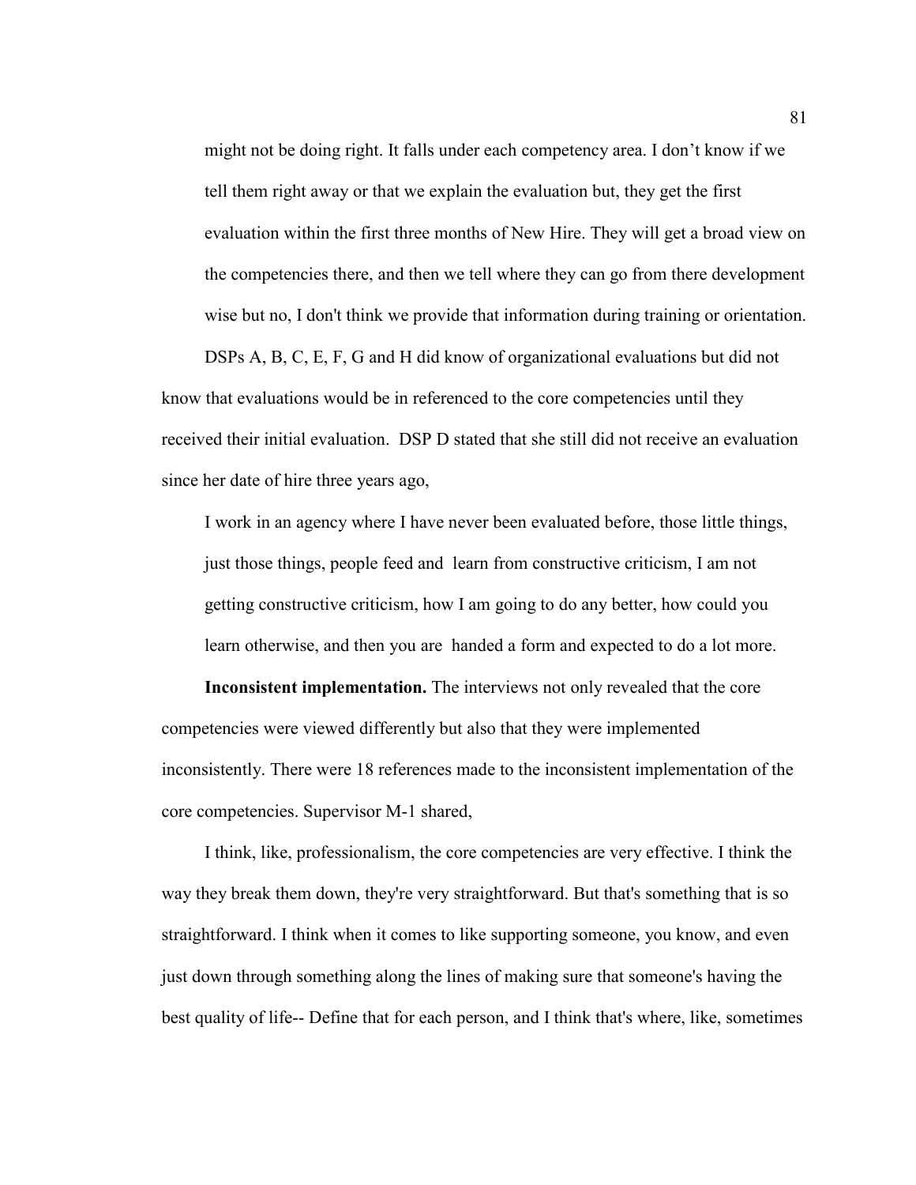might not be doing right. It falls under each competency area. I don't know if we tell them right away or that we explain the evaluation but, they get the first evaluation within the first three months of New Hire. They will get a broad view on the competencies there, and then we tell where they can go from there development wise but no, I don't think we provide that information during training or orientation.

DSPs A, B, C, E, F, G and H did know of organizational evaluations but did not know that evaluations would be in referenced to the core competencies until they received their initial evaluation. DSP D stated that she still did not receive an evaluation since her date of hire three years ago,

> I work in an agency where I have never been evaluated before, those little things, just those things, people feed and learn from constructive criticism, I am not getting constructive criticism, how I am going to do any better, how could you learn otherwise, and then you are handed a form and expected to do a lot more.

**Inconsistent implementation.** The interviews not only revealed that the core competencies were viewed differently but also that they were implemented inconsistently. There were 18 references made to the inconsistent implementation of the core competencies. Supervisor M-1 shared,

I think, like, professionalism, the core competencies are very effective. I think the way they break them down, they're very straightforward. But that's something that is so straightforward. I think when it comes to like supporting someone, you know, and even just down through something along the lines of making sure that someone's having the best quality of life-- Define that for each person, and I think that's where, like, sometimes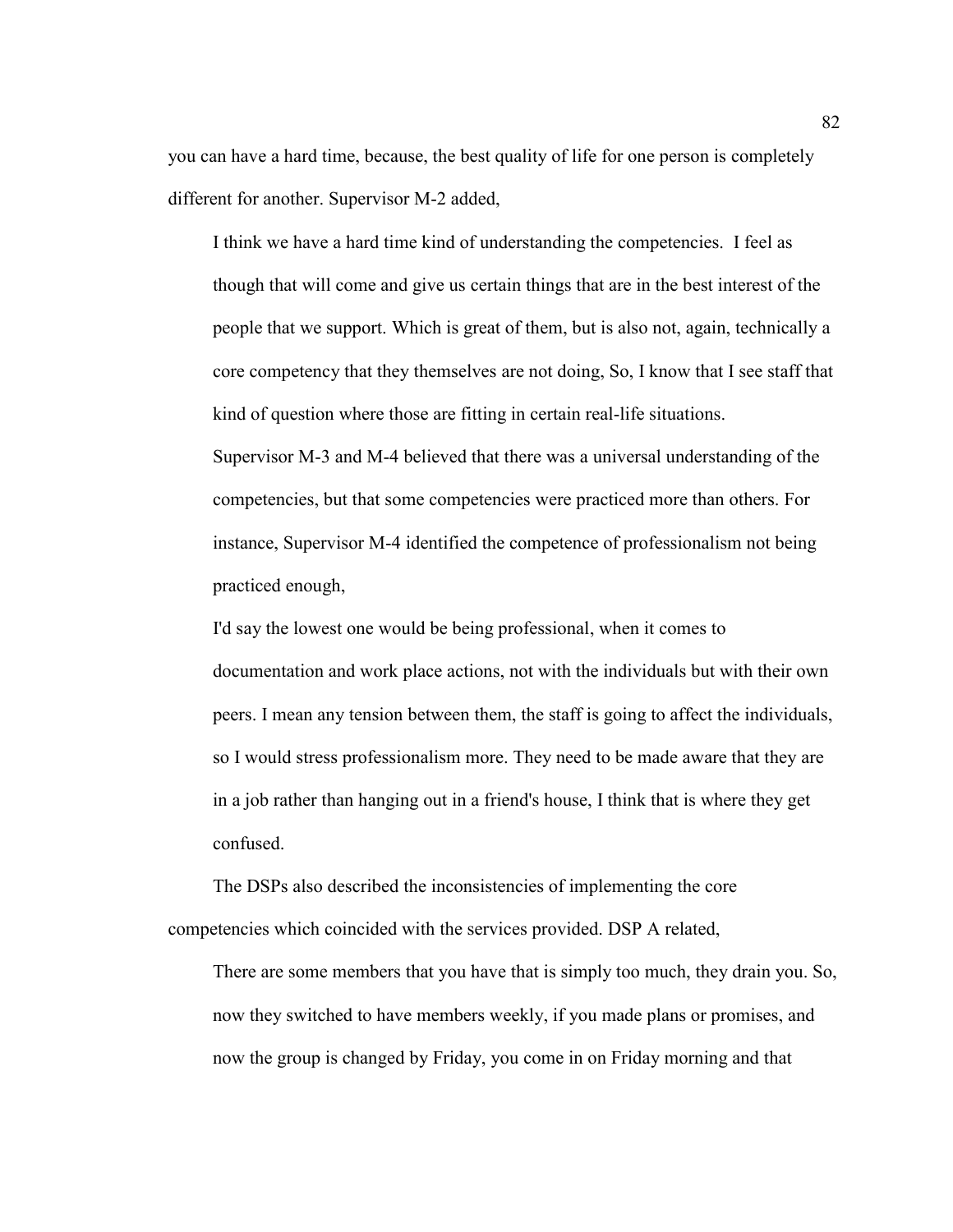you can have a hard time, because, the best quality of life for one person is completely different for another. Supervisor M-2 added,

> I think we have a hard time kind of understanding the competencies. I feel as though that will come and give us certain things that are in the best interest of the people that we support. Which is great of them, but is also not, again, technically a core competency that they themselves are not doing, So, I know that I see staff that kind of question where those are fitting in certain real-life situations.

Supervisor M-3 and M-4 believed that there was a universal understanding of the competencies, but that some competencies were practiced more than others. For instance, Supervisor M-4 identified the competence of professionalism not being practiced enough,

> I'd say the lowest one would be being professional, when it comes to documentation and work place actions, not with the individuals but with their own peers. I mean any tension between them, the staff is going to affect the individuals, so I would stress professionalism more. They need to be made aware that they are in a job rather than hanging out in a friend's house, I think that is where they get confused.

The DSPs also described the inconsistencies of implementing the core competencies which coincided with the services provided. DSP A related,

> There are some members that you have that is simply too much, they drain you. So, now they switched to have members weekly, if you made plans or promises, and now the group is changed by Friday, you come in on Friday morning and that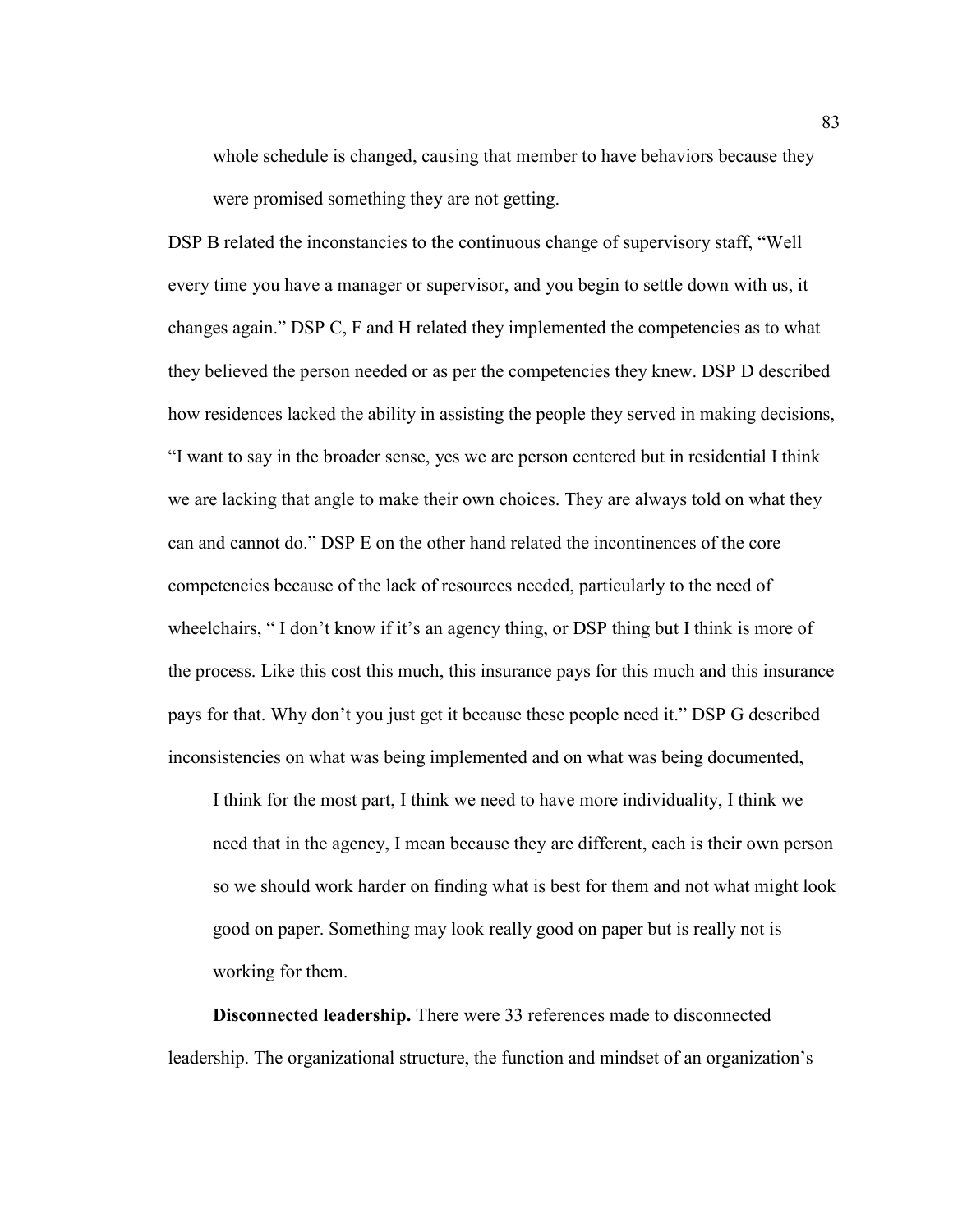whole schedule is changed, causing that member to have behaviors because they were promised something they are not getting.

DSP B related the inconstancies to the continuous change of supervisory staff, "Well every time you have a manager or supervisor, and you begin to settle down with us, it changes again." DSP C, F and H related they implemented the competencies as to what they believed the person needed or as per the competencies they knew. DSP D described how residences lacked the ability in assisting the people they served in making decisions, "I want to say in the broader sense, yes we are person centered but in residential I think we are lacking that angle to make their own choices. They are always told on what they can and cannot do." DSP E on the other hand related the incontinences of the core competencies because of the lack of resources needed, particularly to the need of wheelchairs, " I don't know if it's an agency thing, or DSP thing but I think is more of the process. Like this cost this much, this insurance pays for this much and this insurance pays for that. Why don't you just get it because these people need it." DSP G described inconsistencies on what was being implemented and on what was being documented,

> I think for the most part, I think we need to have more individuality, I think we need that in the agency, I mean because they are different, each is their own person so we should work harder on finding what is best for them and not what might look good on paper. Something may look really good on paper but is really not is working for them.

**Disconnected leadership.** There were 33 references made to disconnected leadership. The organizational structure, the function and mindset of an organization's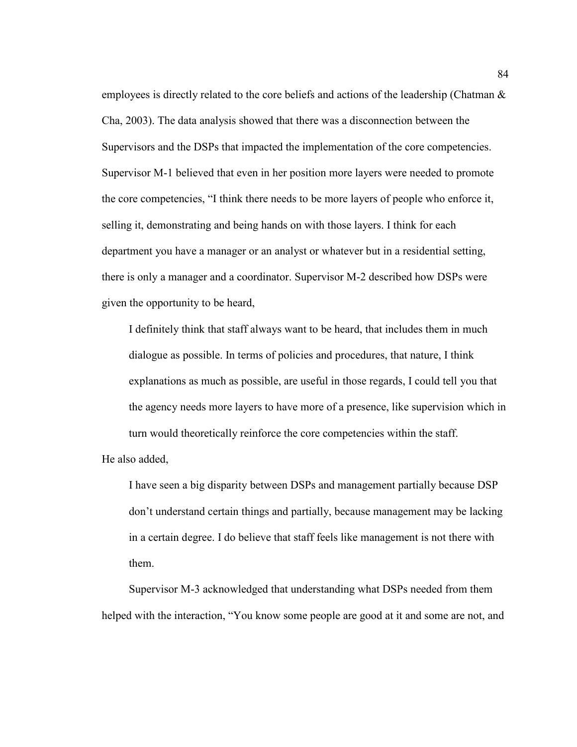employees is directly related to the core beliefs and actions of the leadership (Chatman & Cha, 2003). The data analysis showed that there was a disconnection between the Supervisors and the DSPs that impacted the implementation of the core competencies. Supervisor M-1 believed that even in her position more layers were needed to promote the core competencies, “I think there needs to be more layers of people who enforce it, selling it, demonstrating and being hands on with those layers. I think for each department you have a manager or an analyst or whatever but in a residential setting, there is only a manager and a coordinator. Supervisor M-2 described how DSPs were given the opportunity to be heard,

> I definitely think that staff always want to be heard, that includes them in much dialogue as possible. In terms of policies and procedures, that nature, I think explanations as much as possible, are useful in those regards, I could tell you that the agency needs more layers to have more of a presence, like supervision which in turn would theoretically reinforce the core competencies within the staff.

He also added,

> I have seen a big disparity between DSPs and management partially because DSP don’t understand certain things and partially, because management may be lacking in a certain degree. I do believe that staff feels like management is not there with them.

Supervisor M-3 acknowledged that understanding what DSPs needed from them helped with the interaction, “You know some people are good at it and some are not, and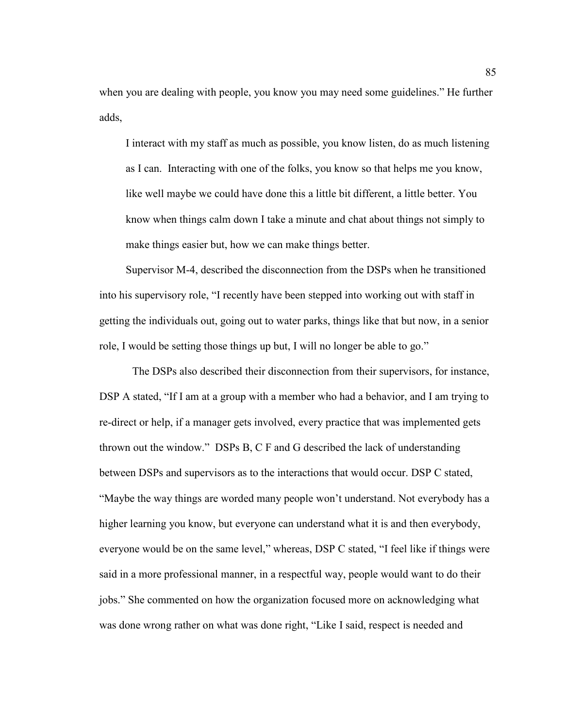when you are dealing with people, you know you may need some guidelines." He further adds,

> I interact with my staff as much as possible, you know listen, do as much listening as I can. Interacting with one of the folks, you know so that helps me you know, like well maybe we could have done this a little bit different, a little better. You know when things calm down I take a minute and chat about things not simply to make things easier but, how we can make things better.

Supervisor M-4, described the disconnection from the DSPs when he transitioned into his supervisory role, "I recently have been stepped into working out with staff in getting the individuals out, going out to water parks, things like that but now, in a senior role, I would be setting those things up but, I will no longer be able to go."

The DSPs also described their disconnection from their supervisors, for instance, DSP A stated, "If I am at a group with a member who had a behavior, and I am trying to re-direct or help, if a manager gets involved, every practice that was implemented gets thrown out the window." DSPs B, C F and G described the lack of understanding between DSPs and supervisors as to the interactions that would occur. DSP C stated, "Maybe the way things are worded many people won't understand. Not everybody has a higher learning you know, but everyone can understand what it is and then everybody, everyone would be on the same level," whereas, DSP C stated, "I feel like if things were said in a more professional manner, in a respectful way, people would want to do their jobs." She commented on how the organization focused more on acknowledging what was done wrong rather on what was done right, "Like I said, respect is needed and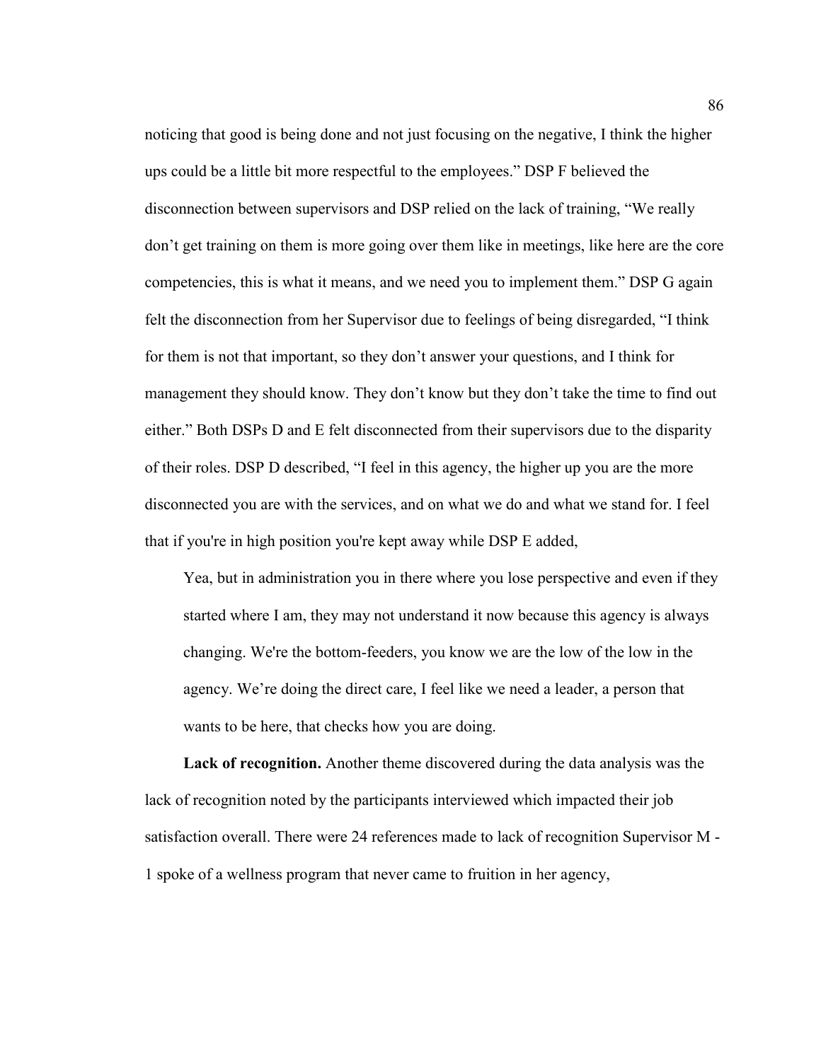noticing that good is being done and not just focusing on the negative, I think the higher ups could be a little bit more respectful to the employees." DSP F believed the disconnection between supervisors and DSP relied on the lack of training, "We really don't get training on them is more going over them like in meetings, like here are the core competencies, this is what it means, and we need you to implement them." DSP G again felt the disconnection from her Supervisor due to feelings of being disregarded, "I think for them is not that important, so they don't answer your questions, and I think for management they should know. They don't know but they don't take the time to find out either." Both DSPs D and E felt disconnected from their supervisors due to the disparity of their roles. DSP D described, "I feel in this agency, the higher up you are the more disconnected you are with the services, and on what we do and what we stand for. I feel that if you're in high position you're kept away while DSP E added,

> Yea, but in administration you in there where you lose perspective and even if they started where I am, they may not understand it now because this agency is always changing. We're the bottom-feeders, you know we are the low of the low in the agency. We're doing the direct care, I feel like we need a leader, a person that wants to be here, that checks how you are doing.

**Lack of recognition.** Another theme discovered during the data analysis was the lack of recognition noted by the participants interviewed which impacted their job satisfaction overall. There were 24 references made to lack of recognition Supervisor M - 1 spoke of a wellness program that never came to fruition in her agency,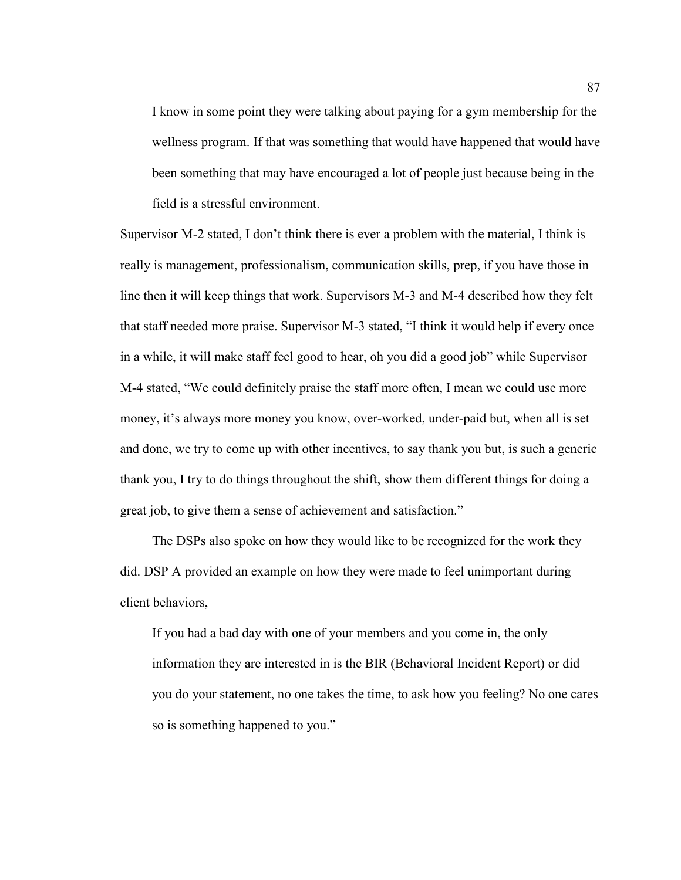> I know in some point they were talking about paying for a gym membership for the wellness program. If that was something that would have happened that would have been something that may have encouraged a lot of people just because being in the field is a stressful environment.

Supervisor M-2 stated, I don't think there is ever a problem with the material, I think is really is management, professionalism, communication skills, prep, if you have those in line then it will keep things that work. Supervisors M-3 and M-4 described how they felt that staff needed more praise. Supervisor M-3 stated, "I think it would help if every once in a while, it will make staff feel good to hear, oh you did a good job" while Supervisor M-4 stated, "We could definitely praise the staff more often, I mean we could use more money, it's always more money you know, over-worked, under-paid but, when all is set and done, we try to come up with other incentives, to say thank you but, is such a generic thank you, I try to do things throughout the shift, show them different things for doing a great job, to give them a sense of achievement and satisfaction."

The DSPs also spoke on how they would like to be recognized for the work they did. DSP A provided an example on how they were made to feel unimportant during client behaviors,

> If you had a bad day with one of your members and you come in, the only information they are interested in is the BIR (Behavioral Incident Report) or did you do your statement, no one takes the time, to ask how you feeling? No one cares so is something happened to you."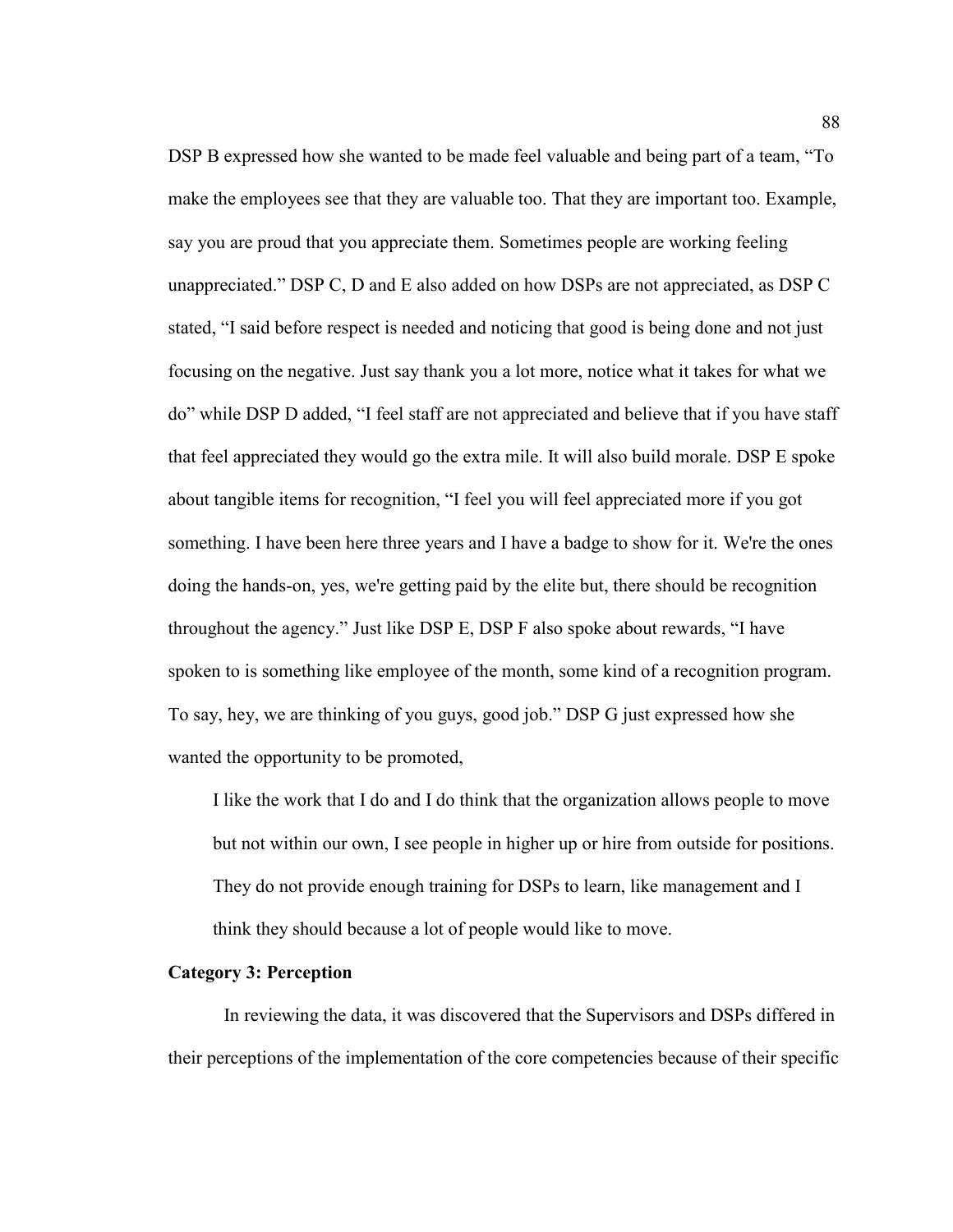DSP B expressed how she wanted to be made feel valuable and being part of a team, "To make the employees see that they are valuable too. That they are important too. Example, say you are proud that you appreciate them. Sometimes people are working feeling unappreciated." DSP C, D and E also added on how DSPs are not appreciated, as DSP C stated, "I said before respect is needed and noticing that good is being done and not just focusing on the negative. Just say thank you a lot more, notice what it takes for what we do" while DSP D added, "I feel staff are not appreciated and believe that if you have staff that feel appreciated they would go the extra mile. It will also build morale. DSP E spoke about tangible items for recognition, "I feel you will feel appreciated more if you got something. I have been here three years and I have a badge to show for it. We're the ones doing the hands-on, yes, we're getting paid by the elite but, there should be recognition throughout the agency." Just like DSP E, DSP F also spoke about rewards, "I have spoken to is something like employee of the month, some kind of a recognition program. To say, hey, we are thinking of you guys, good job." DSP G just expressed how she wanted the opportunity to be promoted,

> I like the work that I do and I do think that the organization allows people to move but not within our own, I see people in higher up or hire from outside for positions. They do not provide enough training for DSPs to learn, like management and I think they should because a lot of people would like to move.

**Category 3: Perception**

In reviewing the data, it was discovered that the Supervisors and DSPs differed in their perceptions of the implementation of the core competencies because of their specific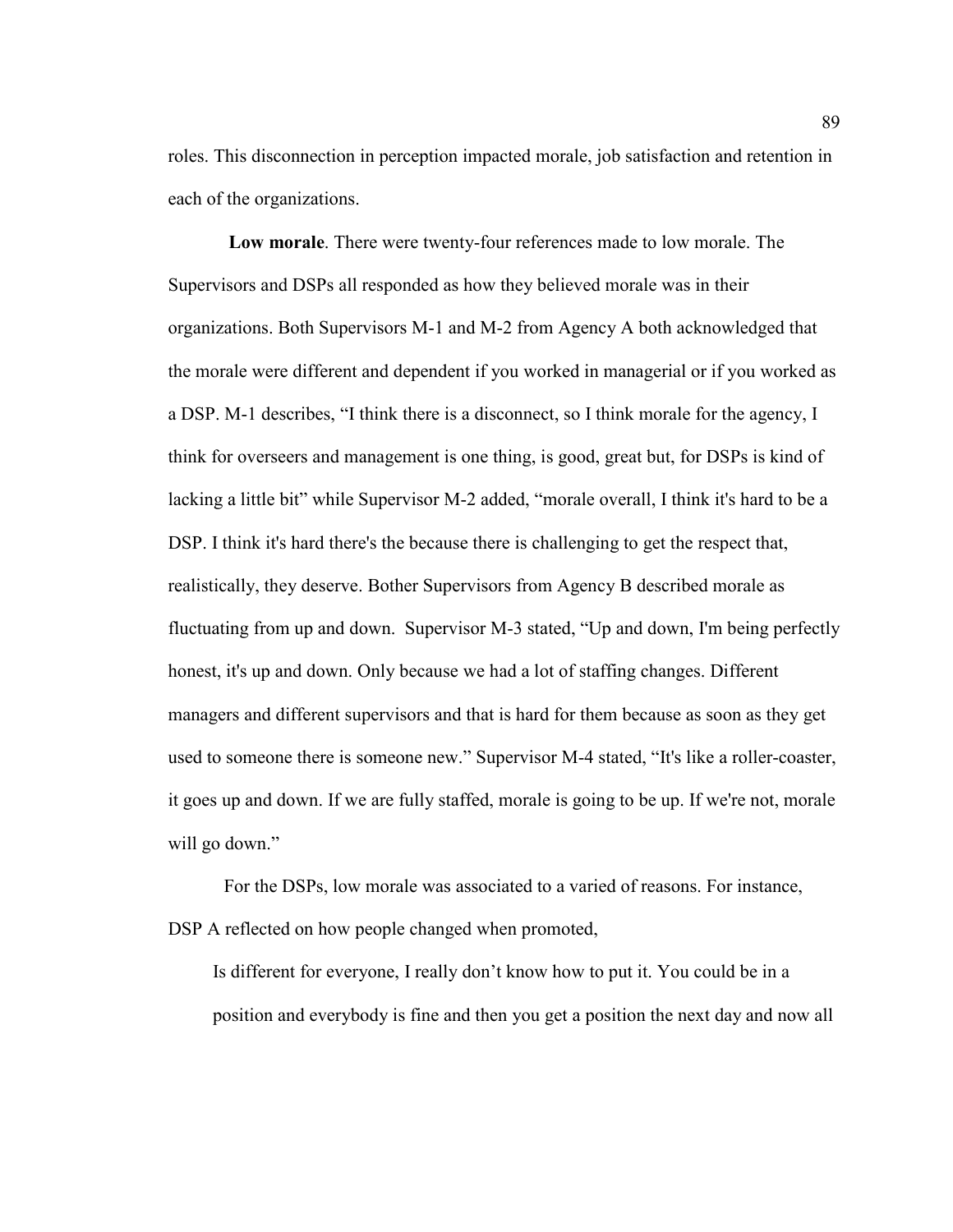roles. This disconnection in perception impacted morale, job satisfaction and retention in each of the organizations.

**Low morale**. There were twenty-four references made to low morale. The Supervisors and DSPs all responded as how they believed morale was in their organizations. Both Supervisors M-1 and M-2 from Agency A both acknowledged that the morale were different and dependent if you worked in managerial or if you worked as a DSP. M-1 describes, "I think there is a disconnect, so I think morale for the agency, I think for overseers and management is one thing, is good, great but, for DSPs is kind of lacking a little bit" while Supervisor M-2 added, "morale overall, I think it's hard to be a DSP. I think it's hard there's the because there is challenging to get the respect that, realistically, they deserve. Bother Supervisors from Agency B described morale as fluctuating from up and down. Supervisor M-3 stated, "Up and down, I'm being perfectly honest, it's up and down. Only because we had a lot of staffing changes. Different managers and different supervisors and that is hard for them because as soon as they get used to someone there is someone new." Supervisor M-4 stated, "It's like a roller-coaster, it goes up and down. If we are fully staffed, morale is going to be up. If we're not, morale will go down."

For the DSPs, low morale was associated to a varied of reasons. For instance, DSP A reflected on how people changed when promoted,

> Is different for everyone, I really don't know how to put it. You could be in a position and everybody is fine and then you get a position the next day and now all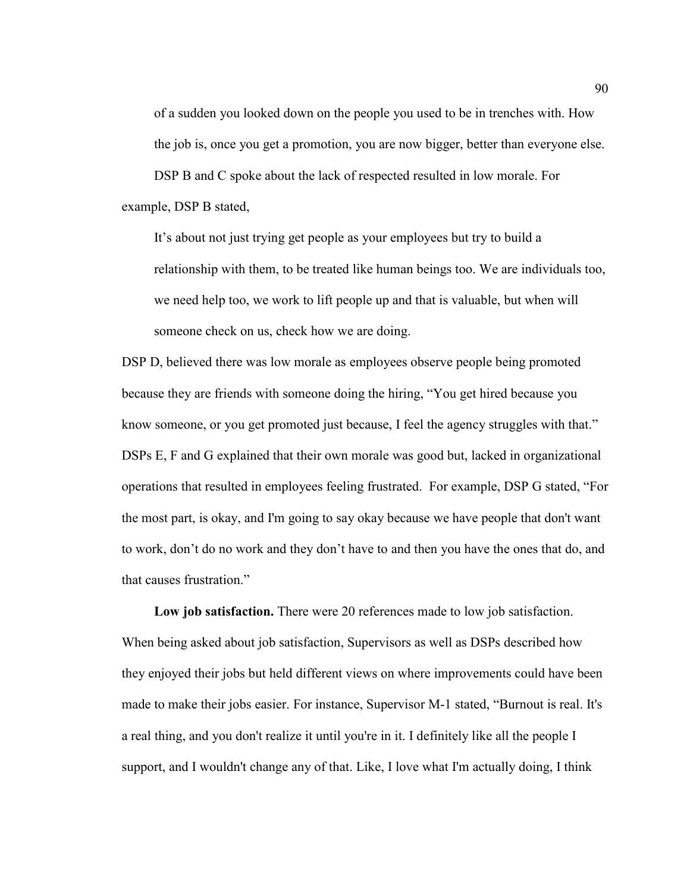> of a sudden you looked down on the people you used to be in trenches with. How the job is, once you get a promotion, you are now bigger, better than everyone else.

DSP B and C spoke about the lack of respected resulted in low morale. For example, DSP B stated,

> It's about not just trying get people as your employees but try to build a relationship with them, to be treated like human beings too. We are individuals too, we need help too, we work to lift people up and that is valuable, but when will someone check on us, check how we are doing.

DSP D, believed there was low morale as employees observe people being promoted because they are friends with someone doing the hiring, "You get hired because you know someone, or you get promoted just because, I feel the agency struggles with that." DSPs E, F and G explained that their own morale was good but, lacked in organizational operations that resulted in employees feeling frustrated. For example, DSP G stated, "For the most part, is okay, and I'm going to say okay because we have people that don't want to work, don't do no work and they don't have to and then you have the ones that do, and that causes frustration."

**Low job satisfaction.** There were 20 references made to low job satisfaction. When being asked about job satisfaction, Supervisors as well as DSPs described how they enjoyed their jobs but held different views on where improvements could have been made to make their jobs easier. For instance, Supervisor M-1 stated, "Burnout is real. It's a real thing, and you don't realize it until you're in it. I definitely like all the people I support, and I wouldn't change any of that. Like, I love what I'm actually doing, I think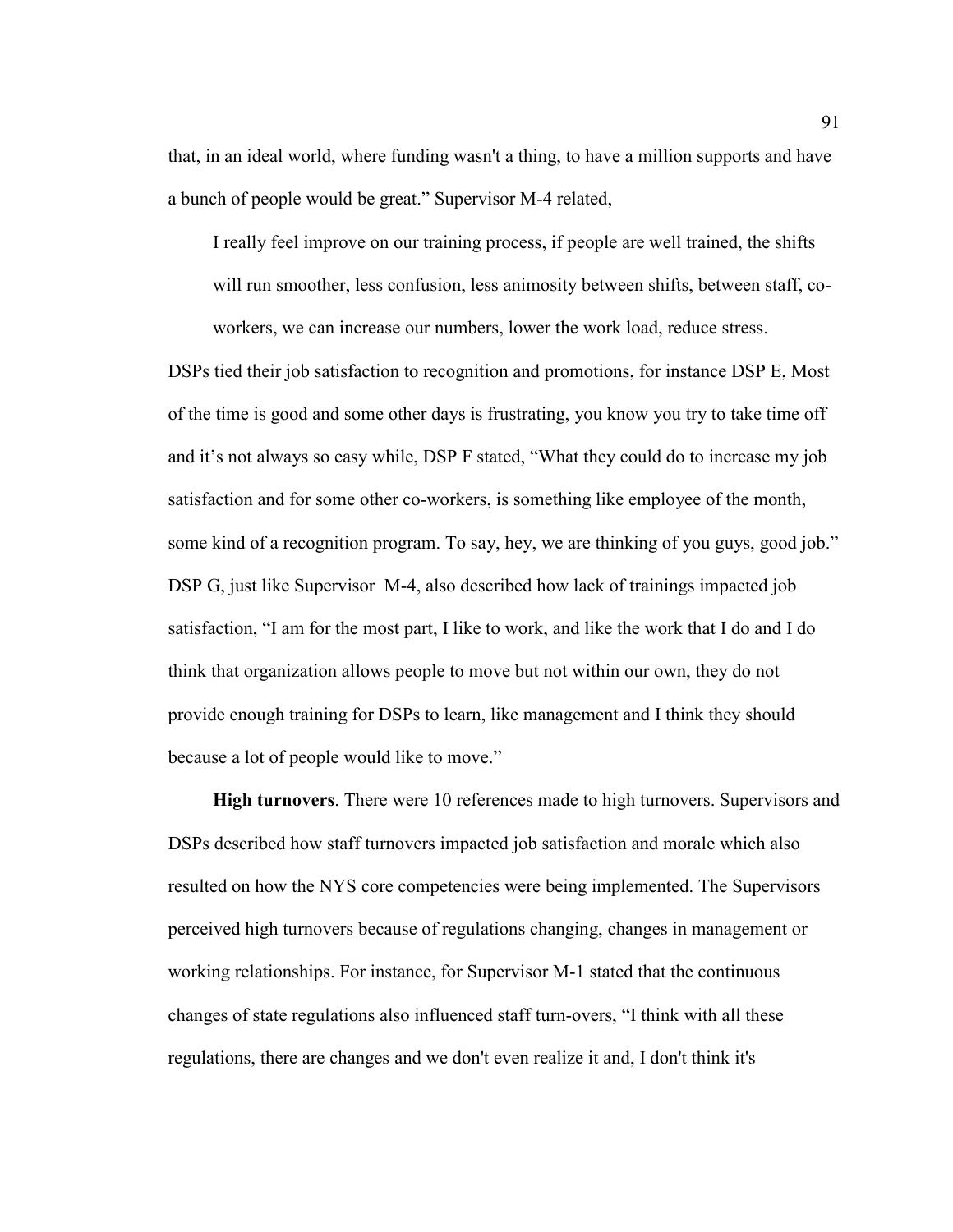that, in an ideal world, where funding wasn't a thing, to have a million supports and have a bunch of people would be great." Supervisor M-4 related,

> I really feel improve on our training process, if people are well trained, the shifts will run smoother, less confusion, less animosity between shifts, between staff, co-workers, we can increase our numbers, lower the work load, reduce stress.

DSPs tied their job satisfaction to recognition and promotions, for instance DSP E, Most of the time is good and some other days is frustrating, you know you try to take time off and it's not always so easy while, DSP F stated, "What they could do to increase my job satisfaction and for some other co-workers, is something like employee of the month, some kind of a recognition program. To say, hey, we are thinking of you guys, good job." DSP G, just like Supervisor M-4, also described how lack of trainings impacted job satisfaction, "I am for the most part, I like to work, and like the work that I do and I do think that organization allows people to move but not within our own, they do not provide enough training for DSPs to learn, like management and I think they should because a lot of people would like to move."

**High turnovers**. There were 10 references made to high turnovers. Supervisors and DSPs described how staff turnovers impacted job satisfaction and morale which also resulted on how the NYS core competencies were being implemented. The Supervisors perceived high turnovers because of regulations changing, changes in management or working relationships. For instance, for Supervisor M-1 stated that the continuous changes of state regulations also influenced staff turn-overs, "I think with all these regulations, there are changes and we don't even realize it and, I don't think it's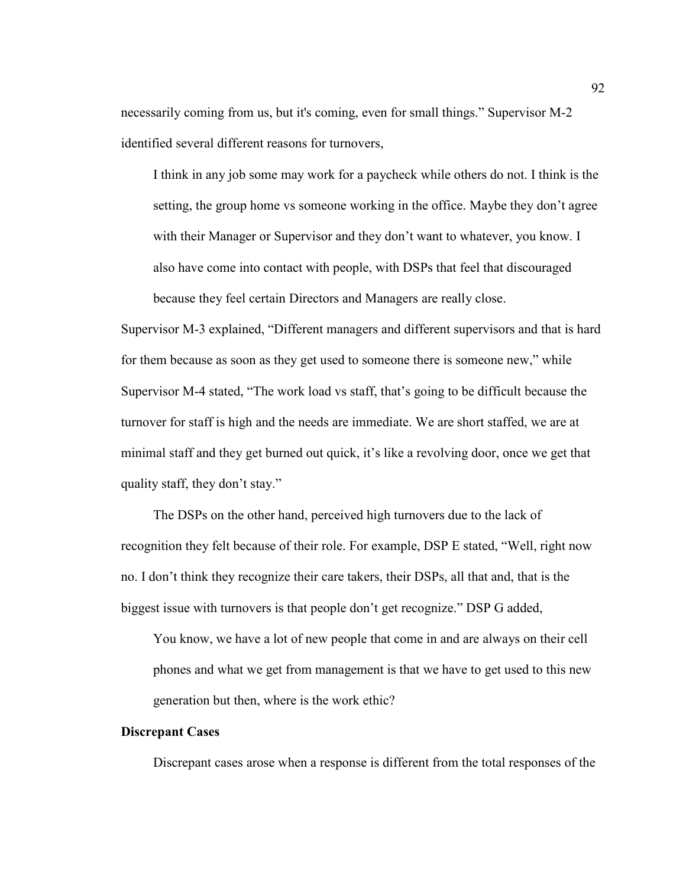necessarily coming from us, but it's coming, even for small things." Supervisor M-2 identified several different reasons for turnovers,

> I think in any job some may work for a paycheck while others do not. I think is the setting, the group home vs someone working in the office. Maybe they don't agree with their Manager or Supervisor and they don't want to whatever, you know. I also have come into contact with people, with DSPs that feel that discouraged because they feel certain Directors and Managers are really close.

Supervisor M-3 explained, "Different managers and different supervisors and that is hard for them because as soon as they get used to someone there is someone new," while Supervisor M-4 stated, "The work load vs staff, that's going to be difficult because the turnover for staff is high and the needs are immediate. We are short staffed, we are at minimal staff and they get burned out quick, it's like a revolving door, once we get that quality staff, they don't stay."

The DSPs on the other hand, perceived high turnovers due to the lack of recognition they felt because of their role. For example, DSP E stated, "Well, right now no. I don't think they recognize their care takers, their DSPs, all that and, that is the biggest issue with turnovers is that people don't get recognize." DSP G added,

> You know, we have a lot of new people that come in and are always on their cell phones and what we get from management is that we have to get used to this new generation but then, where is the work ethic?

**Discrepant Cases**

Discrepant cases arose when a response is different from the total responses of the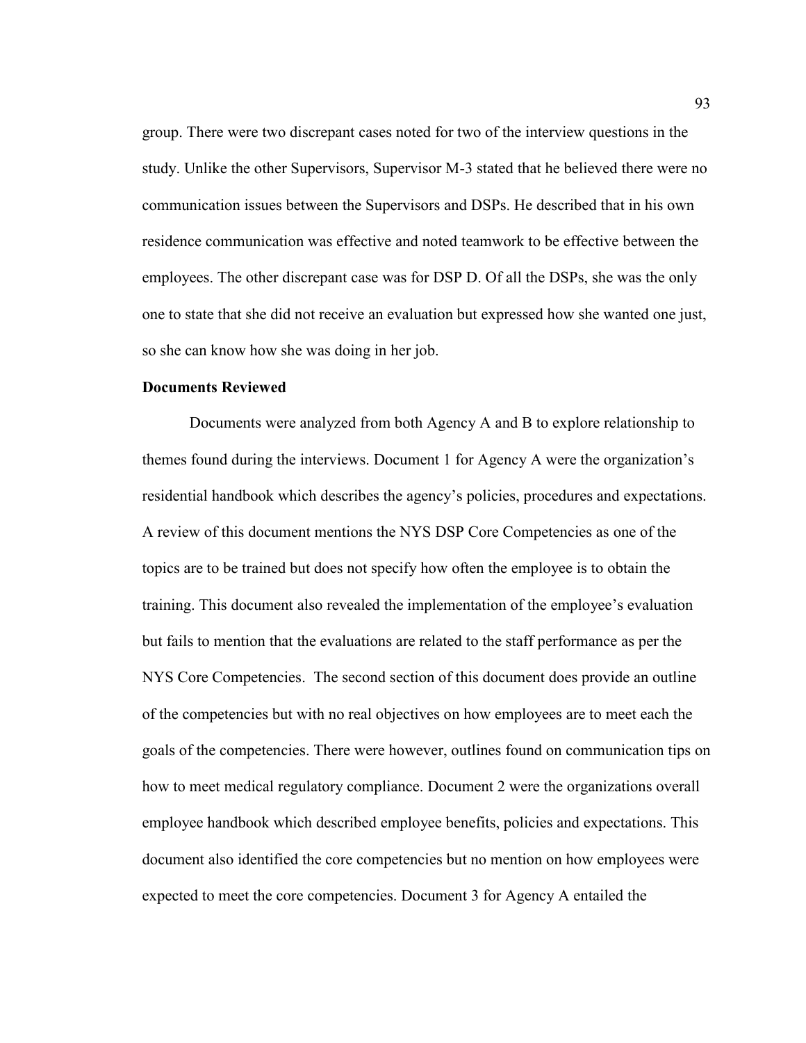group. There were two discrepant cases noted for two of the interview questions in the study. Unlike the other Supervisors, Supervisor M-3 stated that he believed there were no communication issues between the Supervisors and DSPs. He described that in his own residence communication was effective and noted teamwork to be effective between the employees. The other discrepant case was for DSP D. Of all the DSPs, she was the only one to state that she did not receive an evaluation but expressed how she wanted one just, so she can know how she was doing in her job.

**Documents Reviewed**

Documents were analyzed from both Agency A and B to explore relationship to themes found during the interviews. Document 1 for Agency A were the organization's residential handbook which describes the agency's policies, procedures and expectations. A review of this document mentions the NYS DSP Core Competencies as one of the topics are to be trained but does not specify how often the employee is to obtain the training. This document also revealed the implementation of the employee's evaluation but fails to mention that the evaluations are related to the staff performance as per the NYS Core Competencies. The second section of this document does provide an outline of the competencies but with no real objectives on how employees are to meet each the goals of the competencies. There were however, outlines found on communication tips on how to meet medical regulatory compliance. Document 2 were the organizations overall employee handbook which described employee benefits, policies and expectations. This document also identified the core competencies but no mention on how employees were expected to meet the core competencies. Document 3 for Agency A entailed the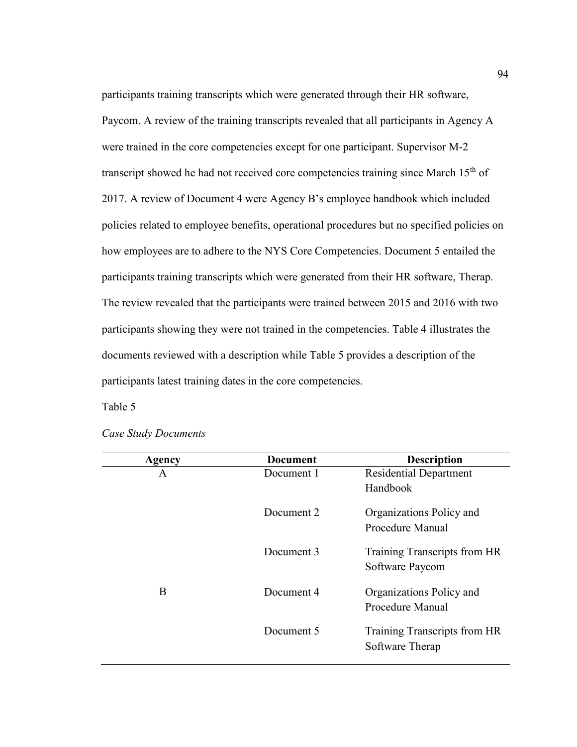participants training transcripts which were generated through their HR software, Paycom. A review of the training transcripts revealed that all participants in Agency A were trained in the core competencies except for one participant. Supervisor M-2 transcript showed he had not received core competencies training since March 15th of 2017. A review of Document 4 were Agency B's employee handbook which included policies related to employee benefits, operational procedures but no specified policies on how employees are to adhere to the NYS Core Competencies. Document 5 entailed the participants training transcripts which were generated from their HR software, Therap. The review revealed that the participants were trained between 2015 and 2016 with two participants showing they were not trained in the competencies. Table 4 illustrates the documents reviewed with a description while Table 5 provides a description of the participants latest training dates in the core competencies.

Table 5

*Case Study Documents*

| Agency | Document | Description |
|---|---|---|
| A | Document 1 | Residential Department Handbook |
| | Document 2 | Organizations Policy and Procedure Manual |
| | Document 3 | Training Transcripts from HR Software Paycom |
| B | Document 4 | Organizations Policy and Procedure Manual |
| | Document 5 | Training Transcripts from HR Software Therap |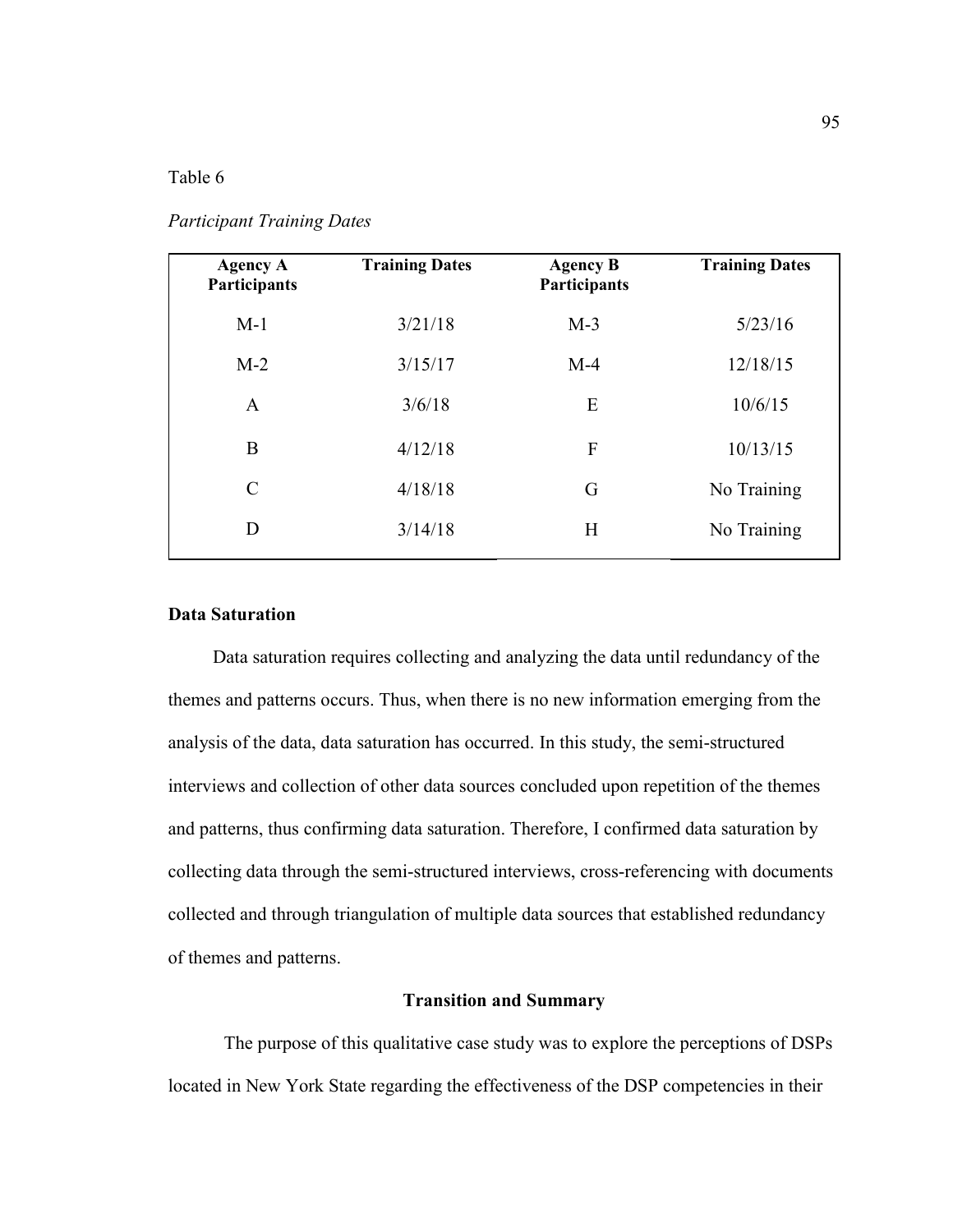Table 6

*Participant Training Dates*

| Agency A Participants | Training Dates | Agency B Participants | Training Dates |
|---|---|---|---|
| M-1 | 3/21/18 | M-3 | 5/23/16 |
| M-2 | 3/15/17 | M-4 | 12/18/15 |
| A | 3/6/18 | E | 10/6/15 |
| B | 4/12/18 | F | 10/13/15 |
| C | 4/18/18 | G | No Training |
| D | 3/14/18 | H | No Training |

### Data Saturation

Data saturation requires collecting and analyzing the data until redundancy of the themes and patterns occurs. Thus, when there is no new information emerging from the analysis of the data, data saturation has occurred. In this study, the semi-structured interviews and collection of other data sources concluded upon repetition of the themes and patterns, thus confirming data saturation. Therefore, I confirmed data saturation by collecting data through the semi-structured interviews, cross-referencing with documents collected and through triangulation of multiple data sources that established redundancy of themes and patterns.

## Transition and Summary

The purpose of this qualitative case study was to explore the perceptions of DSPs located in New York State regarding the effectiveness of the DSP competencies in their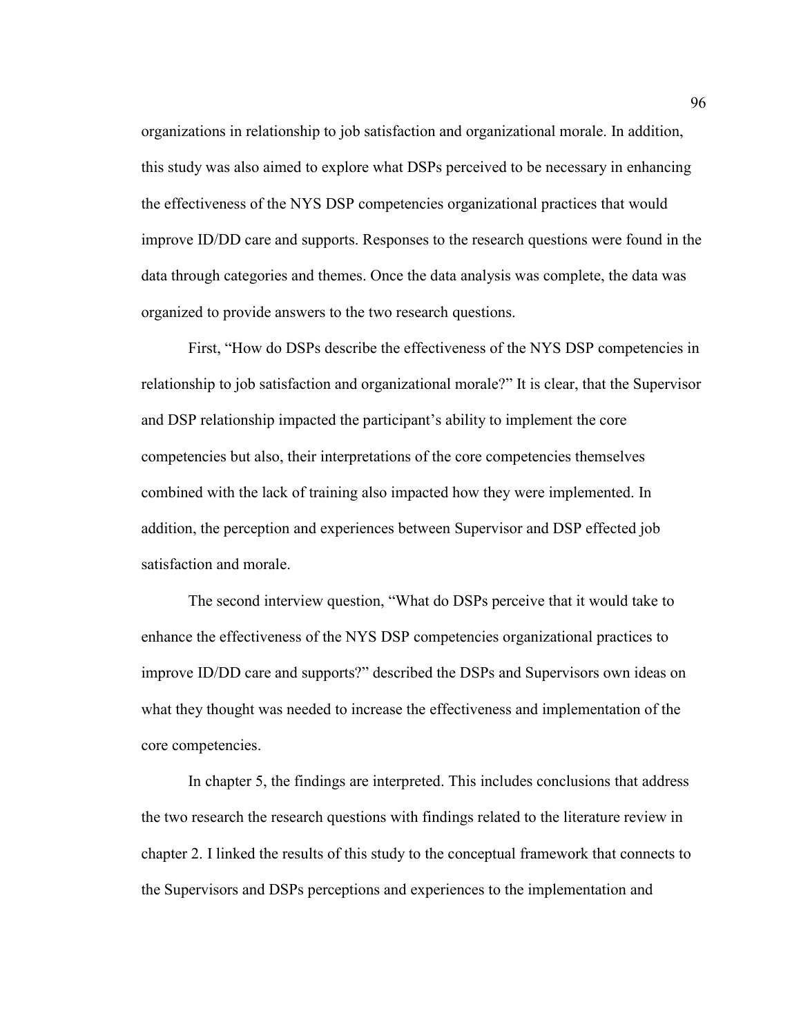organizations in relationship to job satisfaction and organizational morale. In addition, this study was also aimed to explore what DSPs perceived to be necessary in enhancing the effectiveness of the NYS DSP competencies organizational practices that would improve ID/DD care and supports. Responses to the research questions were found in the data through categories and themes. Once the data analysis was complete, the data was organized to provide answers to the two research questions.

First, "How do DSPs describe the effectiveness of the NYS DSP competencies in relationship to job satisfaction and organizational morale?" It is clear, that the Supervisor and DSP relationship impacted the participant's ability to implement the core competencies but also, their interpretations of the core competencies themselves combined with the lack of training also impacted how they were implemented. In addition, the perception and experiences between Supervisor and DSP effected job satisfaction and morale.

The second interview question, "What do DSPs perceive that it would take to enhance the effectiveness of the NYS DSP competencies organizational practices to improve ID/DD care and supports?" described the DSPs and Supervisors own ideas on what they thought was needed to increase the effectiveness and implementation of the core competencies.

In chapter 5, the findings are interpreted. This includes conclusions that address the two research the research questions with findings related to the literature review in chapter 2. I linked the results of this study to the conceptual framework that connects to the Supervisors and DSPs perceptions and experiences to the implementation and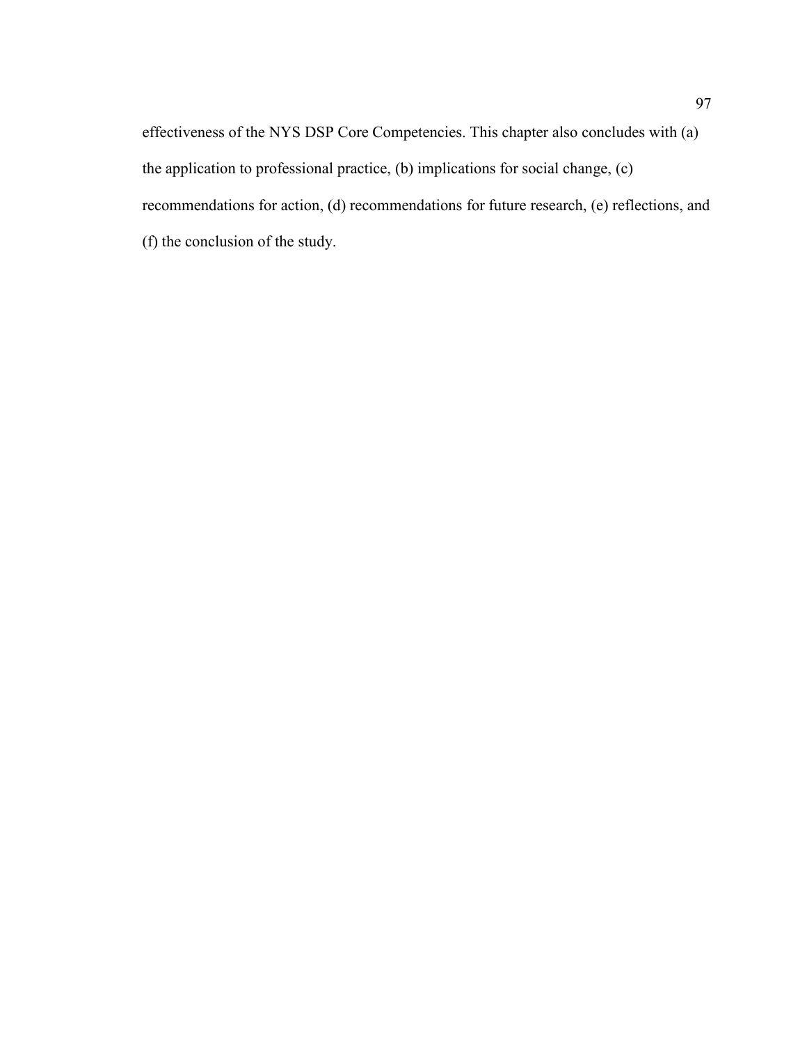effectiveness of the NYS DSP Core Competencies. This chapter also concludes with (a) the application to professional practice, (b) implications for social change, (c) recommendations for action, (d) recommendations for future research, (e) reflections, and (f) the conclusion of the study.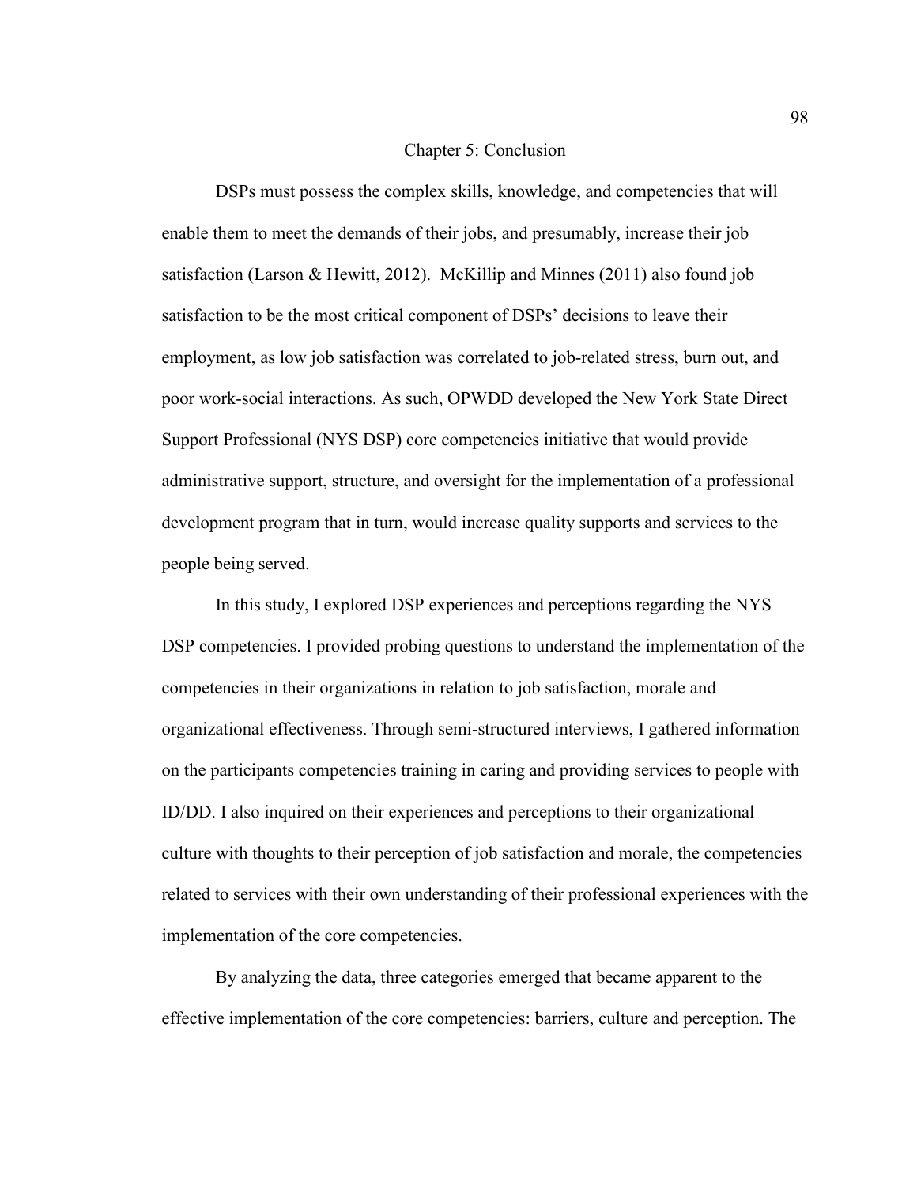# Chapter 5: Conclusion

DSPs must possess the complex skills, knowledge, and competencies that will enable them to meet the demands of their jobs, and presumably, increase their job satisfaction (Larson & Hewitt, 2012). McKillip and Minnes (2011) also found job satisfaction to be the most critical component of DSPs' decisions to leave their employment, as low job satisfaction was correlated to job-related stress, burn out, and poor work-social interactions. As such, OPWDD developed the New York State Direct Support Professional (NYS DSP) core competencies initiative that would provide administrative support, structure, and oversight for the implementation of a professional development program that in turn, would increase quality supports and services to the people being served.

In this study, I explored DSP experiences and perceptions regarding the NYS DSP competencies. I provided probing questions to understand the implementation of the competencies in their organizations in relation to job satisfaction, morale and organizational effectiveness. Through semi-structured interviews, I gathered information on the participants competencies training in caring and providing services to people with ID/DD. I also inquired on their experiences and perceptions to their organizational culture with thoughts to their perception of job satisfaction and morale, the competencies related to services with their own understanding of their professional experiences with the implementation of the core competencies.

By analyzing the data, three categories emerged that became apparent to the effective implementation of the core competencies: barriers, culture and perception. The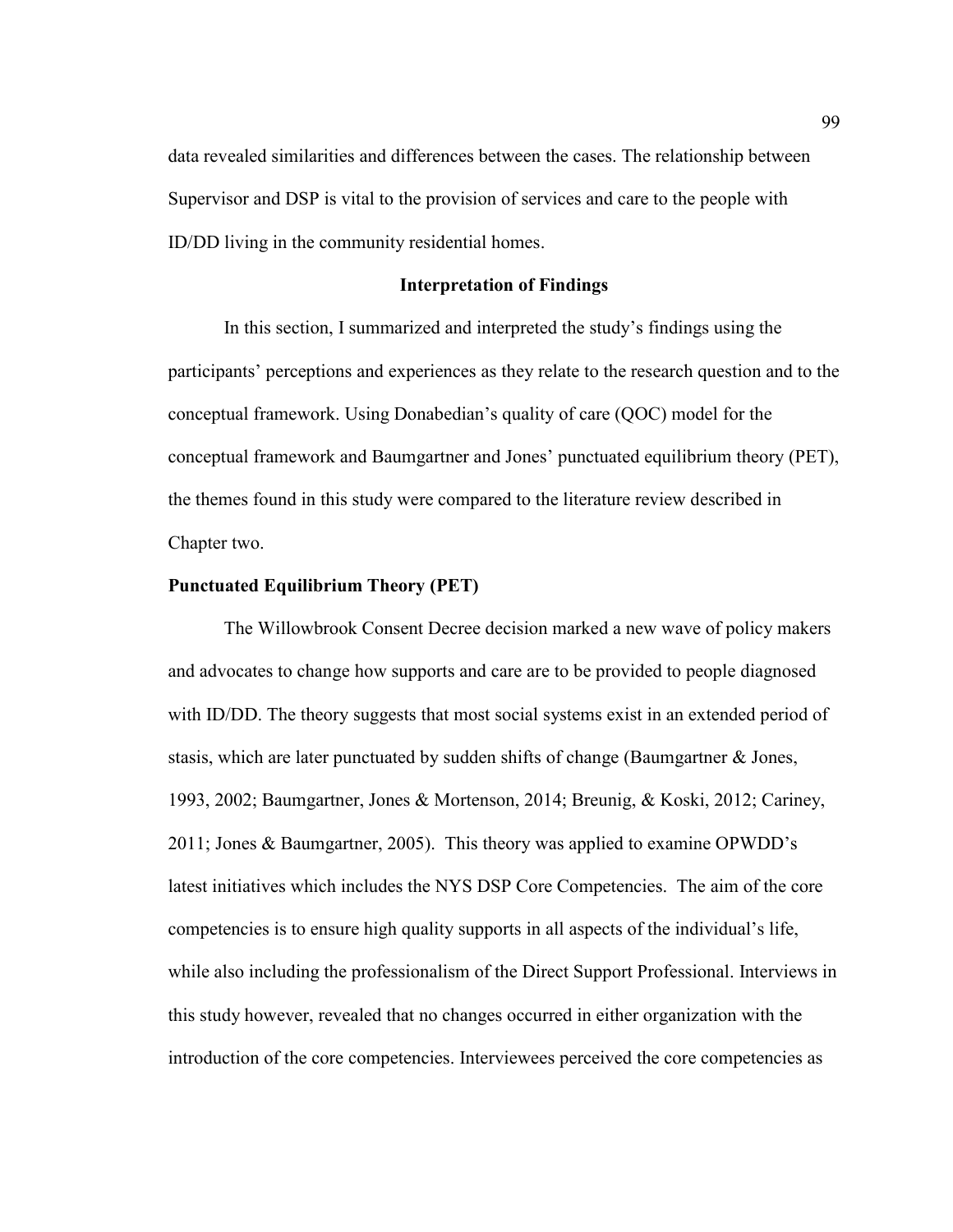data revealed similarities and differences between the cases. The relationship between Supervisor and DSP is vital to the provision of services and care to the people with ID/DD living in the community residential homes.

## Interpretation of Findings

In this section, I summarized and interpreted the study's findings using the participants' perceptions and experiences as they relate to the research question and to the conceptual framework. Using Donabedian's quality of care (QOC) model for the conceptual framework and Baumgartner and Jones' punctuated equilibrium theory (PET), the themes found in this study were compared to the literature review described in Chapter two.

### Punctuated Equilibrium Theory (PET)

The Willowbrook Consent Decree decision marked a new wave of policy makers and advocates to change how supports and care are to be provided to people diagnosed with ID/DD. The theory suggests that most social systems exist in an extended period of stasis, which are later punctuated by sudden shifts of change (Baumgartner & Jones, 1993, 2002; Baumgartner, Jones & Mortenson, 2014; Breunig, & Koski, 2012; Cariney, 2011; Jones & Baumgartner, 2005). This theory was applied to examine OPWDD's latest initiatives which includes the NYS DSP Core Competencies. The aim of the core competencies is to ensure high quality supports in all aspects of the individual's life, while also including the professionalism of the Direct Support Professional. Interviews in this study however, revealed that no changes occurred in either organization with the introduction of the core competencies. Interviewees perceived the core competencies as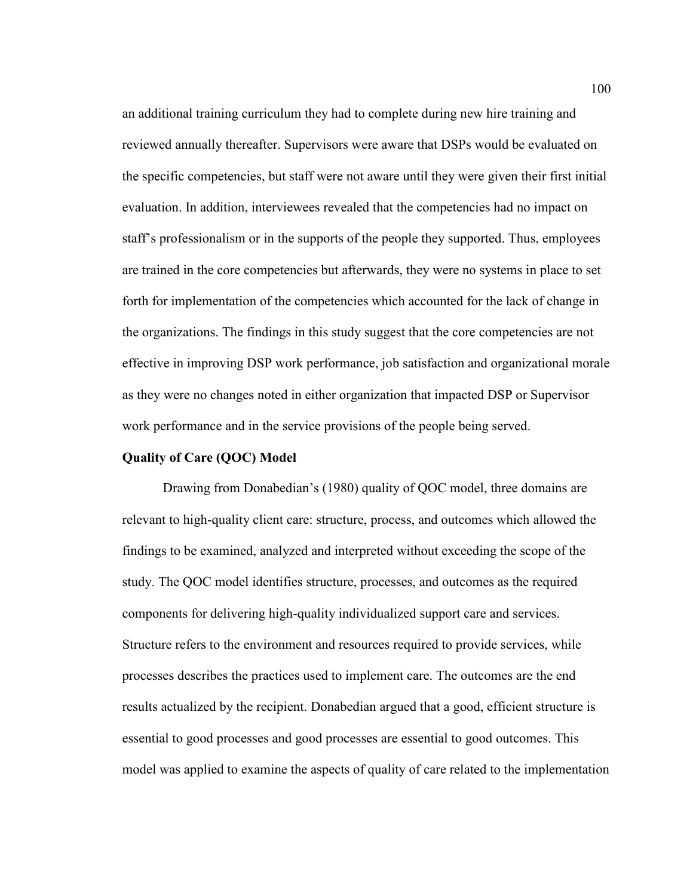an additional training curriculum they had to complete during new hire training and reviewed annually thereafter. Supervisors were aware that DSPs would be evaluated on the specific competencies, but staff were not aware until they were given their first initial evaluation. In addition, interviewees revealed that the competencies had no impact on staff's professionalism or in the supports of the people they supported. Thus, employees are trained in the core competencies but afterwards, they were no systems in place to set forth for implementation of the competencies which accounted for the lack of change in the organizations. The findings in this study suggest that the core competencies are not effective in improving DSP work performance, job satisfaction and organizational morale as they were no changes noted in either organization that impacted DSP or Supervisor work performance and in the service provisions of the people being served.

**Quality of Care (QOC) Model**

Drawing from Donabedian's (1980) quality of QOC model, three domains are relevant to high-quality client care: structure, process, and outcomes which allowed the findings to be examined, analyzed and interpreted without exceeding the scope of the study. The QOC model identifies structure, processes, and outcomes as the required components for delivering high-quality individualized support care and services. Structure refers to the environment and resources required to provide services, while processes describes the practices used to implement care. The outcomes are the end results actualized by the recipient. Donabedian argued that a good, efficient structure is essential to good processes and good processes are essential to good outcomes. This model was applied to examine the aspects of quality of care related to the implementation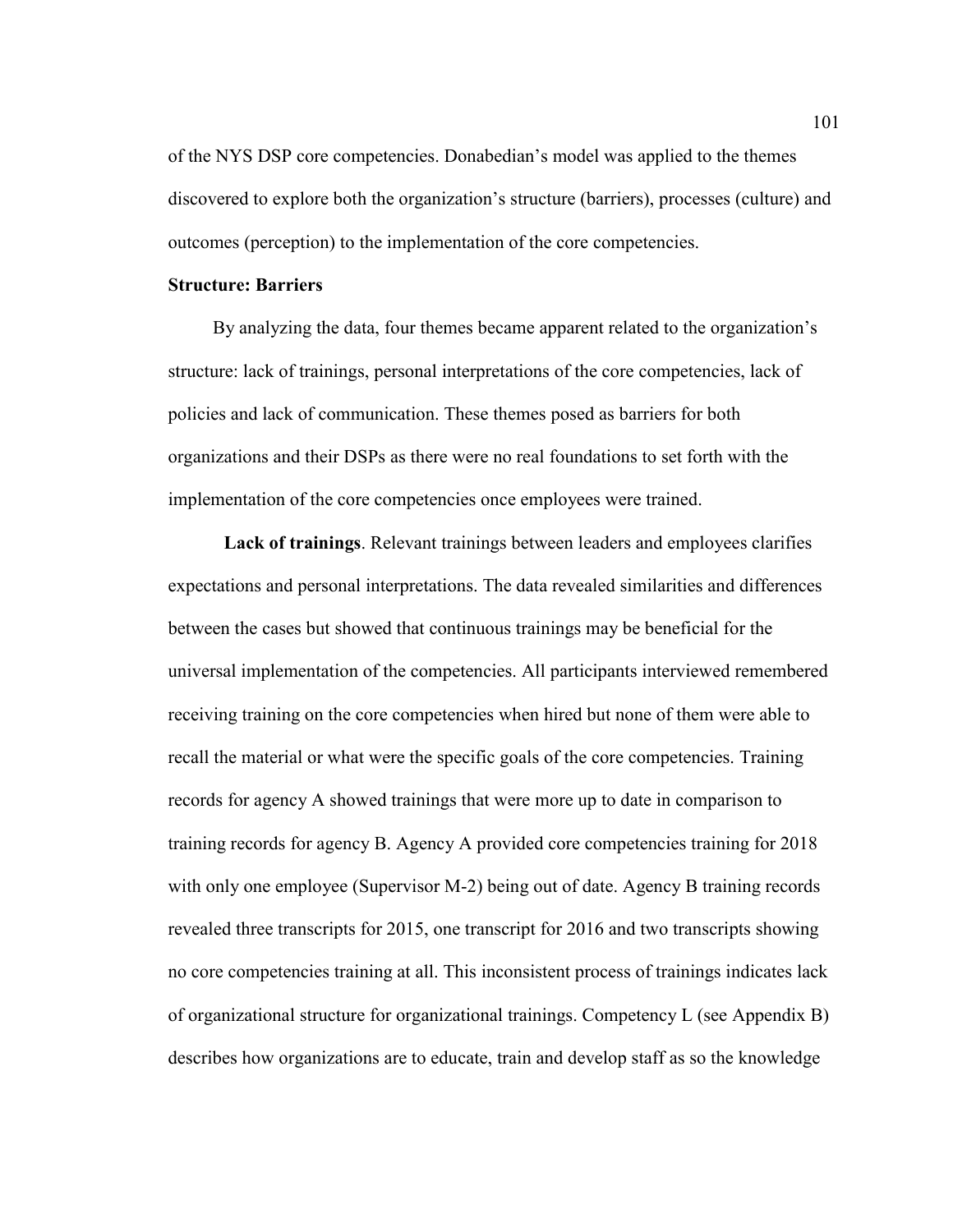of the NYS DSP core competencies. Donabedian's model was applied to the themes discovered to explore both the organization's structure (barriers), processes (culture) and outcomes (perception) to the implementation of the core competencies.

### Structure: Barriers

By analyzing the data, four themes became apparent related to the organization's structure: lack of trainings, personal interpretations of the core competencies, lack of policies and lack of communication. These themes posed as barriers for both organizations and their DSPs as there were no real foundations to set forth with the implementation of the core competencies once employees were trained.

**Lack of trainings**. Relevant trainings between leaders and employees clarifies expectations and personal interpretations. The data revealed similarities and differences between the cases but showed that continuous trainings may be beneficial for the universal implementation of the competencies. All participants interviewed remembered receiving training on the core competencies when hired but none of them were able to recall the material or what were the specific goals of the core competencies. Training records for agency A showed trainings that were more up to date in comparison to training records for agency B. Agency A provided core competencies training for 2018 with only one employee (Supervisor M-2) being out of date. Agency B training records revealed three transcripts for 2015, one transcript for 2016 and two transcripts showing no core competencies training at all. This inconsistent process of trainings indicates lack of organizational structure for organizational trainings. Competency L (see Appendix B) describes how organizations are to educate, train and develop staff as so the knowledge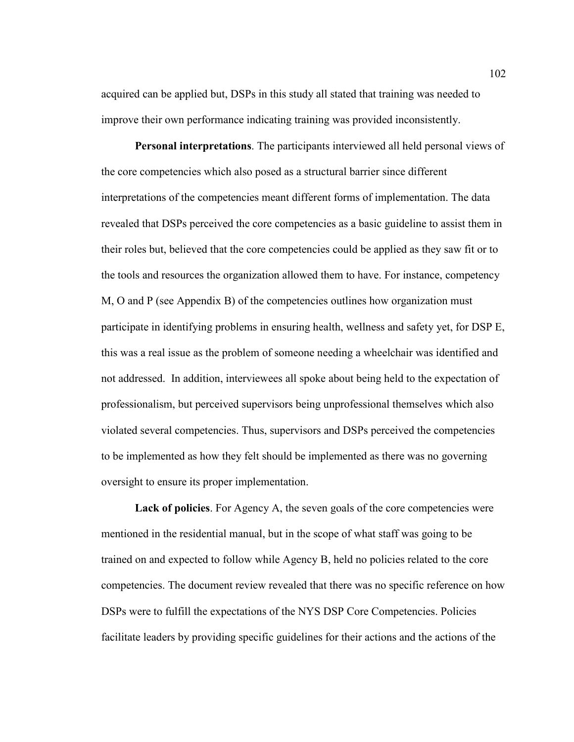acquired can be applied but, DSPs in this study all stated that training was needed to improve their own performance indicating training was provided inconsistently.

**Personal interpretations**. The participants interviewed all held personal views of the core competencies which also posed as a structural barrier since different interpretations of the competencies meant different forms of implementation. The data revealed that DSPs perceived the core competencies as a basic guideline to assist them in their roles but, believed that the core competencies could be applied as they saw fit or to the tools and resources the organization allowed them to have. For instance, competency M, O and P (see Appendix B) of the competencies outlines how organization must participate in identifying problems in ensuring health, wellness and safety yet, for DSP E, this was a real issue as the problem of someone needing a wheelchair was identified and not addressed. In addition, interviewees all spoke about being held to the expectation of professionalism, but perceived supervisors being unprofessional themselves which also violated several competencies. Thus, supervisors and DSPs perceived the competencies to be implemented as how they felt should be implemented as there was no governing oversight to ensure its proper implementation.

**Lack of policies**. For Agency A, the seven goals of the core competencies were mentioned in the residential manual, but in the scope of what staff was going to be trained on and expected to follow while Agency B, held no policies related to the core competencies. The document review revealed that there was no specific reference on how DSPs were to fulfill the expectations of the NYS DSP Core Competencies. Policies facilitate leaders by providing specific guidelines for their actions and the actions of the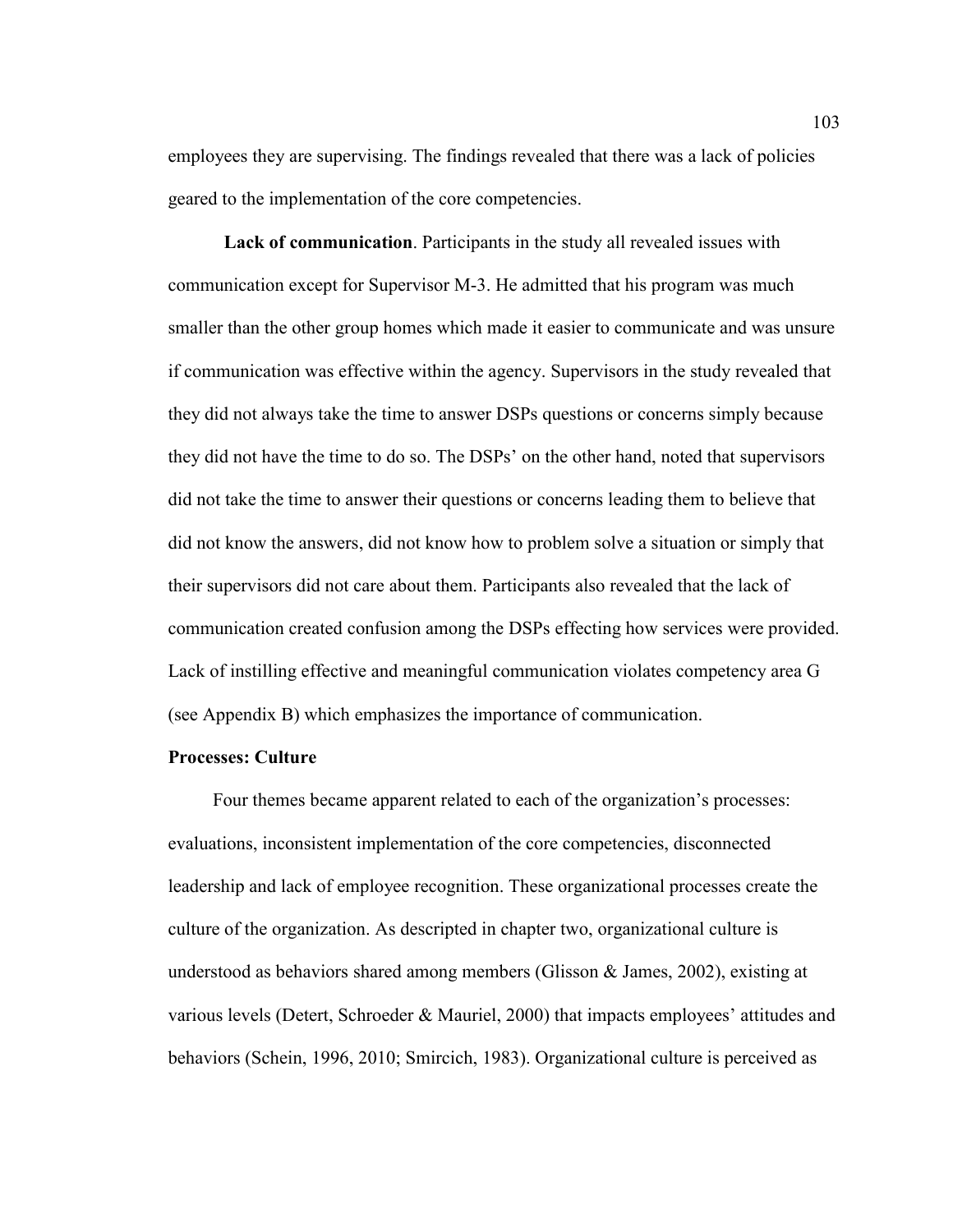employees they are supervising. The findings revealed that there was a lack of policies geared to the implementation of the core competencies.

**Lack of communication**. Participants in the study all revealed issues with communication except for Supervisor M-3. He admitted that his program was much smaller than the other group homes which made it easier to communicate and was unsure if communication was effective within the agency. Supervisors in the study revealed that they did not always take the time to answer DSPs questions or concerns simply because they did not have the time to do so. The DSPs' on the other hand, noted that supervisors did not take the time to answer their questions or concerns leading them to believe that did not know the answers, did not know how to problem solve a situation or simply that their supervisors did not care about them. Participants also revealed that the lack of communication created confusion among the DSPs effecting how services were provided. Lack of instilling effective and meaningful communication violates competency area G (see Appendix B) which emphasizes the importance of communication.

### Processes: Culture

Four themes became apparent related to each of the organization's processes: evaluations, inconsistent implementation of the core competencies, disconnected leadership and lack of employee recognition. These organizational processes create the culture of the organization. As descripted in chapter two, organizational culture is understood as behaviors shared among members (Glisson & James, 2002), existing at various levels (Detert, Schroeder & Mauriel, 2000) that impacts employees' attitudes and behaviors (Schein, 1996, 2010; Smircich, 1983). Organizational culture is perceived as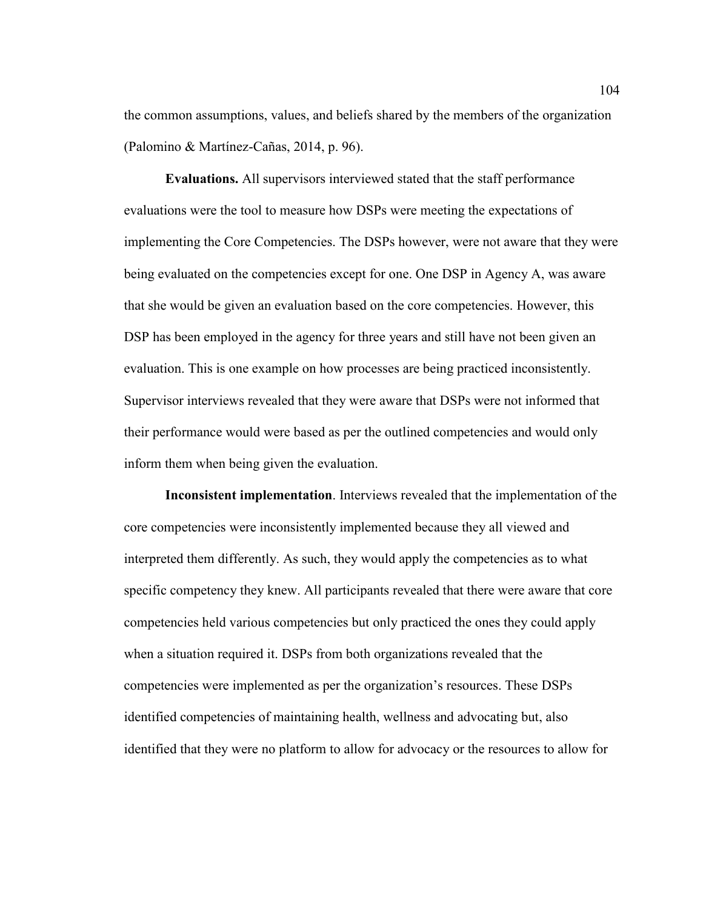the common assumptions, values, and beliefs shared by the members of the organization (Palomino & Martínez-Cañas, 2014, p. 96).

**Evaluations.** All supervisors interviewed stated that the staff performance evaluations were the tool to measure how DSPs were meeting the expectations of implementing the Core Competencies. The DSPs however, were not aware that they were being evaluated on the competencies except for one. One DSP in Agency A, was aware that she would be given an evaluation based on the core competencies. However, this DSP has been employed in the agency for three years and still have not been given an evaluation. This is one example on how processes are being practiced inconsistently. Supervisor interviews revealed that they were aware that DSPs were not informed that their performance would were based as per the outlined competencies and would only inform them when being given the evaluation.

**Inconsistent implementation**. Interviews revealed that the implementation of the core competencies were inconsistently implemented because they all viewed and interpreted them differently. As such, they would apply the competencies as to what specific competency they knew. All participants revealed that there were aware that core competencies held various competencies but only practiced the ones they could apply when a situation required it. DSPs from both organizations revealed that the competencies were implemented as per the organization's resources. These DSPs identified competencies of maintaining health, wellness and advocating but, also identified that they were no platform to allow for advocacy or the resources to allow for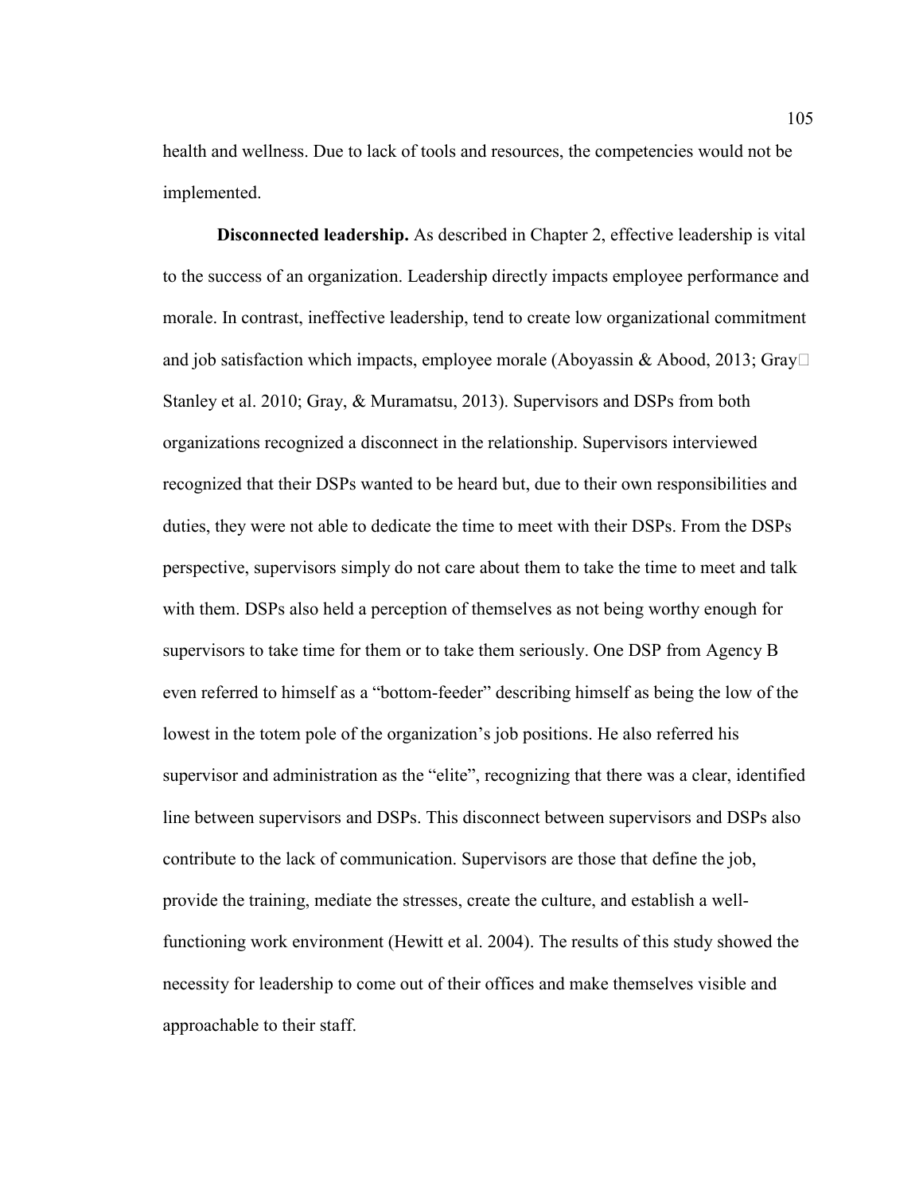health and wellness. Due to lack of tools and resources, the competencies would not be implemented.

**Disconnected leadership.** As described in Chapter 2, effective leadership is vital to the success of an organization. Leadership directly impacts employee performance and morale. In contrast, ineffective leadership, tend to create low organizational commitment and job satisfaction which impacts, employee morale (Aboyassin & Abood, 2013; Gray Stanley et al. 2010; Gray, & Muramatsu, 2013). Supervisors and DSPs from both organizations recognized a disconnect in the relationship. Supervisors interviewed recognized that their DSPs wanted to be heard but, due to their own responsibilities and duties, they were not able to dedicate the time to meet with their DSPs. From the DSPs perspective, supervisors simply do not care about them to take the time to meet and talk with them. DSPs also held a perception of themselves as not being worthy enough for supervisors to take time for them or to take them seriously. One DSP from Agency B even referred to himself as a "bottom-feeder" describing himself as being the low of the lowest in the totem pole of the organization's job positions. He also referred his supervisor and administration as the "elite", recognizing that there was a clear, identified line between supervisors and DSPs. This disconnect between supervisors and DSPs also contribute to the lack of communication. Supervisors are those that define the job, provide the training, mediate the stresses, create the culture, and establish a well-functioning work environment (Hewitt et al. 2004). The results of this study showed the necessity for leadership to come out of their offices and make themselves visible and approachable to their staff.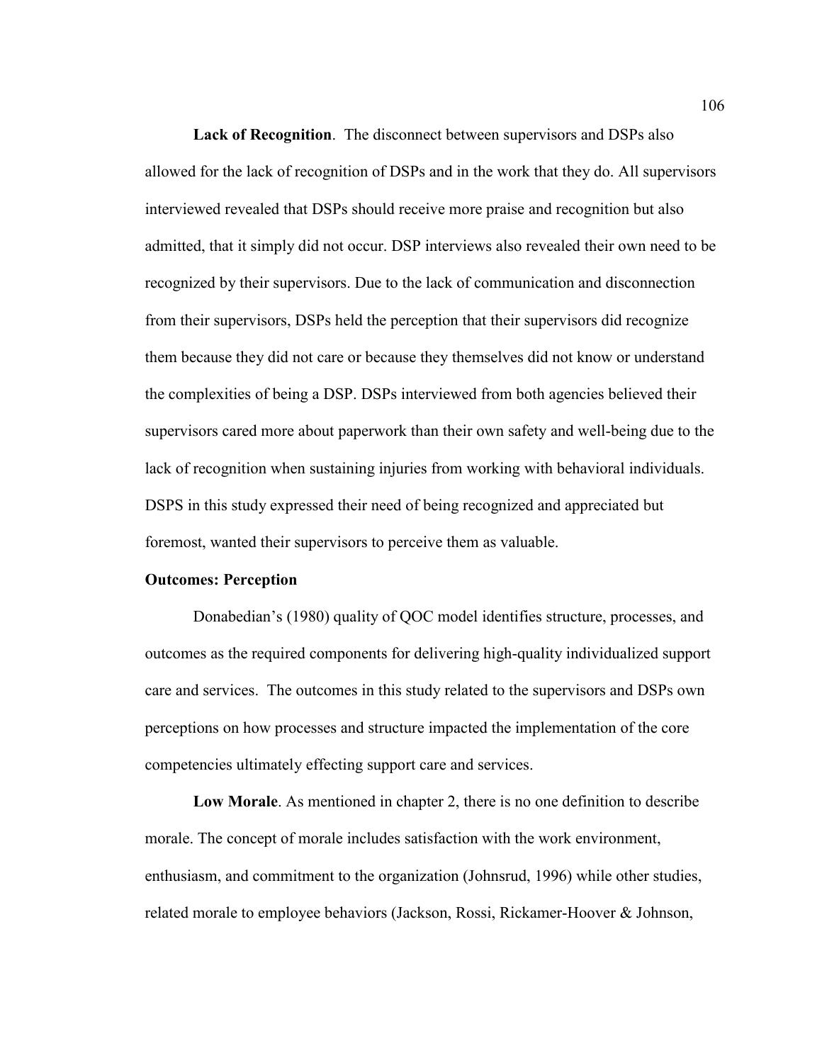**Lack of Recognition**. The disconnect between supervisors and DSPs also allowed for the lack of recognition of DSPs and in the work that they do. All supervisors interviewed revealed that DSPs should receive more praise and recognition but also admitted, that it simply did not occur. DSP interviews also revealed their own need to be recognized by their supervisors. Due to the lack of communication and disconnection from their supervisors, DSPs held the perception that their supervisors did recognize them because they did not care or because they themselves did not know or understand the complexities of being a DSP. DSPs interviewed from both agencies believed their supervisors cared more about paperwork than their own safety and well-being due to the lack of recognition when sustaining injuries from working with behavioral individuals. DSPS in this study expressed their need of being recognized and appreciated but foremost, wanted their supervisors to perceive them as valuable.

**Outcomes: Perception**

Donabedian's (1980) quality of QOC model identifies structure, processes, and outcomes as the required components for delivering high-quality individualized support care and services. The outcomes in this study related to the supervisors and DSPs own perceptions on how processes and structure impacted the implementation of the core competencies ultimately effecting support care and services.

**Low Morale**. As mentioned in chapter 2, there is no one definition to describe morale. The concept of morale includes satisfaction with the work environment, enthusiasm, and commitment to the organization (Johnsrud, 1996) while other studies, related morale to employee behaviors (Jackson, Rossi, Rickamer-Hoover & Johnson,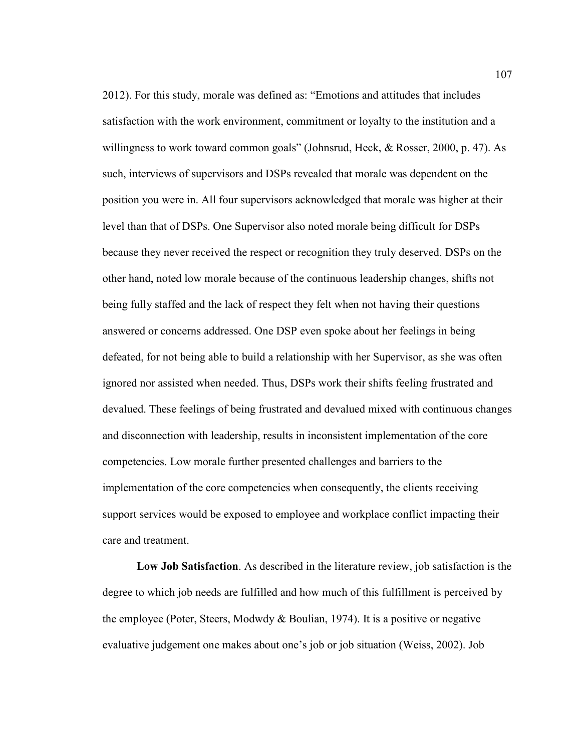2012). For this study, morale was defined as: "Emotions and attitudes that includes satisfaction with the work environment, commitment or loyalty to the institution and a willingness to work toward common goals" (Johnsrud, Heck, & Rosser, 2000, p. 47). As such, interviews of supervisors and DSPs revealed that morale was dependent on the position you were in. All four supervisors acknowledged that morale was higher at their level than that of DSPs. One Supervisor also noted morale being difficult for DSPs because they never received the respect or recognition they truly deserved. DSPs on the other hand, noted low morale because of the continuous leadership changes, shifts not being fully staffed and the lack of respect they felt when not having their questions answered or concerns addressed. One DSP even spoke about her feelings in being defeated, for not being able to build a relationship with her Supervisor, as she was often ignored nor assisted when needed. Thus, DSPs work their shifts feeling frustrated and devalued. These feelings of being frustrated and devalued mixed with continuous changes and disconnection with leadership, results in inconsistent implementation of the core competencies. Low morale further presented challenges and barriers to the implementation of the core competencies when consequently, the clients receiving support services would be exposed to employee and workplace conflict impacting their care and treatment.

**Low Job Satisfaction**. As described in the literature review, job satisfaction is the degree to which job needs are fulfilled and how much of this fulfillment is perceived by the employee (Poter, Steers, Modwdy & Boulian, 1974). It is a positive or negative evaluative judgement one makes about one's job or job situation (Weiss, 2002). Job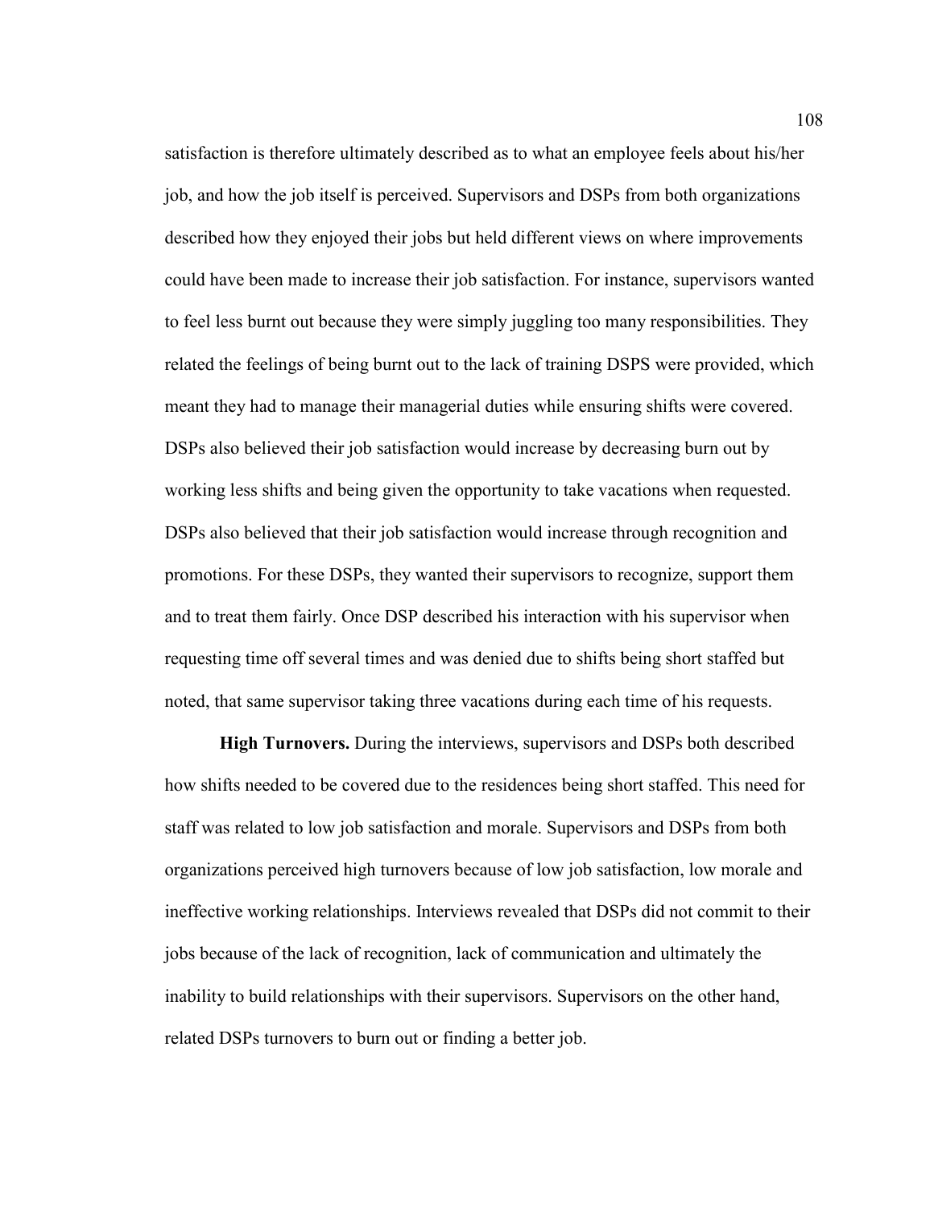satisfaction is therefore ultimately described as to what an employee feels about his/her job, and how the job itself is perceived. Supervisors and DSPs from both organizations described how they enjoyed their jobs but held different views on where improvements could have been made to increase their job satisfaction. For instance, supervisors wanted to feel less burnt out because they were simply juggling too many responsibilities. They related the feelings of being burnt out to the lack of training DSPS were provided, which meant they had to manage their managerial duties while ensuring shifts were covered. DSPs also believed their job satisfaction would increase by decreasing burn out by working less shifts and being given the opportunity to take vacations when requested. DSPs also believed that their job satisfaction would increase through recognition and promotions. For these DSPs, they wanted their supervisors to recognize, support them and to treat them fairly. Once DSP described his interaction with his supervisor when requesting time off several times and was denied due to shifts being short staffed but noted, that same supervisor taking three vacations during each time of his requests.

**High Turnovers.** During the interviews, supervisors and DSPs both described how shifts needed to be covered due to the residences being short staffed. This need for staff was related to low job satisfaction and morale. Supervisors and DSPs from both organizations perceived high turnovers because of low job satisfaction, low morale and ineffective working relationships. Interviews revealed that DSPs did not commit to their jobs because of the lack of recognition, lack of communication and ultimately the inability to build relationships with their supervisors. Supervisors on the other hand, related DSPs turnovers to burn out or finding a better job.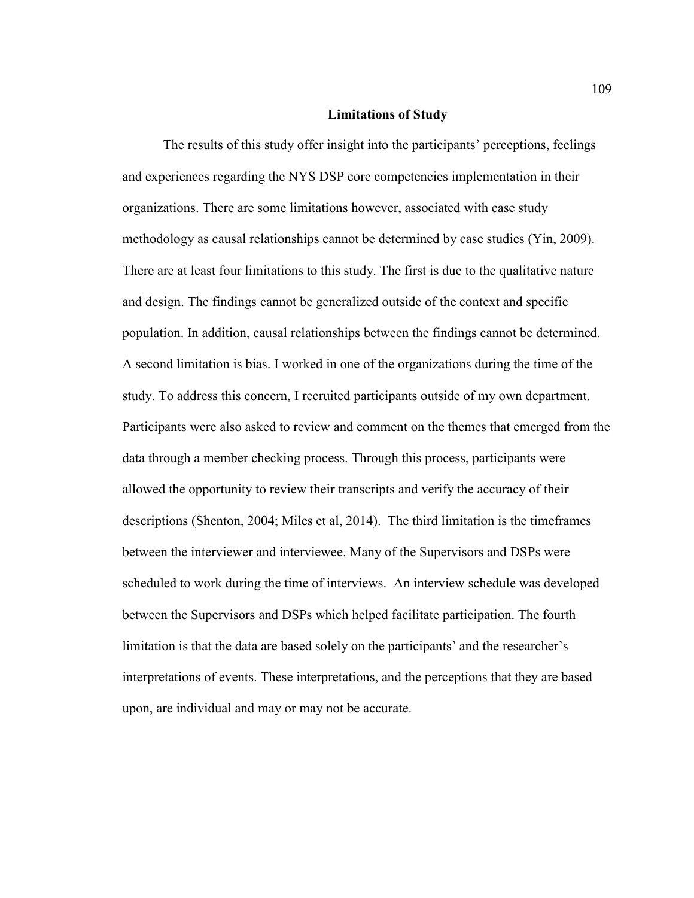## Limitations of Study

The results of this study offer insight into the participants' perceptions, feelings and experiences regarding the NYS DSP core competencies implementation in their organizations. There are some limitations however, associated with case study methodology as causal relationships cannot be determined by case studies (Yin, 2009). There are at least four limitations to this study. The first is due to the qualitative nature and design. The findings cannot be generalized outside of the context and specific population. In addition, causal relationships between the findings cannot be determined. A second limitation is bias. I worked in one of the organizations during the time of the study. To address this concern, I recruited participants outside of my own department. Participants were also asked to review and comment on the themes that emerged from the data through a member checking process. Through this process, participants were allowed the opportunity to review their transcripts and verify the accuracy of their descriptions (Shenton, 2004; Miles et al, 2014). The third limitation is the timeframes between the interviewer and interviewee. Many of the Supervisors and DSPs were scheduled to work during the time of interviews. An interview schedule was developed between the Supervisors and DSPs which helped facilitate participation. The fourth limitation is that the data are based solely on the participants' and the researcher's interpretations of events. These interpretations, and the perceptions that they are based upon, are individual and may or may not be accurate.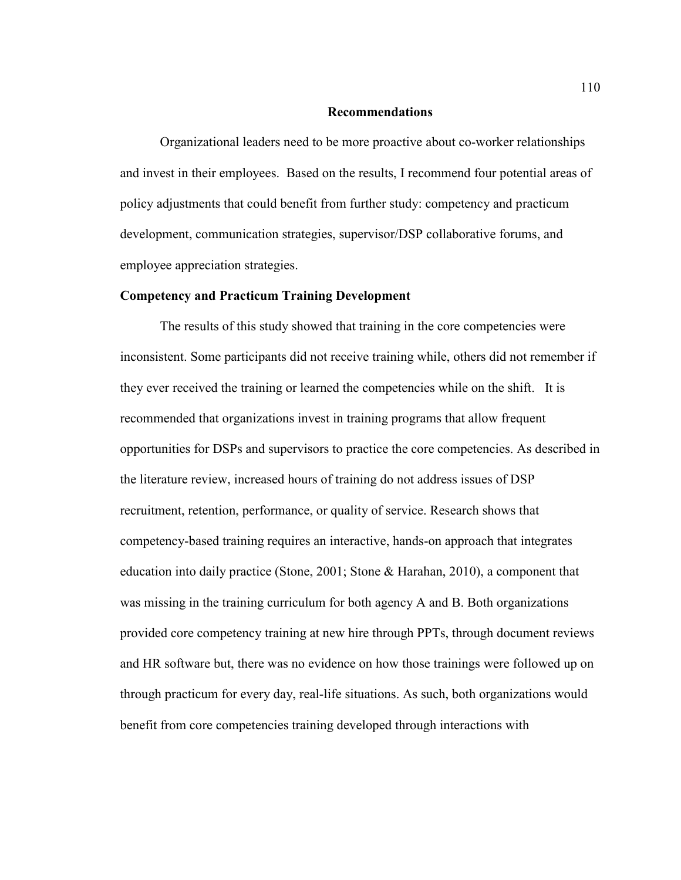## Recommendations

Organizational leaders need to be more proactive about co-worker relationships and invest in their employees. Based on the results, I recommend four potential areas of policy adjustments that could benefit from further study: competency and practicum development, communication strategies, supervisor/DSP collaborative forums, and employee appreciation strategies.

### Competency and Practicum Training Development

The results of this study showed that training in the core competencies were inconsistent. Some participants did not receive training while, others did not remember if they ever received the training or learned the competencies while on the shift. It is recommended that organizations invest in training programs that allow frequent opportunities for DSPs and supervisors to practice the core competencies. As described in the literature review, increased hours of training do not address issues of DSP recruitment, retention, performance, or quality of service. Research shows that competency-based training requires an interactive, hands-on approach that integrates education into daily practice (Stone, 2001; Stone & Harahan, 2010), a component that was missing in the training curriculum for both agency A and B. Both organizations provided core competency training at new hire through PPTs, through document reviews and HR software but, there was no evidence on how those trainings were followed up on through practicum for every day, real-life situations. As such, both organizations would benefit from core competencies training developed through interactions with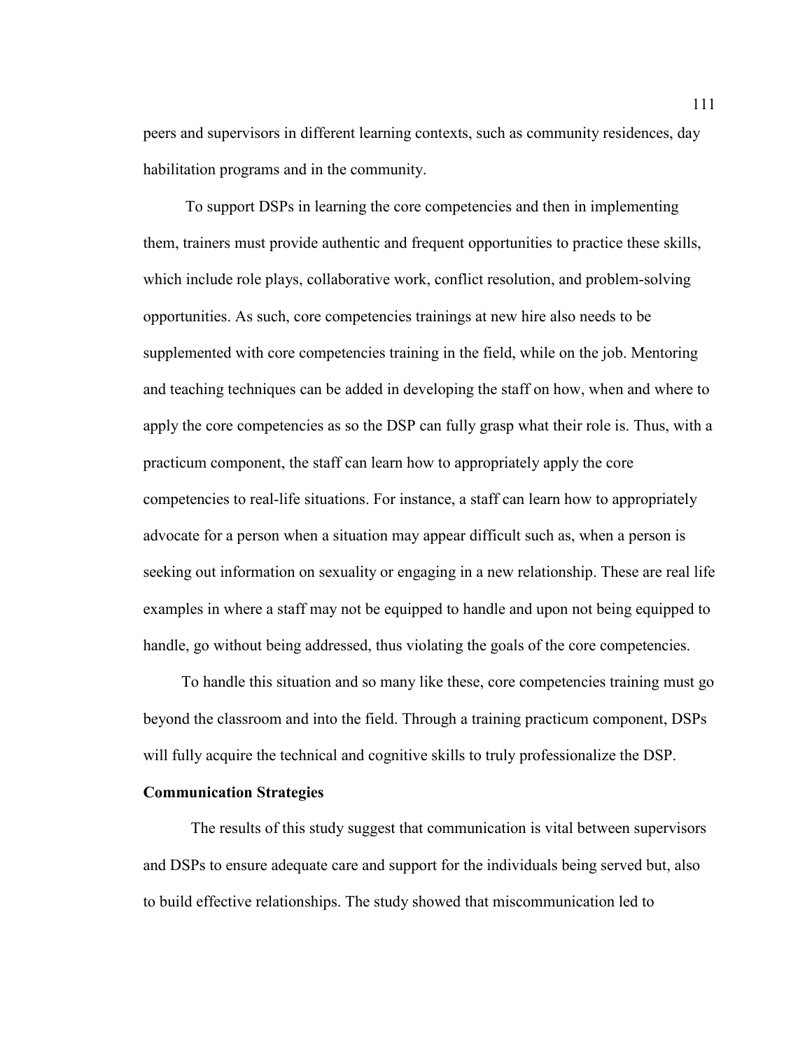peers and supervisors in different learning contexts, such as community residences, day habilitation programs and in the community.

To support DSPs in learning the core competencies and then in implementing them, trainers must provide authentic and frequent opportunities to practice these skills, which include role plays, collaborative work, conflict resolution, and problem-solving opportunities. As such, core competencies trainings at new hire also needs to be supplemented with core competencies training in the field, while on the job. Mentoring and teaching techniques can be added in developing the staff on how, when and where to apply the core competencies as so the DSP can fully grasp what their role is. Thus, with a practicum component, the staff can learn how to appropriately apply the core competencies to real-life situations. For instance, a staff can learn how to appropriately advocate for a person when a situation may appear difficult such as, when a person is seeking out information on sexuality or engaging in a new relationship. These are real life examples in where a staff may not be equipped to handle and upon not being equipped to handle, go without being addressed, thus violating the goals of the core competencies.

To handle this situation and so many like these, core competencies training must go beyond the classroom and into the field. Through a training practicum component, DSPs will fully acquire the technical and cognitive skills to truly professionalize the DSP.

**Communication Strategies**

The results of this study suggest that communication is vital between supervisors and DSPs to ensure adequate care and support for the individuals being served but, also to build effective relationships. The study showed that miscommunication led to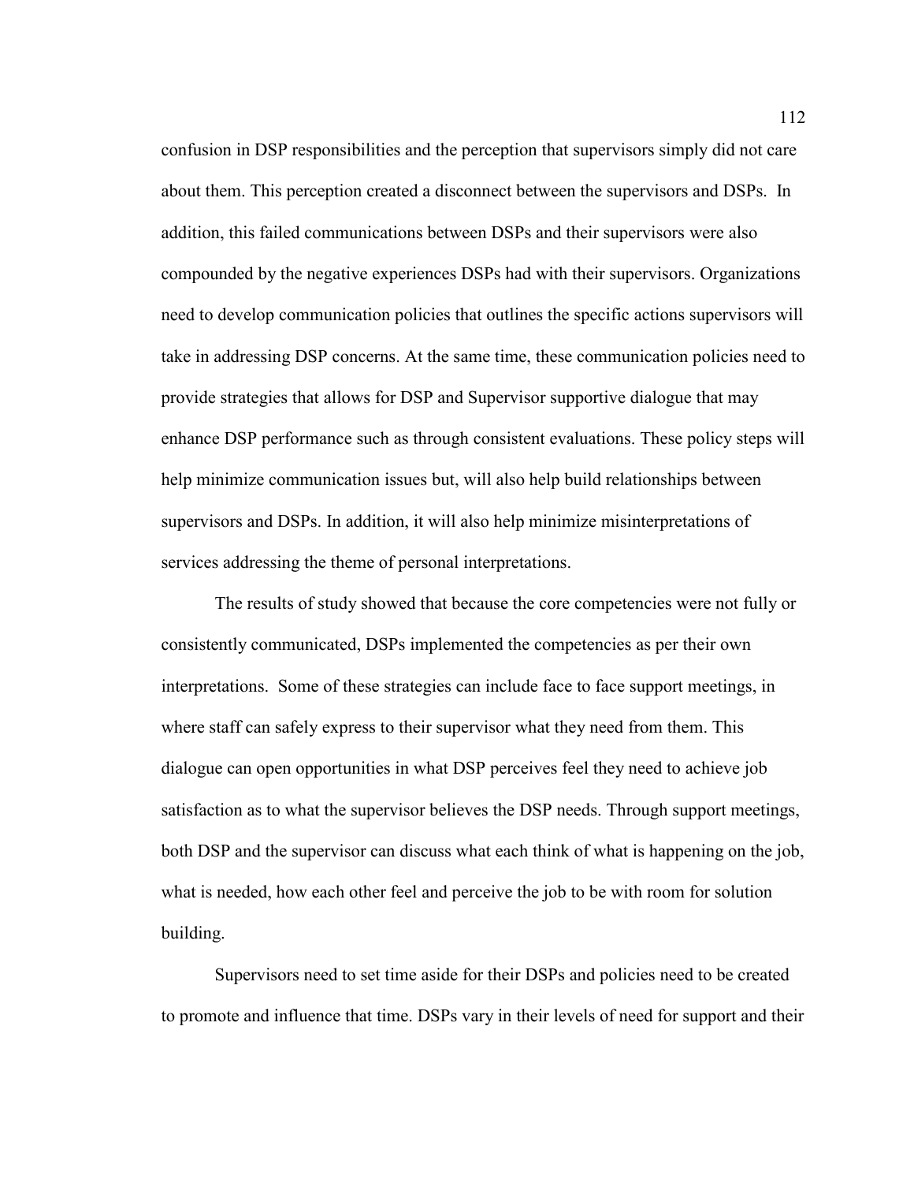confusion in DSP responsibilities and the perception that supervisors simply did not care about them. This perception created a disconnect between the supervisors and DSPs. In addition, this failed communications between DSPs and their supervisors were also compounded by the negative experiences DSPs had with their supervisors. Organizations need to develop communication policies that outlines the specific actions supervisors will take in addressing DSP concerns. At the same time, these communication policies need to provide strategies that allows for DSP and Supervisor supportive dialogue that may enhance DSP performance such as through consistent evaluations. These policy steps will help minimize communication issues but, will also help build relationships between supervisors and DSPs. In addition, it will also help minimize misinterpretations of services addressing the theme of personal interpretations.

The results of study showed that because the core competencies were not fully or consistently communicated, DSPs implemented the competencies as per their own interpretations. Some of these strategies can include face to face support meetings, in where staff can safely express to their supervisor what they need from them. This dialogue can open opportunities in what DSP perceives feel they need to achieve job satisfaction as to what the supervisor believes the DSP needs. Through support meetings, both DSP and the supervisor can discuss what each think of what is happening on the job, what is needed, how each other feel and perceive the job to be with room for solution building.

Supervisors need to set time aside for their DSPs and policies need to be created to promote and influence that time. DSPs vary in their levels of need for support and their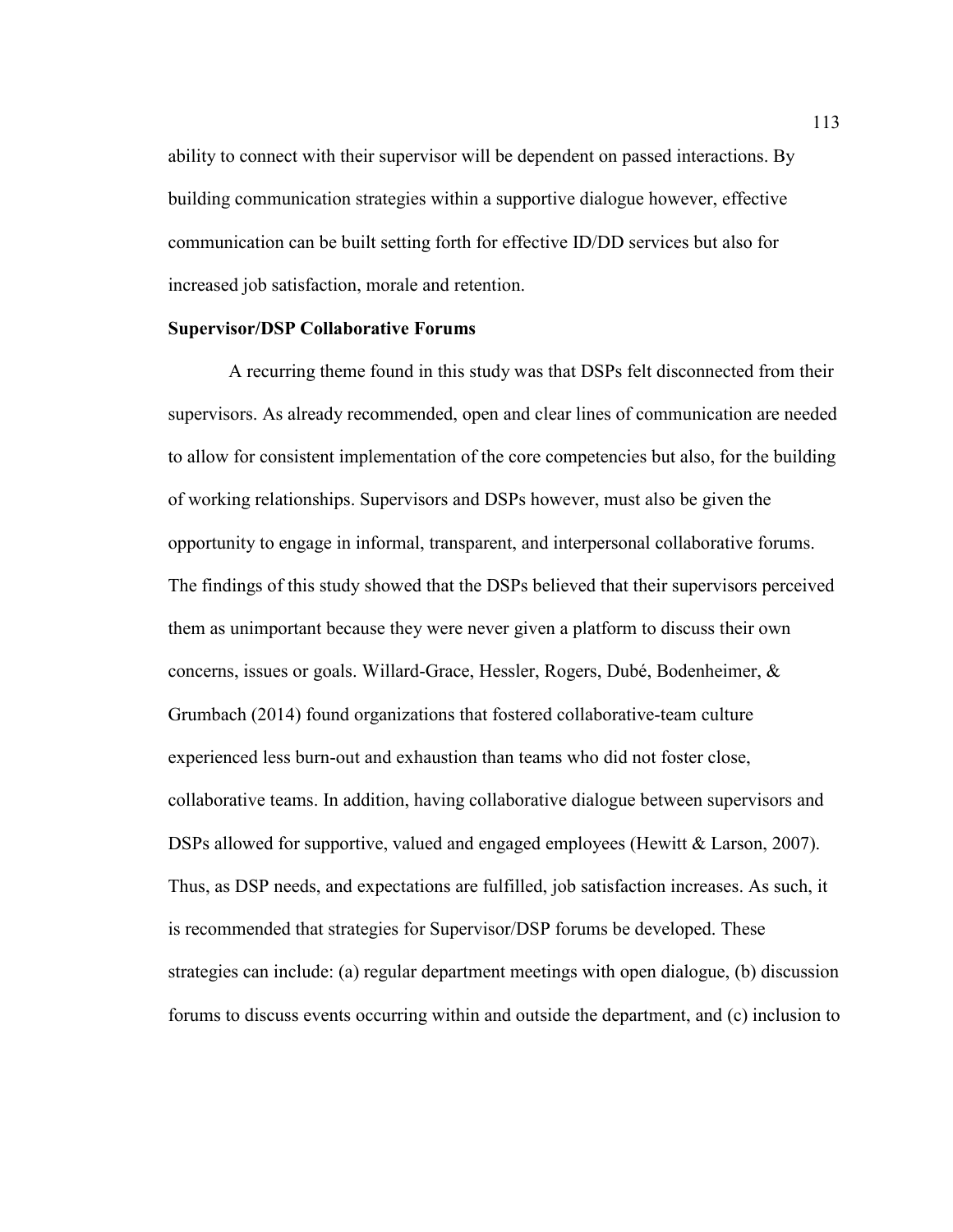ability to connect with their supervisor will be dependent on passed interactions. By building communication strategies within a supportive dialogue however, effective communication can be built setting forth for effective ID/DD services but also for increased job satisfaction, morale and retention.

**Supervisor/DSP Collaborative Forums**

A recurring theme found in this study was that DSPs felt disconnected from their supervisors. As already recommended, open and clear lines of communication are needed to allow for consistent implementation of the core competencies but also, for the building of working relationships. Supervisors and DSPs however, must also be given the opportunity to engage in informal, transparent, and interpersonal collaborative forums. The findings of this study showed that the DSPs believed that their supervisors perceived them as unimportant because they were never given a platform to discuss their own concerns, issues or goals. Willard-Grace, Hessler, Rogers, Dubé, Bodenheimer, & Grumbach (2014) found organizations that fostered collaborative-team culture experienced less burn-out and exhaustion than teams who did not foster close, collaborative teams. In addition, having collaborative dialogue between supervisors and DSPs allowed for supportive, valued and engaged employees (Hewitt & Larson, 2007). Thus, as DSP needs, and expectations are fulfilled, job satisfaction increases. As such, it is recommended that strategies for Supervisor/DSP forums be developed. These strategies can include: (a) regular department meetings with open dialogue, (b) discussion forums to discuss events occurring within and outside the department, and (c) inclusion to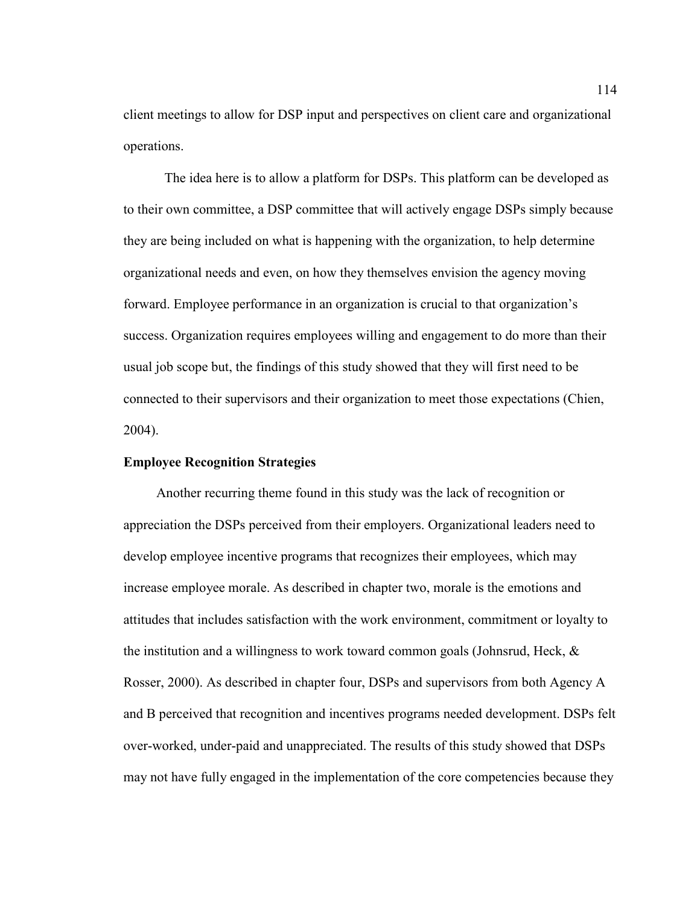client meetings to allow for DSP input and perspectives on client care and organizational operations.

The idea here is to allow a platform for DSPs. This platform can be developed as to their own committee, a DSP committee that will actively engage DSPs simply because they are being included on what is happening with the organization, to help determine organizational needs and even, on how they themselves envision the agency moving forward. Employee performance in an organization is crucial to that organization's success. Organization requires employees willing and engagement to do more than their usual job scope but, the findings of this study showed that they will first need to be connected to their supervisors and their organization to meet those expectations (Chien, 2004).

**Employee Recognition Strategies**

Another recurring theme found in this study was the lack of recognition or appreciation the DSPs perceived from their employers. Organizational leaders need to develop employee incentive programs that recognizes their employees, which may increase employee morale. As described in chapter two, morale is the emotions and attitudes that includes satisfaction with the work environment, commitment or loyalty to the institution and a willingness to work toward common goals (Johnsrud, Heck, & Rosser, 2000). As described in chapter four, DSPs and supervisors from both Agency A and B perceived that recognition and incentives programs needed development. DSPs felt over-worked, under-paid and unappreciated. The results of this study showed that DSPs may not have fully engaged in the implementation of the core competencies because they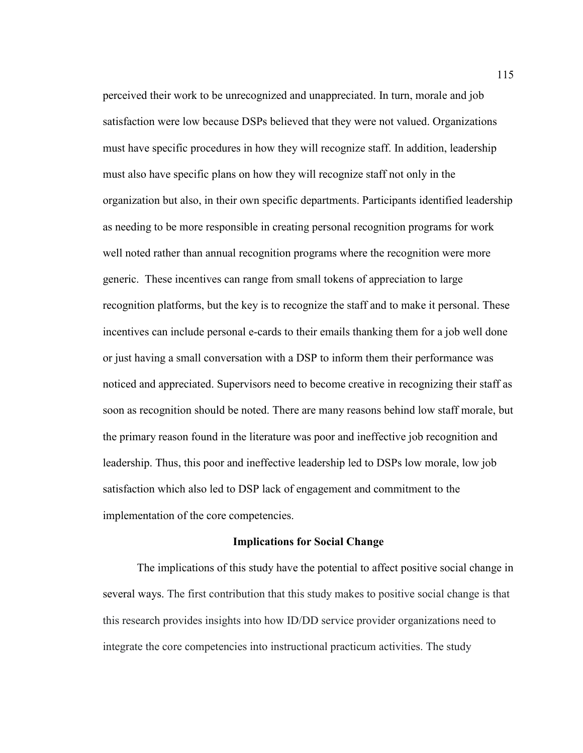perceived their work to be unrecognized and unappreciated. In turn, morale and job satisfaction were low because DSPs believed that they were not valued. Organizations must have specific procedures in how they will recognize staff. In addition, leadership must also have specific plans on how they will recognize staff not only in the organization but also, in their own specific departments. Participants identified leadership as needing to be more responsible in creating personal recognition programs for work well noted rather than annual recognition programs where the recognition were more generic. These incentives can range from small tokens of appreciation to large recognition platforms, but the key is to recognize the staff and to make it personal. These incentives can include personal e-cards to their emails thanking them for a job well done or just having a small conversation with a DSP to inform them their performance was noticed and appreciated. Supervisors need to become creative in recognizing their staff as soon as recognition should be noted. There are many reasons behind low staff morale, but the primary reason found in the literature was poor and ineffective job recognition and leadership. Thus, this poor and ineffective leadership led to DSPs low morale, low job satisfaction which also led to DSP lack of engagement and commitment to the implementation of the core competencies.

## Implications for Social Change

The implications of this study have the potential to affect positive social change in several ways. The first contribution that this study makes to positive social change is that this research provides insights into how ID/DD service provider organizations need to integrate the core competencies into instructional practicum activities. The study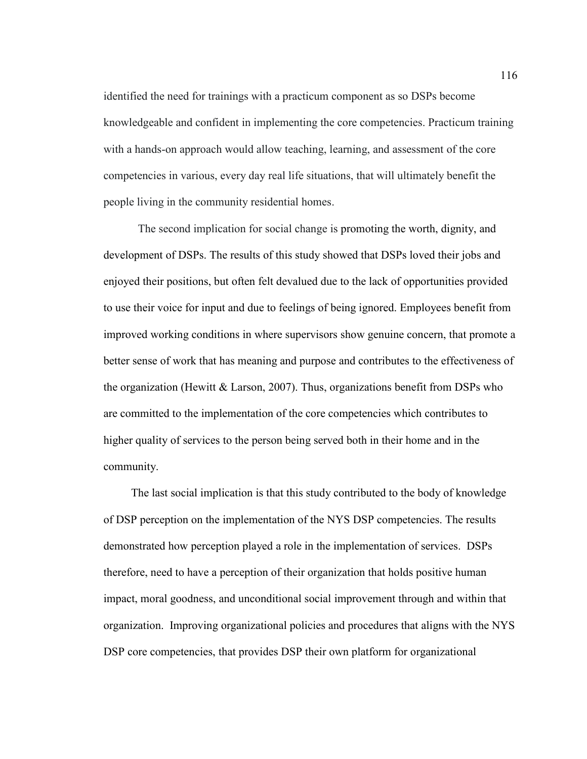identified the need for trainings with a practicum component as so DSPs become knowledgeable and confident in implementing the core competencies. Practicum training with a hands-on approach would allow teaching, learning, and assessment of the core competencies in various, every day real life situations, that will ultimately benefit the people living in the community residential homes.

The second implication for social change is promoting the worth, dignity, and development of DSPs. The results of this study showed that DSPs loved their jobs and enjoyed their positions, but often felt devalued due to the lack of opportunities provided to use their voice for input and due to feelings of being ignored. Employees benefit from improved working conditions in where supervisors show genuine concern, that promote a better sense of work that has meaning and purpose and contributes to the effectiveness of the organization (Hewitt & Larson, 2007). Thus, organizations benefit from DSPs who are committed to the implementation of the core competencies which contributes to higher quality of services to the person being served both in their home and in the community.

The last social implication is that this study contributed to the body of knowledge of DSP perception on the implementation of the NYS DSP competencies. The results demonstrated how perception played a role in the implementation of services. DSPs therefore, need to have a perception of their organization that holds positive human impact, moral goodness, and unconditional social improvement through and within that organization. Improving organizational policies and procedures that aligns with the NYS DSP core competencies, that provides DSP their own platform for organizational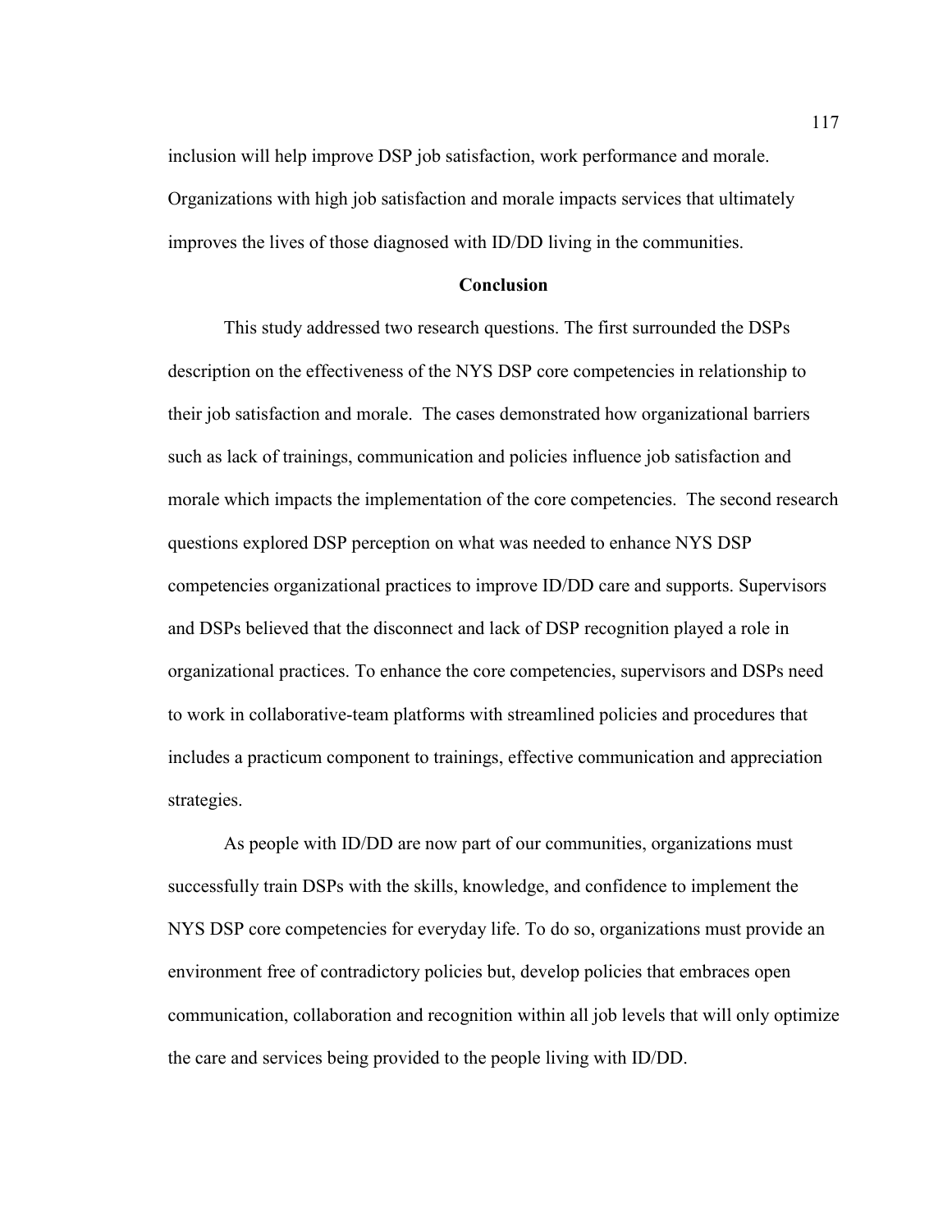inclusion will help improve DSP job satisfaction, work performance and morale. Organizations with high job satisfaction and morale impacts services that ultimately improves the lives of those diagnosed with ID/DD living in the communities.

## Conclusion

This study addressed two research questions. The first surrounded the DSPs description on the effectiveness of the NYS DSP core competencies in relationship to their job satisfaction and morale. The cases demonstrated how organizational barriers such as lack of trainings, communication and policies influence job satisfaction and morale which impacts the implementation of the core competencies. The second research questions explored DSP perception on what was needed to enhance NYS DSP competencies organizational practices to improve ID/DD care and supports. Supervisors and DSPs believed that the disconnect and lack of DSP recognition played a role in organizational practices. To enhance the core competencies, supervisors and DSPs need to work in collaborative-team platforms with streamlined policies and procedures that includes a practicum component to trainings, effective communication and appreciation strategies.

As people with ID/DD are now part of our communities, organizations must successfully train DSPs with the skills, knowledge, and confidence to implement the NYS DSP core competencies for everyday life. To do so, organizations must provide an environment free of contradictory policies but, develop policies that embraces open communication, collaboration and recognition within all job levels that will only optimize the care and services being provided to the people living with ID/DD.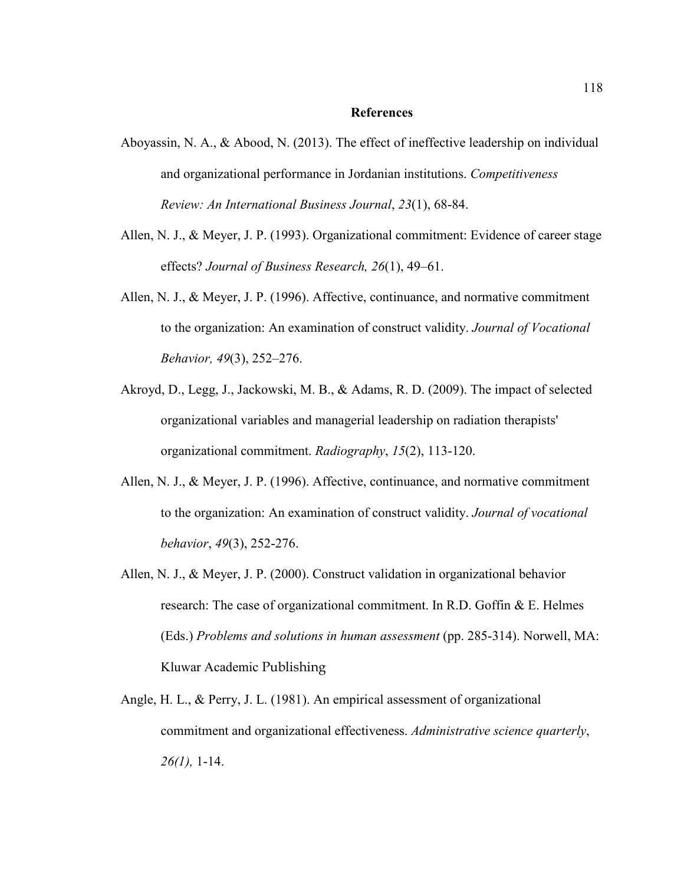## References

Aboyassin, N. A., & Abood, N. (2013). The effect of ineffective leadership on individual and organizational performance in Jordanian institutions. *Competitiveness Review: An International Business Journal*, *23*(1), 68-84.

Allen, N. J., & Meyer, J. P. (1993). Organizational commitment: Evidence of career stage effects? *Journal of Business Research, 26*(1), 49–61.

Allen, N. J., & Meyer, J. P. (1996). Affective, continuance, and normative commitment to the organization: An examination of construct validity. *Journal of Vocational Behavior, 49*(3), 252–276.

Akroyd, D., Legg, J., Jackowski, M. B., & Adams, R. D. (2009). The impact of selected organizational variables and managerial leadership on radiation therapists' organizational commitment. *Radiography*, *15*(2), 113-120.

Allen, N. J., & Meyer, J. P. (1996). Affective, continuance, and normative commitment to the organization: An examination of construct validity. *Journal of vocational behavior*, *49*(3), 252-276.

Allen, N. J., & Meyer, J. P. (2000). Construct validation in organizational behavior research: The case of organizational commitment. In R.D. Goffin & E. Helmes (Eds.) *Problems and solutions in human assessment* (pp. 285-314). Norwell, MA: Kluwar Academic Publishing

Angle, H. L., & Perry, J. L. (1981). An empirical assessment of organizational commitment and organizational effectiveness. *Administrative science quarterly*, *26(1),* 1-14.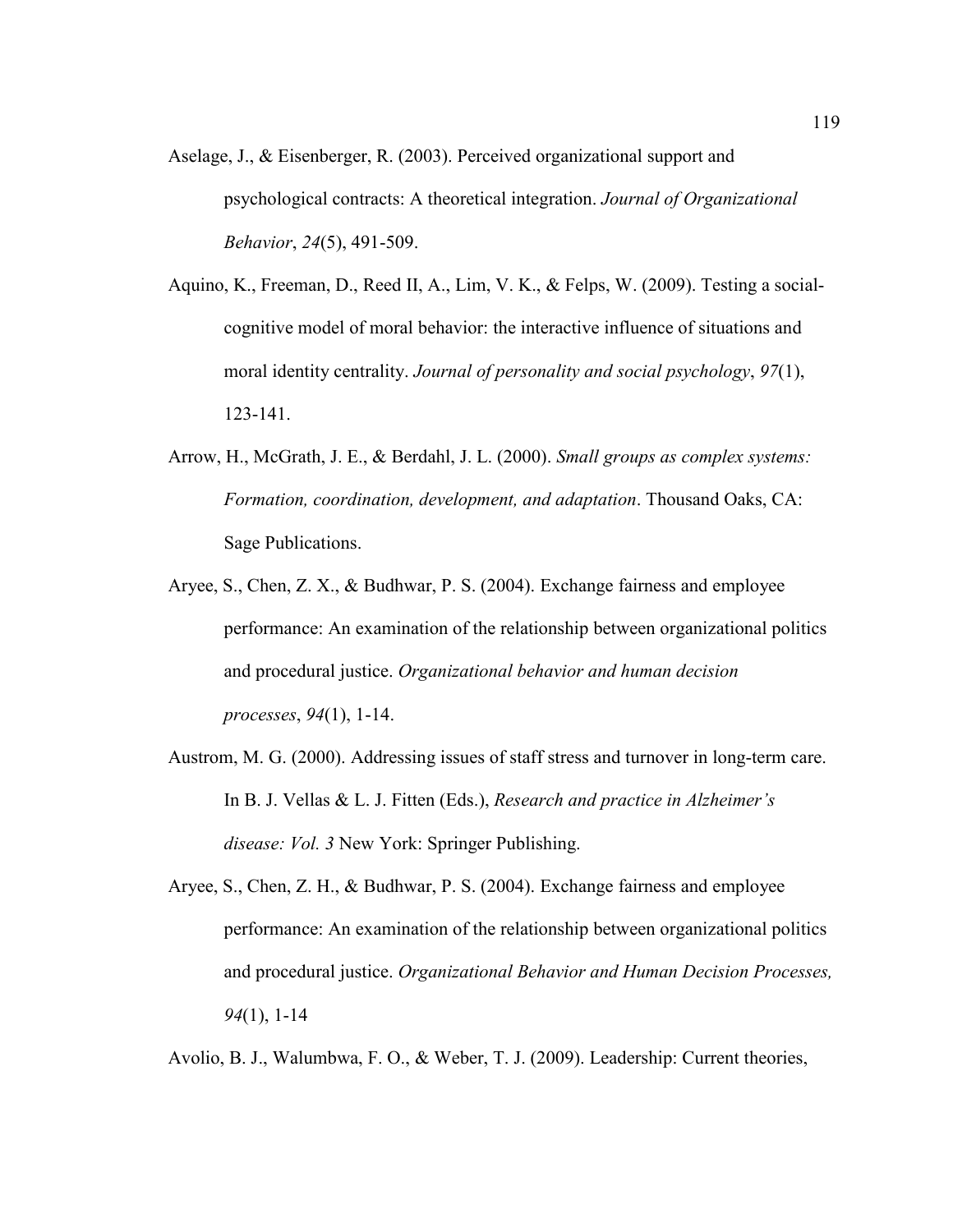Aselage, J., & Eisenberger, R. (2003). Perceived organizational support and psychological contracts: A theoretical integration. *Journal of Organizational Behavior*, *24*(5), 491-509.

Aquino, K., Freeman, D., Reed II, A., Lim, V. K., & Felps, W. (2009). Testing a social-cognitive model of moral behavior: the interactive influence of situations and moral identity centrality. *Journal of personality and social psychology*, *97*(1), 123-141.

Arrow, H., McGrath, J. E., & Berdahl, J. L. (2000). *Small groups as complex systems: Formation, coordination, development, and adaptation*. Thousand Oaks, CA: Sage Publications.

Aryee, S., Chen, Z. X., & Budhwar, P. S. (2004). Exchange fairness and employee performance: An examination of the relationship between organizational politics and procedural justice. *Organizational behavior and human decision processes*, *94*(1), 1-14.

Austrom, M. G. (2000). Addressing issues of staff stress and turnover in long-term care. In B. J. Vellas & L. J. Fitten (Eds.), *Research and practice in Alzheimer's disease: Vol. 3* New York: Springer Publishing.

Aryee, S., Chen, Z. H., & Budhwar, P. S. (2004). Exchange fairness and employee performance: An examination of the relationship between organizational politics and procedural justice. *Organizational Behavior and Human Decision Processes, 94*(1), 1-14

Avolio, B. J., Walumbwa, F. O., & Weber, T. J. (2009). Leadership: Current theories,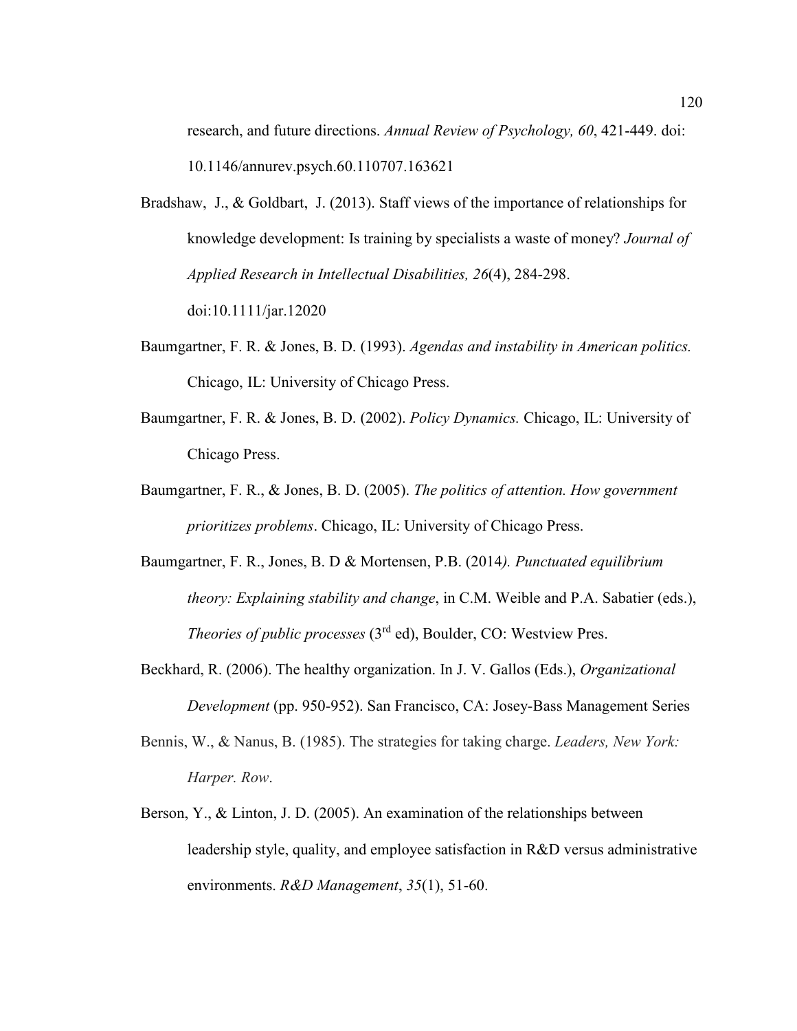research, and future directions. *Annual Review of Psychology, 60*, 421-449. doi: 10.1146/annurev.psych.60.110707.163621

Bradshaw, J., & Goldbart, J. (2013). Staff views of the importance of relationships for knowledge development: Is training by specialists a waste of money? *Journal of Applied Research in Intellectual Disabilities, 26*(4), 284-298. doi:10.1111/jar.12020

Baumgartner, F. R. & Jones, B. D. (1993). *Agendas and instability in American politics.* Chicago, IL: University of Chicago Press.

Baumgartner, F. R. & Jones, B. D. (2002). *Policy Dynamics.* Chicago, IL: University of Chicago Press.

Baumgartner, F. R., & Jones, B. D. (2005). *The politics of attention. How government prioritizes problems*. Chicago, IL: University of Chicago Press.

Baumgartner, F. R., Jones, B. D & Mortensen, P.B. (2014*). Punctuated equilibrium theory: Explaining stability and change*, in C.M. Weible and P.A. Sabatier (eds.), *Theories of public processes* (3rd ed), Boulder, CO: Westview Pres.

Beckhard, R. (2006). The healthy organization. In J. V. Gallos (Eds.), *Organizational Development* (pp. 950-952). San Francisco, CA: Josey-Bass Management Series

Bennis, W., & Nanus, B. (1985). The strategies for taking charge. *Leaders, New York: Harper. Row*.

Berson, Y., & Linton, J. D. (2005). An examination of the relationships between leadership style, quality, and employee satisfaction in R&D versus administrative environments. *R&D Management*, *35*(1), 51-60.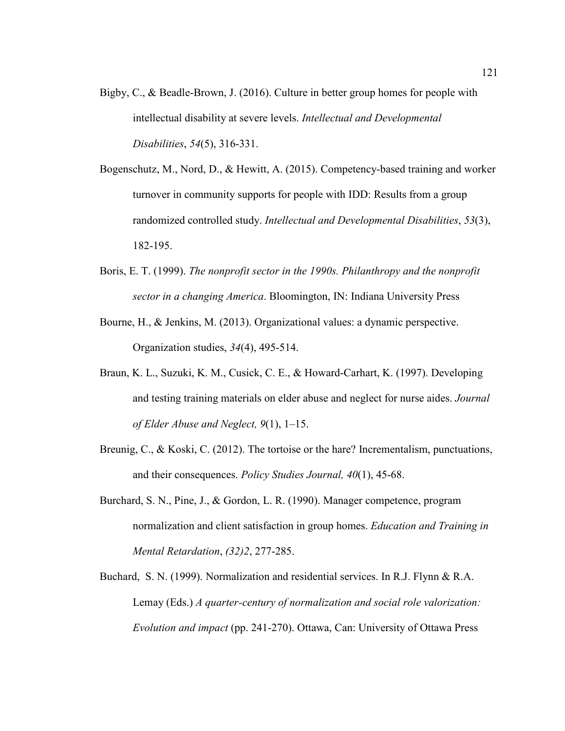Bigby, C., & Beadle-Brown, J. (2016). Culture in better group homes for people with intellectual disability at severe levels. *Intellectual and Developmental Disabilities*, *54*(5), 316-331.

Bogenschutz, M., Nord, D., & Hewitt, A. (2015). Competency-based training and worker turnover in community supports for people with IDD: Results from a group randomized controlled study. *Intellectual and Developmental Disabilities*, *53*(3), 182-195.

Boris, E. T. (1999). *The nonprofit sector in the 1990s. Philanthropy and the nonprofit sector in a changing America*. Bloomington, IN: Indiana University Press

Bourne, H., & Jenkins, M. (2013). Organizational values: a dynamic perspective. Organization studies, *34*(4), 495-514.

Braun, K. L., Suzuki, K. M., Cusick, C. E., & Howard-Carhart, K. (1997). Developing and testing training materials on elder abuse and neglect for nurse aides. *Journal of Elder Abuse and Neglect, 9*(1), 1–15.

Breunig, C., & Koski, C. (2012). The tortoise or the hare? Incrementalism, punctuations, and their consequences. *Policy Studies Journal, 40*(1), 45-68.

Burchard, S. N., Pine, J., & Gordon, L. R. (1990). Manager competence, program normalization and client satisfaction in group homes. *Education and Training in Mental Retardation*, *(32)2*, 277-285.

Buchard, S. N. (1999). Normalization and residential services. In R.J. Flynn & R.A. Lemay (Eds.) *A quarter-century of normalization and social role valorization: Evolution and impact* (pp. 241-270). Ottawa, Can: University of Ottawa Press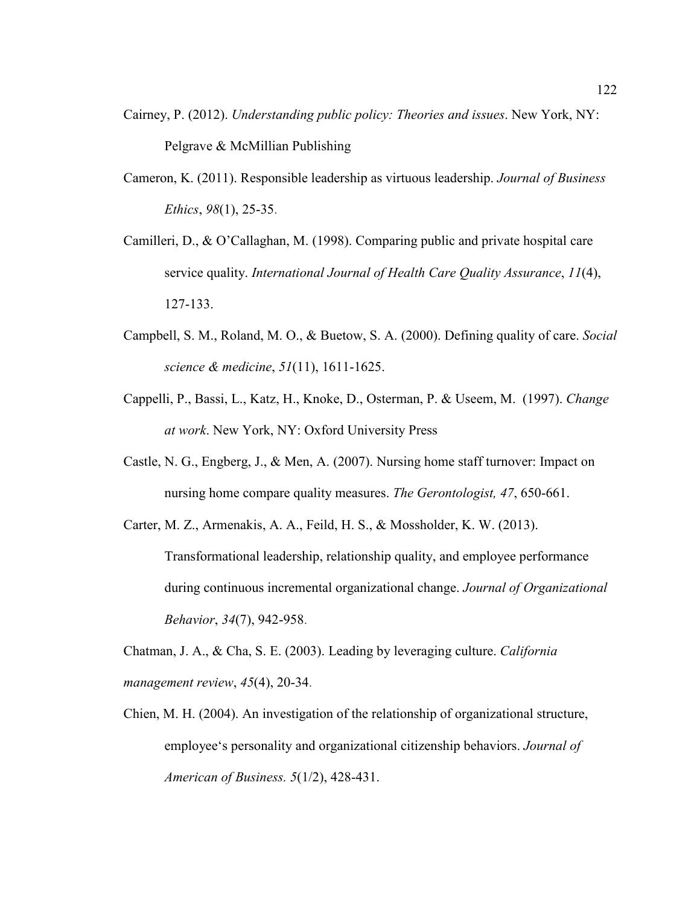Cairney, P. (2012). *Understanding public policy: Theories and issues*. New York, NY: Pelgrave & McMillian Publishing

Cameron, K. (2011). Responsible leadership as virtuous leadership. *Journal of Business Ethics*, *98*(1), 25-35.

Camilleri, D., & O'Callaghan, M. (1998). Comparing public and private hospital care service quality. *International Journal of Health Care Quality Assurance*, *11*(4), 127-133.

Campbell, S. M., Roland, M. O., & Buetow, S. A. (2000). Defining quality of care. *Social science & medicine*, *51*(11), 1611-1625.

Cappelli, P., Bassi, L., Katz, H., Knoke, D., Osterman, P. & Useem, M. (1997). *Change at work*. New York, NY: Oxford University Press

Castle, N. G., Engberg, J., & Men, A. (2007). Nursing home staff turnover: Impact on nursing home compare quality measures. *The Gerontologist, 47*, 650-661.

Carter, M. Z., Armenakis, A. A., Feild, H. S., & Mossholder, K. W. (2013). Transformational leadership, relationship quality, and employee performance during continuous incremental organizational change. *Journal of Organizational Behavior*, *34*(7), 942-958.

Chatman, J. A., & Cha, S. E. (2003). Leading by leveraging culture. *California management review*, *45*(4), 20-34.

Chien, M. H. (2004). An investigation of the relationship of organizational structure, employee's personality and organizational citizenship behaviors. *Journal of American of Business. 5*(1/2), 428-431.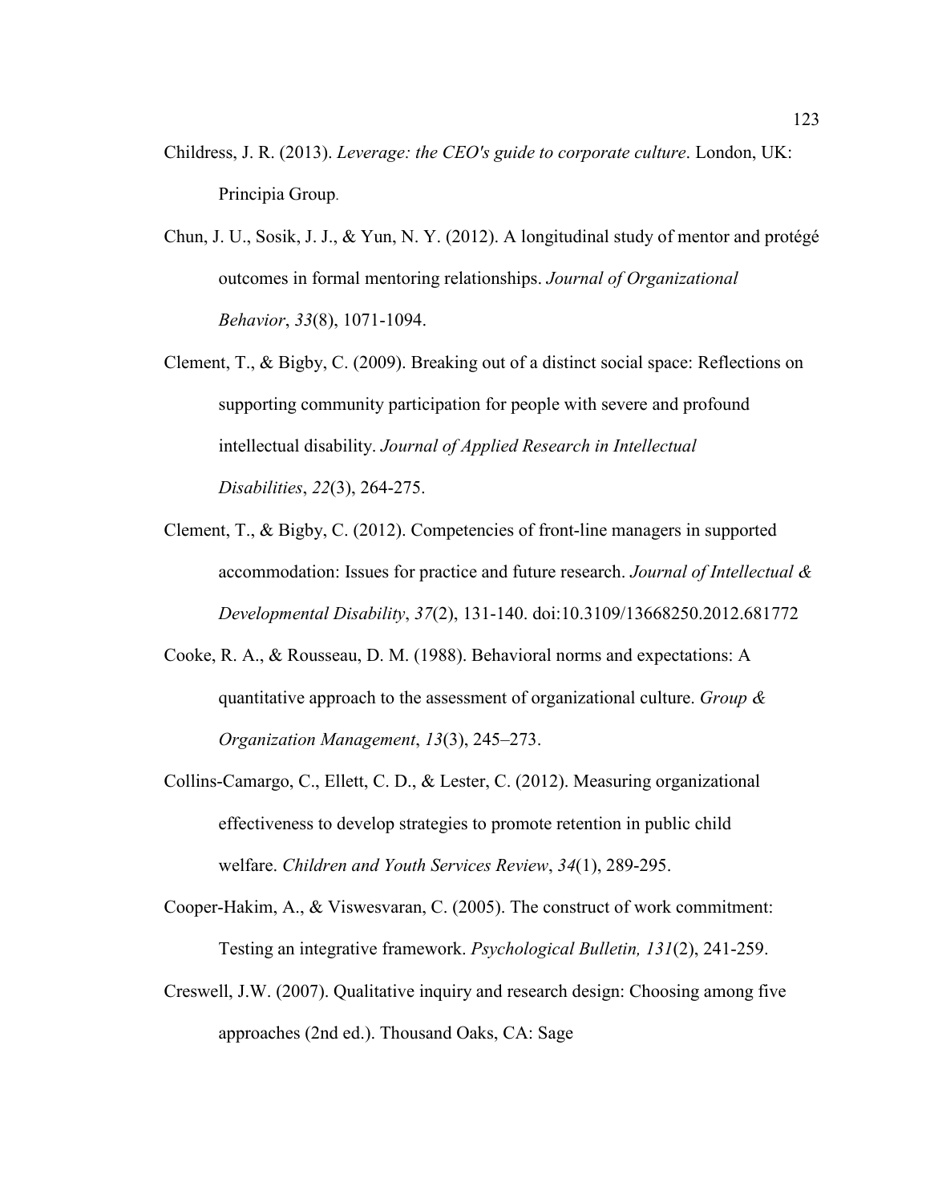Childress, J. R. (2013). *Leverage: the CEO's guide to corporate culture*. London, UK: Principia Group.

Chun, J. U., Sosik, J. J., & Yun, N. Y. (2012). A longitudinal study of mentor and protégé outcomes in formal mentoring relationships. *Journal of Organizational Behavior*, *33*(8), 1071-1094.

Clement, T., & Bigby, C. (2009). Breaking out of a distinct social space: Reflections on supporting community participation for people with severe and profound intellectual disability. *Journal of Applied Research in Intellectual Disabilities*, *22*(3), 264-275.

Clement, T., & Bigby, C. (2012). Competencies of front-line managers in supported accommodation: Issues for practice and future research. *Journal of Intellectual & Developmental Disability*, *37*(2), 131-140. doi:10.3109/13668250.2012.681772

Cooke, R. A., & Rousseau, D. M. (1988). Behavioral norms and expectations: A quantitative approach to the assessment of organizational culture. *Group & Organization Management*, *13*(3), 245–273.

Collins-Camargo, C., Ellett, C. D., & Lester, C. (2012). Measuring organizational effectiveness to develop strategies to promote retention in public child welfare. *Children and Youth Services Review*, *34*(1), 289-295.

Cooper-Hakim, A., & Viswesvaran, C. (2005). The construct of work commitment: Testing an integrative framework. *Psychological Bulletin, 131*(2), 241-259.

Creswell, J.W. (2007). Qualitative inquiry and research design: Choosing among five approaches (2nd ed.). Thousand Oaks, CA: Sage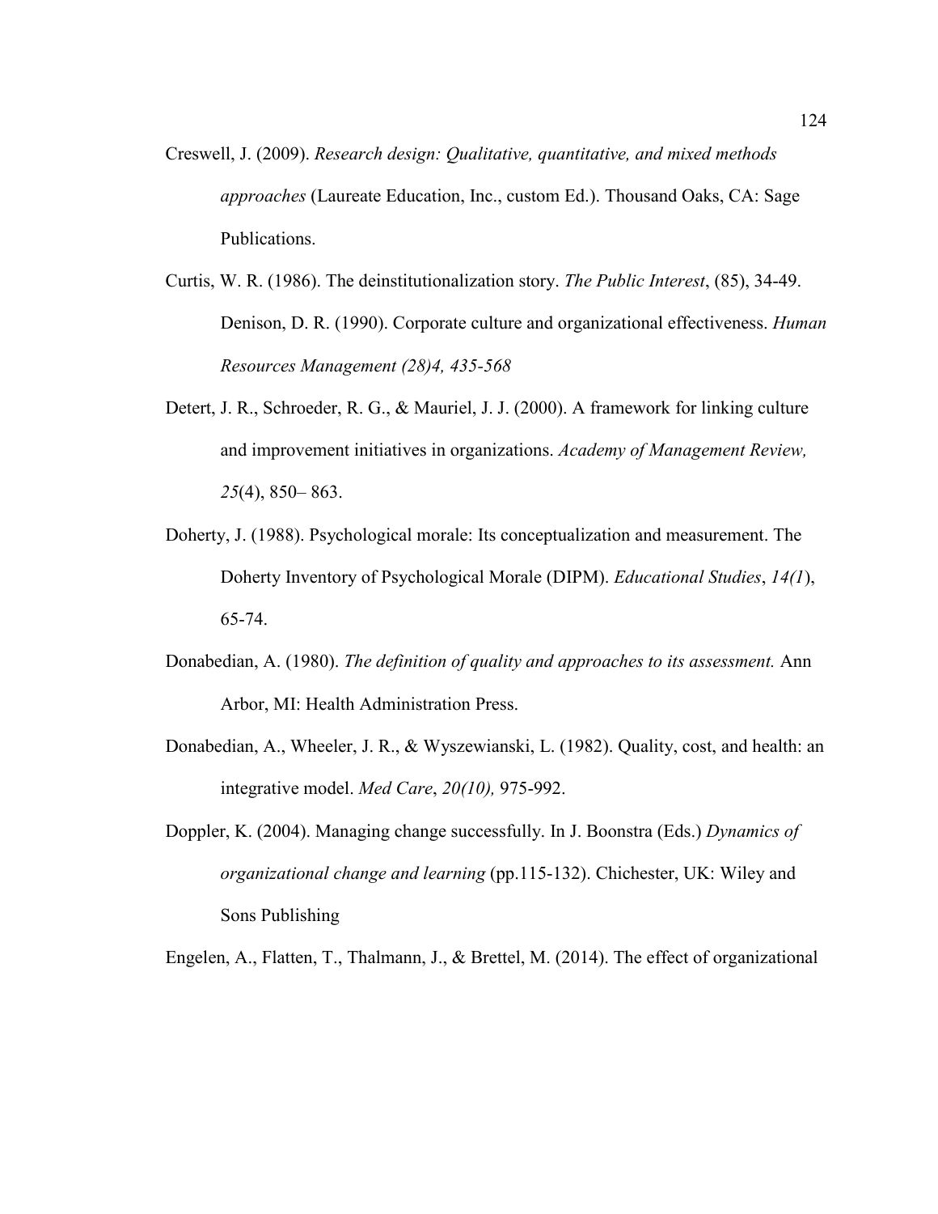Creswell, J. (2009). *Research design: Qualitative, quantitative, and mixed methods approaches* (Laureate Education, Inc., custom Ed.). Thousand Oaks, CA: Sage Publications.

Curtis, W. R. (1986). The deinstitutionalization story. *The Public Interest*, (85), 34-49. Denison, D. R. (1990). Corporate culture and organizational effectiveness. *Human Resources Management (28)4, 435-568*

Detert, J. R., Schroeder, R. G., & Mauriel, J. J. (2000). A framework for linking culture and improvement initiatives in organizations. *Academy of Management Review, 25*(4), 850– 863.

Doherty, J. (1988). Psychological morale: Its conceptualization and measurement. The Doherty Inventory of Psychological Morale (DIPM). *Educational Studies*, *14(1*), 65-74.

Donabedian, A. (1980). *The definition of quality and approaches to its assessment.* Ann Arbor, MI: Health Administration Press.

Donabedian, A., Wheeler, J. R., & Wyszewianski, L. (1982). Quality, cost, and health: an integrative model. *Med Care*, *20(10),* 975-992.

Doppler, K. (2004). Managing change successfully. In J. Boonstra (Eds.) *Dynamics of organizational change and learning* (pp.115-132). Chichester, UK: Wiley and Sons Publishing

Engelen, A., Flatten, T., Thalmann, J., & Brettel, M. (2014). The effect of organizational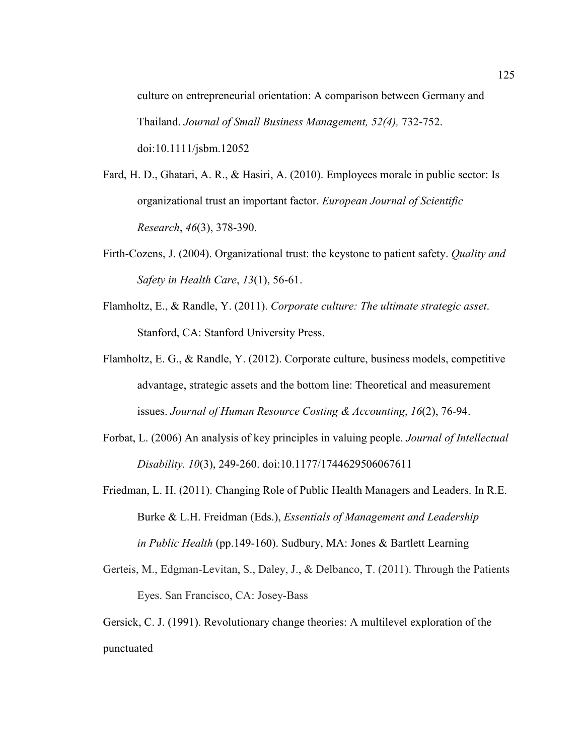culture on entrepreneurial orientation: A comparison between Germany and Thailand. *Journal of Small Business Management, 52(4),* 732-752. doi:10.1111/jsbm.12052

Fard, H. D., Ghatari, A. R., & Hasiri, A. (2010). Employees morale in public sector: Is organizational trust an important factor. *European Journal of Scientific Research*, *46*(3), 378-390.

Firth-Cozens, J. (2004). Organizational trust: the keystone to patient safety. *Quality and Safety in Health Care*, *13*(1), 56-61.

Flamholtz, E., & Randle, Y. (2011). *Corporate culture: The ultimate strategic asset*. Stanford, CA: Stanford University Press.

Flamholtz, E. G., & Randle, Y. (2012). Corporate culture, business models, competitive advantage, strategic assets and the bottom line: Theoretical and measurement issues. *Journal of Human Resource Costing & Accounting*, *16*(2), 76-94.

Forbat, L. (2006) An analysis of key principles in valuing people. *Journal of Intellectual Disability. 10*(3), 249-260. doi:10.1177/1744629506067611

Friedman, L. H. (2011). Changing Role of Public Health Managers and Leaders. In R.E. Burke & L.H. Freidman (Eds.), *Essentials of Management and Leadership in Public Health* (pp.149-160). Sudbury, MA: Jones & Bartlett Learning

Gerteis, M., Edgman-Levitan, S., Daley, J., & Delbanco, T. (2011). Through the Patients Eyes. San Francisco, CA: Josey-Bass

Gersick, C. J. (1991). Revolutionary change theories: A multilevel exploration of the punctuated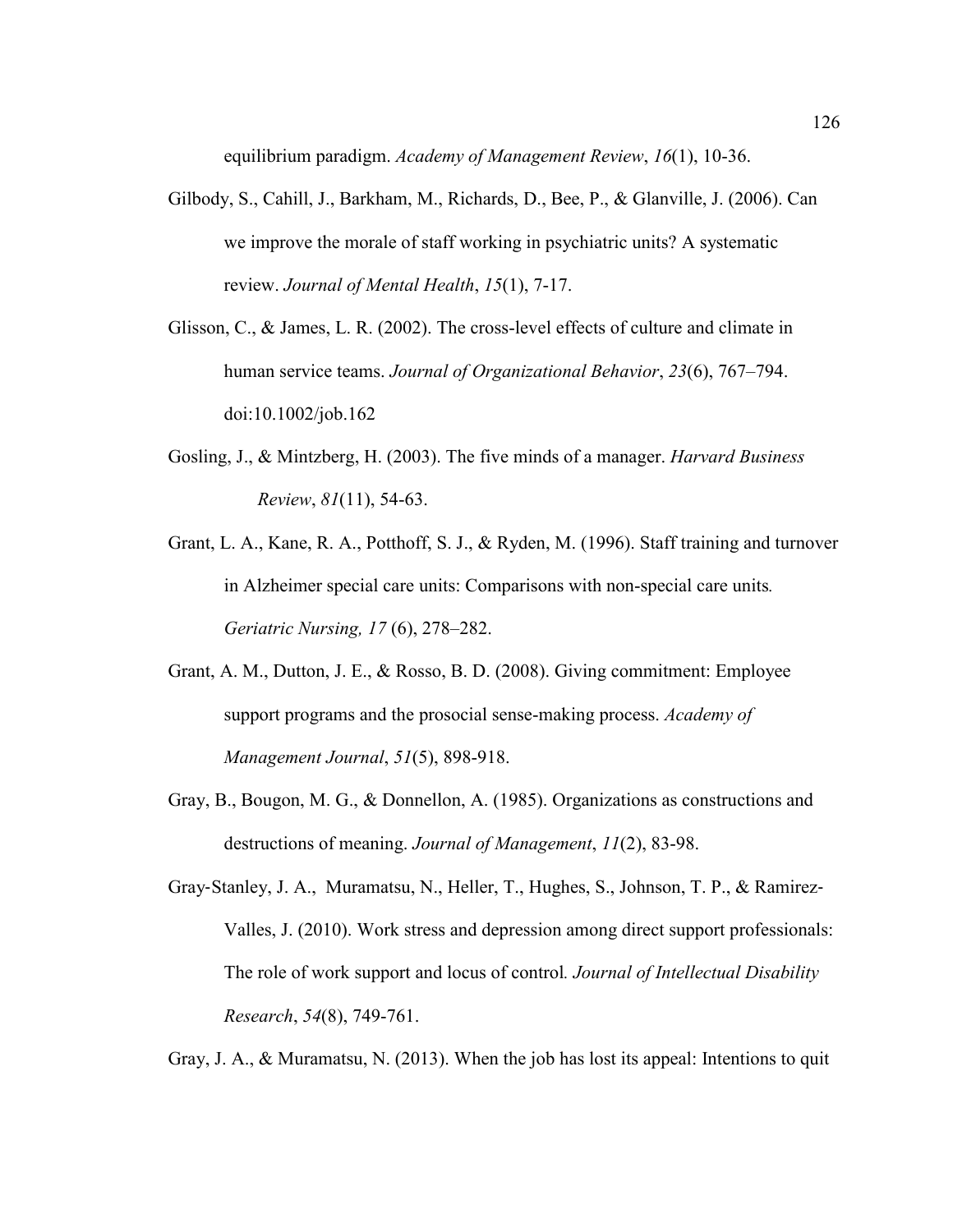equilibrium paradigm. *Academy of Management Review*, *16*(1), 10-36.

Gilbody, S., Cahill, J., Barkham, M., Richards, D., Bee, P., & Glanville, J. (2006). Can we improve the morale of staff working in psychiatric units? A systematic review. *Journal of Mental Health*, *15*(1), 7-17.

Glisson, C., & James, L. R. (2002). The cross-level effects of culture and climate in human service teams. *Journal of Organizational Behavior*, *23*(6), 767–794. doi:10.1002/job.162

Gosling, J., & Mintzberg, H. (2003). The five minds of a manager. *Harvard Business Review*, *81*(11), 54-63.

Grant, L. A., Kane, R. A., Potthoff, S. J., & Ryden, M. (1996). Staff training and turnover in Alzheimer special care units: Comparisons with non-special care units*. Geriatric Nursing, 17* (6), 278–282.

Grant, A. M., Dutton, J. E., & Rosso, B. D. (2008). Giving commitment: Employee support programs and the prosocial sense-making process. *Academy of Management Journal*, *51*(5), 898-918.

Gray, B., Bougon, M. G., & Donnellon, A. (1985). Organizations as constructions and destructions of meaning. *Journal of Management*, *11*(2), 83-98.

Gray-Stanley, J. A., Muramatsu, N., Heller, T., Hughes, S., Johnson, T. P., & Ramirez-Valles, J. (2010). Work stress and depression among direct support professionals: The role of work support and locus of control*. Journal of Intellectual Disability Research*, *54*(8), 749-761.

Gray, J. A., & Muramatsu, N. (2013). When the job has lost its appeal: Intentions to quit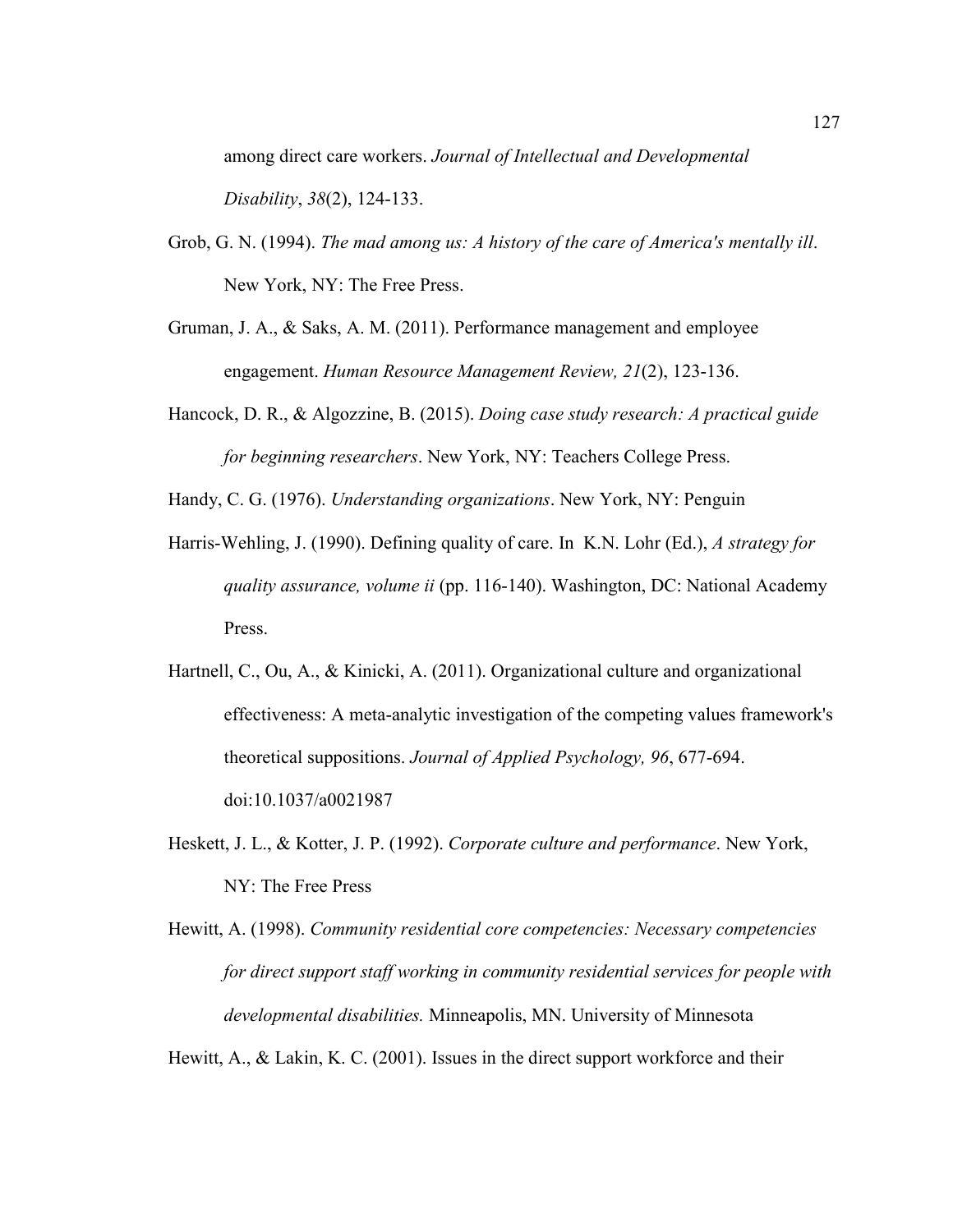among direct care workers. *Journal of Intellectual and Developmental Disability*, *38*(2), 124-133.

Grob, G. N. (1994). *The mad among us: A history of the care of America's mentally ill*. New York, NY: The Free Press.

Gruman, J. A., & Saks, A. M. (2011). Performance management and employee engagement. *Human Resource Management Review, 21*(2), 123-136.

Hancock, D. R., & Algozzine, B. (2015). *Doing case study research: A practical guide for beginning researchers*. New York, NY: Teachers College Press.

Handy, C. G. (1976). *Understanding organizations*. New York, NY: Penguin

Harris-Wehling, J. (1990). Defining quality of care. In K.N. Lohr (Ed.), *A strategy for quality assurance, volume ii* (pp. 116-140). Washington, DC: National Academy Press.

Hartnell, C., Ou, A., & Kinicki, A. (2011). Organizational culture and organizational effectiveness: A meta-analytic investigation of the competing values framework's theoretical suppositions. *Journal of Applied Psychology, 96*, 677-694. doi:10.1037/a0021987

Heskett, J. L., & Kotter, J. P. (1992). *Corporate culture and performance*. New York, NY: The Free Press

Hewitt, A. (1998). *Community residential core competencies: Necessary competencies for direct support staff working in community residential services for people with developmental disabilities.* Minneapolis, MN. University of Minnesota

Hewitt, A., & Lakin, K. C. (2001). Issues in the direct support workforce and their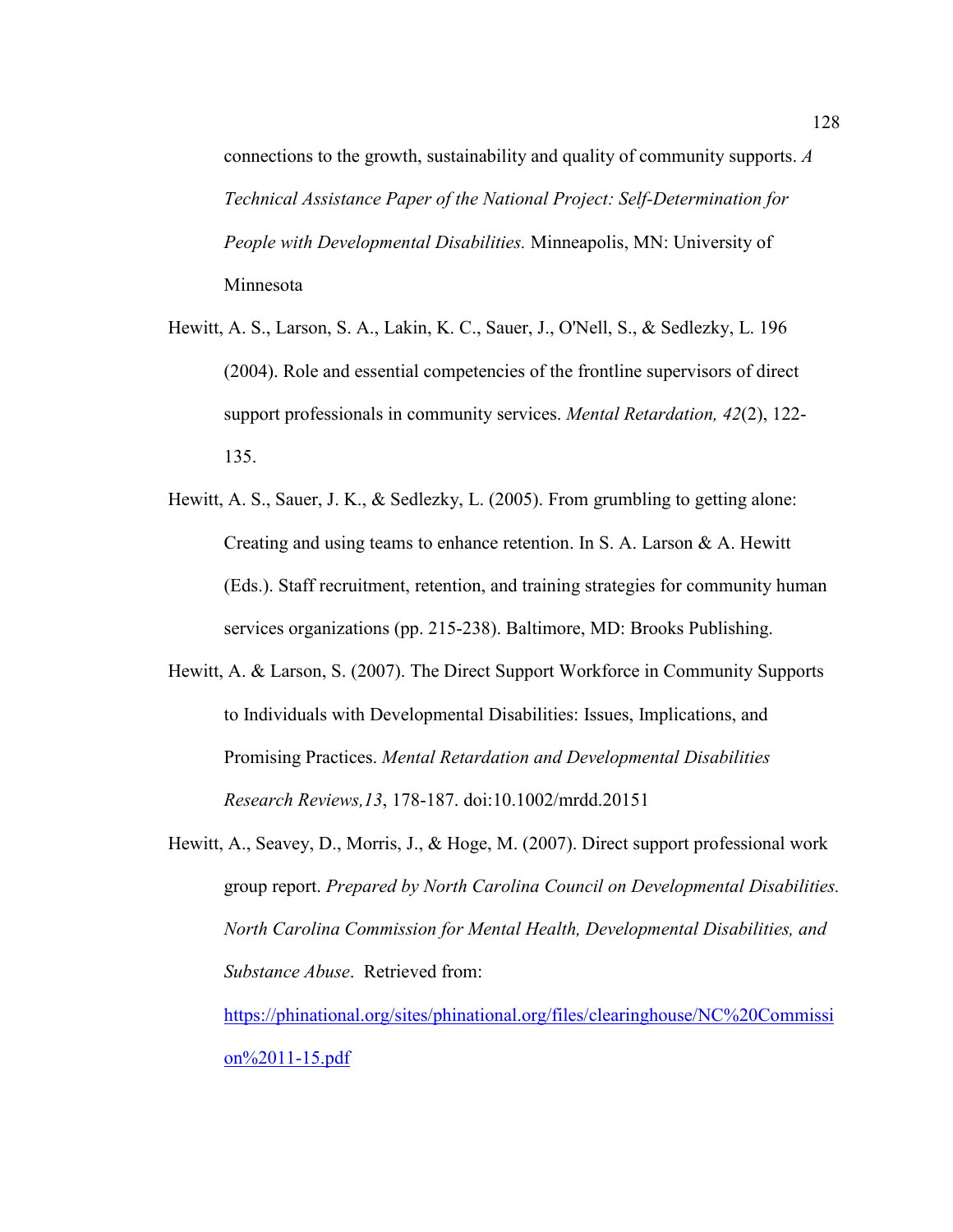connections to the growth, sustainability and quality of community supports. *A Technical Assistance Paper of the National Project: Self-Determination for People with Developmental Disabilities.* Minneapolis, MN: University of Minnesota

Hewitt, A. S., Larson, S. A., Lakin, K. C., Sauer, J., O'Nell, S., & Sedlezky, L. 196 (2004). Role and essential competencies of the frontline supervisors of direct support professionals in community services. *Mental Retardation, 42*(2), 122-135.

Hewitt, A. S., Sauer, J. K., & Sedlezky, L. (2005). From grumbling to getting alone: Creating and using teams to enhance retention. In S. A. Larson & A. Hewitt (Eds.). Staff recruitment, retention, and training strategies for community human services organizations (pp. 215-238). Baltimore, MD: Brooks Publishing.

Hewitt, A. & Larson, S. (2007). The Direct Support Workforce in Community Supports to Individuals with Developmental Disabilities: Issues, Implications, and Promising Practices. *Mental Retardation and Developmental Disabilities Research Reviews,13*, 178-187. doi:10.1002/mrdd.20151

Hewitt, A., Seavey, D., Morris, J., & Hoge, M. (2007). Direct support professional work group report. *Prepared by North Carolina Council on Developmental Disabilities. North Carolina Commission for Mental Health, Developmental Disabilities, and Substance Abuse*. Retrieved from: https://phinational.org/sites/phinational.org/files/clearinghouse/NC%20Commission%2011-15.pdf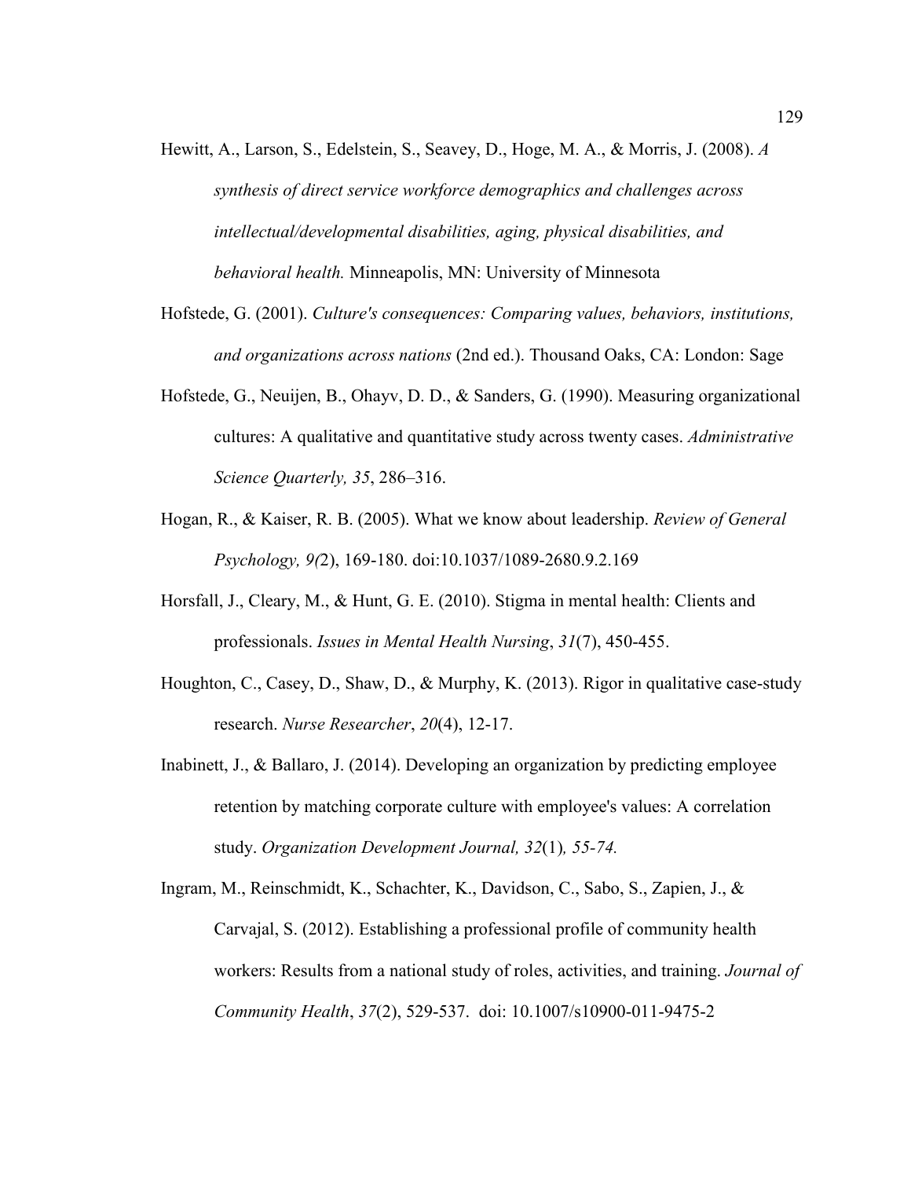Hewitt, A., Larson, S., Edelstein, S., Seavey, D., Hoge, M. A., & Morris, J. (2008). *A synthesis of direct service workforce demographics and challenges across intellectual/developmental disabilities, aging, physical disabilities, and behavioral health.* Minneapolis, MN: University of Minnesota

Hofstede, G. (2001). *Culture's consequences: Comparing values, behaviors, institutions, and organizations across nations* (2nd ed.). Thousand Oaks, CA: London: Sage

Hofstede, G., Neuijen, B., Ohayv, D. D., & Sanders, G. (1990). Measuring organizational cultures: A qualitative and quantitative study across twenty cases. *Administrative Science Quarterly, 35*, 286–316.

Hogan, R., & Kaiser, R. B. (2005). What we know about leadership. *Review of General Psychology, 9(*2), 169-180. doi:10.1037/1089-2680.9.2.169

Horsfall, J., Cleary, M., & Hunt, G. E. (2010). Stigma in mental health: Clients and professionals. *Issues in Mental Health Nursing*, *31*(7), 450-455.

Houghton, C., Casey, D., Shaw, D., & Murphy, K. (2013). Rigor in qualitative case-study research. *Nurse Researcher*, *20*(4), 12-17.

Inabinett, J., & Ballaro, J. (2014). Developing an organization by predicting employee retention by matching corporate culture with employee's values: A correlation study. *Organization Development Journal, 32*(1)*, 55-74.*

Ingram, M., Reinschmidt, K., Schachter, K., Davidson, C., Sabo, S., Zapien, J., & Carvajal, S. (2012). Establishing a professional profile of community health workers: Results from a national study of roles, activities, and training. *Journal of Community Health*, *37*(2), 529-537. doi: 10.1007/s10900-011-9475-2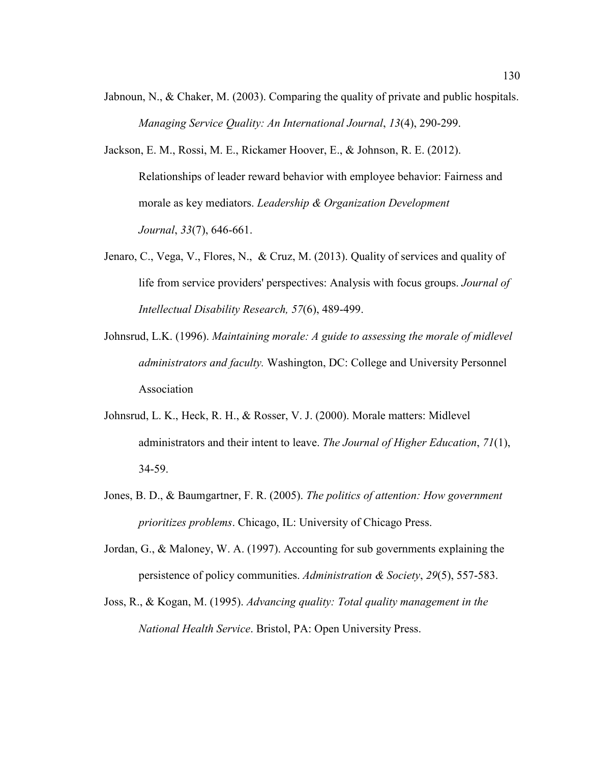Jabnoun, N., & Chaker, M. (2003). Comparing the quality of private and public hospitals. *Managing Service Quality: An International Journal*, *13*(4), 290-299.

Jackson, E. M., Rossi, M. E., Rickamer Hoover, E., & Johnson, R. E. (2012). Relationships of leader reward behavior with employee behavior: Fairness and morale as key mediators. *Leadership & Organization Development Journal*, *33*(7), 646-661.

Jenaro, C., Vega, V., Flores, N., & Cruz, M. (2013). Quality of services and quality of life from service providers' perspectives: Analysis with focus groups. *Journal of Intellectual Disability Research, 57*(6), 489-499.

Johnsrud, L.K. (1996). *Maintaining morale: A guide to assessing the morale of midlevel administrators and faculty.* Washington, DC: College and University Personnel Association

Johnsrud, L. K., Heck, R. H., & Rosser, V. J. (2000). Morale matters: Midlevel administrators and their intent to leave. *The Journal of Higher Education*, *71*(1), 34-59.

Jones, B. D., & Baumgartner, F. R. (2005). *The politics of attention: How government prioritizes problems*. Chicago, IL: University of Chicago Press.

Jordan, G., & Maloney, W. A. (1997). Accounting for sub governments explaining the persistence of policy communities. *Administration & Society*, *29*(5), 557-583.

Joss, R., & Kogan, M. (1995). *Advancing quality: Total quality management in the National Health Service*. Bristol, PA: Open University Press.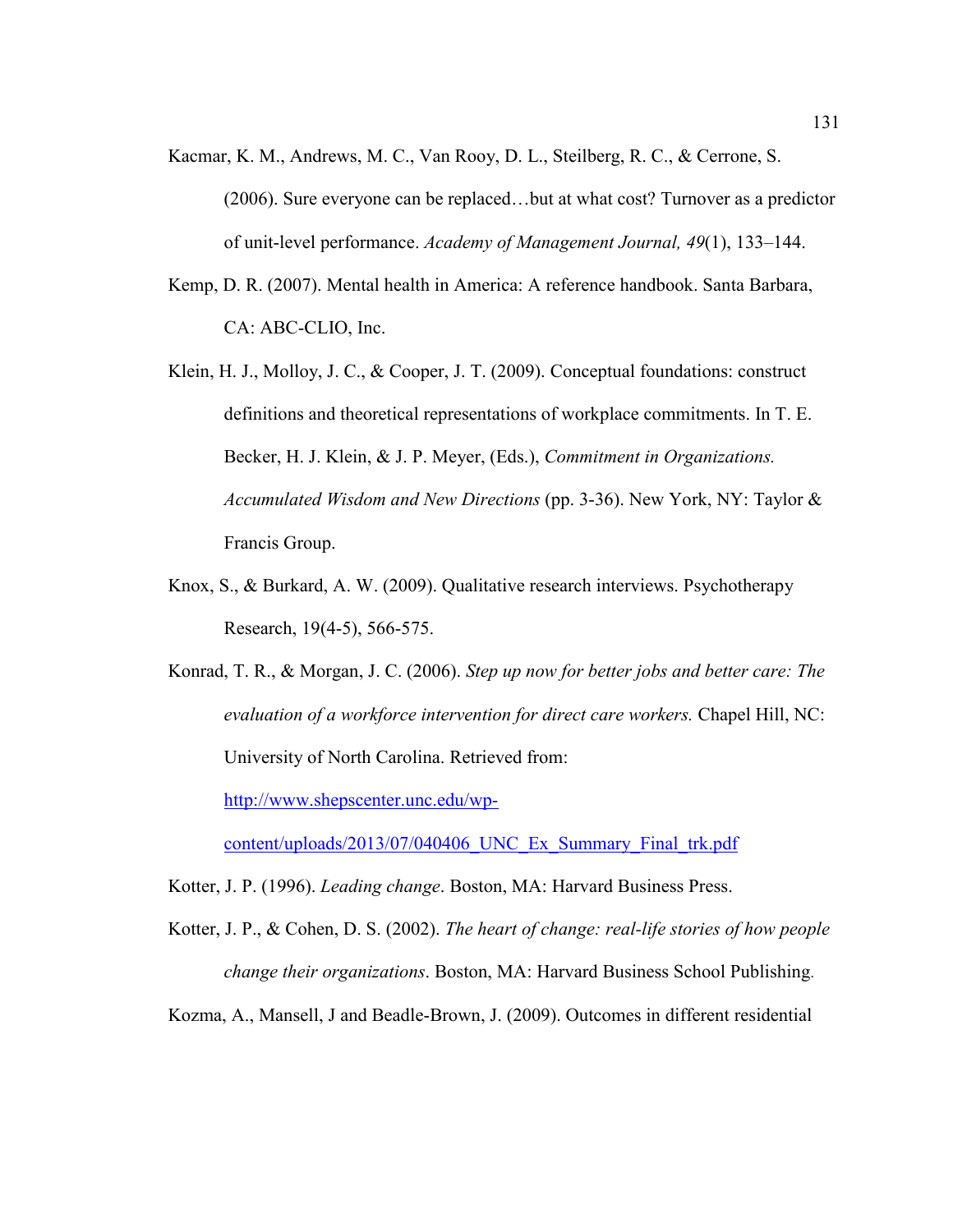Kacmar, K. M., Andrews, M. C., Van Rooy, D. L., Steilberg, R. C., & Cerrone, S. (2006). Sure everyone can be replaced…but at what cost? Turnover as a predictor of unit-level performance. *Academy of Management Journal, 49*(1), 133–144.

Kemp, D. R. (2007). Mental health in America: A reference handbook. Santa Barbara, CA: ABC-CLIO, Inc.

Klein, H. J., Molloy, J. C., & Cooper, J. T. (2009). Conceptual foundations: construct definitions and theoretical representations of workplace commitments. In T. E. Becker, H. J. Klein, & J. P. Meyer, (Eds.), *Commitment in Organizations. Accumulated Wisdom and New Directions* (pp. 3-36). New York, NY: Taylor & Francis Group.

Knox, S., & Burkard, A. W. (2009). Qualitative research interviews. Psychotherapy Research, 19(4-5), 566-575.

Konrad, T. R., & Morgan, J. C. (2006). *Step up now for better jobs and better care: The evaluation of a workforce intervention for direct care workers.* Chapel Hill, NC: University of North Carolina. Retrieved from: [http://www.shepscenter.unc.edu/wp-content/uploads/2013/07/040406_UNC_Ex_Summary_Final_trk.pdf](http://www.shepscenter.unc.edu/wp-content/uploads/2013/07/040406_UNC_Ex_Summary_Final_trk.pdf)

Kotter, J. P. (1996). *Leading change*. Boston, MA: Harvard Business Press.

Kotter, J. P., & Cohen, D. S. (2002). *The heart of change: real-life stories of how people change their organizations*. Boston, MA: Harvard Business School Publishing.

Kozma, A., Mansell, J and Beadle-Brown, J. (2009). Outcomes in different residential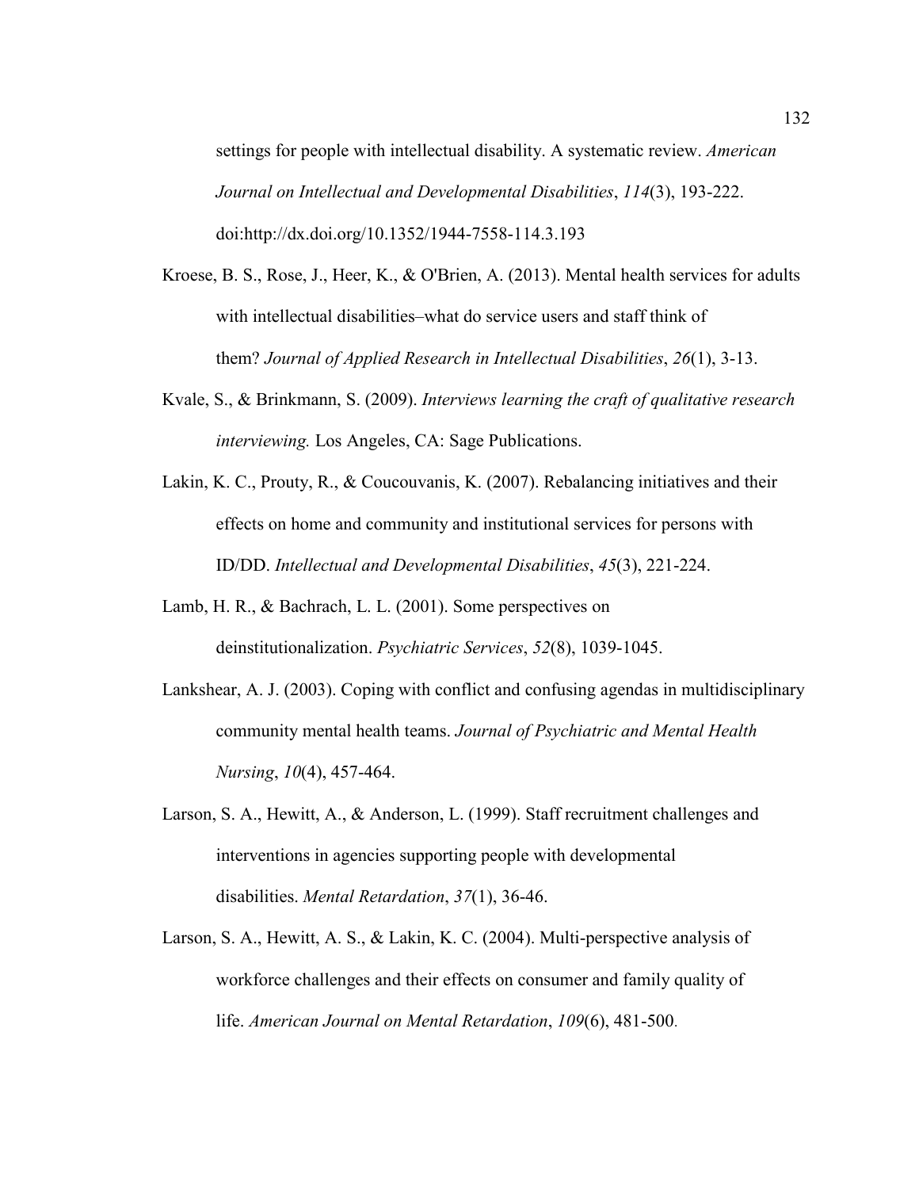settings for people with intellectual disability. A systematic review. *American Journal on Intellectual and Developmental Disabilities*, *114*(3), 193-222. doi:http://dx.doi.org/10.1352/1944-7558-114.3.193

Kroese, B. S., Rose, J., Heer, K., & O'Brien, A. (2013). Mental health services for adults with intellectual disabilities–what do service users and staff think of them? *Journal of Applied Research in Intellectual Disabilities*, *26*(1), 3-13.

Kvale, S., & Brinkmann, S. (2009). *Interviews learning the craft of qualitative research interviewing.* Los Angeles, CA: Sage Publications.

Lakin, K. C., Prouty, R., & Coucouvanis, K. (2007). Rebalancing initiatives and their effects on home and community and institutional services for persons with ID/DD. *Intellectual and Developmental Disabilities*, *45*(3), 221-224.

Lamb, H. R., & Bachrach, L. L. (2001). Some perspectives on deinstitutionalization. *Psychiatric Services*, *52*(8), 1039-1045.

Lankshear, A. J. (2003). Coping with conflict and confusing agendas in multidisciplinary community mental health teams. *Journal of Psychiatric and Mental Health Nursing*, *10*(4), 457-464.

Larson, S. A., Hewitt, A., & Anderson, L. (1999). Staff recruitment challenges and interventions in agencies supporting people with developmental disabilities. *Mental Retardation*, *37*(1), 36-46.

Larson, S. A., Hewitt, A. S., & Lakin, K. C. (2004). Multi-perspective analysis of workforce challenges and their effects on consumer and family quality of life. *American Journal on Mental Retardation*, *109*(6), 481-500.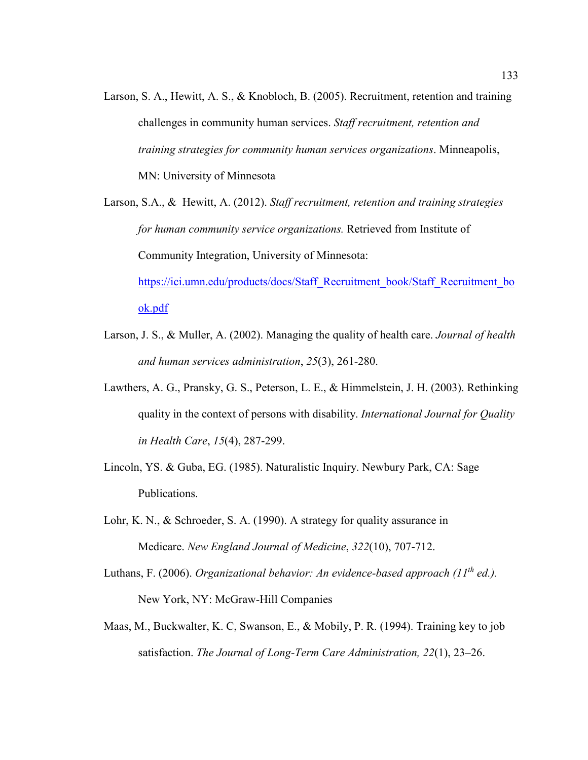Larson, S. A., Hewitt, A. S., & Knobloch, B. (2005). Recruitment, retention and training challenges in community human services. *Staff recruitment, retention and training strategies for community human services organizations*. Minneapolis, MN: University of Minnesota

Larson, S.A., & Hewitt, A. (2012). *Staff recruitment, retention and training strategies for human community service organizations.* Retrieved from Institute of Community Integration, University of Minnesota: https://ici.umn.edu/products/docs/Staff_Recruitment_book/Staff_Recruitment_book.pdf

Larson, J. S., & Muller, A. (2002). Managing the quality of health care. *Journal of health and human services administration*, *25*(3), 261-280.

Lawthers, A. G., Pransky, G. S., Peterson, L. E., & Himmelstein, J. H. (2003). Rethinking quality in the context of persons with disability. *International Journal for Quality in Health Care*, *15*(4), 287-299.

Lincoln, YS. & Guba, EG. (1985). Naturalistic Inquiry. Newbury Park, CA: Sage Publications.

Lohr, K. N., & Schroeder, S. A. (1990). A strategy for quality assurance in Medicare. *New England Journal of Medicine*, *322*(10), 707-712.

Luthans, F. (2006). *Organizational behavior: An evidence-based approach (11th ed.).* New York, NY: McGraw-Hill Companies

Maas, M., Buckwalter, K. C, Swanson, E., & Mobily, P. R. (1994). Training key to job satisfaction. *The Journal of Long-Term Care Administration, 22*(1), 23–26.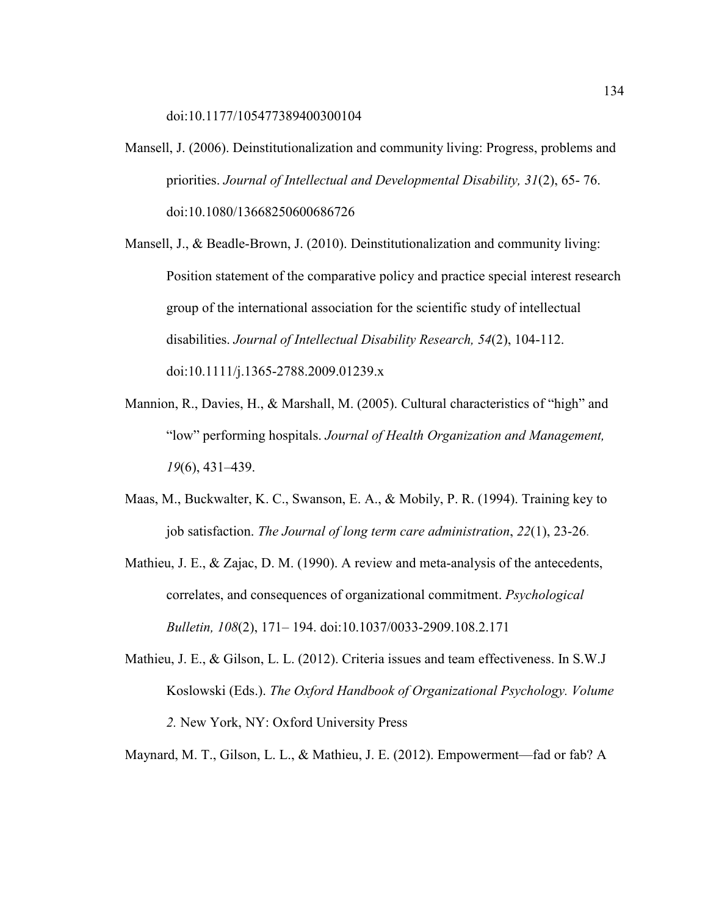doi:10.1177/105477389400300104

Mansell, J. (2006). Deinstitutionalization and community living: Progress, problems and priorities. *Journal of Intellectual and Developmental Disability, 31*(2), 65- 76. doi:10.1080/13668250600686726

Mansell, J., & Beadle-Brown, J. (2010). Deinstitutionalization and community living: Position statement of the comparative policy and practice special interest research group of the international association for the scientific study of intellectual disabilities. *Journal of Intellectual Disability Research, 54*(2), 104-112. doi:10.1111/j.1365-2788.2009.01239.x

Mannion, R., Davies, H., & Marshall, M. (2005). Cultural characteristics of "high" and "low" performing hospitals. *Journal of Health Organization and Management, 19*(6), 431–439.

Maas, M., Buckwalter, K. C., Swanson, E. A., & Mobily, P. R. (1994). Training key to job satisfaction. *The Journal of long term care administration*, *22*(1), 23-26.

Mathieu, J. E., & Zajac, D. M. (1990). A review and meta-analysis of the antecedents, correlates, and consequences of organizational commitment. *Psychological Bulletin, 108*(2), 171– 194. doi:10.1037/0033-2909.108.2.171

Mathieu, J. E., & Gilson, L. L. (2012). Criteria issues and team effectiveness. In S.W.J Koslowski (Eds.). *The Oxford Handbook of Organizational Psychology. Volume 2.* New York, NY: Oxford University Press

Maynard, M. T., Gilson, L. L., & Mathieu, J. E. (2012). Empowerment—fad or fab? A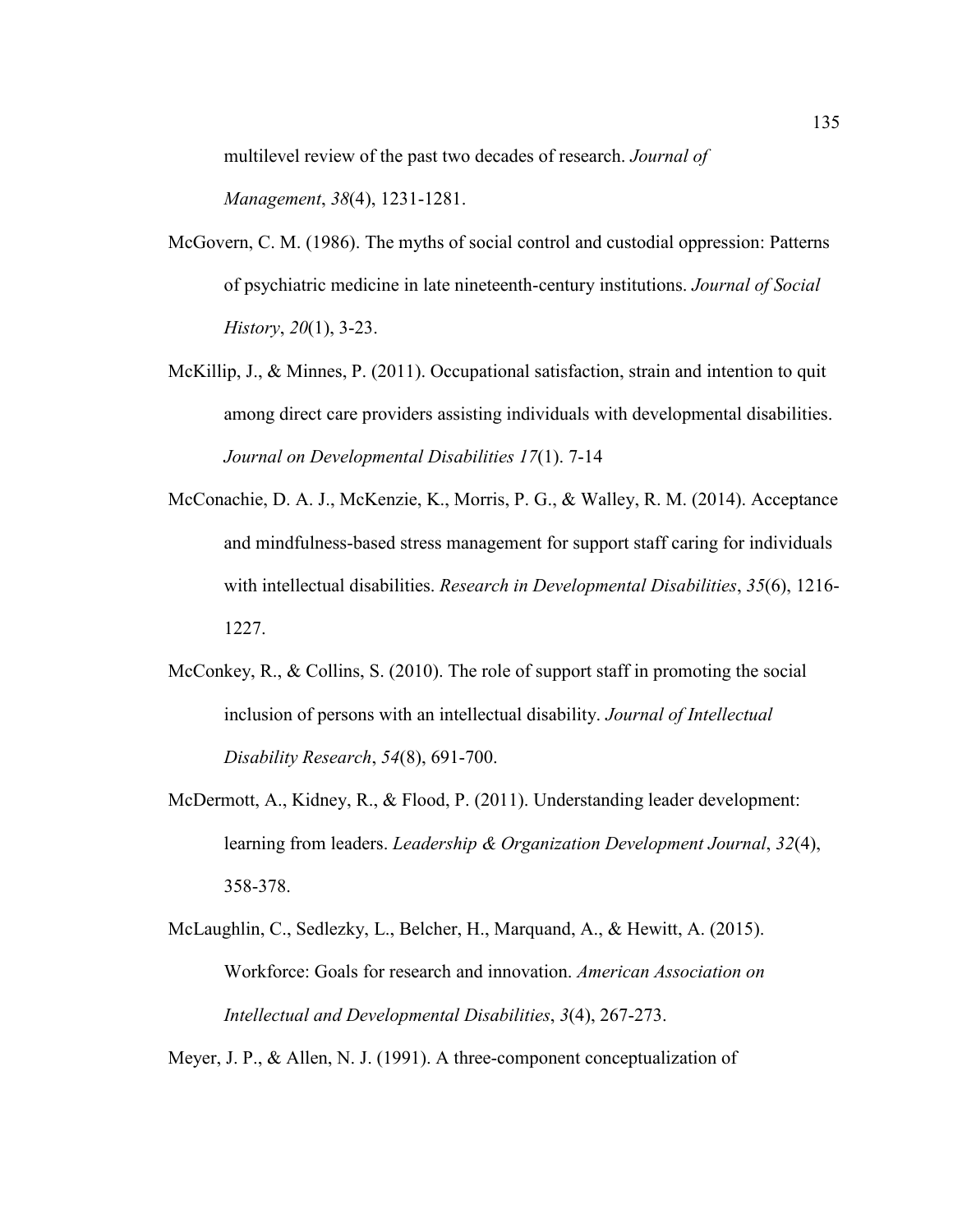multilevel review of the past two decades of research. *Journal of Management*, *38*(4), 1231-1281.

McGovern, C. M. (1986). The myths of social control and custodial oppression: Patterns of psychiatric medicine in late nineteenth-century institutions. *Journal of Social History*, *20*(1), 3-23.

McKillip, J., & Minnes, P. (2011). Occupational satisfaction, strain and intention to quit among direct care providers assisting individuals with developmental disabilities. *Journal on Developmental Disabilities 17*(1). 7-14

McConachie, D. A. J., McKenzie, K., Morris, P. G., & Walley, R. M. (2014). Acceptance and mindfulness-based stress management for support staff caring for individuals with intellectual disabilities. *Research in Developmental Disabilities*, *35*(6), 1216-1227.

McConkey, R., & Collins, S. (2010). The role of support staff in promoting the social inclusion of persons with an intellectual disability. *Journal of Intellectual Disability Research*, *54*(8), 691-700.

McDermott, A., Kidney, R., & Flood, P. (2011). Understanding leader development: learning from leaders. *Leadership & Organization Development Journal*, *32*(4), 358-378.

McLaughlin, C., Sedlezky, L., Belcher, H., Marquand, A., & Hewitt, A. (2015). Workforce: Goals for research and innovation. *American Association on Intellectual and Developmental Disabilities*, *3*(4), 267-273.

Meyer, J. P., & Allen, N. J. (1991). A three-component conceptualization of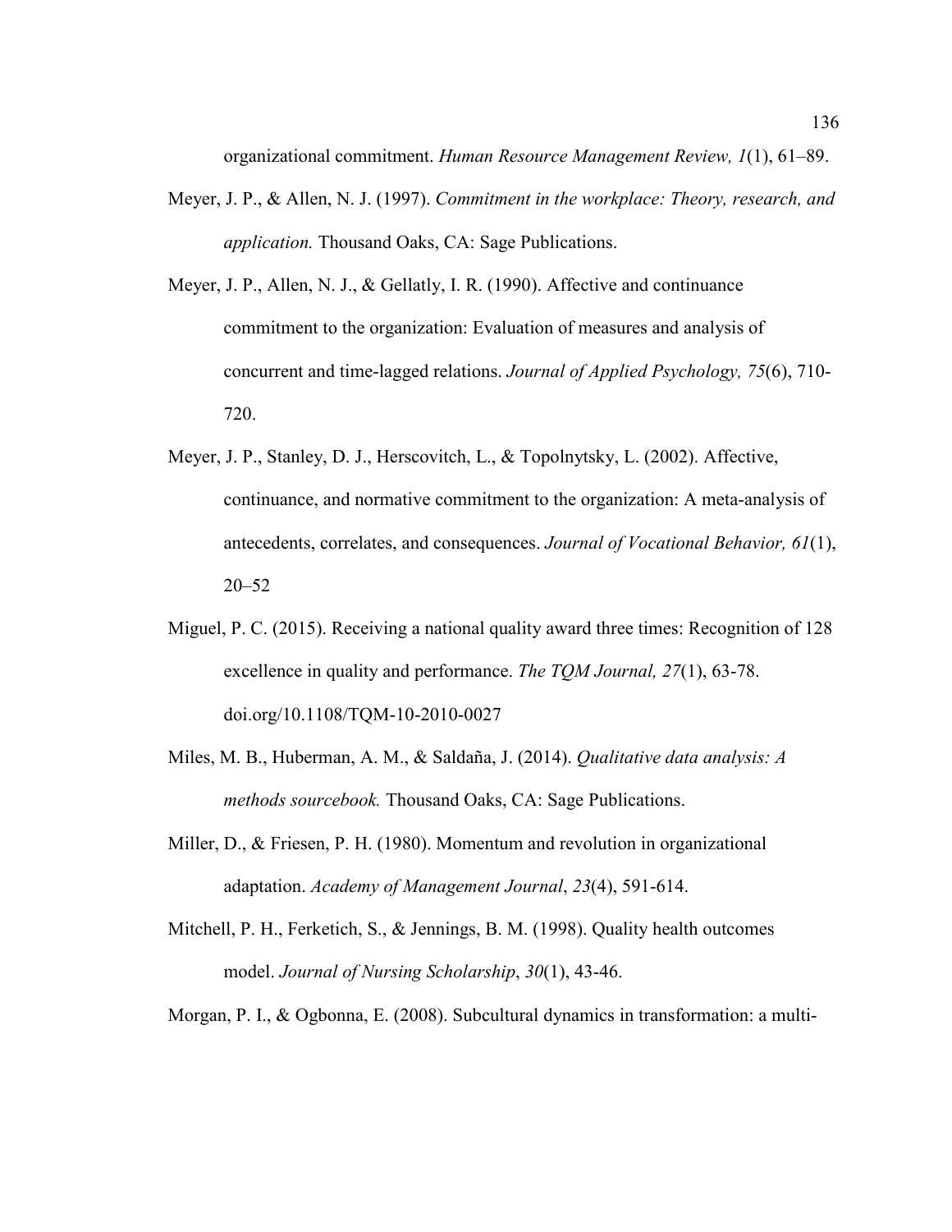organizational commitment. *Human Resource Management Review, 1*(1), 61–89.

Meyer, J. P., & Allen, N. J. (1997). *Commitment in the workplace: Theory, research, and application.* Thousand Oaks, CA: Sage Publications.

Meyer, J. P., Allen, N. J., & Gellatly, I. R. (1990). Affective and continuance commitment to the organization: Evaluation of measures and analysis of concurrent and time-lagged relations. *Journal of Applied Psychology, 75*(6), 710-720.

Meyer, J. P., Stanley, D. J., Herscovitch, L., & Topolnytsky, L. (2002). Affective, continuance, and normative commitment to the organization: A meta-analysis of antecedents, correlates, and consequences. *Journal of Vocational Behavior, 61*(1), 20–52

Miguel, P. C. (2015). Receiving a national quality award three times: Recognition of 128 excellence in quality and performance. *The TQM Journal, 27*(1), 63-78. doi.org/10.1108/TQM-10-2010-0027

Miles, M. B., Huberman, A. M., & Saldaña, J. (2014). *Qualitative data analysis: A methods sourcebook.* Thousand Oaks, CA: Sage Publications.

Miller, D., & Friesen, P. H. (1980). Momentum and revolution in organizational adaptation. *Academy of Management Journal*, *23*(4), 591-614.

Mitchell, P. H., Ferketich, S., & Jennings, B. M. (1998). Quality health outcomes model. *Journal of Nursing Scholarship*, *30*(1), 43-46.

Morgan, P. I., & Ogbonna, E. (2008). Subcultural dynamics in transformation: a multi-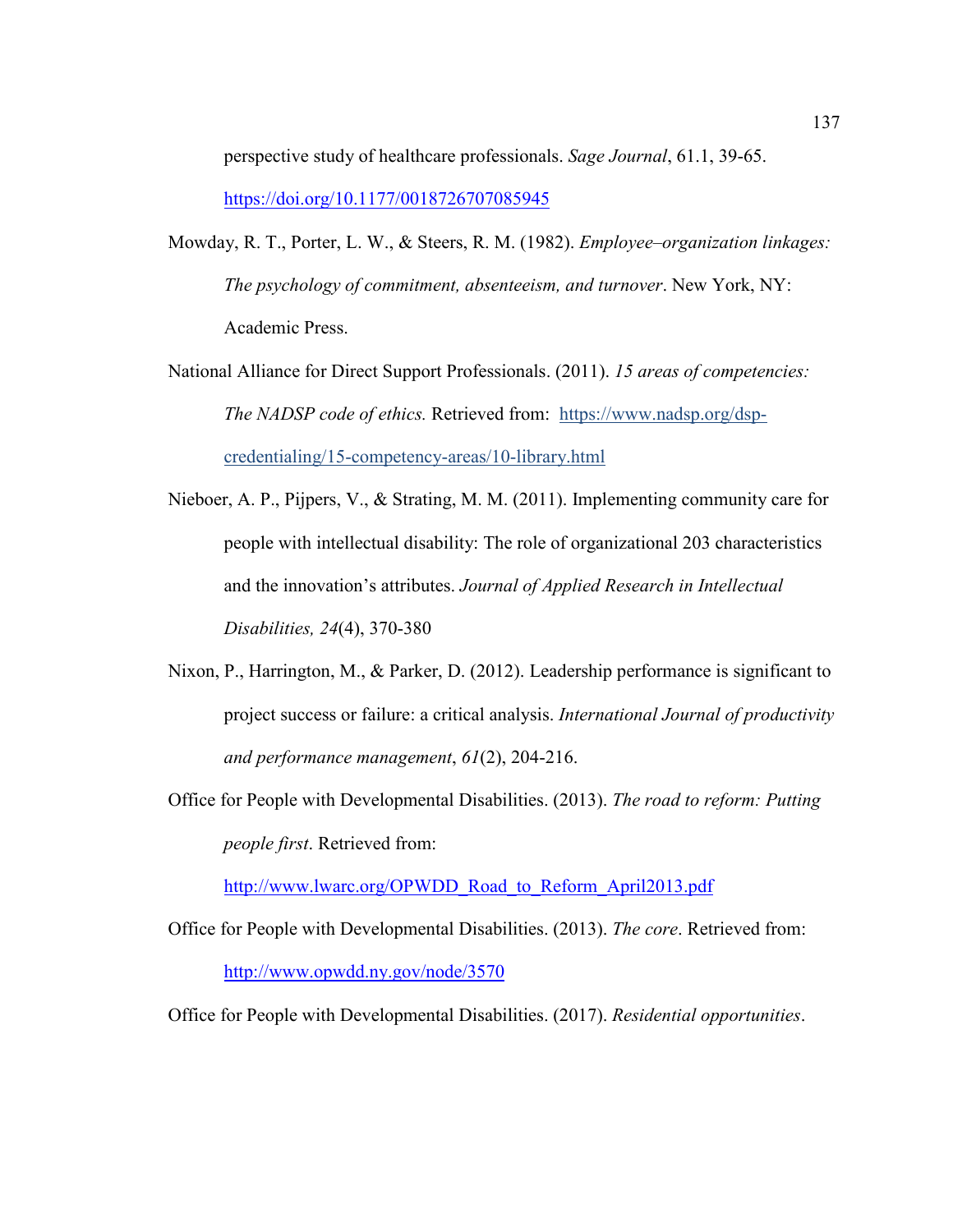perspective study of healthcare professionals. *Sage Journal*, 61.1, 39-65. https://doi.org/10.1177/0018726707085945

Mowday, R. T., Porter, L. W., & Steers, R. M. (1982). *Employee–organization linkages: The psychology of commitment, absenteeism, and turnover*. New York, NY: Academic Press.

National Alliance for Direct Support Professionals. (2011). *15 areas of competencies: The NADSP code of ethics.* Retrieved from: https://www.nadsp.org/dsp-credentialing/15-competency-areas/10-library.html

Nieboer, A. P., Pijpers, V., & Strating, M. M. (2011). Implementing community care for people with intellectual disability: The role of organizational 203 characteristics and the innovation's attributes. *Journal of Applied Research in Intellectual Disabilities, 24*(4), 370-380

Nixon, P., Harrington, M., & Parker, D. (2012). Leadership performance is significant to project success or failure: a critical analysis. *International Journal of productivity and performance management*, *61*(2), 204-216.

Office for People with Developmental Disabilities. (2013). *The road to reform: Putting people first*. Retrieved from: http://www.lwarc.org/OPWDD_Road_to_Reform_April2013.pdf

Office for People with Developmental Disabilities. (2013). *The core*. Retrieved from: http://www.opwdd.ny.gov/node/3570

Office for People with Developmental Disabilities. (2017). *Residential opportunities*.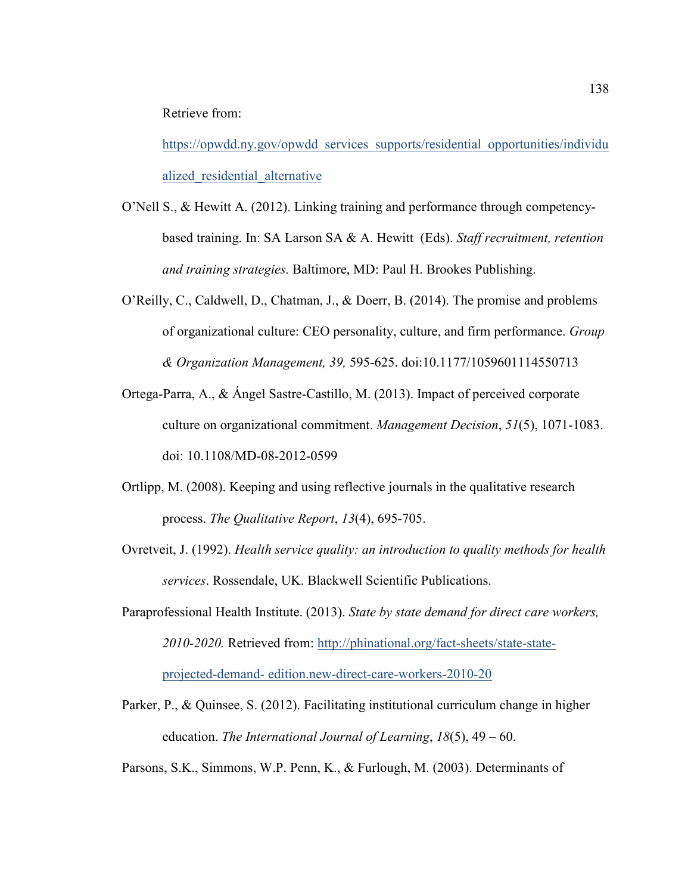Retrieve from:

https://opwdd.ny.gov/opwdd_services_supports/residential_opportunities/individualized_residential_alternative

O'Nell S., & Hewitt A. (2012). Linking training and performance through competency-based training. In: SA Larson SA & A. Hewitt (Eds). *Staff recruitment, retention and training strategies.* Baltimore, MD: Paul H. Brookes Publishing.

O'Reilly, C., Caldwell, D., Chatman, J., & Doerr, B. (2014). The promise and problems of organizational culture: CEO personality, culture, and firm performance. *Group & Organization Management, 39,* 595-625. doi:10.1177/1059601114550713

Ortega-Parra, A., & Ángel Sastre-Castillo, M. (2013). Impact of perceived corporate culture on organizational commitment. *Management Decision*, *51*(5), 1071-1083. doi: 10.1108/MD-08-2012-0599

Ortlipp, M. (2008). Keeping and using reflective journals in the qualitative research process. *The Qualitative Report*, *13*(4), 695-705.

Ovretveit, J. (1992). *Health service quality: an introduction to quality methods for health services*. Rossendale, UK. Blackwell Scientific Publications.

Paraprofessional Health Institute. (2013). *State by state demand for direct care workers, 2010-2020.* Retrieved from: http://phinational.org/fact-sheets/state-state-projected-demand- edition.new-direct-care-workers-2010-20

Parker, P., & Quinsee, S. (2012). Facilitating institutional curriculum change in higher education. *The International Journal of Learning*, *18*(5), 49 – 60.

Parsons, S.K., Simmons, W.P. Penn, K., & Furlough, M. (2003). Determinants of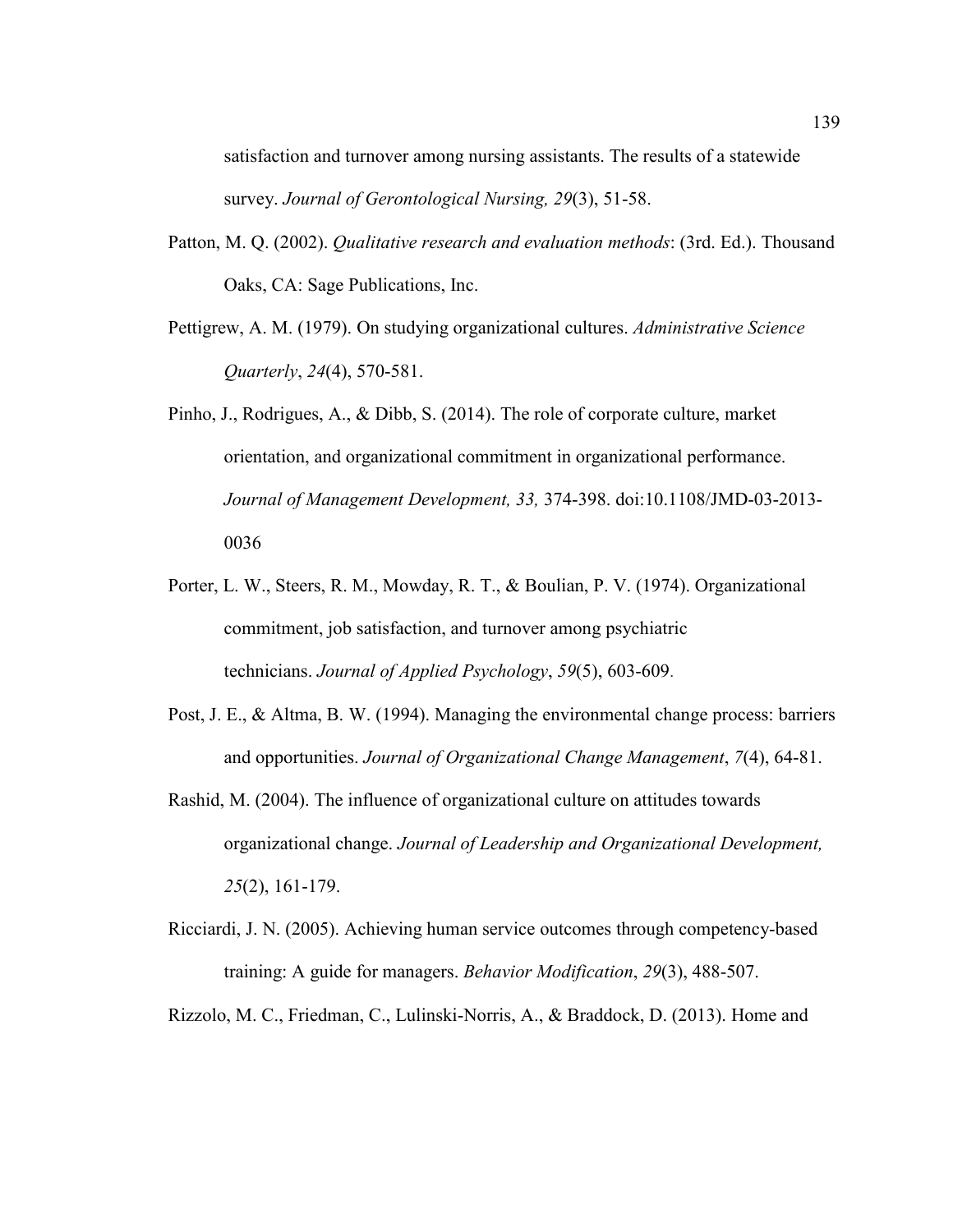satisfaction and turnover among nursing assistants. The results of a statewide survey. *Journal of Gerontological Nursing, 29*(3), 51-58.

Patton, M. Q. (2002). *Qualitative research and evaluation methods*: (3rd. Ed.). Thousand Oaks, CA: Sage Publications, Inc.

Pettigrew, A. M. (1979). On studying organizational cultures. *Administrative Science Quarterly*, *24*(4), 570-581.

Pinho, J., Rodrigues, A., & Dibb, S. (2014). The role of corporate culture, market orientation, and organizational commitment in organizational performance. *Journal of Management Development, 33,* 374-398. doi:10.1108/JMD-03-2013-0036

Porter, L. W., Steers, R. M., Mowday, R. T., & Boulian, P. V. (1974). Organizational commitment, job satisfaction, and turnover among psychiatric technicians. *Journal of Applied Psychology*, *59*(5), 603-609.

Post, J. E., & Altma, B. W. (1994). Managing the environmental change process: barriers and opportunities. *Journal of Organizational Change Management*, *7*(4), 64-81.

Rashid, M. (2004). The influence of organizational culture on attitudes towards organizational change. *Journal of Leadership and Organizational Development, 25*(2), 161-179.

Ricciardi, J. N. (2005). Achieving human service outcomes through competency-based training: A guide for managers. *Behavior Modification*, *29*(3), 488-507.

Rizzolo, M. C., Friedman, C., Lulinski-Norris, A., & Braddock, D. (2013). Home and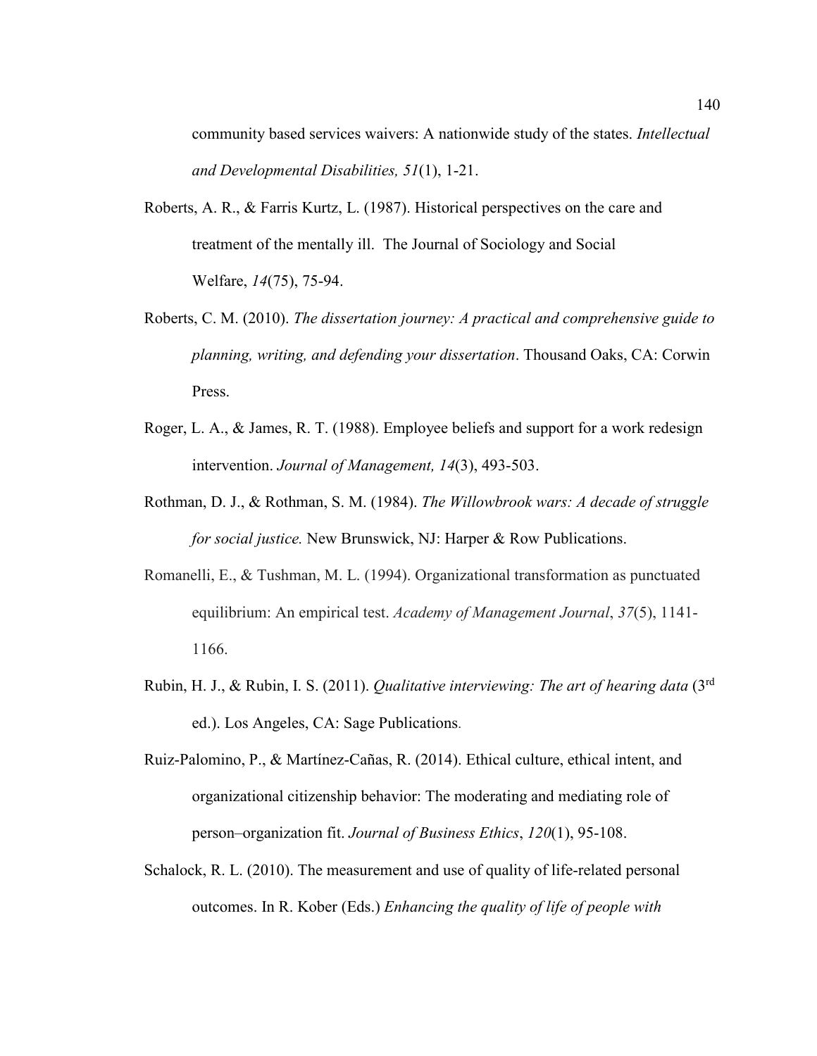community based services waivers: A nationwide study of the states. *Intellectual and Developmental Disabilities, 51*(1), 1-21.

Roberts, A. R., & Farris Kurtz, L. (1987). Historical perspectives on the care and treatment of the mentally ill. The Journal of Sociology and Social Welfare, *14*(75), 75-94.

Roberts, C. M. (2010). *The dissertation journey: A practical and comprehensive guide to planning, writing, and defending your dissertation*. Thousand Oaks, CA: Corwin Press.

Roger, L. A., & James, R. T. (1988). Employee beliefs and support for a work redesign intervention. *Journal of Management, 14*(3), 493-503.

Rothman, D. J., & Rothman, S. M. (1984). *The Willowbrook wars: A decade of struggle for social justice.* New Brunswick, NJ: Harper & Row Publications.

Romanelli, E., & Tushman, M. L. (1994). Organizational transformation as punctuated equilibrium: An empirical test. *Academy of Management Journal*, *37*(5), 1141-1166.

Rubin, H. J., & Rubin, I. S. (2011). *Qualitative interviewing: The art of hearing data* (3rd ed.). Los Angeles, CA: Sage Publications.

Ruiz-Palomino, P., & Martínez-Cañas, R. (2014). Ethical culture, ethical intent, and organizational citizenship behavior: The moderating and mediating role of person–organization fit. *Journal of Business Ethics*, *120*(1), 95-108.

Schalock, R. L. (2010). The measurement and use of quality of life-related personal outcomes. In R. Kober (Eds.) *Enhancing the quality of life of people with*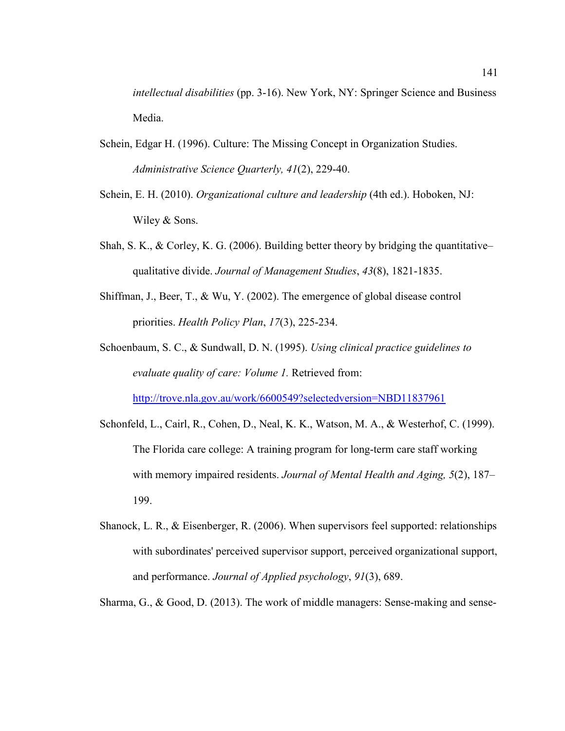*intellectual disabilities* (pp. 3-16). New York, NY: Springer Science and Business Media.

Schein, Edgar H. (1996). Culture: The Missing Concept in Organization Studies. *Administrative Science Quarterly, 41*(2), 229-40.

Schein, E. H. (2010). *Organizational culture and leadership* (4th ed.). Hoboken, NJ: Wiley & Sons.

Shah, S. K., & Corley, K. G. (2006). Building better theory by bridging the quantitative–qualitative divide. *Journal of Management Studies*, *43*(8), 1821-1835.

Shiffman, J., Beer, T., & Wu, Y. (2002). The emergence of global disease control priorities. *Health Policy Plan*, *17*(3), 225-234.

Schoenbaum, S. C., & Sundwall, D. N. (1995). *Using clinical practice guidelines to evaluate quality of care: Volume 1.* Retrieved from: http://trove.nla.gov.au/work/6600549?selectedversion=NBD11837961

Schonfeld, L., Cairl, R., Cohen, D., Neal, K. K., Watson, M. A., & Westerhof, C. (1999). The Florida care college: A training program for long-term care staff working with memory impaired residents. *Journal of Mental Health and Aging, 5*(2), 187–199.

Shanock, L. R., & Eisenberger, R. (2006). When supervisors feel supported: relationships with subordinates' perceived supervisor support, perceived organizational support, and performance. *Journal of Applied psychology*, *91*(3), 689.

Sharma, G., & Good, D. (2013). The work of middle managers: Sense-making and sense-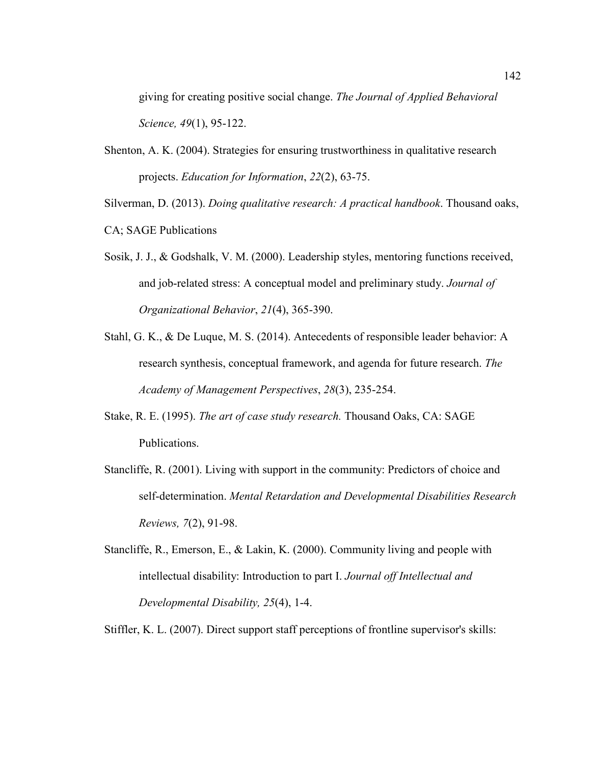giving for creating positive social change. *The Journal of Applied Behavioral Science, 49*(1), 95-122.

Shenton, A. K. (2004). Strategies for ensuring trustworthiness in qualitative research projects. *Education for Information*, *22*(2), 63-75.

Silverman, D. (2013). *Doing qualitative research: A practical handbook*. Thousand oaks, CA; SAGE Publications

Sosik, J. J., & Godshalk, V. M. (2000). Leadership styles, mentoring functions received, and job-related stress: A conceptual model and preliminary study. *Journal of Organizational Behavior*, *21*(4), 365-390.

Stahl, G. K., & De Luque, M. S. (2014). Antecedents of responsible leader behavior: A research synthesis, conceptual framework, and agenda for future research. *The Academy of Management Perspectives*, *28*(3), 235-254.

Stake, R. E. (1995). *The art of case study research.* Thousand Oaks, CA: SAGE Publications.

Stancliffe, R. (2001). Living with support in the community: Predictors of choice and self-determination. *Mental Retardation and Developmental Disabilities Research Reviews, 7*(2), 91-98.

Stancliffe, R., Emerson, E., & Lakin, K. (2000). Community living and people with intellectual disability: Introduction to part I. *Journal off Intellectual and Developmental Disability, 25*(4), 1-4.

Stiffler, K. L. (2007). Direct support staff perceptions of frontline supervisor's skills: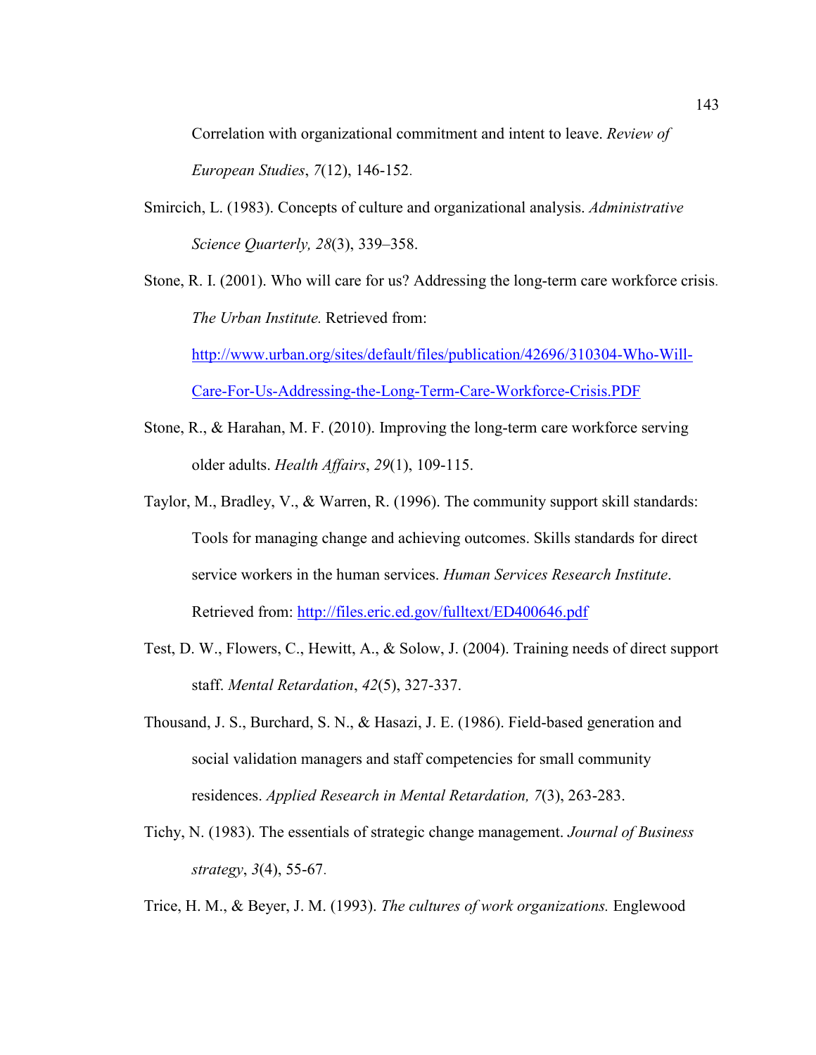Correlation with organizational commitment and intent to leave. *Review of European Studies*, *7*(12), 146-152.

Smircich, L. (1983). Concepts of culture and organizational analysis. *Administrative Science Quarterly, 28*(3), 339–358.

Stone, R. I. (2001). Who will care for us? Addressing the long-term care workforce crisis. *The Urban Institute.* Retrieved from: http://www.urban.org/sites/default/files/publication/42696/310304-Who-Will-Care-For-Us-Addressing-the-Long-Term-Care-Workforce-Crisis.PDF

Stone, R., & Harahan, M. F. (2010). Improving the long-term care workforce serving older adults. *Health Affairs*, *29*(1), 109-115.

Taylor, M., Bradley, V., & Warren, R. (1996). The community support skill standards: Tools for managing change and achieving outcomes. Skills standards for direct service workers in the human services. *Human Services Research Institute*. Retrieved from: http://files.eric.ed.gov/fulltext/ED400646.pdf

Test, D. W., Flowers, C., Hewitt, A., & Solow, J. (2004). Training needs of direct support staff. *Mental Retardation*, *42*(5), 327-337.

Thousand, J. S., Burchard, S. N., & Hasazi, J. E. (1986). Field-based generation and social validation managers and staff competencies for small community residences. *Applied Research in Mental Retardation, 7*(3), 263-283.

Tichy, N. (1983). The essentials of strategic change management. *Journal of Business strategy*, *3*(4), 55-67.

Trice, H. M., & Beyer, J. M. (1993). *The cultures of work organizations.* Englewood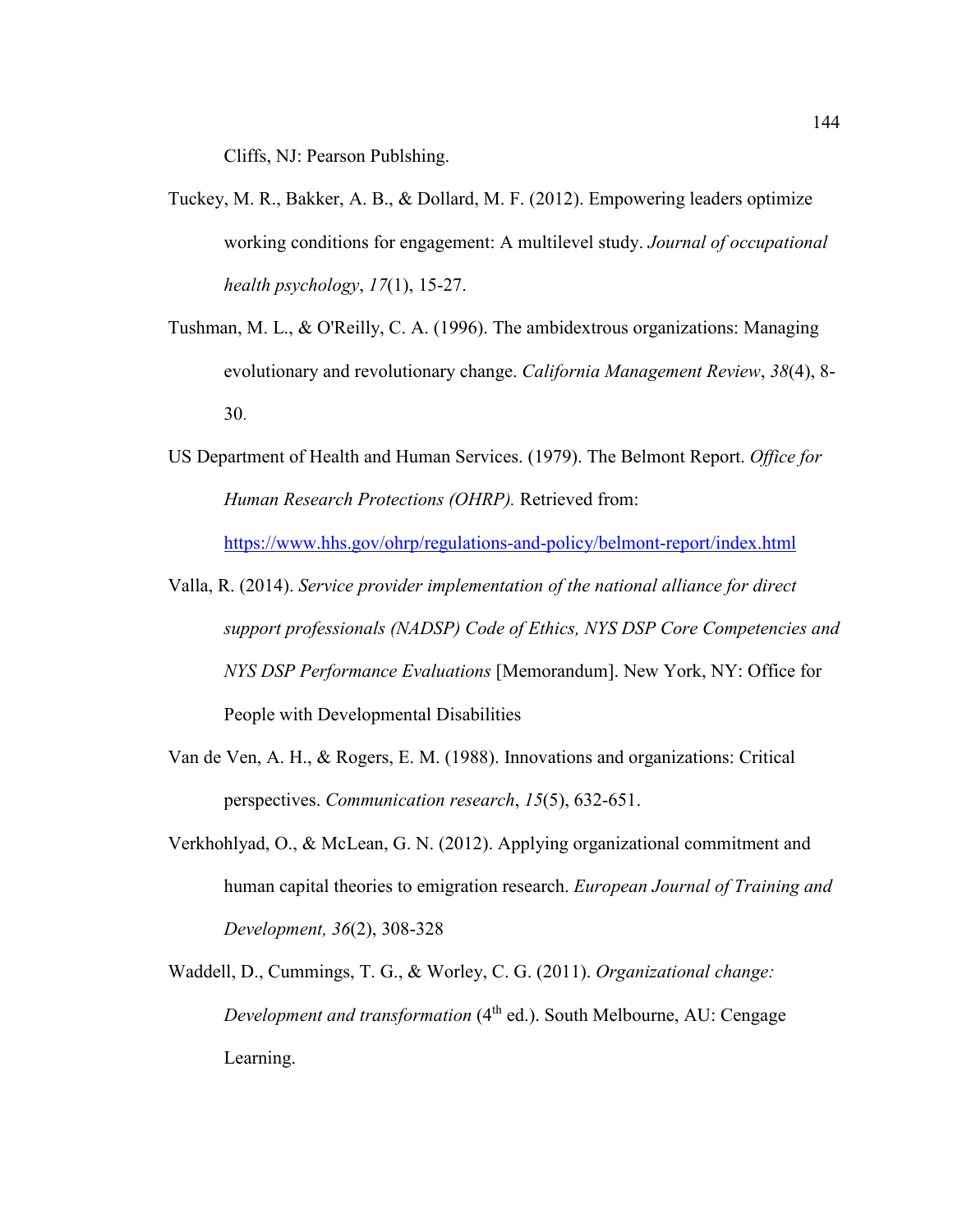Cliffs, NJ: Pearson Publshing.

Tuckey, M. R., Bakker, A. B., & Dollard, M. F. (2012). Empowering leaders optimize working conditions for engagement: A multilevel study. *Journal of occupational health psychology*, *17*(1), 15-27.

Tushman, M. L., & O'Reilly, C. A. (1996). The ambidextrous organizations: Managing evolutionary and revolutionary change. *California Management Review*, *38*(4), 8-30.

US Department of Health and Human Services. (1979). The Belmont Report. *Office for Human Research Protections (OHRP).* Retrieved from: https://www.hhs.gov/ohrp/regulations-and-policy/belmont-report/index.html

Valla, R. (2014). *Service provider implementation of the national alliance for direct support professionals (NADSP) Code of Ethics, NYS DSP Core Competencies and NYS DSP Performance Evaluations* [Memorandum]. New York, NY: Office for People with Developmental Disabilities

Van de Ven, A. H., & Rogers, E. M. (1988). Innovations and organizations: Critical perspectives. *Communication research*, *15*(5), 632-651.

Verkhohlyad, O., & McLean, G. N. (2012). Applying organizational commitment and human capital theories to emigration research. *European Journal of Training and Development, 36*(2), 308-328

Waddell, D., Cummings, T. G., & Worley, C. G. (2011). *Organizational change: Development and transformation* (4th ed.). South Melbourne, AU: Cengage Learning.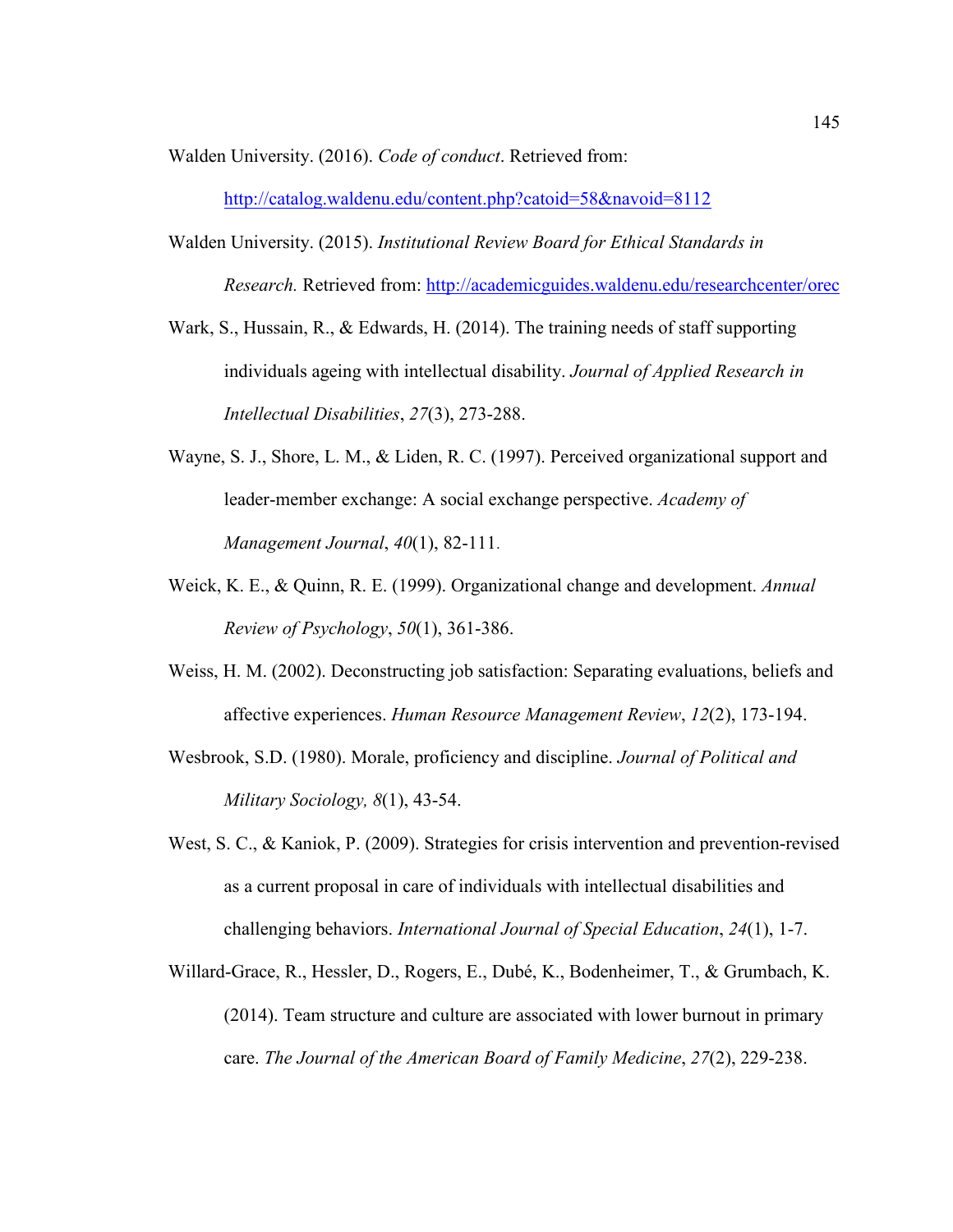Walden University. (2016). *Code of conduct*. Retrieved from: http://catalog.waldenu.edu/content.php?catoid=58&navoid=8112

Walden University. (2015). *Institutional Review Board for Ethical Standards in Research.* Retrieved from: http://academicguides.waldenu.edu/researchcenter/orec

Wark, S., Hussain, R., & Edwards, H. (2014). The training needs of staff supporting individuals ageing with intellectual disability. *Journal of Applied Research in Intellectual Disabilities*, *27*(3), 273-288.

Wayne, S. J., Shore, L. M., & Liden, R. C. (1997). Perceived organizational support and leader-member exchange: A social exchange perspective. *Academy of Management Journal*, *40*(1), 82-111.

Weick, K. E., & Quinn, R. E. (1999). Organizational change and development. *Annual Review of Psychology*, *50*(1), 361-386.

Weiss, H. M. (2002). Deconstructing job satisfaction: Separating evaluations, beliefs and affective experiences. *Human Resource Management Review*, *12*(2), 173-194.

Wesbrook, S.D. (1980). Morale, proficiency and discipline. *Journal of Political and Military Sociology, 8*(1), 43-54.

West, S. C., & Kaniok, P. (2009). Strategies for crisis intervention and prevention-revised as a current proposal in care of individuals with intellectual disabilities and challenging behaviors. *International Journal of Special Education*, *24*(1), 1-7.

Willard-Grace, R., Hessler, D., Rogers, E., Dubé, K., Bodenheimer, T., & Grumbach, K. (2014). Team structure and culture are associated with lower burnout in primary care. *The Journal of the American Board of Family Medicine*, *27*(2), 229-238.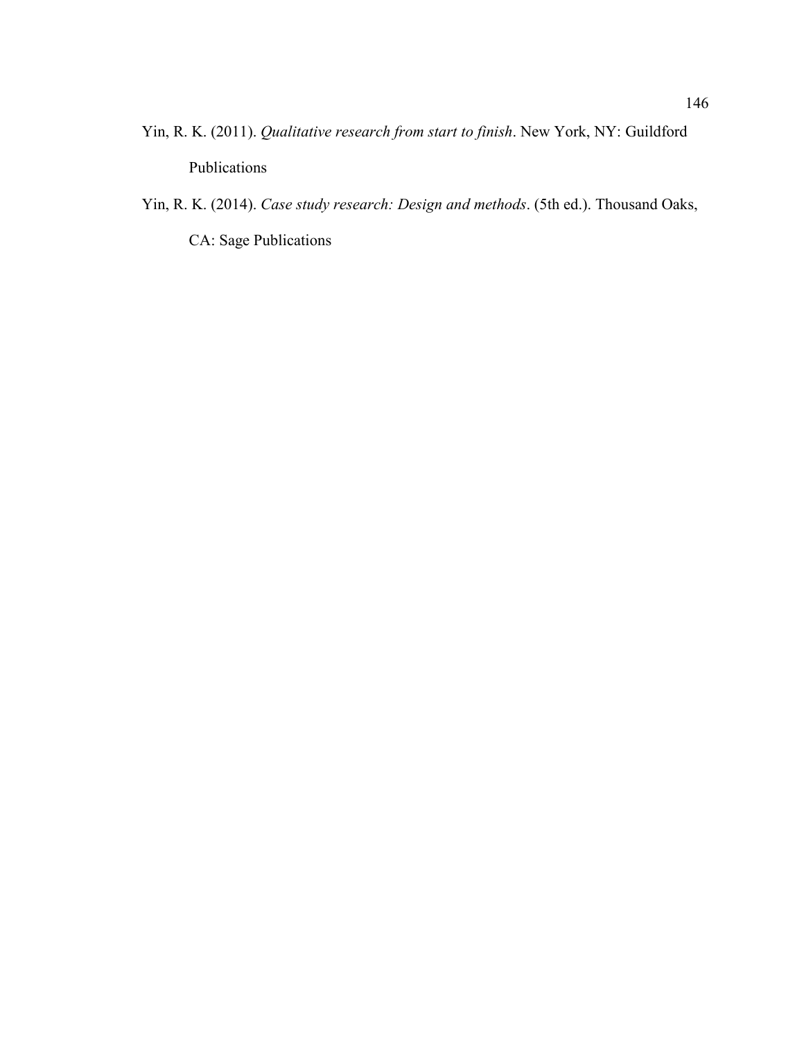Yin, R. K. (2011). *Qualitative research from start to finish*. New York, NY: Guildford Publications

Yin, R. K. (2014). *Case study research: Design and methods*. (5th ed.). Thousand Oaks, CA: Sage Publications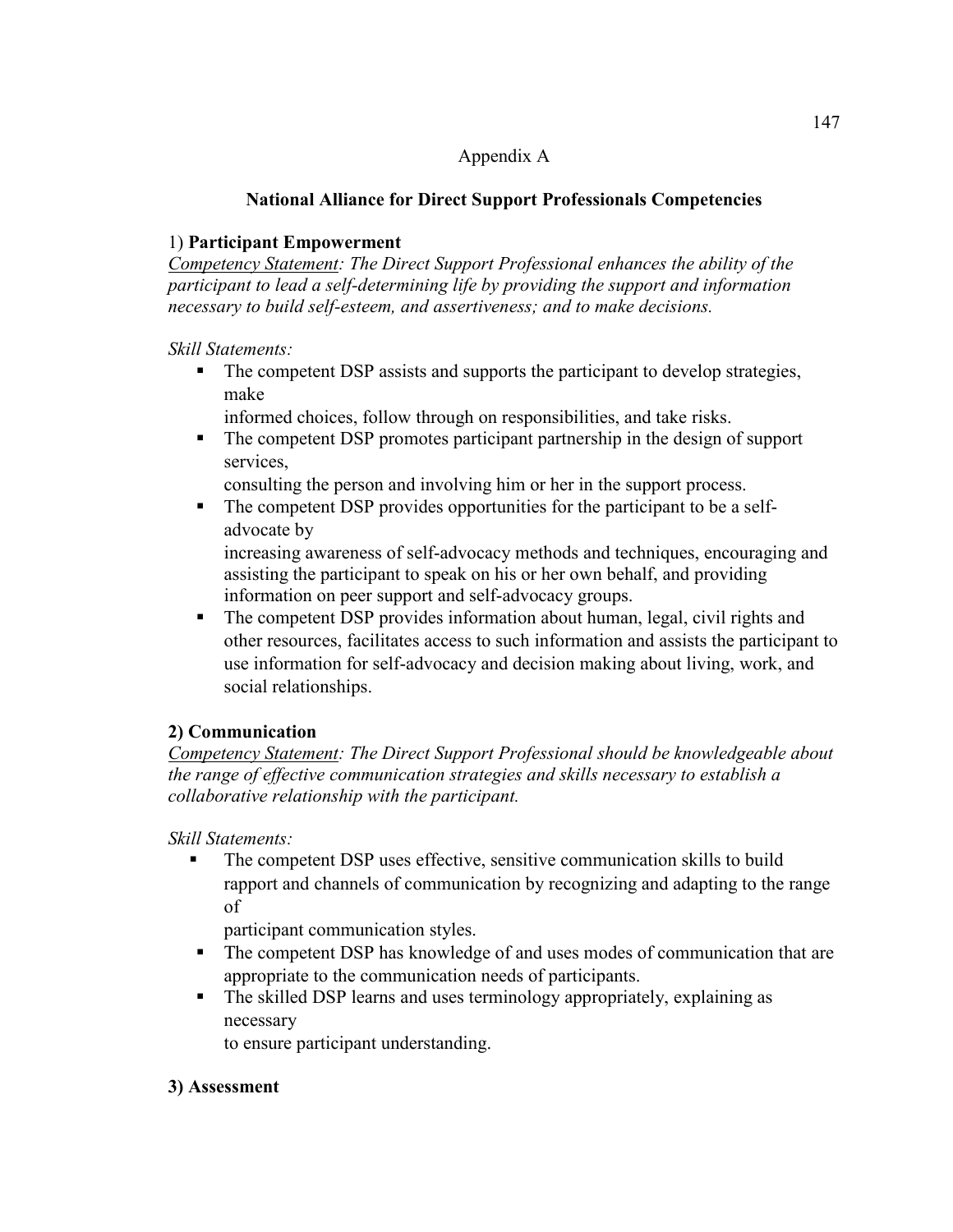# Appendix A

## National Alliance for Direct Support Professionals Competencies

### 1) **Participant Empowerment**

*<u>Competency Statement</u>: The Direct Support Professional enhances the ability of the participant to lead a self-determining life by providing the support and information necessary to build self-esteem, and assertiveness; and to make decisions.*

*Skill Statements:*

- The competent DSP assists and supports the participant to develop strategies, make informed choices, follow through on responsibilities, and take risks.
- The competent DSP promotes participant partnership in the design of support services, consulting the person and involving him or her in the support process.
- The competent DSP provides opportunities for the participant to be a self-advocate by increasing awareness of self-advocacy methods and techniques, encouraging and assisting the participant to speak on his or her own behalf, and providing information on peer support and self-advocacy groups.
- The competent DSP provides information about human, legal, civil rights and other resources, facilitates access to such information and assists the participant to use information for self-advocacy and decision making about living, work, and social relationships.

### 2) Communication

*<u>Competency Statement</u>: The Direct Support Professional should be knowledgeable about the range of effective communication strategies and skills necessary to establish a collaborative relationship with the participant.*

*Skill Statements:*

- The competent DSP uses effective, sensitive communication skills to build rapport and channels of communication by recognizing and adapting to the range of participant communication styles.
- The competent DSP has knowledge of and uses modes of communication that are appropriate to the communication needs of participants.
- The skilled DSP learns and uses terminology appropriately, explaining as necessary to ensure participant understanding.

### 3) Assessment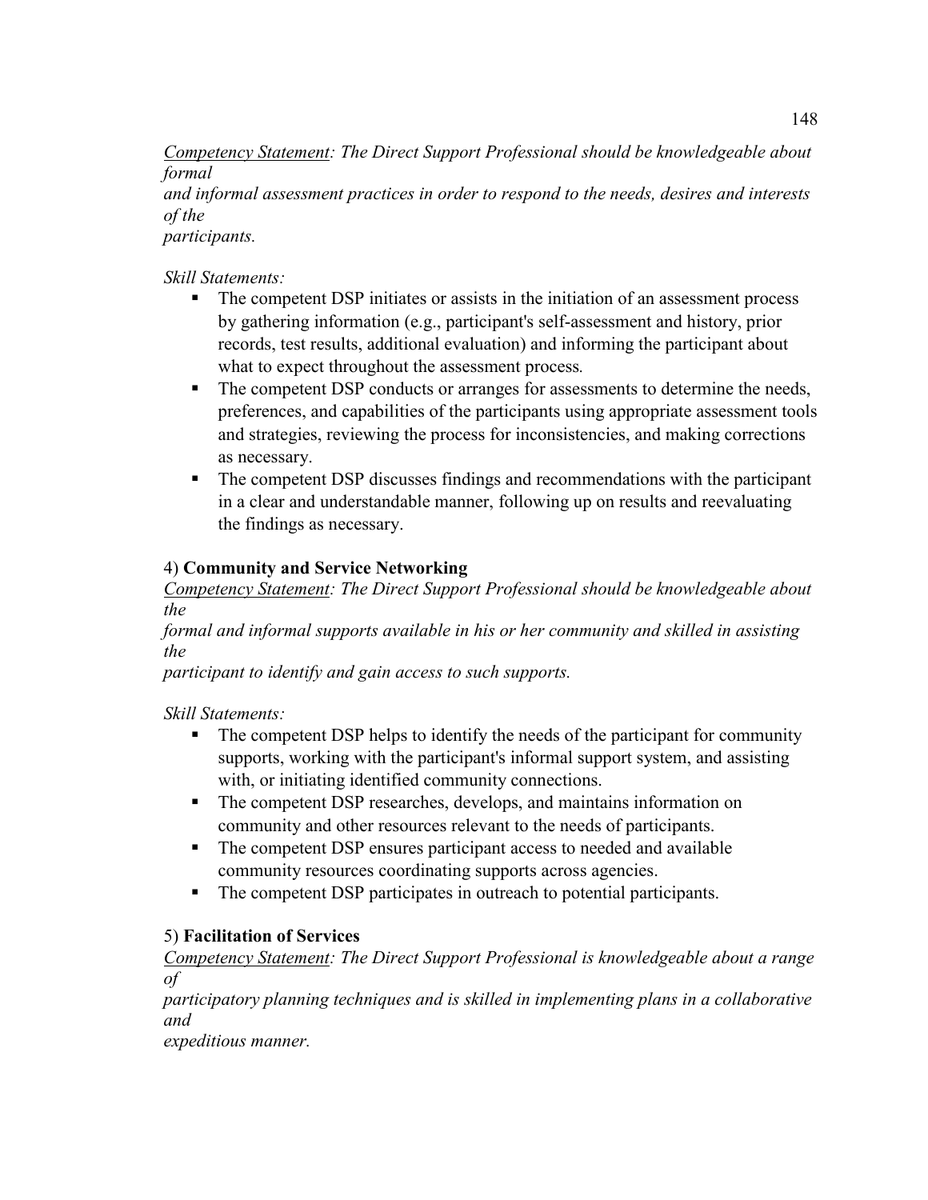*Competency Statement: The Direct Support Professional should be knowledgeable about formal and informal assessment practices in order to respond to the needs, desires and interests of the participants.*

*Skill Statements:*

- The competent DSP initiates or assists in the initiation of an assessment process by gathering information (e.g., participant's self-assessment and history, prior records, test results, additional evaluation) and informing the participant about what to expect throughout the assessment process.
- The competent DSP conducts or arranges for assessments to determine the needs, preferences, and capabilities of the participants using appropriate assessment tools and strategies, reviewing the process for inconsistencies, and making corrections as necessary.
- The competent DSP discusses findings and recommendations with the participant in a clear and understandable manner, following up on results and reevaluating the findings as necessary.

4) **Community and Service Networking**

*Competency Statement: The Direct Support Professional should be knowledgeable about the formal and informal supports available in his or her community and skilled in assisting the participant to identify and gain access to such supports.*

*Skill Statements:*

- The competent DSP helps to identify the needs of the participant for community supports, working with the participant's informal support system, and assisting with, or initiating identified community connections.
- The competent DSP researches, develops, and maintains information on community and other resources relevant to the needs of participants.
- The competent DSP ensures participant access to needed and available community resources coordinating supports across agencies.
- The competent DSP participates in outreach to potential participants.

5) **Facilitation of Services**

*Competency Statement: The Direct Support Professional is knowledgeable about a range of participatory planning techniques and is skilled in implementing plans in a collaborative and expeditious manner.*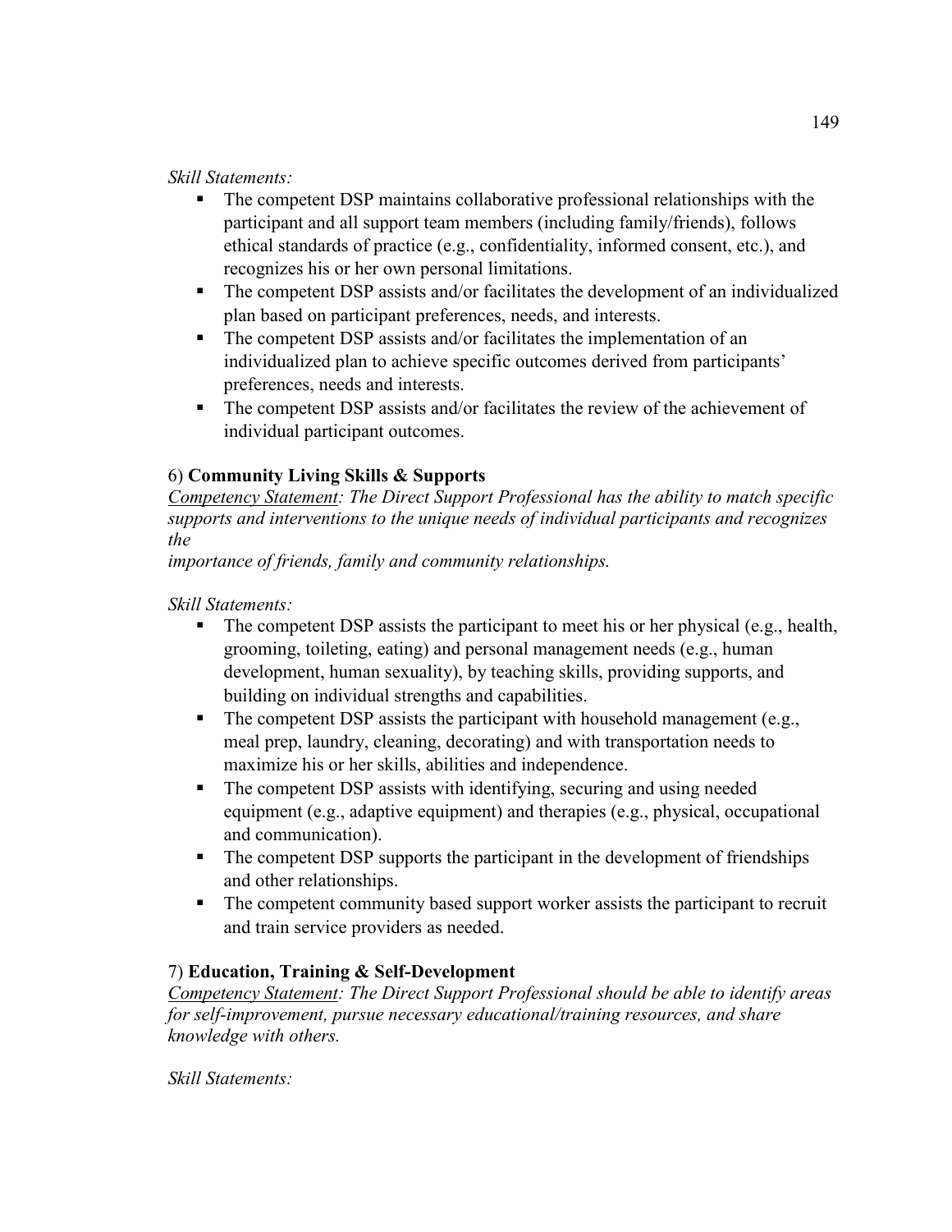*Skill Statements:*

- The competent DSP maintains collaborative professional relationships with the participant and all support team members (including family/friends), follows ethical standards of practice (e.g., confidentiality, informed consent, etc.), and recognizes his or her own personal limitations.
- The competent DSP assists and/or facilitates the development of an individualized plan based on participant preferences, needs, and interests.
- The competent DSP assists and/or facilitates the implementation of an individualized plan to achieve specific outcomes derived from participants' preferences, needs and interests.
- The competent DSP assists and/or facilitates the review of the achievement of individual participant outcomes.

### 6) **Community Living Skills & Supports**

*<u>Competency Statement</u>: The Direct Support Professional has the ability to match specific supports and interventions to the unique needs of individual participants and recognizes the importance of friends, family and community relationships.*

*Skill Statements:*

- The competent DSP assists the participant to meet his or her physical (e.g., health, grooming, toileting, eating) and personal management needs (e.g., human development, human sexuality), by teaching skills, providing supports, and building on individual strengths and capabilities.
- The competent DSP assists the participant with household management (e.g., meal prep, laundry, cleaning, decorating) and with transportation needs to maximize his or her skills, abilities and independence.
- The competent DSP assists with identifying, securing and using needed equipment (e.g., adaptive equipment) and therapies (e.g., physical, occupational and communication).
- The competent DSP supports the participant in the development of friendships and other relationships.
- The competent community based support worker assists the participant to recruit and train service providers as needed.

### 7) **Education, Training & Self-Development**

*<u>Competency Statement</u>: The Direct Support Professional should be able to identify areas for self-improvement, pursue necessary educational/training resources, and share knowledge with others.*

*Skill Statements:*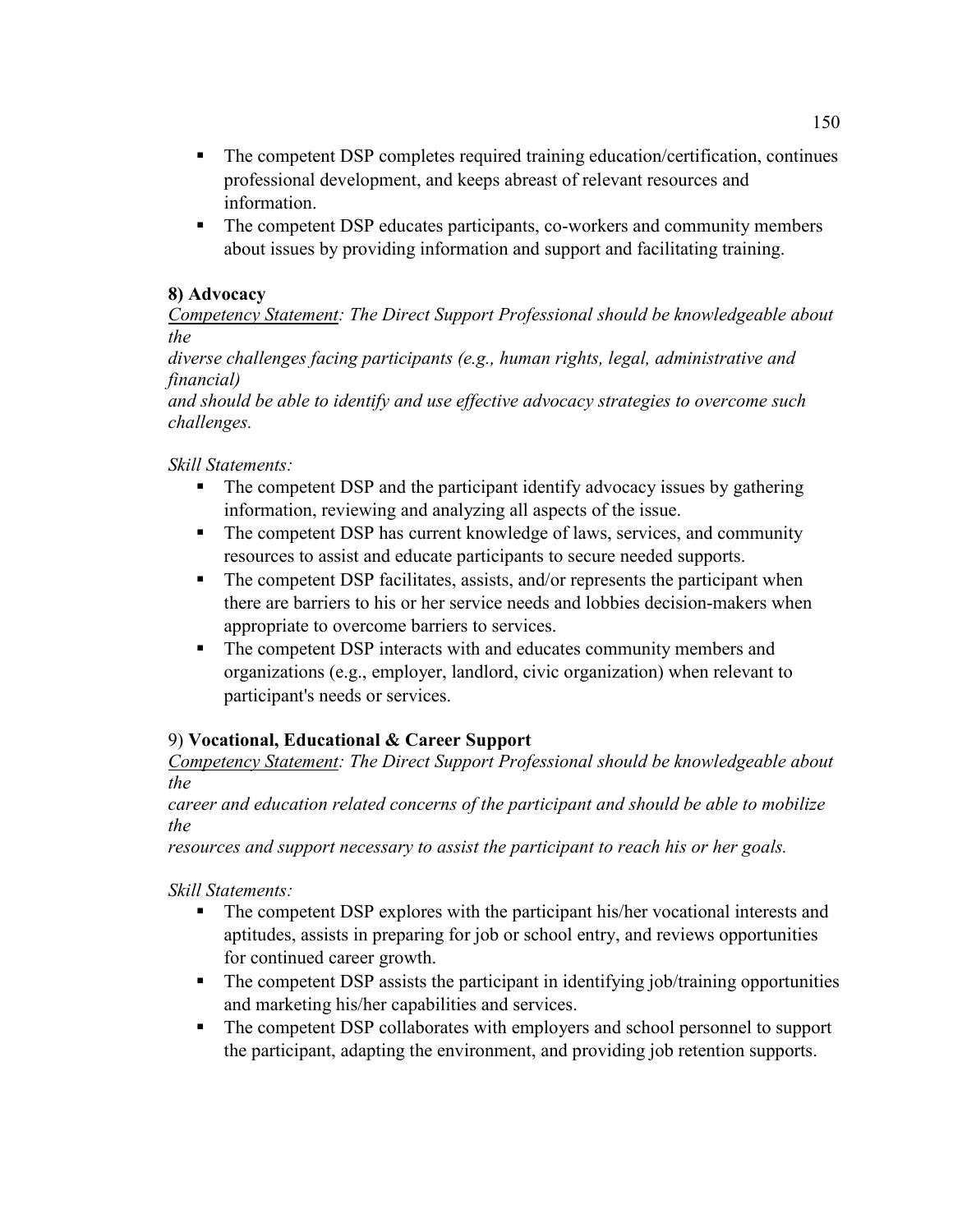- The competent DSP completes required training education/certification, continues professional development, and keeps abreast of relevant resources and information.
- The competent DSP educates participants, co-workers and community members about issues by providing information and support and facilitating training.

**8) Advocacy**

<u>Competency Statement</u>*: The Direct Support Professional should be knowledgeable about the diverse challenges facing participants (e.g., human rights, legal, administrative and financial) and should be able to identify and use effective advocacy strategies to overcome such challenges.*

*Skill Statements:*

- The competent DSP and the participant identify advocacy issues by gathering information, reviewing and analyzing all aspects of the issue.
- The competent DSP has current knowledge of laws, services, and community resources to assist and educate participants to secure needed supports.
- The competent DSP facilitates, assists, and/or represents the participant when there are barriers to his or her service needs and lobbies decision-makers when appropriate to overcome barriers to services.
- The competent DSP interacts with and educates community members and organizations (e.g., employer, landlord, civic organization) when relevant to participant's needs or services.

9) **Vocational, Educational & Career Support**

<u>Competency Statement</u>*: The Direct Support Professional should be knowledgeable about the career and education related concerns of the participant and should be able to mobilize the resources and support necessary to assist the participant to reach his or her goals.*

*Skill Statements:*

- The competent DSP explores with the participant his/her vocational interests and aptitudes, assists in preparing for job or school entry, and reviews opportunities for continued career growth.
- The competent DSP assists the participant in identifying job/training opportunities and marketing his/her capabilities and services.
- The competent DSP collaborates with employers and school personnel to support the participant, adapting the environment, and providing job retention supports.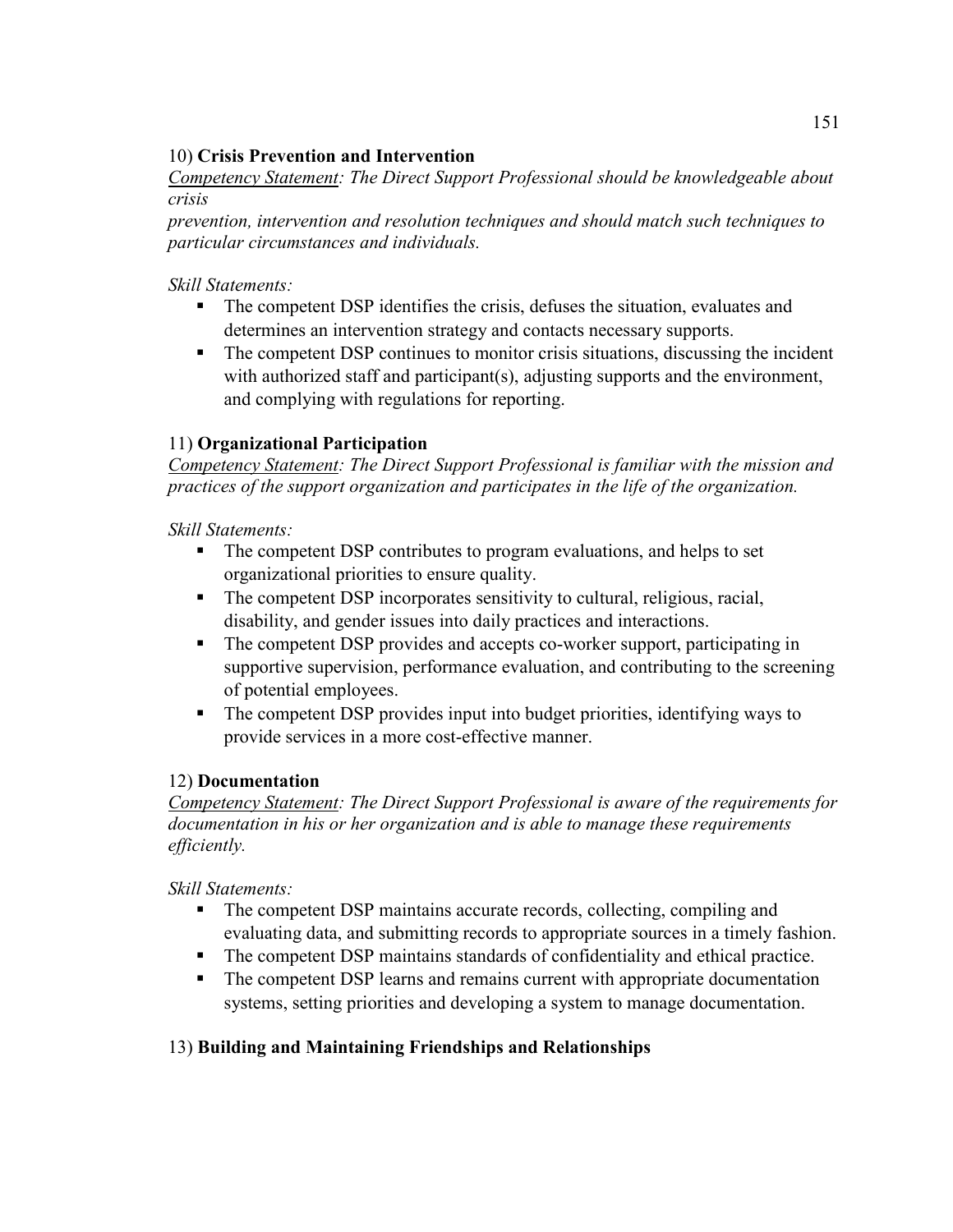10) **Crisis Prevention and Intervention**

*Competency Statement: The Direct Support Professional should be knowledgeable about crisis prevention, intervention and resolution techniques and should match such techniques to particular circumstances and individuals.*

*Skill Statements:*

- The competent DSP identifies the crisis, defuses the situation, evaluates and determines an intervention strategy and contacts necessary supports.
- The competent DSP continues to monitor crisis situations, discussing the incident with authorized staff and participant(s), adjusting supports and the environment, and complying with regulations for reporting.

11) **Organizational Participation**

*Competency Statement: The Direct Support Professional is familiar with the mission and practices of the support organization and participates in the life of the organization.*

*Skill Statements:*

- The competent DSP contributes to program evaluations, and helps to set organizational priorities to ensure quality.
- The competent DSP incorporates sensitivity to cultural, religious, racial, disability, and gender issues into daily practices and interactions.
- The competent DSP provides and accepts co-worker support, participating in supportive supervision, performance evaluation, and contributing to the screening of potential employees.
- The competent DSP provides input into budget priorities, identifying ways to provide services in a more cost-effective manner.

12) **Documentation**

*Competency Statement: The Direct Support Professional is aware of the requirements for documentation in his or her organization and is able to manage these requirements efficiently.*

*Skill Statements:*

- The competent DSP maintains accurate records, collecting, compiling and evaluating data, and submitting records to appropriate sources in a timely fashion.
- The competent DSP maintains standards of confidentiality and ethical practice.
- The competent DSP learns and remains current with appropriate documentation systems, setting priorities and developing a system to manage documentation.

13) **Building and Maintaining Friendships and Relationships**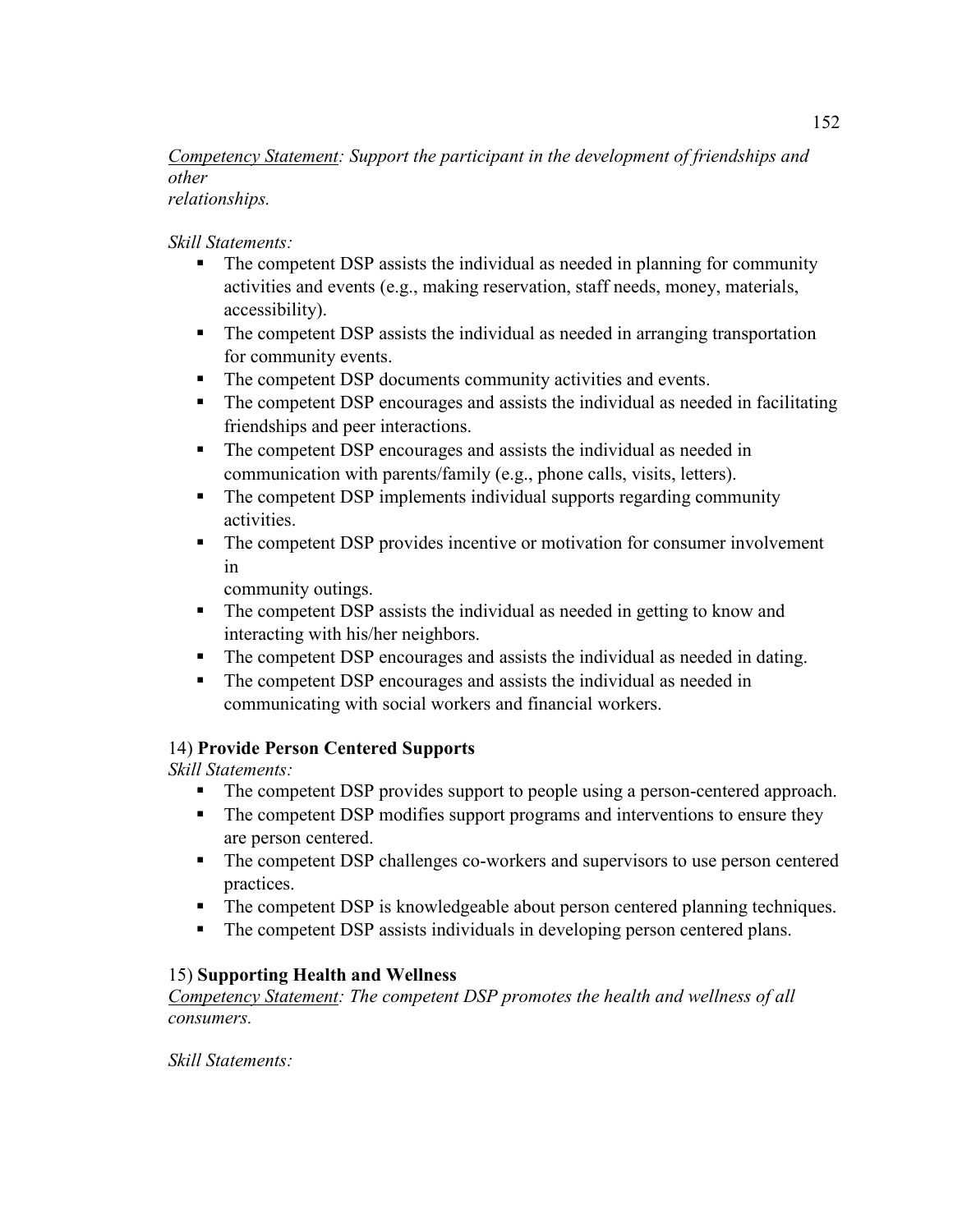*<u>Competency Statement</u>: Support the participant in the development of friendships and other relationships.*

*Skill Statements:*

- The competent DSP assists the individual as needed in planning for community activities and events (e.g., making reservation, staff needs, money, materials, accessibility).
- The competent DSP assists the individual as needed in arranging transportation for community events.
- The competent DSP documents community activities and events.
- The competent DSP encourages and assists the individual as needed in facilitating friendships and peer interactions.
- The competent DSP encourages and assists the individual as needed in communication with parents/family (e.g., phone calls, visits, letters).
- The competent DSP implements individual supports regarding community activities.
- The competent DSP provides incentive or motivation for consumer involvement in community outings.
- The competent DSP assists the individual as needed in getting to know and interacting with his/her neighbors.
- The competent DSP encourages and assists the individual as needed in dating.
- The competent DSP encourages and assists the individual as needed in communicating with social workers and financial workers.

14) **Provide Person Centered Supports**

*Skill Statements:*

- The competent DSP provides support to people using a person-centered approach.
- The competent DSP modifies support programs and interventions to ensure they are person centered.
- The competent DSP challenges co-workers and supervisors to use person centered practices.
- The competent DSP is knowledgeable about person centered planning techniques.
- The competent DSP assists individuals in developing person centered plans.

15) **Supporting Health and Wellness**

*<u>Competency Statement</u>: The competent DSP promotes the health and wellness of all consumers.*

*Skill Statements:*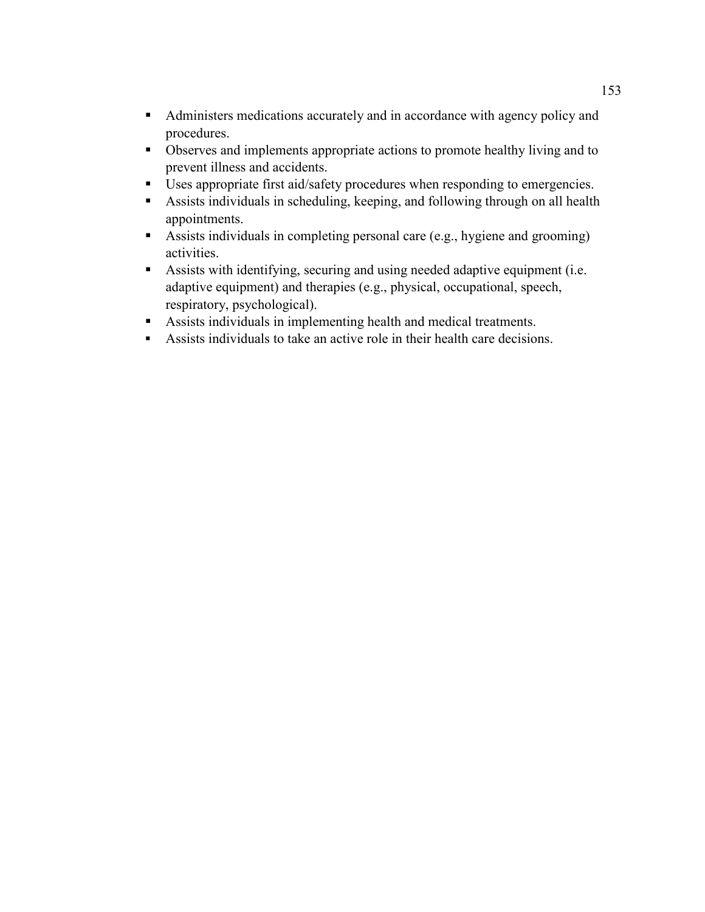- Administers medications accurately and in accordance with agency policy and procedures.
- Observes and implements appropriate actions to promote healthy living and to prevent illness and accidents.
- Uses appropriate first aid/safety procedures when responding to emergencies.
- Assists individuals in scheduling, keeping, and following through on all health appointments.
- Assists individuals in completing personal care (e.g., hygiene and grooming) activities.
- Assists with identifying, securing and using needed adaptive equipment (i.e. adaptive equipment) and therapies (e.g., physical, occupational, speech, respiratory, psychological).
- Assists individuals in implementing health and medical treatments.
- Assists individuals to take an active role in their health care decisions.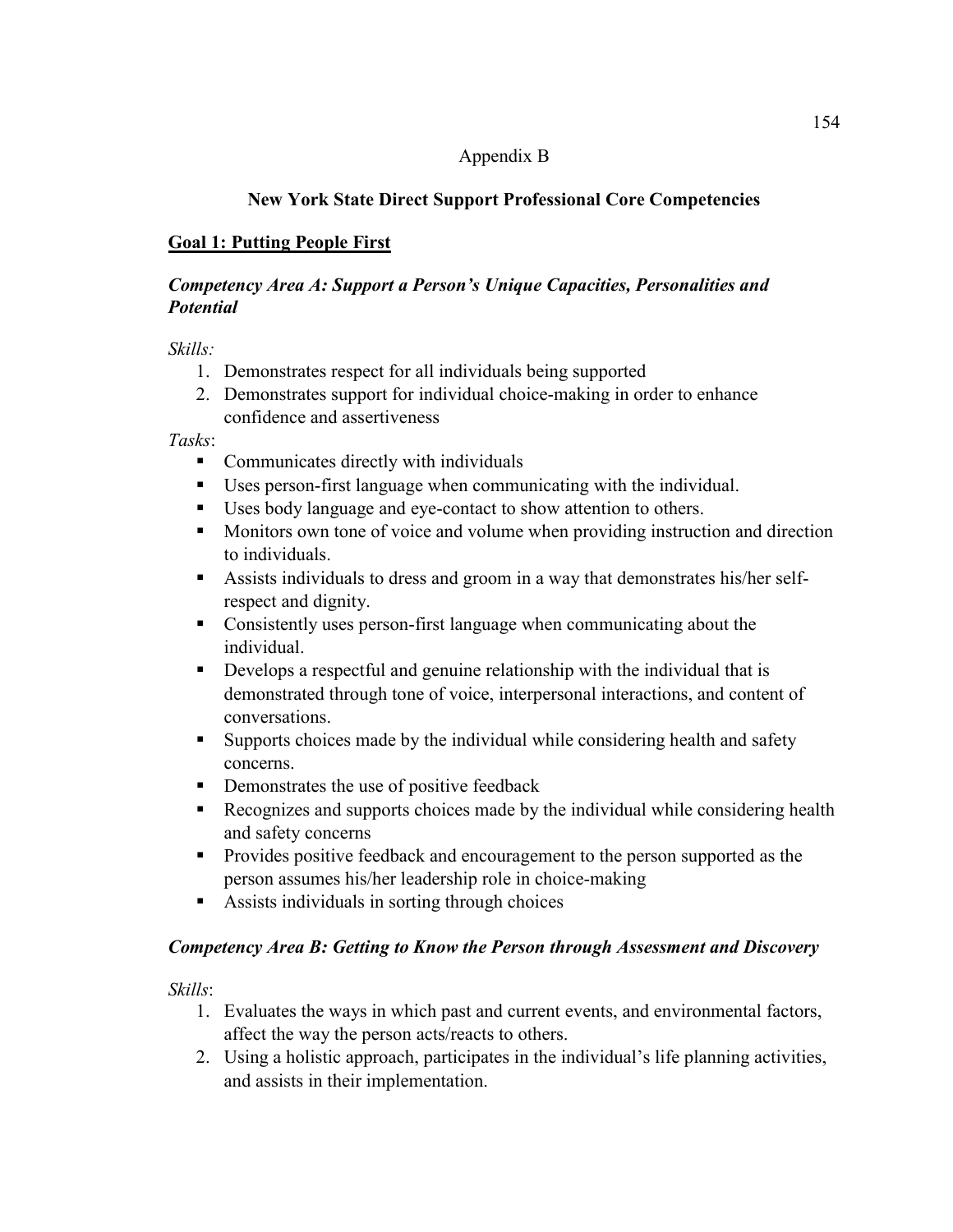Appendix B

## New York State Direct Support Professional Core Competencies

### Goal 1: Putting People First

#### *Competency Area A: Support a Person's Unique Capacities, Personalities and Potential*

*Skills:*

1. Demonstrates respect for all individuals being supported
2. Demonstrates support for individual choice-making in order to enhance confidence and assertiveness

*Tasks*:

- Communicates directly with individuals
- Uses person-first language when communicating with the individual.
- Uses body language and eye-contact to show attention to others.
- Monitors own tone of voice and volume when providing instruction and direction to individuals.
- Assists individuals to dress and groom in a way that demonstrates his/her self-respect and dignity.
- Consistently uses person-first language when communicating about the individual.
- Develops a respectful and genuine relationship with the individual that is demonstrated through tone of voice, interpersonal interactions, and content of conversations.
- Supports choices made by the individual while considering health and safety concerns.
- Demonstrates the use of positive feedback
- Recognizes and supports choices made by the individual while considering health and safety concerns
- Provides positive feedback and encouragement to the person supported as the person assumes his/her leadership role in choice-making
- Assists individuals in sorting through choices

#### *Competency Area B: Getting to Know the Person through Assessment and Discovery*

*Skills*:

1. Evaluates the ways in which past and current events, and environmental factors, affect the way the person acts/reacts to others.
2. Using a holistic approach, participates in the individual's life planning activities, and assists in their implementation.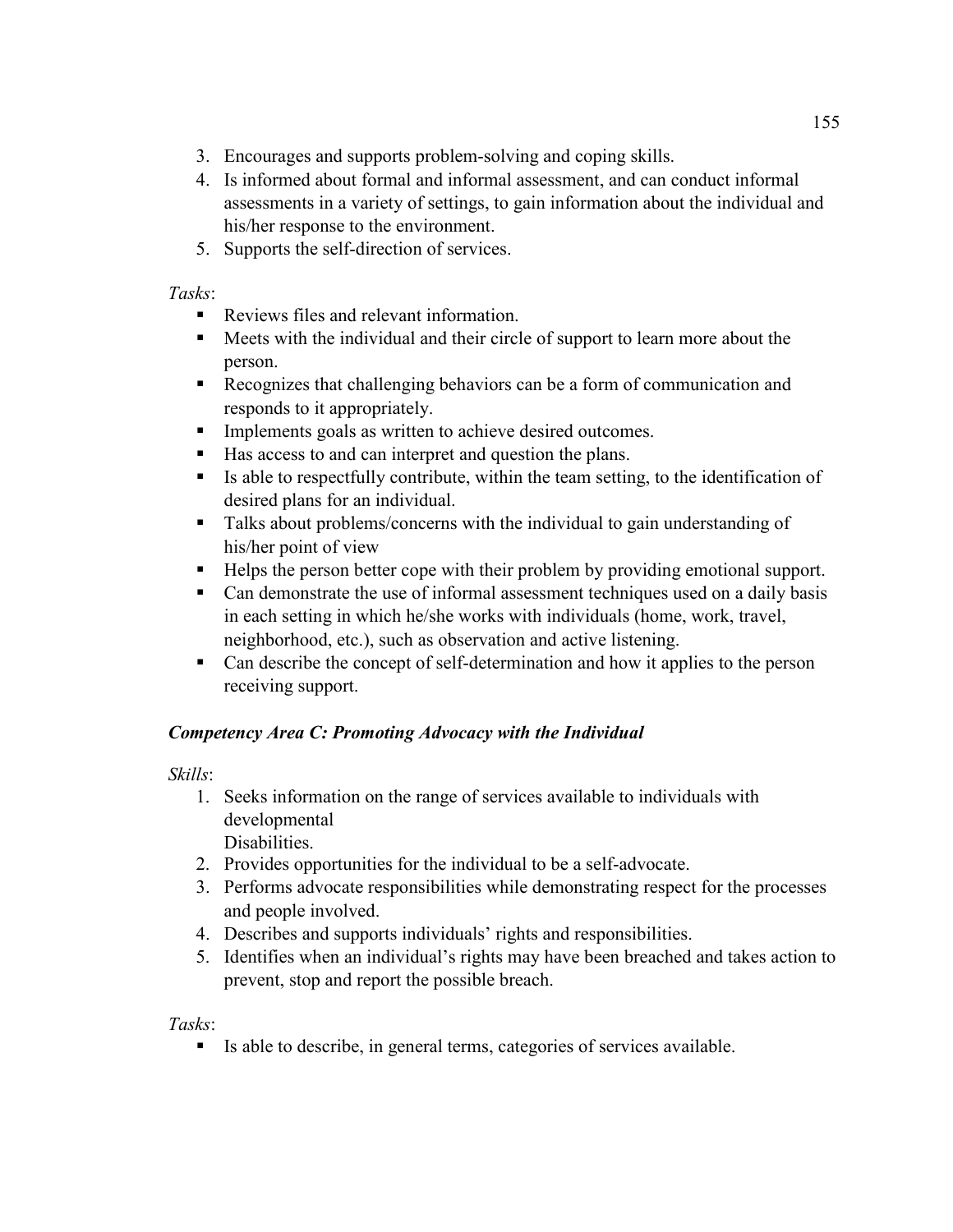3. Encourages and supports problem-solving and coping skills.
4. Is informed about formal and informal assessment, and can conduct informal assessments in a variety of settings, to gain information about the individual and his/her response to the environment.
5. Supports the self-direction of services.

*Tasks*:

- Reviews files and relevant information.
- Meets with the individual and their circle of support to learn more about the person.
- Recognizes that challenging behaviors can be a form of communication and responds to it appropriately.
- Implements goals as written to achieve desired outcomes.
- Has access to and can interpret and question the plans.
- Is able to respectfully contribute, within the team setting, to the identification of desired plans for an individual.
- Talks about problems/concerns with the individual to gain understanding of his/her point of view
- Helps the person better cope with their problem by providing emotional support.
- Can demonstrate the use of informal assessment techniques used on a daily basis in each setting in which he/she works with individuals (home, work, travel, neighborhood, etc.), such as observation and active listening.
- Can describe the concept of self-determination and how it applies to the person receiving support.

### *Competency Area C: Promoting Advocacy with the Individual*

*Skills*:

1. Seeks information on the range of services available to individuals with developmental Disabilities.
2. Provides opportunities for the individual to be a self-advocate.
3. Performs advocate responsibilities while demonstrating respect for the processes and people involved.
4. Describes and supports individuals' rights and responsibilities.
5. Identifies when an individual's rights may have been breached and takes action to prevent, stop and report the possible breach.

*Tasks*:

- Is able to describe, in general terms, categories of services available.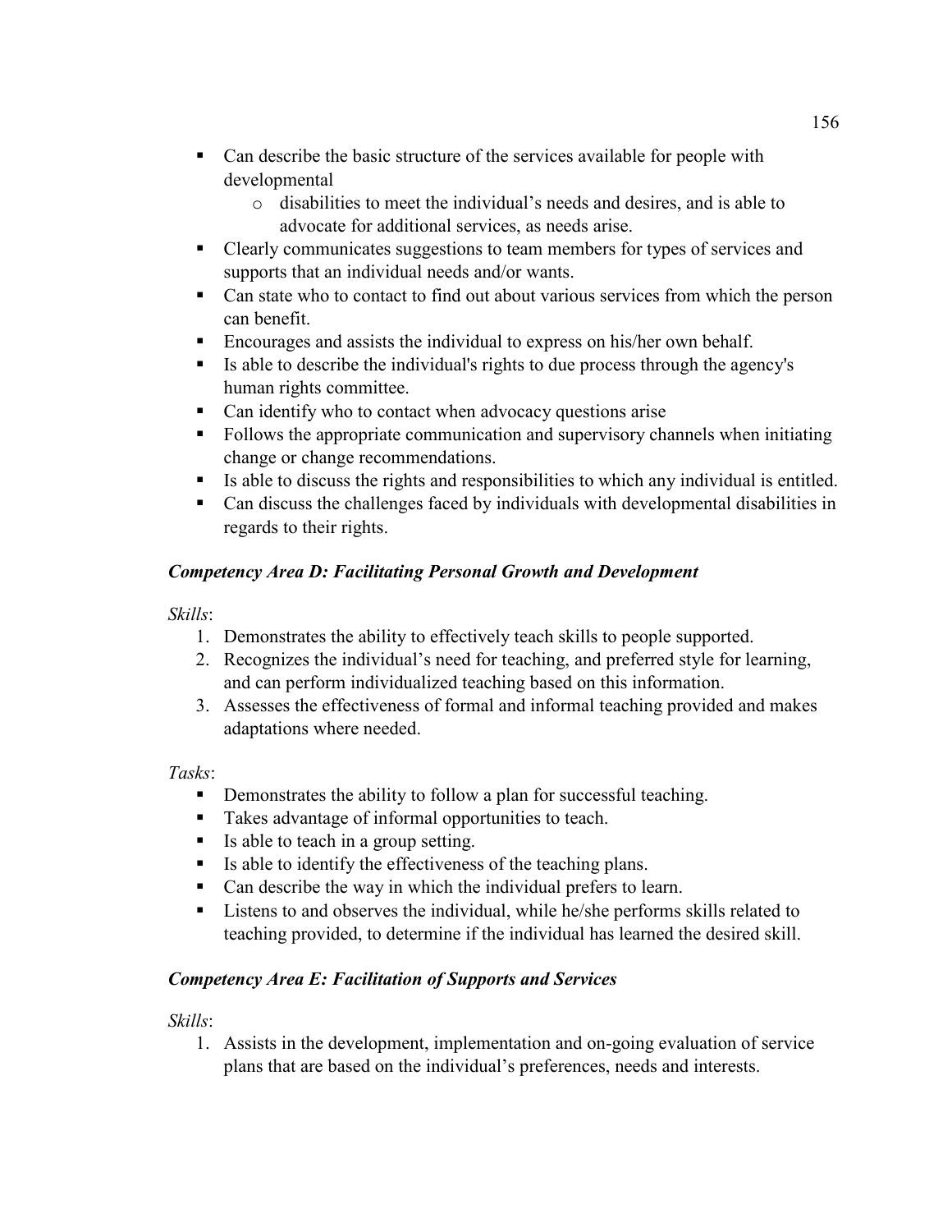- Can describe the basic structure of the services available for people with developmental
    - disabilities to meet the individual's needs and desires, and is able to advocate for additional services, as needs arise.
- Clearly communicates suggestions to team members for types of services and supports that an individual needs and/or wants.
- Can state who to contact to find out about various services from which the person can benefit.
- Encourages and assists the individual to express on his/her own behalf.
- Is able to describe the individual's rights to due process through the agency's human rights committee.
- Can identify who to contact when advocacy questions arise
- Follows the appropriate communication and supervisory channels when initiating change or change recommendations.
- Is able to discuss the rights and responsibilities to which any individual is entitled.
- Can discuss the challenges faced by individuals with developmental disabilities in regards to their rights.

### *Competency Area D: Facilitating Personal Growth and Development*

*Skills*:

1. Demonstrates the ability to effectively teach skills to people supported.
2. Recognizes the individual's need for teaching, and preferred style for learning, and can perform individualized teaching based on this information.
3. Assesses the effectiveness of formal and informal teaching provided and makes adaptations where needed.

*Tasks*:

- Demonstrates the ability to follow a plan for successful teaching.
- Takes advantage of informal opportunities to teach.
- Is able to teach in a group setting.
- Is able to identify the effectiveness of the teaching plans.
- Can describe the way in which the individual prefers to learn.
- Listens to and observes the individual, while he/she performs skills related to teaching provided, to determine if the individual has learned the desired skill.

### *Competency Area E: Facilitation of Supports and Services*

*Skills*:

1. Assists in the development, implementation and on-going evaluation of service plans that are based on the individual's preferences, needs and interests.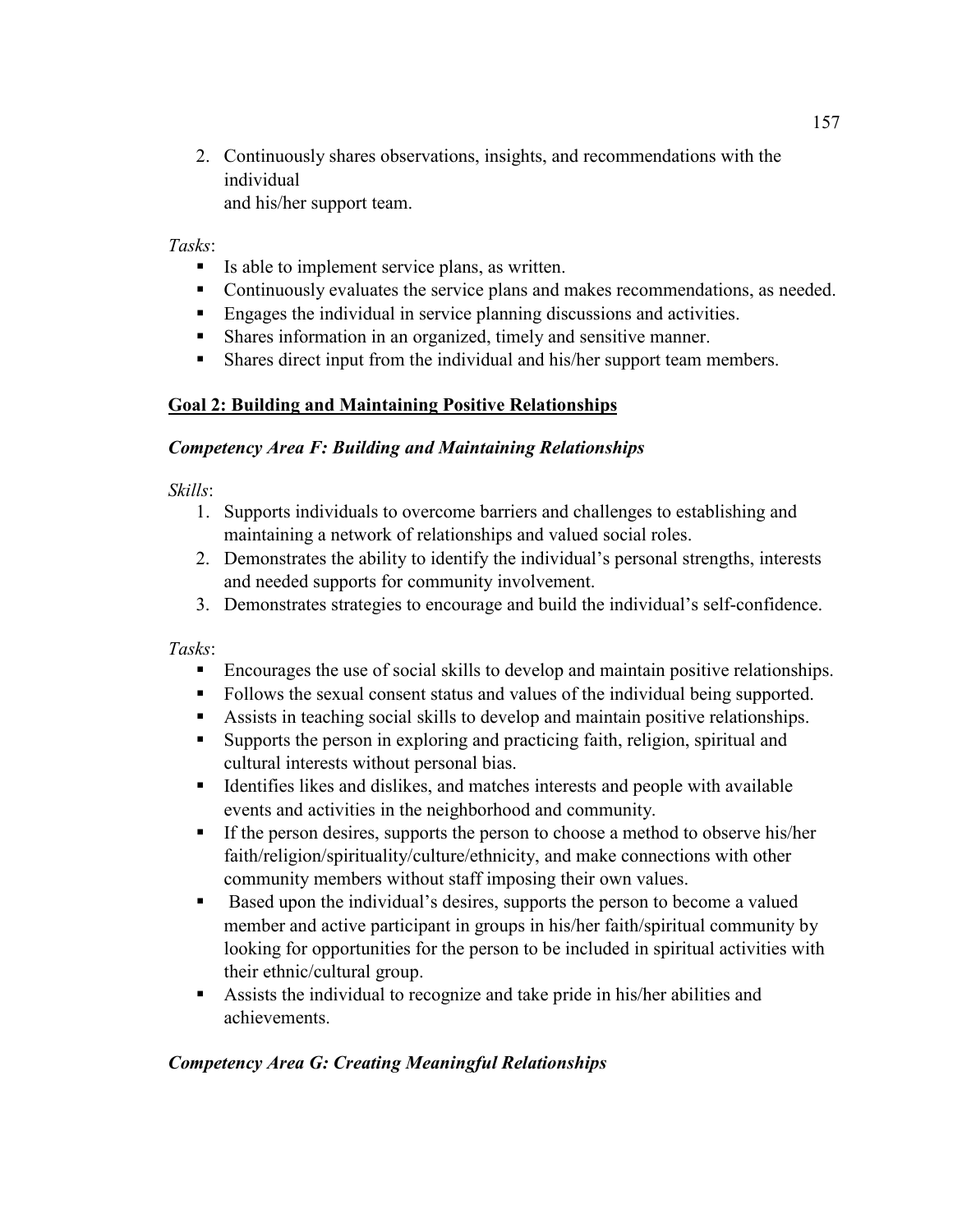2. Continuously shares observations, insights, and recommendations with the individual and his/her support team.

*Tasks*:

- Is able to implement service plans, as written.
- Continuously evaluates the service plans and makes recommendations, as needed.
- Engages the individual in service planning discussions and activities.
- Shares information in an organized, timely and sensitive manner.
- Shares direct input from the individual and his/her support team members.

**Goal 2: Building and Maintaining Positive Relationships**

***Competency Area F: Building and Maintaining Relationships***

*Skills*:

1. Supports individuals to overcome barriers and challenges to establishing and maintaining a network of relationships and valued social roles.
2. Demonstrates the ability to identify the individual's personal strengths, interests and needed supports for community involvement.
3. Demonstrates strategies to encourage and build the individual's self-confidence.

*Tasks*:

- Encourages the use of social skills to develop and maintain positive relationships.
- Follows the sexual consent status and values of the individual being supported.
- Assists in teaching social skills to develop and maintain positive relationships.
- Supports the person in exploring and practicing faith, religion, spiritual and cultural interests without personal bias.
- Identifies likes and dislikes, and matches interests and people with available events and activities in the neighborhood and community.
- If the person desires, supports the person to choose a method to observe his/her faith/religion/spirituality/culture/ethnicity, and make connections with other community members without staff imposing their own values.
- Based upon the individual's desires, supports the person to become a valued member and active participant in groups in his/her faith/spiritual community by looking for opportunities for the person to be included in spiritual activities with their ethnic/cultural group.
- Assists the individual to recognize and take pride in his/her abilities and achievements.

***Competency Area G: Creating Meaningful Relationships***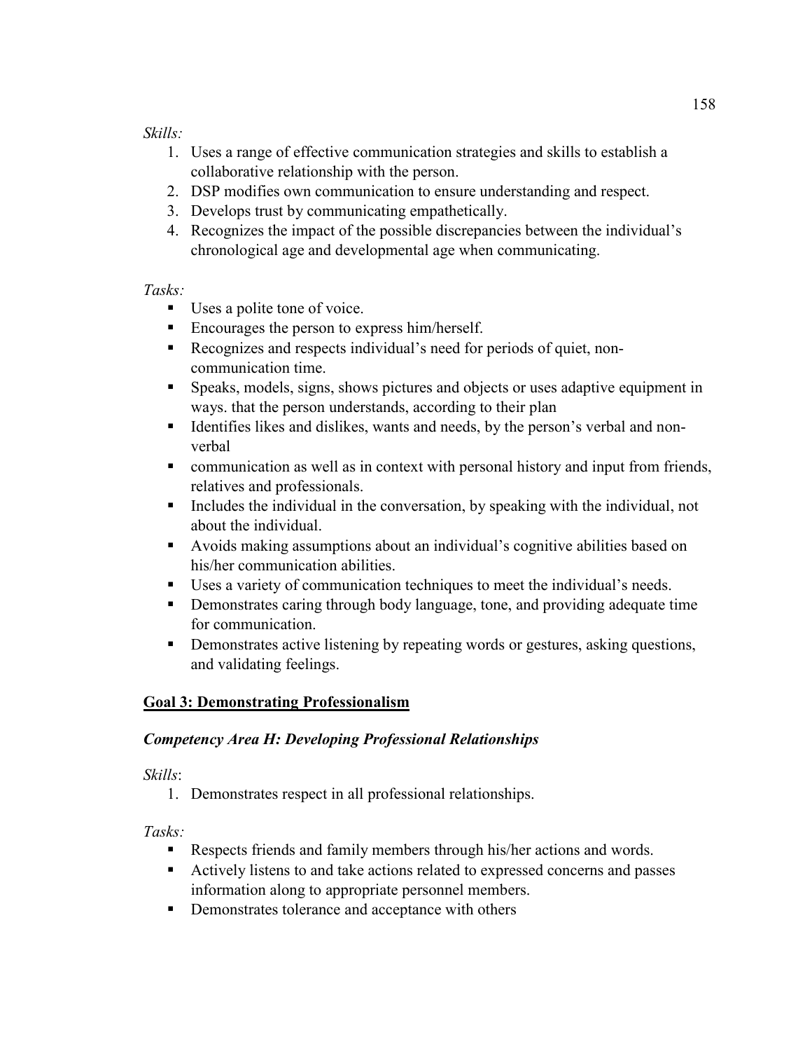*Skills:*

1. Uses a range of effective communication strategies and skills to establish a collaborative relationship with the person.
2. DSP modifies own communication to ensure understanding and respect.
3. Develops trust by communicating empathetically.
4. Recognizes the impact of the possible discrepancies between the individual's chronological age and developmental age when communicating.

*Tasks:*

- Uses a polite tone of voice.
- Encourages the person to express him/herself.
- Recognizes and respects individual's need for periods of quiet, non-communication time.
- Speaks, models, signs, shows pictures and objects or uses adaptive equipment in ways. that the person understands, according to their plan
- Identifies likes and dislikes, wants and needs, by the person's verbal and non-verbal
- communication as well as in context with personal history and input from friends, relatives and professionals.
- Includes the individual in the conversation, by speaking with the individual, not about the individual.
- Avoids making assumptions about an individual's cognitive abilities based on his/her communication abilities.
- Uses a variety of communication techniques to meet the individual's needs.
- Demonstrates caring through body language, tone, and providing adequate time for communication.
- Demonstrates active listening by repeating words or gestures, asking questions, and validating feelings.

## Goal 3: Demonstrating Professionalism

### *Competency Area H: Developing Professional Relationships*

*Skills*:

1. Demonstrates respect in all professional relationships.

*Tasks:*

- Respects friends and family members through his/her actions and words.
- Actively listens to and take actions related to expressed concerns and passes information along to appropriate personnel members.
- Demonstrates tolerance and acceptance with others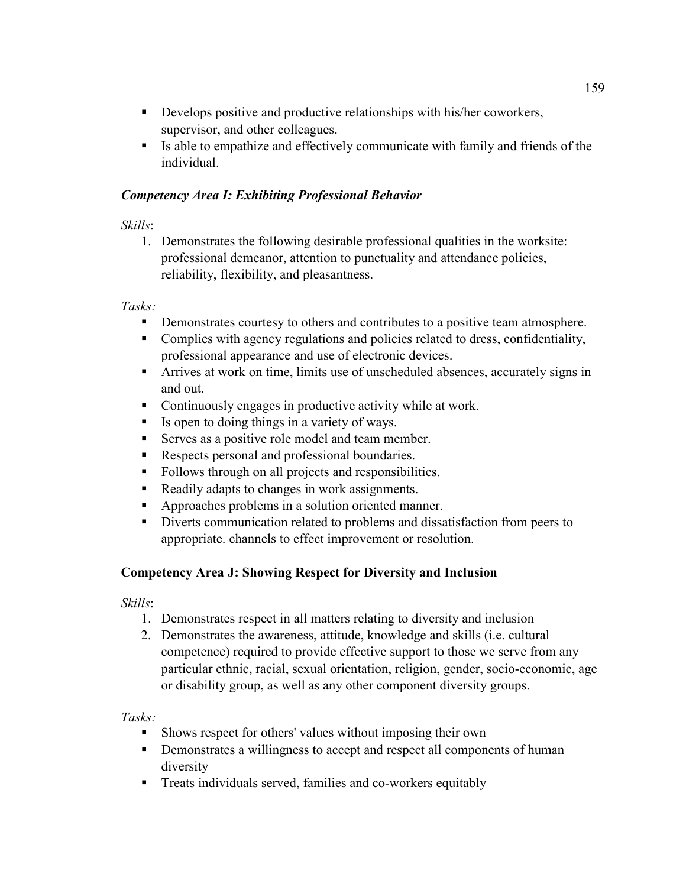- Develops positive and productive relationships with his/her coworkers, supervisor, and other colleagues.
- Is able to empathize and effectively communicate with family and friends of the individual.

### *Competency Area I: Exhibiting Professional Behavior*

*Skills*:

1. Demonstrates the following desirable professional qualities in the worksite: professional demeanor, attention to punctuality and attendance policies, reliability, flexibility, and pleasantness.

*Tasks:*

- Demonstrates courtesy to others and contributes to a positive team atmosphere.
- Complies with agency regulations and policies related to dress, confidentiality, professional appearance and use of electronic devices.
- Arrives at work on time, limits use of unscheduled absences, accurately signs in and out.
- Continuously engages in productive activity while at work.
- Is open to doing things in a variety of ways.
- Serves as a positive role model and team member.
- Respects personal and professional boundaries.
- Follows through on all projects and responsibilities.
- Readily adapts to changes in work assignments.
- Approaches problems in a solution oriented manner.
- Diverts communication related to problems and dissatisfaction from peers to appropriate. channels to effect improvement or resolution.

### Competency Area J: Showing Respect for Diversity and Inclusion

*Skills*:

1. Demonstrates respect in all matters relating to diversity and inclusion
2. Demonstrates the awareness, attitude, knowledge and skills (i.e. cultural competence) required to provide effective support to those we serve from any particular ethnic, racial, sexual orientation, religion, gender, socio-economic, age or disability group, as well as any other component diversity groups.

*Tasks:*

- Shows respect for others' values without imposing their own
- Demonstrates a willingness to accept and respect all components of human diversity
- Treats individuals served, families and co-workers equitably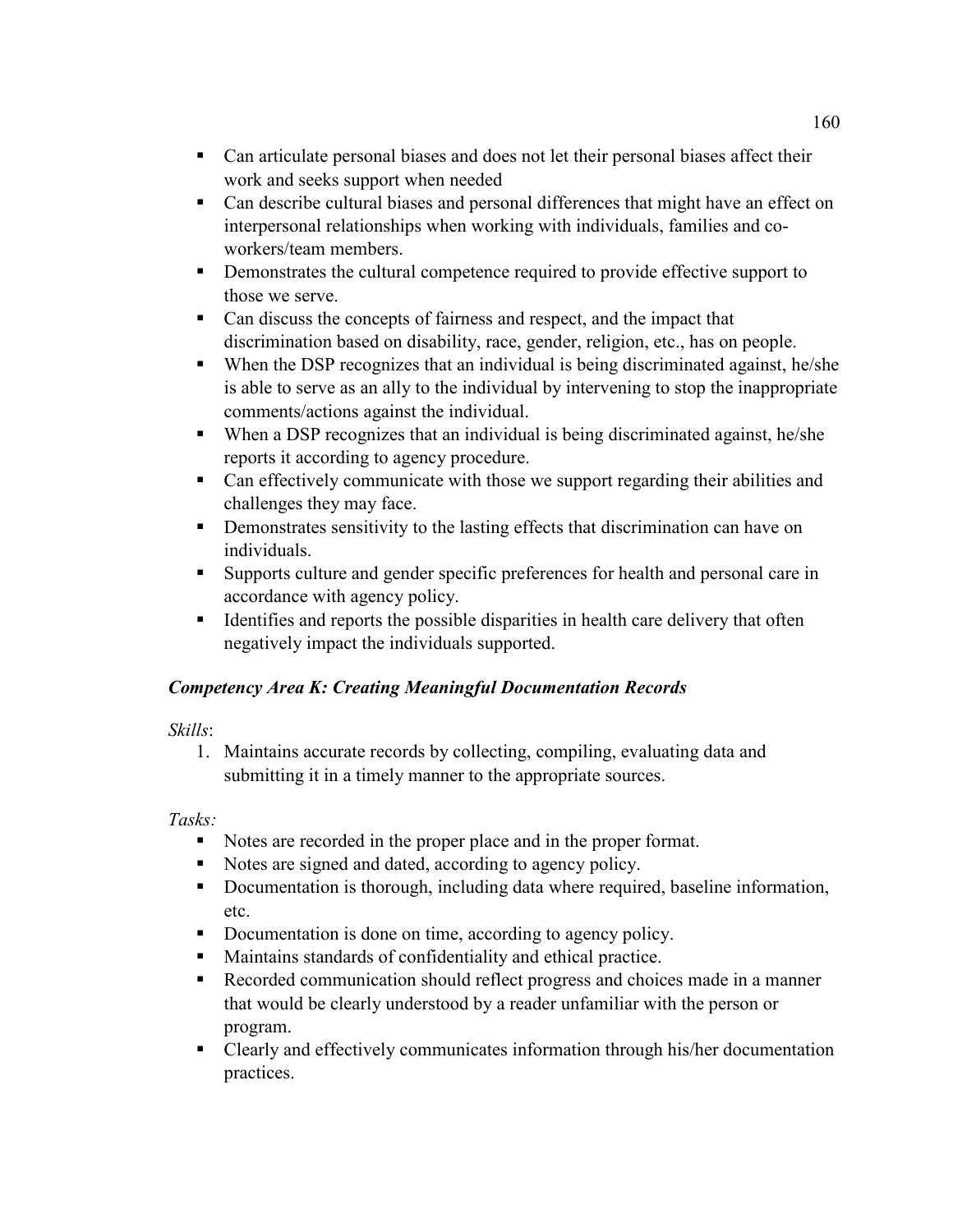- Can articulate personal biases and does not let their personal biases affect their work and seeks support when needed
- Can describe cultural biases and personal differences that might have an effect on interpersonal relationships when working with individuals, families and co-workers/team members.
- Demonstrates the cultural competence required to provide effective support to those we serve.
- Can discuss the concepts of fairness and respect, and the impact that discrimination based on disability, race, gender, religion, etc., has on people.
- When the DSP recognizes that an individual is being discriminated against, he/she is able to serve as an ally to the individual by intervening to stop the inappropriate comments/actions against the individual.
- When a DSP recognizes that an individual is being discriminated against, he/she reports it according to agency procedure.
- Can effectively communicate with those we support regarding their abilities and challenges they may face.
- Demonstrates sensitivity to the lasting effects that discrimination can have on individuals.
- Supports culture and gender specific preferences for health and personal care in accordance with agency policy.
- Identifies and reports the possible disparities in health care delivery that often negatively impact the individuals supported.

### *Competency Area K: Creating Meaningful Documentation Records*

*Skills*:

1. Maintains accurate records by collecting, compiling, evaluating data and submitting it in a timely manner to the appropriate sources.

*Tasks:*

- Notes are recorded in the proper place and in the proper format.
- Notes are signed and dated, according to agency policy.
- Documentation is thorough, including data where required, baseline information, etc.
- Documentation is done on time, according to agency policy.
- Maintains standards of confidentiality and ethical practice.
- Recorded communication should reflect progress and choices made in a manner that would be clearly understood by a reader unfamiliar with the person or program.
- Clearly and effectively communicates information through his/her documentation practices.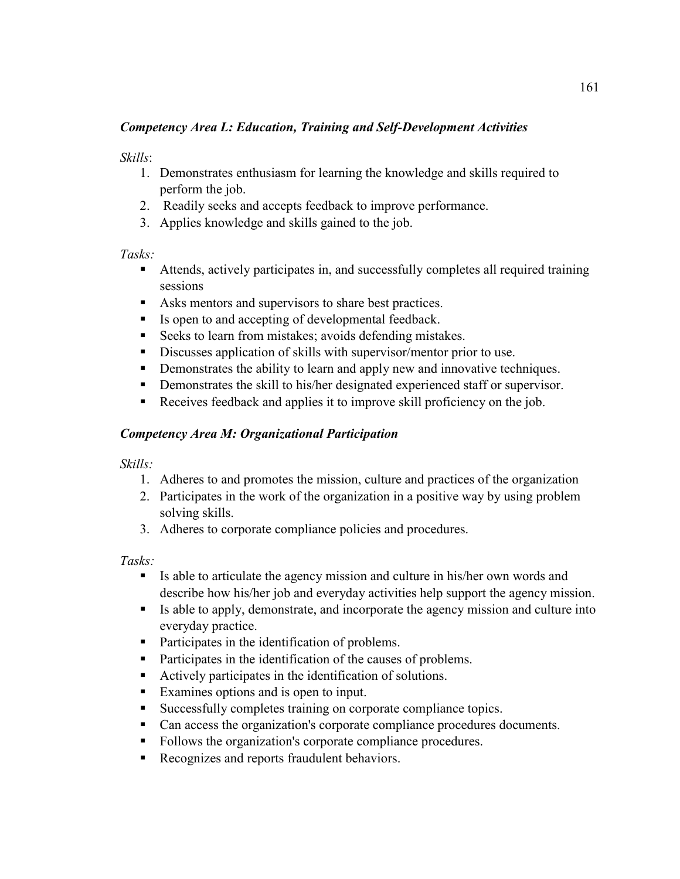***Competency Area L: Education, Training and Self-Development Activities***

*Skills*:

1. Demonstrates enthusiasm for learning the knowledge and skills required to perform the job.
2. Readily seeks and accepts feedback to improve performance.
3. Applies knowledge and skills gained to the job.

*Tasks:*

- Attends, actively participates in, and successfully completes all required training sessions
- Asks mentors and supervisors to share best practices.
- Is open to and accepting of developmental feedback.
- Seeks to learn from mistakes; avoids defending mistakes.
- Discusses application of skills with supervisor/mentor prior to use.
- Demonstrates the ability to learn and apply new and innovative techniques.
- Demonstrates the skill to his/her designated experienced staff or supervisor.
- Receives feedback and applies it to improve skill proficiency on the job.

***Competency Area M: Organizational Participation***

*Skills:*

1. Adheres to and promotes the mission, culture and practices of the organization
2. Participates in the work of the organization in a positive way by using problem solving skills.
3. Adheres to corporate compliance policies and procedures.

*Tasks:*

- Is able to articulate the agency mission and culture in his/her own words and describe how his/her job and everyday activities help support the agency mission.
- Is able to apply, demonstrate, and incorporate the agency mission and culture into everyday practice.
- Participates in the identification of problems.
- Participates in the identification of the causes of problems.
- Actively participates in the identification of solutions.
- Examines options and is open to input.
- Successfully completes training on corporate compliance topics.
- Can access the organization's corporate compliance procedures documents.
- Follows the organization's corporate compliance procedures.
- Recognizes and reports fraudulent behaviors.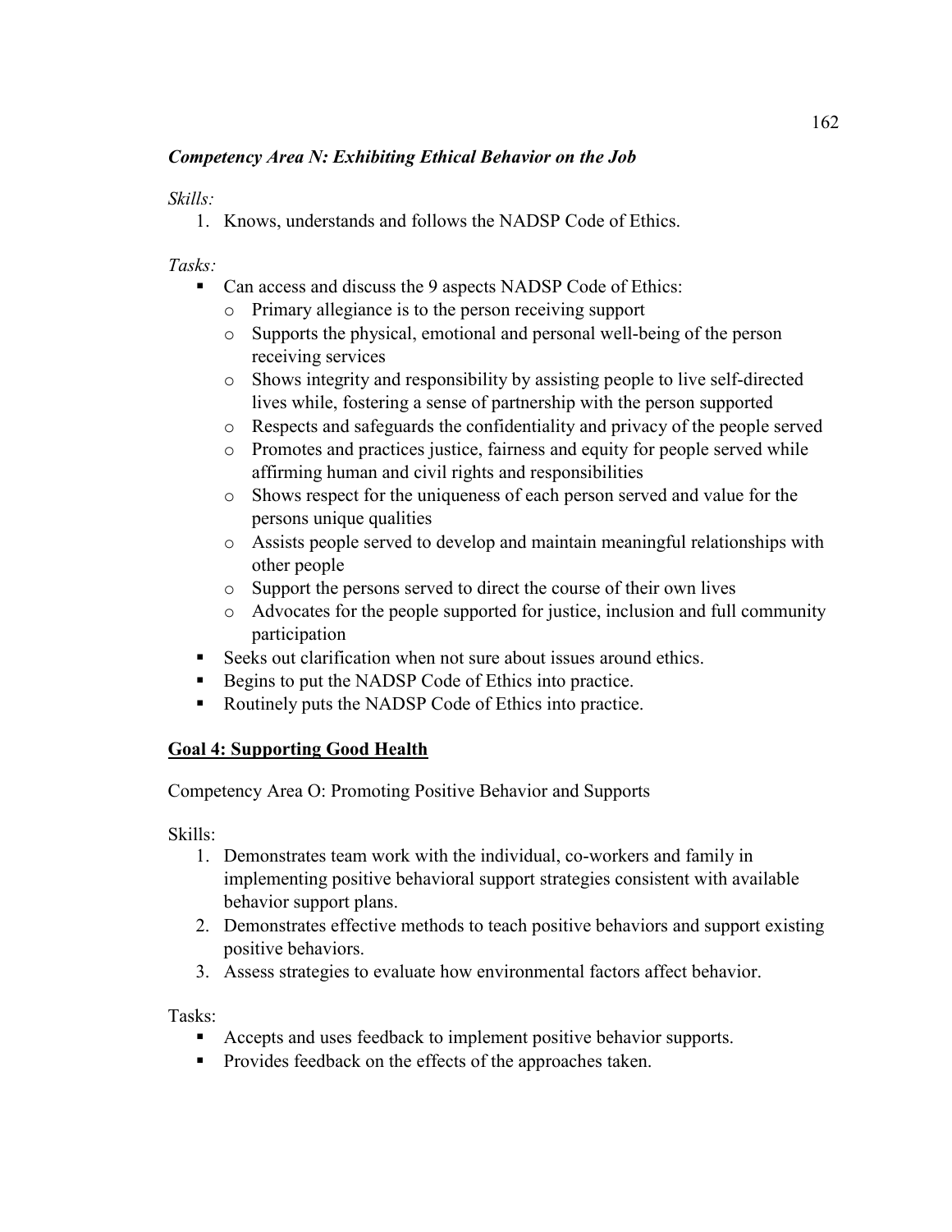***Competency Area N: Exhibiting Ethical Behavior on the Job***

*Skills:*

1. Knows, understands and follows the NADSP Code of Ethics.

*Tasks:*

- Can access and discuss the 9 aspects NADSP Code of Ethics:
  - Primary allegiance is to the person receiving support
  - Supports the physical, emotional and personal well-being of the person receiving services
  - Shows integrity and responsibility by assisting people to live self-directed lives while, fostering a sense of partnership with the person supported
  - Respects and safeguards the confidentiality and privacy of the people served
  - Promotes and practices justice, fairness and equity for people served while affirming human and civil rights and responsibilities
  - Shows respect for the uniqueness of each person served and value for the persons unique qualities
  - Assists people served to develop and maintain meaningful relationships with other people
  - Support the persons served to direct the course of their own lives
  - Advocates for the people supported for justice, inclusion and full community participation
- Seeks out clarification when not sure about issues around ethics.
- Begins to put the NADSP Code of Ethics into practice.
- Routinely puts the NADSP Code of Ethics into practice.

**Goal 4: Supporting Good Health**

Competency Area O: Promoting Positive Behavior and Supports

Skills:

1. Demonstrates team work with the individual, co-workers and family in implementing positive behavioral support strategies consistent with available behavior support plans.
2. Demonstrates effective methods to teach positive behaviors and support existing positive behaviors.
3. Assess strategies to evaluate how environmental factors affect behavior.

Tasks:

- Accepts and uses feedback to implement positive behavior supports.
- Provides feedback on the effects of the approaches taken.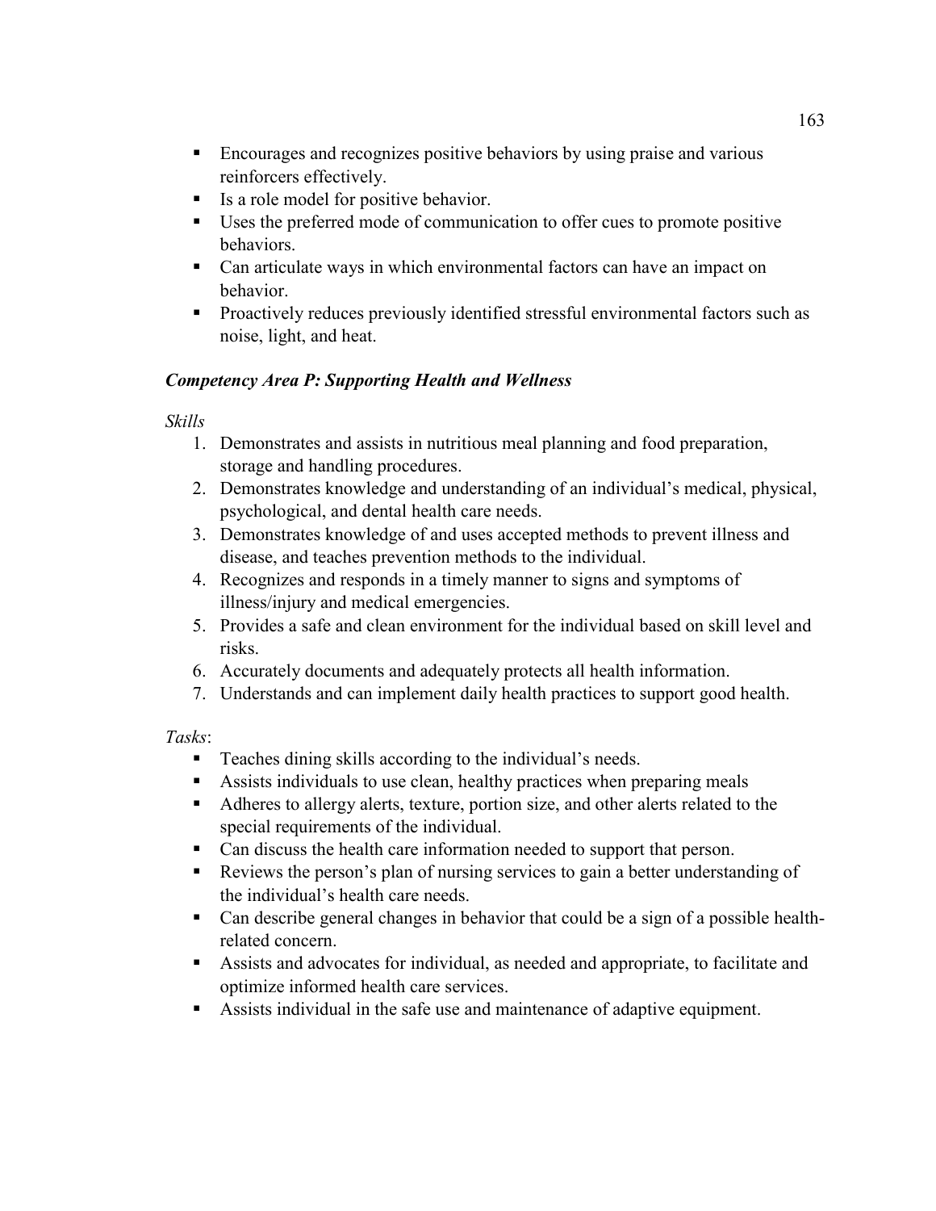- Encourages and recognizes positive behaviors by using praise and various reinforcers effectively.
- Is a role model for positive behavior.
- Uses the preferred mode of communication to offer cues to promote positive behaviors.
- Can articulate ways in which environmental factors can have an impact on behavior.
- Proactively reduces previously identified stressful environmental factors such as noise, light, and heat.

***Competency Area P: Supporting Health and Wellness***

*Skills*

1. Demonstrates and assists in nutritious meal planning and food preparation, storage and handling procedures.
2. Demonstrates knowledge and understanding of an individual's medical, physical, psychological, and dental health care needs.
3. Demonstrates knowledge of and uses accepted methods to prevent illness and disease, and teaches prevention methods to the individual.
4. Recognizes and responds in a timely manner to signs and symptoms of illness/injury and medical emergencies.
5. Provides a safe and clean environment for the individual based on skill level and risks.
6. Accurately documents and adequately protects all health information.
7. Understands and can implement daily health practices to support good health.

*Tasks*:

- Teaches dining skills according to the individual's needs.
- Assists individuals to use clean, healthy practices when preparing meals
- Adheres to allergy alerts, texture, portion size, and other alerts related to the special requirements of the individual.
- Can discuss the health care information needed to support that person.
- Reviews the person's plan of nursing services to gain a better understanding of the individual's health care needs.
- Can describe general changes in behavior that could be a sign of a possible health-related concern.
- Assists and advocates for individual, as needed and appropriate, to facilitate and optimize informed health care services.
- Assists individual in the safe use and maintenance of adaptive equipment.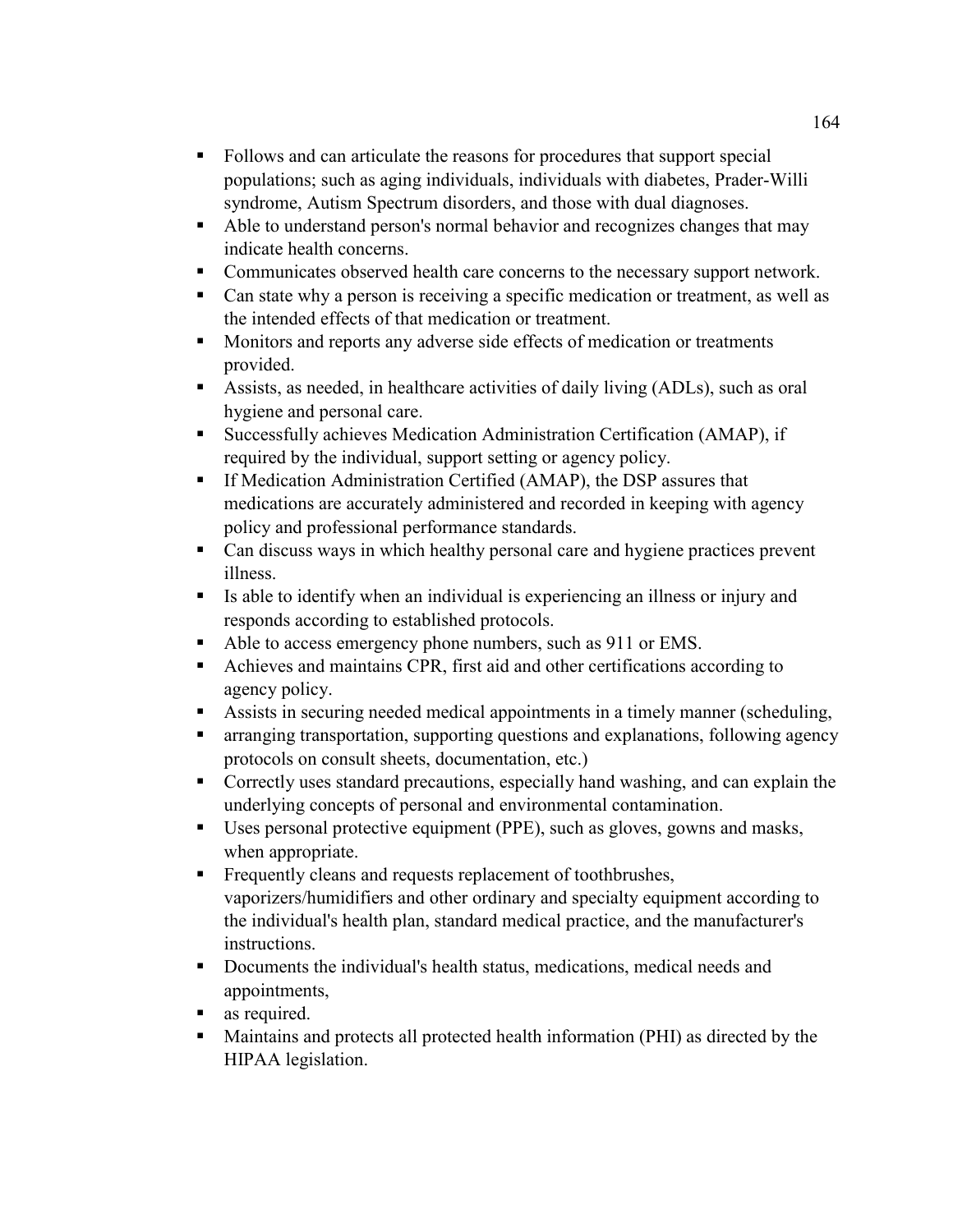- Follows and can articulate the reasons for procedures that support special populations; such as aging individuals, individuals with diabetes, Prader-Willi syndrome, Autism Spectrum disorders, and those with dual diagnoses.
- Able to understand person's normal behavior and recognizes changes that may indicate health concerns.
- Communicates observed health care concerns to the necessary support network.
- Can state why a person is receiving a specific medication or treatment, as well as the intended effects of that medication or treatment.
- Monitors and reports any adverse side effects of medication or treatments provided.
- Assists, as needed, in healthcare activities of daily living (ADLs), such as oral hygiene and personal care.
- Successfully achieves Medication Administration Certification (AMAP), if required by the individual, support setting or agency policy.
- If Medication Administration Certified (AMAP), the DSP assures that medications are accurately administered and recorded in keeping with agency policy and professional performance standards.
- Can discuss ways in which healthy personal care and hygiene practices prevent illness.
- Is able to identify when an individual is experiencing an illness or injury and responds according to established protocols.
- Able to access emergency phone numbers, such as 911 or EMS.
- Achieves and maintains CPR, first aid and other certifications according to agency policy.
- Assists in securing needed medical appointments in a timely manner (scheduling,
- arranging transportation, supporting questions and explanations, following agency protocols on consult sheets, documentation, etc.)
- Correctly uses standard precautions, especially hand washing, and can explain the underlying concepts of personal and environmental contamination.
- Uses personal protective equipment (PPE), such as gloves, gowns and masks, when appropriate.
- Frequently cleans and requests replacement of toothbrushes, vaporizers/humidifiers and other ordinary and specialty equipment according to the individual's health plan, standard medical practice, and the manufacturer's instructions.
- Documents the individual's health status, medications, medical needs and appointments,
- as required.
- Maintains and protects all protected health information (PHI) as directed by the HIPAA legislation.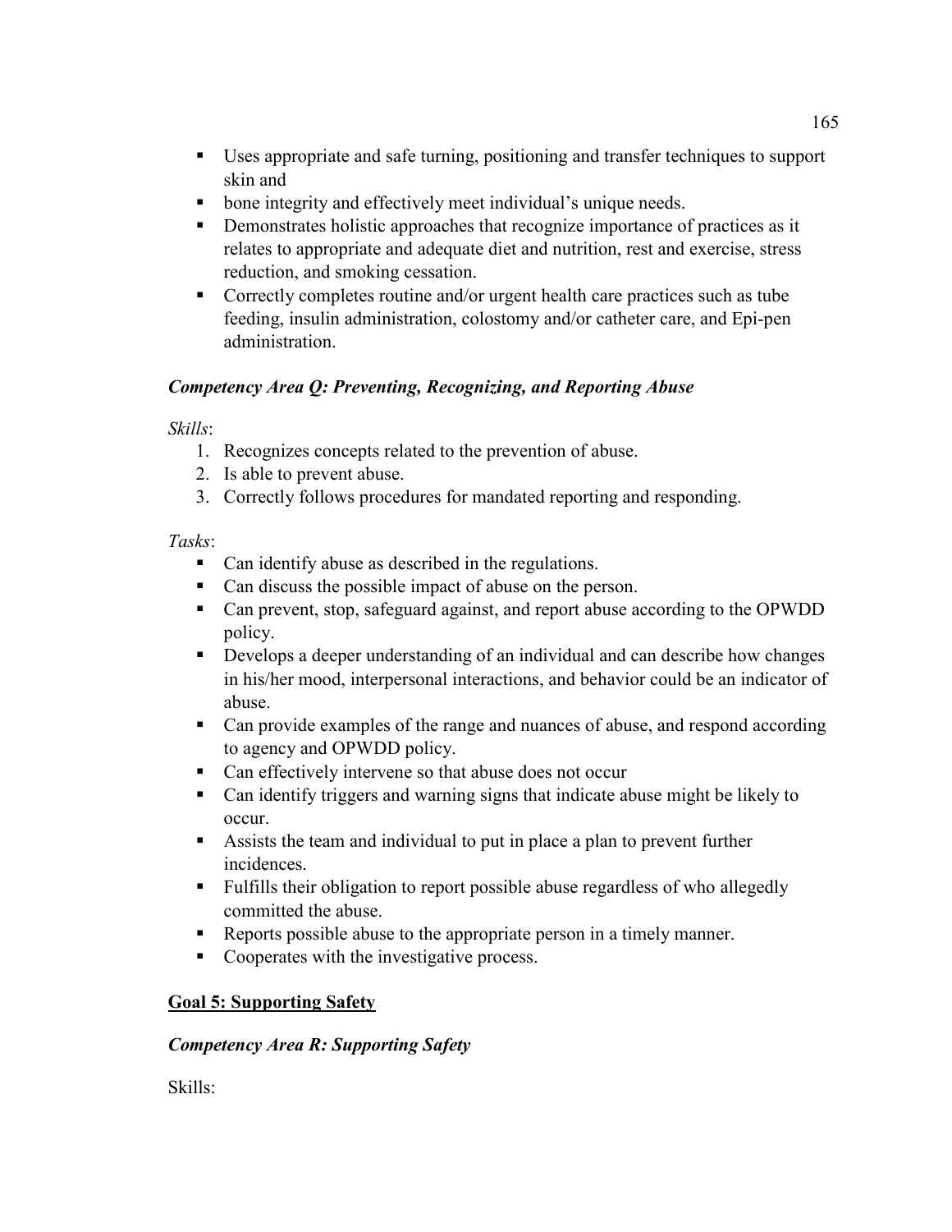- Uses appropriate and safe turning, positioning and transfer techniques to support skin and
- bone integrity and effectively meet individual's unique needs.
- Demonstrates holistic approaches that recognize importance of practices as it relates to appropriate and adequate diet and nutrition, rest and exercise, stress reduction, and smoking cessation.
- Correctly completes routine and/or urgent health care practices such as tube feeding, insulin administration, colostomy and/or catheter care, and Epi-pen administration.

### *Competency Area Q: Preventing, Recognizing, and Reporting Abuse*

*Skills*:

1. Recognizes concepts related to the prevention of abuse.
2. Is able to prevent abuse.
3. Correctly follows procedures for mandated reporting and responding.

*Tasks*:

- Can identify abuse as described in the regulations.
- Can discuss the possible impact of abuse on the person.
- Can prevent, stop, safeguard against, and report abuse according to the OPWDD policy.
- Develops a deeper understanding of an individual and can describe how changes in his/her mood, interpersonal interactions, and behavior could be an indicator of abuse.
- Can provide examples of the range and nuances of abuse, and respond according to agency and OPWDD policy.
- Can effectively intervene so that abuse does not occur
- Can identify triggers and warning signs that indicate abuse might be likely to occur.
- Assists the team and individual to put in place a plan to prevent further incidences.
- Fulfills their obligation to report possible abuse regardless of who allegedly committed the abuse.
- Reports possible abuse to the appropriate person in a timely manner.
- Cooperates with the investigative process.

## Goal 5: Supporting Safety

### *Competency Area R: Supporting Safety*

Skills: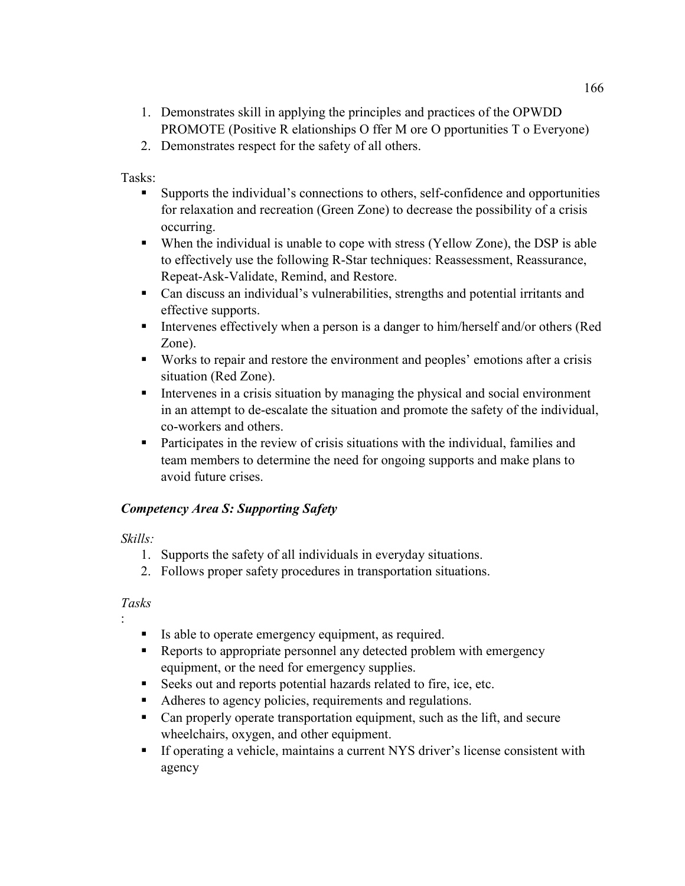1. Demonstrates skill in applying the principles and practices of the OPWDD PROMOTE (Positive R elationships O ffer M ore O pportunities T o Everyone)
2. Demonstrates respect for the safety of all others.

Tasks:

- Supports the individual's connections to others, self-confidence and opportunities for relaxation and recreation (Green Zone) to decrease the possibility of a crisis occurring.
- When the individual is unable to cope with stress (Yellow Zone), the DSP is able to effectively use the following R-Star techniques: Reassessment, Reassurance, Repeat-Ask-Validate, Remind, and Restore.
- Can discuss an individual's vulnerabilities, strengths and potential irritants and effective supports.
- Intervenes effectively when a person is a danger to him/herself and/or others (Red Zone).
- Works to repair and restore the environment and peoples' emotions after a crisis situation (Red Zone).
- Intervenes in a crisis situation by managing the physical and social environment in an attempt to de-escalate the situation and promote the safety of the individual, co-workers and others.
- Participates in the review of crisis situations with the individual, families and team members to determine the need for ongoing supports and make plans to avoid future crises.

***Competency Area S: Supporting Safety***

*Skills:*

1. Supports the safety of all individuals in everyday situations.
2. Follows proper safety procedures in transportation situations.

*Tasks*
:

- Is able to operate emergency equipment, as required.
- Reports to appropriate personnel any detected problem with emergency equipment, or the need for emergency supplies.
- Seeks out and reports potential hazards related to fire, ice, etc.
- Adheres to agency policies, requirements and regulations.
- Can properly operate transportation equipment, such as the lift, and secure wheelchairs, oxygen, and other equipment.
- If operating a vehicle, maintains a current NYS driver's license consistent with agency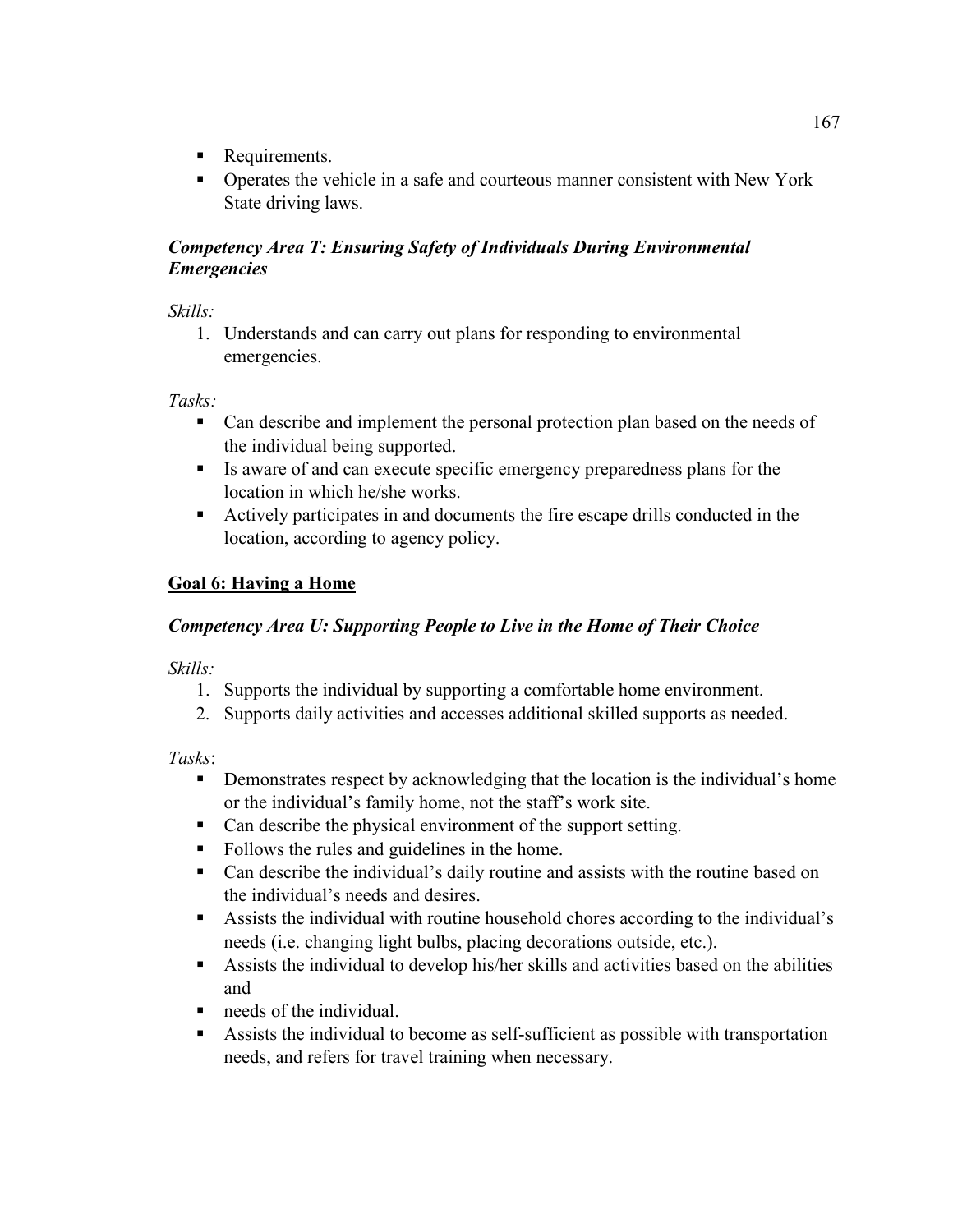- Requirements.
- Operates the vehicle in a safe and courteous manner consistent with New York State driving laws.

### *Competency Area T: Ensuring Safety of Individuals During Environmental Emergencies*

*Skills:*

1. Understands and can carry out plans for responding to environmental emergencies.

*Tasks:*

- Can describe and implement the personal protection plan based on the needs of the individual being supported.
- Is aware of and can execute specific emergency preparedness plans for the location in which he/she works.
- Actively participates in and documents the fire escape drills conducted in the location, according to agency policy.

## Goal 6: Having a Home

### *Competency Area U: Supporting People to Live in the Home of Their Choice*

*Skills:*

1. Supports the individual by supporting a comfortable home environment.
2. Supports daily activities and accesses additional skilled supports as needed.

*Tasks*:

- Demonstrates respect by acknowledging that the location is the individual's home or the individual's family home, not the staff's work site.
- Can describe the physical environment of the support setting.
- Follows the rules and guidelines in the home.
- Can describe the individual's daily routine and assists with the routine based on the individual's needs and desires.
- Assists the individual with routine household chores according to the individual's needs (i.e. changing light bulbs, placing decorations outside, etc.).
- Assists the individual to develop his/her skills and activities based on the abilities and
- needs of the individual.
- Assists the individual to become as self-sufficient as possible with transportation needs, and refers for travel training when necessary.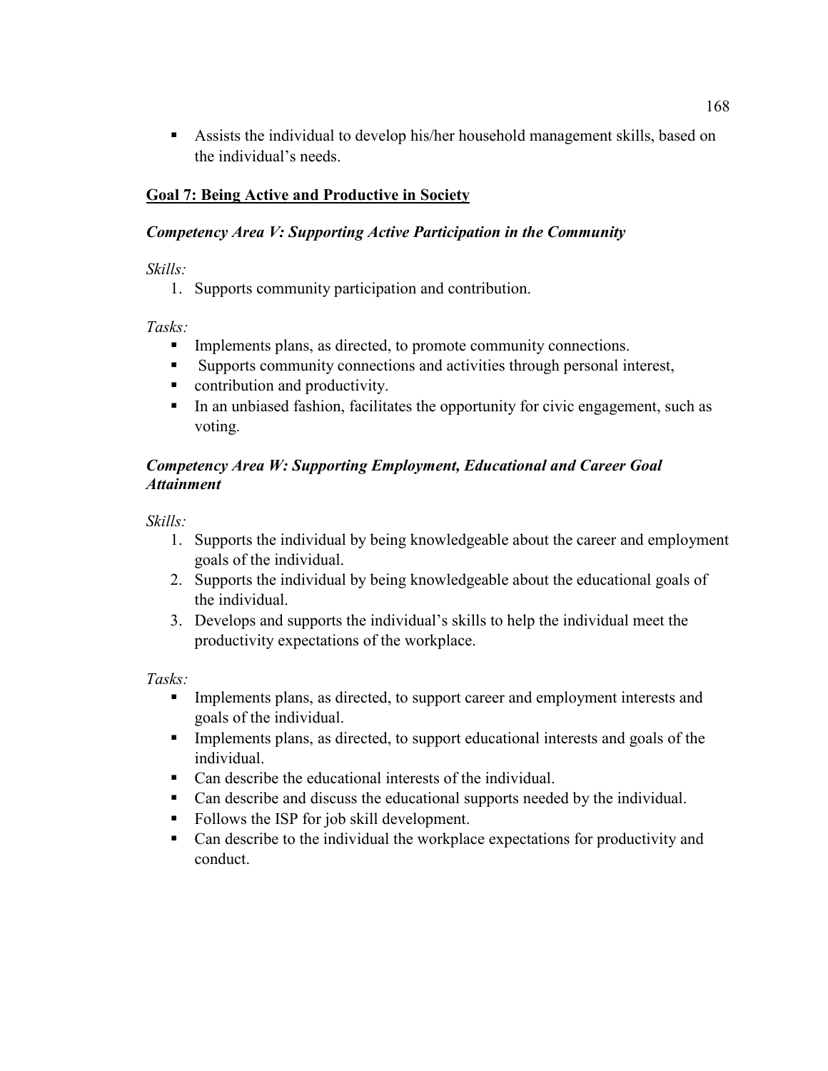- Assists the individual to develop his/her household management skills, based on the individual's needs.

## Goal 7: Being Active and Productive in Society

### *Competency Area V: Supporting Active Participation in the Community*

*Skills:*

1. Supports community participation and contribution.

*Tasks:*

- Implements plans, as directed, to promote community connections.
- Supports community connections and activities through personal interest,
- contribution and productivity.
- In an unbiased fashion, facilitates the opportunity for civic engagement, such as voting.

### *Competency Area W: Supporting Employment, Educational and Career Goal Attainment*

*Skills:*

1. Supports the individual by being knowledgeable about the career and employment goals of the individual.
2. Supports the individual by being knowledgeable about the educational goals of the individual.
3. Develops and supports the individual's skills to help the individual meet the productivity expectations of the workplace.

*Tasks:*

- Implements plans, as directed, to support career and employment interests and goals of the individual.
- Implements plans, as directed, to support educational interests and goals of the individual.
- Can describe the educational interests of the individual.
- Can describe and discuss the educational supports needed by the individual.
- Follows the ISP for job skill development.
- Can describe to the individual the workplace expectations for productivity and conduct.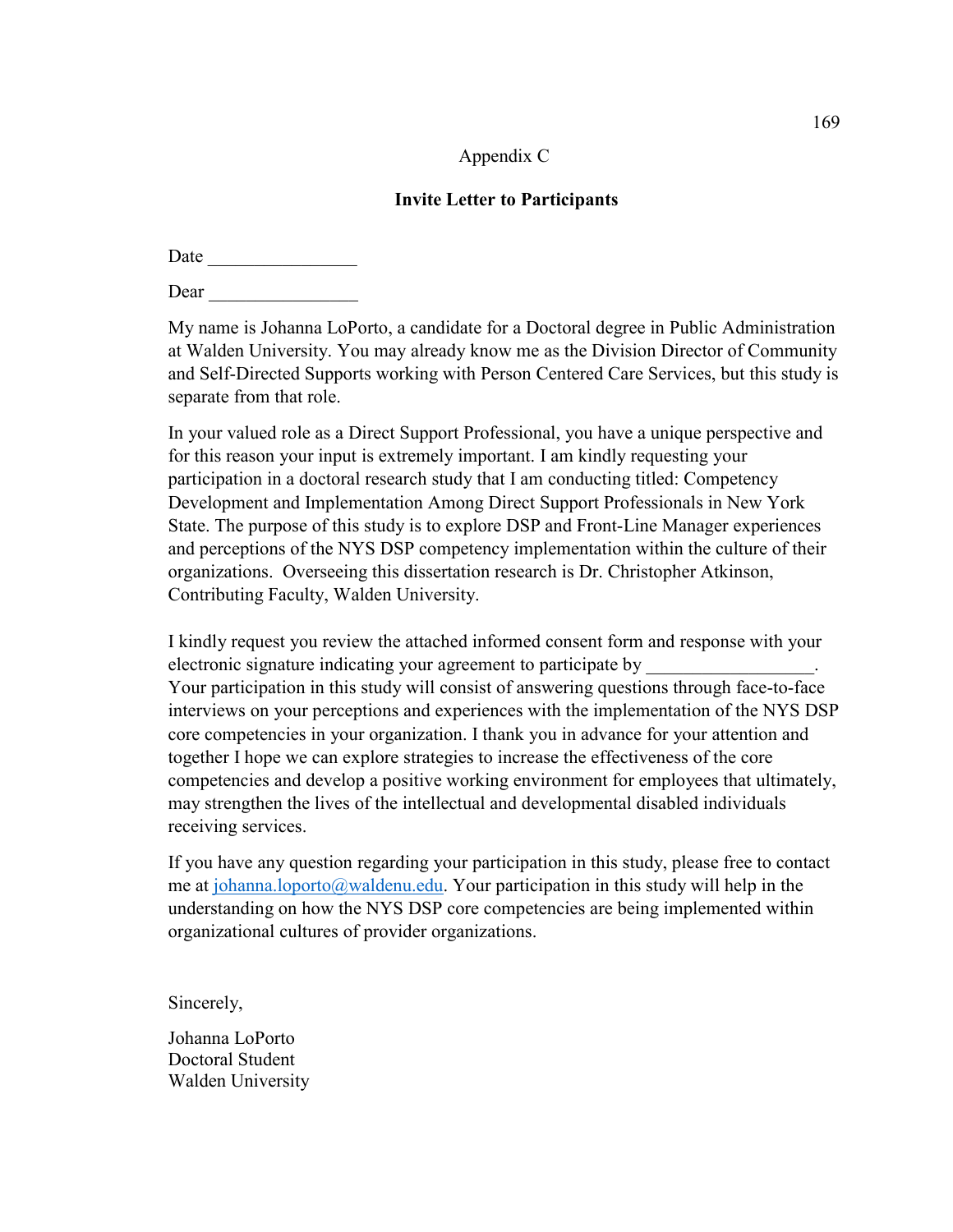# Appendix C

## Invite Letter to Participants

Date ________________

Dear ________________

My name is Johanna LoPorto, a candidate for a Doctoral degree in Public Administration at Walden University. You may already know me as the Division Director of Community and Self-Directed Supports working with Person Centered Care Services, but this study is separate from that role.

In your valued role as a Direct Support Professional, you have a unique perspective and for this reason your input is extremely important. I am kindly requesting your participation in a doctoral research study that I am conducting titled: Competency Development and Implementation Among Direct Support Professionals in New York State. The purpose of this study is to explore DSP and Front-Line Manager experiences and perceptions of the NYS DSP competency implementation within the culture of their organizations. Overseeing this dissertation research is Dr. Christopher Atkinson, Contributing Faculty, Walden University.

I kindly request you review the attached informed consent form and response with your electronic signature indicating your agreement to participate by _________________. Your participation in this study will consist of answering questions through face-to-face interviews on your perceptions and experiences with the implementation of the NYS DSP core competencies in your organization. I thank you in advance for your attention and together I hope we can explore strategies to increase the effectiveness of the core competencies and develop a positive working environment for employees that ultimately, may strengthen the lives of the intellectual and developmental disabled individuals receiving services.

If you have any question regarding your participation in this study, please free to contact me at johanna.loporto@waldenu.edu. Your participation in this study will help in the understanding on how the NYS DSP core competencies are being implemented within organizational cultures of provider organizations.

Sincerely,

Johanna LoPorto
Doctoral Student
Walden University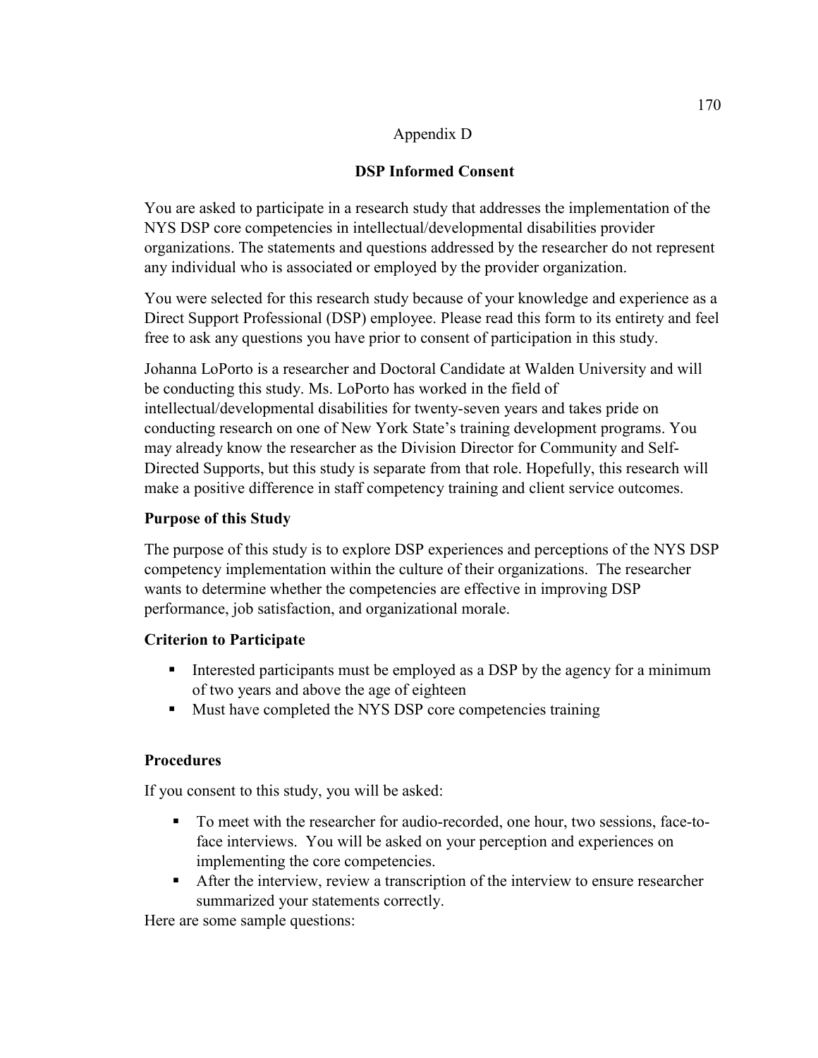Appendix D

## DSP Informed Consent

You are asked to participate in a research study that addresses the implementation of the NYS DSP core competencies in intellectual/developmental disabilities provider organizations. The statements and questions addressed by the researcher do not represent any individual who is associated or employed by the provider organization.

You were selected for this research study because of your knowledge and experience as a Direct Support Professional (DSP) employee. Please read this form to its entirety and feel free to ask any questions you have prior to consent of participation in this study.

Johanna LoPorto is a researcher and Doctoral Candidate at Walden University and will be conducting this study. Ms. LoPorto has worked in the field of intellectual/developmental disabilities for twenty-seven years and takes pride on conducting research on one of New York State's training development programs. You may already know the researcher as the Division Director for Community and Self-Directed Supports, but this study is separate from that role. Hopefully, this research will make a positive difference in staff competency training and client service outcomes.

### Purpose of this Study

The purpose of this study is to explore DSP experiences and perceptions of the NYS DSP competency implementation within the culture of their organizations. The researcher wants to determine whether the competencies are effective in improving DSP performance, job satisfaction, and organizational morale.

### Criterion to Participate

- Interested participants must be employed as a DSP by the agency for a minimum of two years and above the age of eighteen
- Must have completed the NYS DSP core competencies training

### Procedures

If you consent to this study, you will be asked:

- To meet with the researcher for audio-recorded, one hour, two sessions, face-to-face interviews. You will be asked on your perception and experiences on implementing the core competencies.
- After the interview, review a transcription of the interview to ensure researcher summarized your statements correctly.

Here are some sample questions: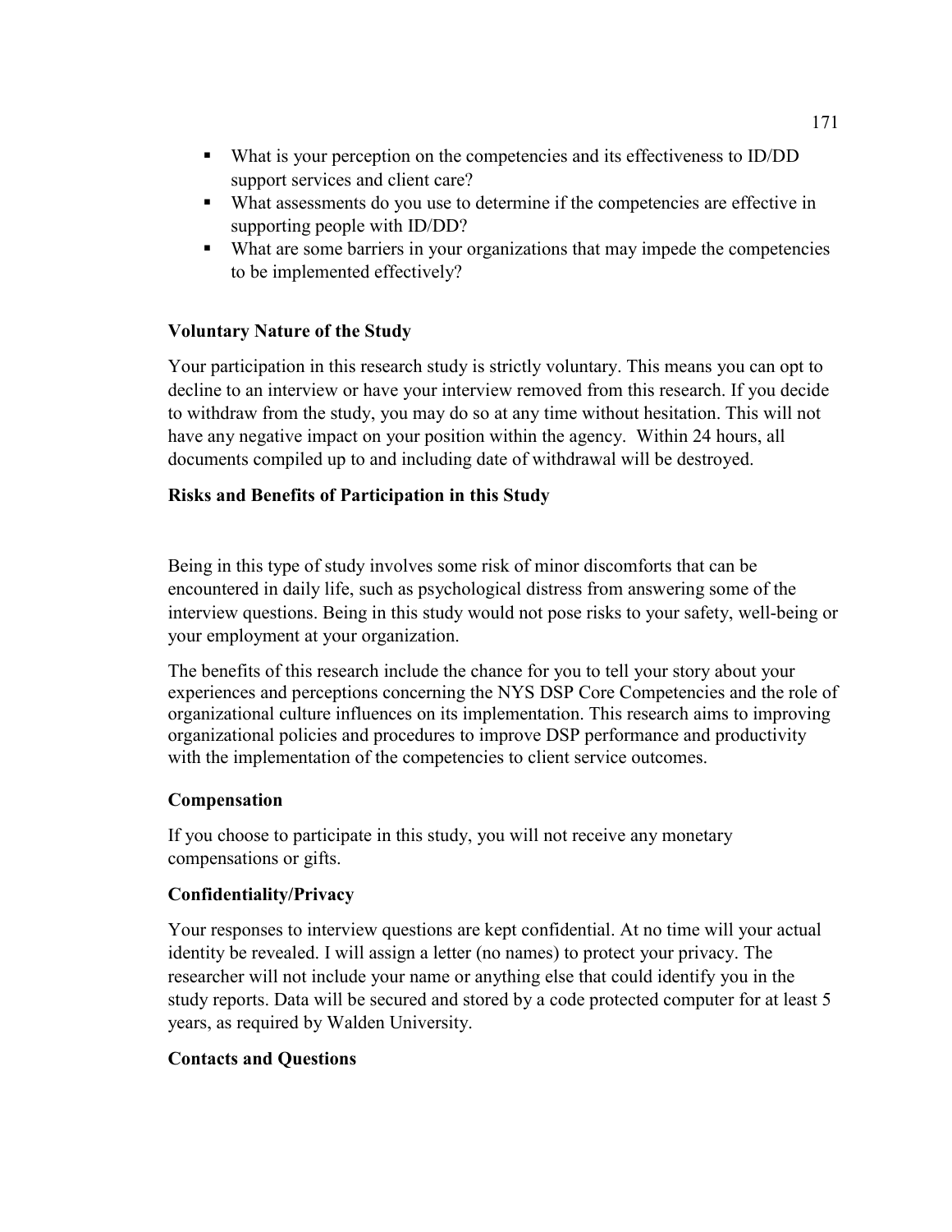- What is your perception on the competencies and its effectiveness to ID/DD support services and client care?
- What assessments do you use to determine if the competencies are effective in supporting people with ID/DD?
- What are some barriers in your organizations that may impede the competencies to be implemented effectively?

**Voluntary Nature of the Study**

Your participation in this research study is strictly voluntary. This means you can opt to decline to an interview or have your interview removed from this research. If you decide to withdraw from the study, you may do so at any time without hesitation. This will not have any negative impact on your position within the agency. Within 24 hours, all documents compiled up to and including date of withdrawal will be destroyed.

**Risks and Benefits of Participation in this Study**

Being in this type of study involves some risk of minor discomforts that can be encountered in daily life, such as psychological distress from answering some of the interview questions. Being in this study would not pose risks to your safety, well-being or your employment at your organization.

The benefits of this research include the chance for you to tell your story about your experiences and perceptions concerning the NYS DSP Core Competencies and the role of organizational culture influences on its implementation. This research aims to improving organizational policies and procedures to improve DSP performance and productivity with the implementation of the competencies to client service outcomes.

**Compensation**

If you choose to participate in this study, you will not receive any monetary compensations or gifts.

**Confidentiality/Privacy**

Your responses to interview questions are kept confidential. At no time will your actual identity be revealed. I will assign a letter (no names) to protect your privacy. The researcher will not include your name or anything else that could identify you in the study reports. Data will be secured and stored by a code protected computer for at least 5 years, as required by Walden University.

**Contacts and Questions**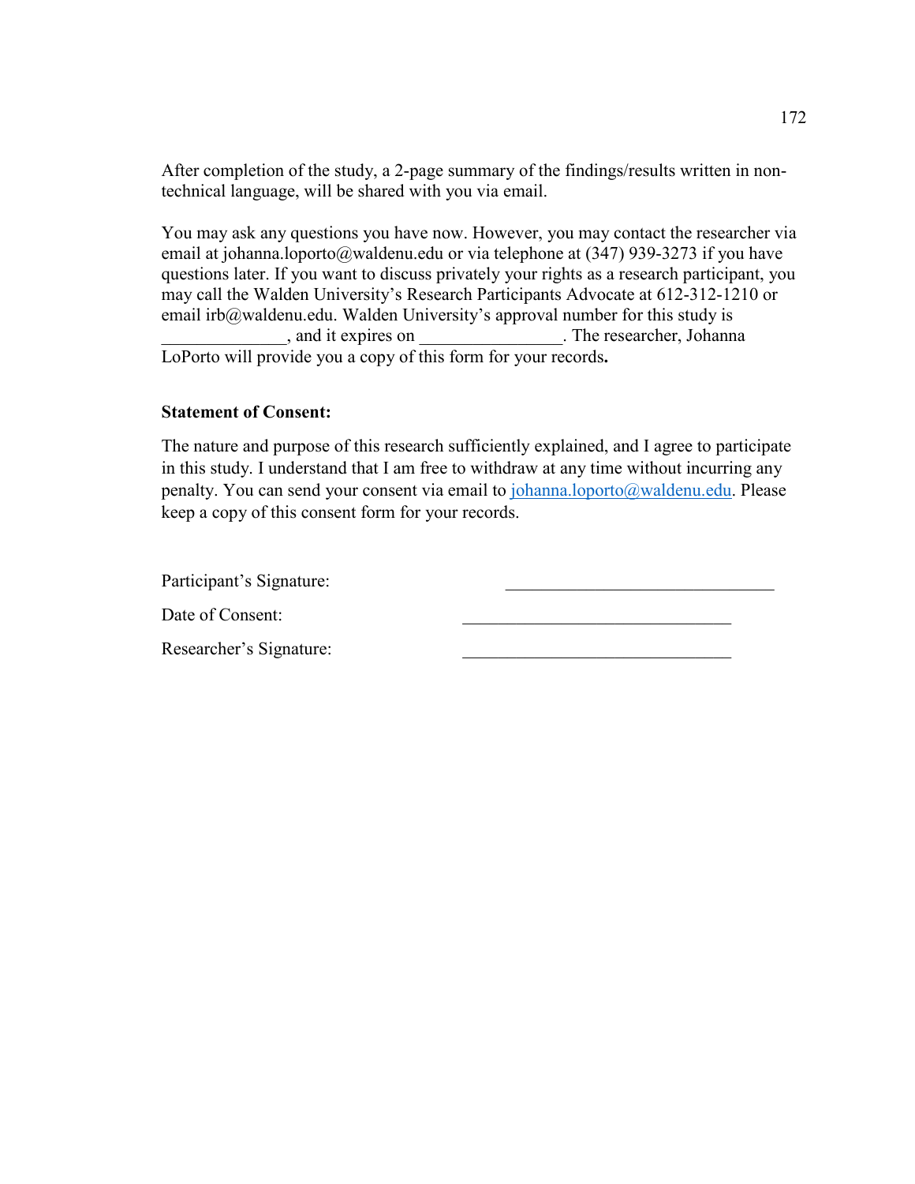After completion of the study, a 2-page summary of the findings/results written in non-technical language, will be shared with you via email.

You may ask any questions you have now. However, you may contact the researcher via email at johanna.loporto@waldenu.edu or via telephone at (347) 939-3273 if you have questions later. If you want to discuss privately your rights as a research participant, you may call the Walden University's Research Participants Advocate at 612-312-1210 or email irb@waldenu.edu. Walden University's approval number for this study is ______________, and it expires on ________________. The researcher, Johanna LoPorto will provide you a copy of this form for your records**.**

**Statement of Consent:**

The nature and purpose of this research sufficiently explained, and I agree to participate in this study. I understand that I am free to withdraw at any time without incurring any penalty. You can send your consent via email to johanna.loporto@waldenu.edu. Please keep a copy of this consent form for your records.

Participant's Signature: ______________________________

Date of Consent: ______________________________

Researcher's Signature: ______________________________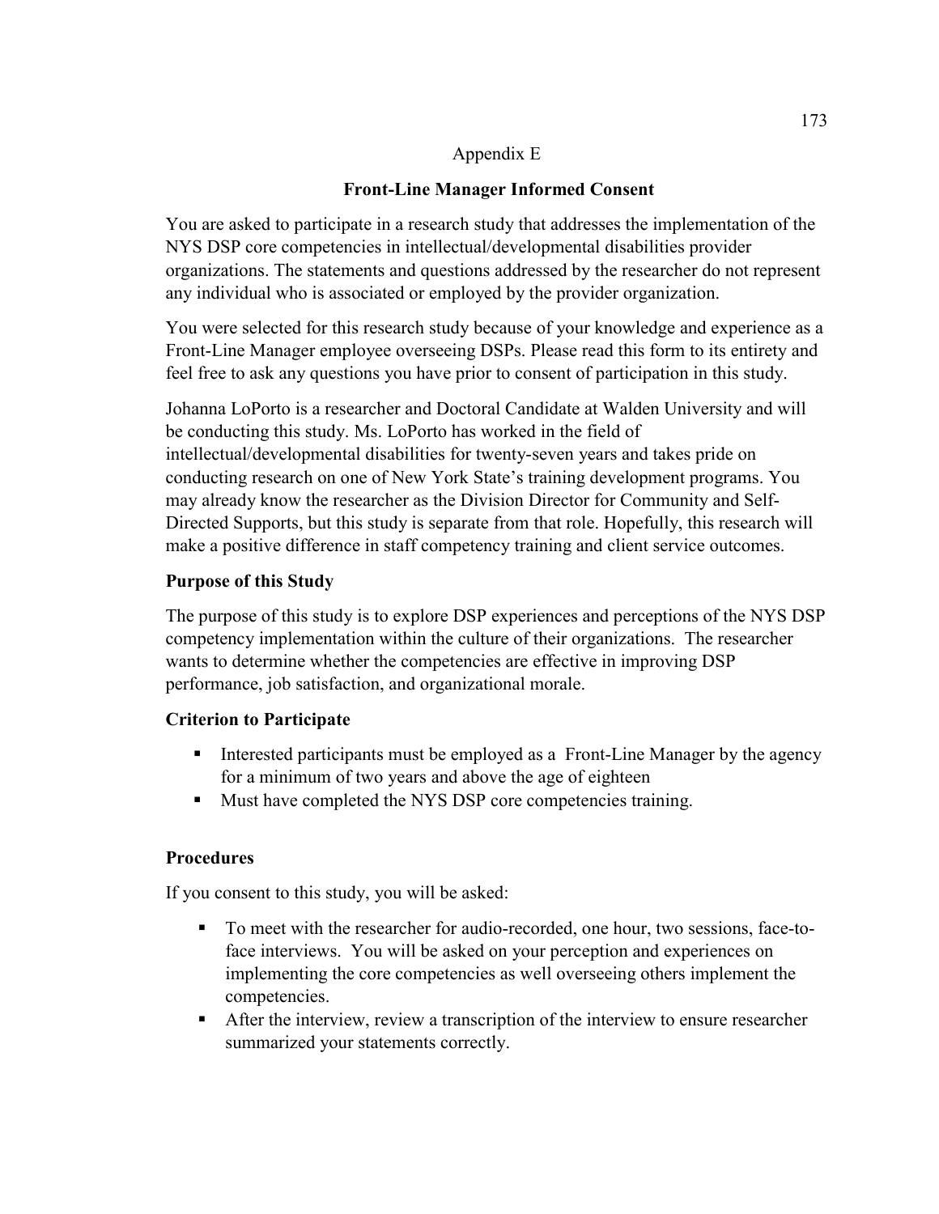Appendix E

## Front-Line Manager Informed Consent

You are asked to participate in a research study that addresses the implementation of the NYS DSP core competencies in intellectual/developmental disabilities provider organizations. The statements and questions addressed by the researcher do not represent any individual who is associated or employed by the provider organization.

You were selected for this research study because of your knowledge and experience as a Front-Line Manager employee overseeing DSPs. Please read this form to its entirety and feel free to ask any questions you have prior to consent of participation in this study.

Johanna LoPorto is a researcher and Doctoral Candidate at Walden University and will be conducting this study. Ms. LoPorto has worked in the field of intellectual/developmental disabilities for twenty-seven years and takes pride on conducting research on one of New York State's training development programs. You may already know the researcher as the Division Director for Community and Self-Directed Supports, but this study is separate from that role. Hopefully, this research will make a positive difference in staff competency training and client service outcomes.

### Purpose of this Study

The purpose of this study is to explore DSP experiences and perceptions of the NYS DSP competency implementation within the culture of their organizations. The researcher wants to determine whether the competencies are effective in improving DSP performance, job satisfaction, and organizational morale.

### Criterion to Participate

- Interested participants must be employed as a Front-Line Manager by the agency for a minimum of two years and above the age of eighteen
- Must have completed the NYS DSP core competencies training.

### Procedures

If you consent to this study, you will be asked:

- To meet with the researcher for audio-recorded, one hour, two sessions, face-to-face interviews. You will be asked on your perception and experiences on implementing the core competencies as well overseeing others implement the competencies.
- After the interview, review a transcription of the interview to ensure researcher summarized your statements correctly.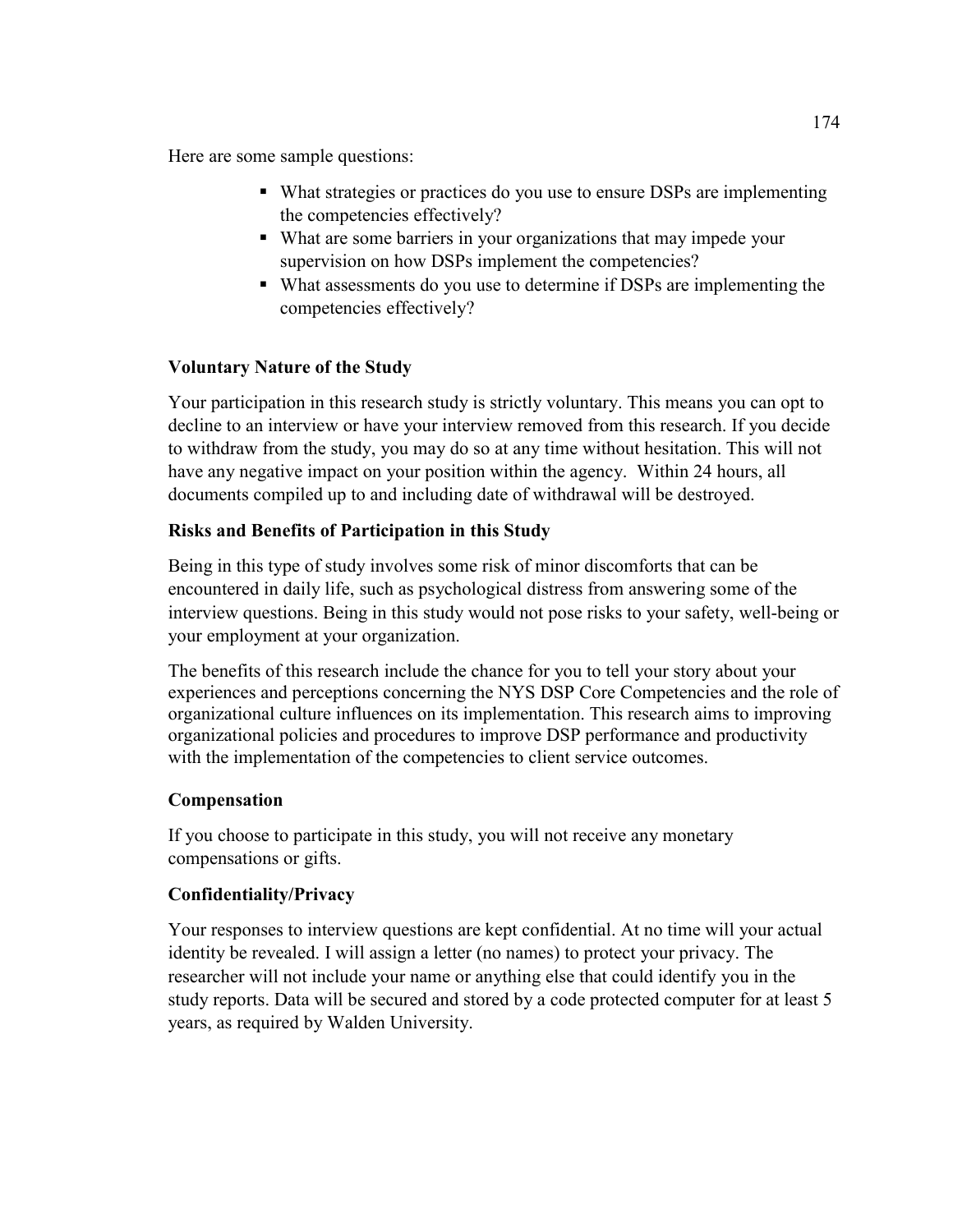Here are some sample questions:

- What strategies or practices do you use to ensure DSPs are implementing the competencies effectively?
- What are some barriers in your organizations that may impede your supervision on how DSPs implement the competencies?
- What assessments do you use to determine if DSPs are implementing the competencies effectively?

**Voluntary Nature of the Study**

Your participation in this research study is strictly voluntary. This means you can opt to decline to an interview or have your interview removed from this research. If you decide to withdraw from the study, you may do so at any time without hesitation. This will not have any negative impact on your position within the agency. Within 24 hours, all documents compiled up to and including date of withdrawal will be destroyed.

**Risks and Benefits of Participation in this Study**

Being in this type of study involves some risk of minor discomforts that can be encountered in daily life, such as psychological distress from answering some of the interview questions. Being in this study would not pose risks to your safety, well-being or your employment at your organization.

The benefits of this research include the chance for you to tell your story about your experiences and perceptions concerning the NYS DSP Core Competencies and the role of organizational culture influences on its implementation. This research aims to improving organizational policies and procedures to improve DSP performance and productivity with the implementation of the competencies to client service outcomes.

**Compensation**

If you choose to participate in this study, you will not receive any monetary compensations or gifts.

**Confidentiality/Privacy**

Your responses to interview questions are kept confidential. At no time will your actual identity be revealed. I will assign a letter (no names) to protect your privacy. The researcher will not include your name or anything else that could identify you in the study reports. Data will be secured and stored by a code protected computer for at least 5 years, as required by Walden University.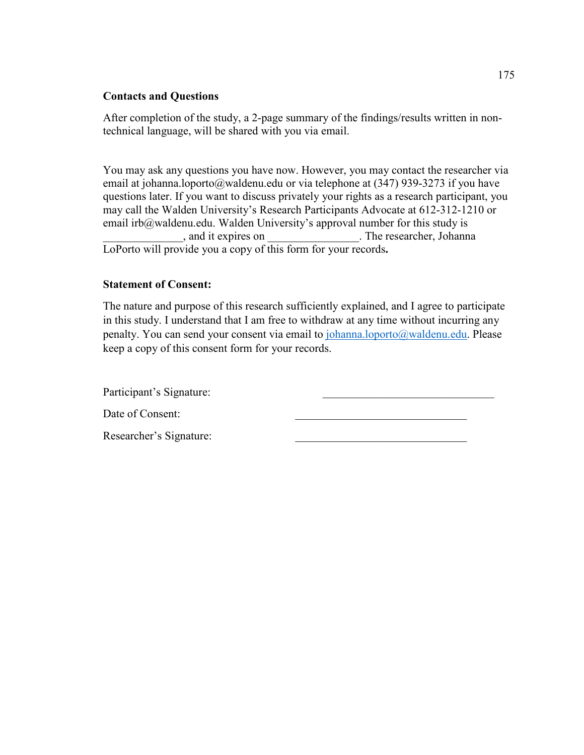**Contacts and Questions**

After completion of the study, a 2-page summary of the findings/results written in non-technical language, will be shared with you via email.

You may ask any questions you have now. However, you may contact the researcher via email at johanna.loporto@waldenu.edu or via telephone at (347) 939-3273 if you have questions later. If you want to discuss privately your rights as a research participant, you may call the Walden University's Research Participants Advocate at 612-312-1210 or email irb@waldenu.edu. Walden University's approval number for this study is ______________, and it expires on ________________. The researcher, Johanna LoPorto will provide you a copy of this form for your records**.**

**Statement of Consent:**

The nature and purpose of this research sufficiently explained, and I agree to participate in this study. I understand that I am free to withdraw at any time without incurring any penalty. You can send your consent via email to johanna.loporto@waldenu.edu. Please keep a copy of this consent form for your records.

Participant's Signature: _______________________________

Date of Consent: _______________________________

Researcher's Signature: _______________________________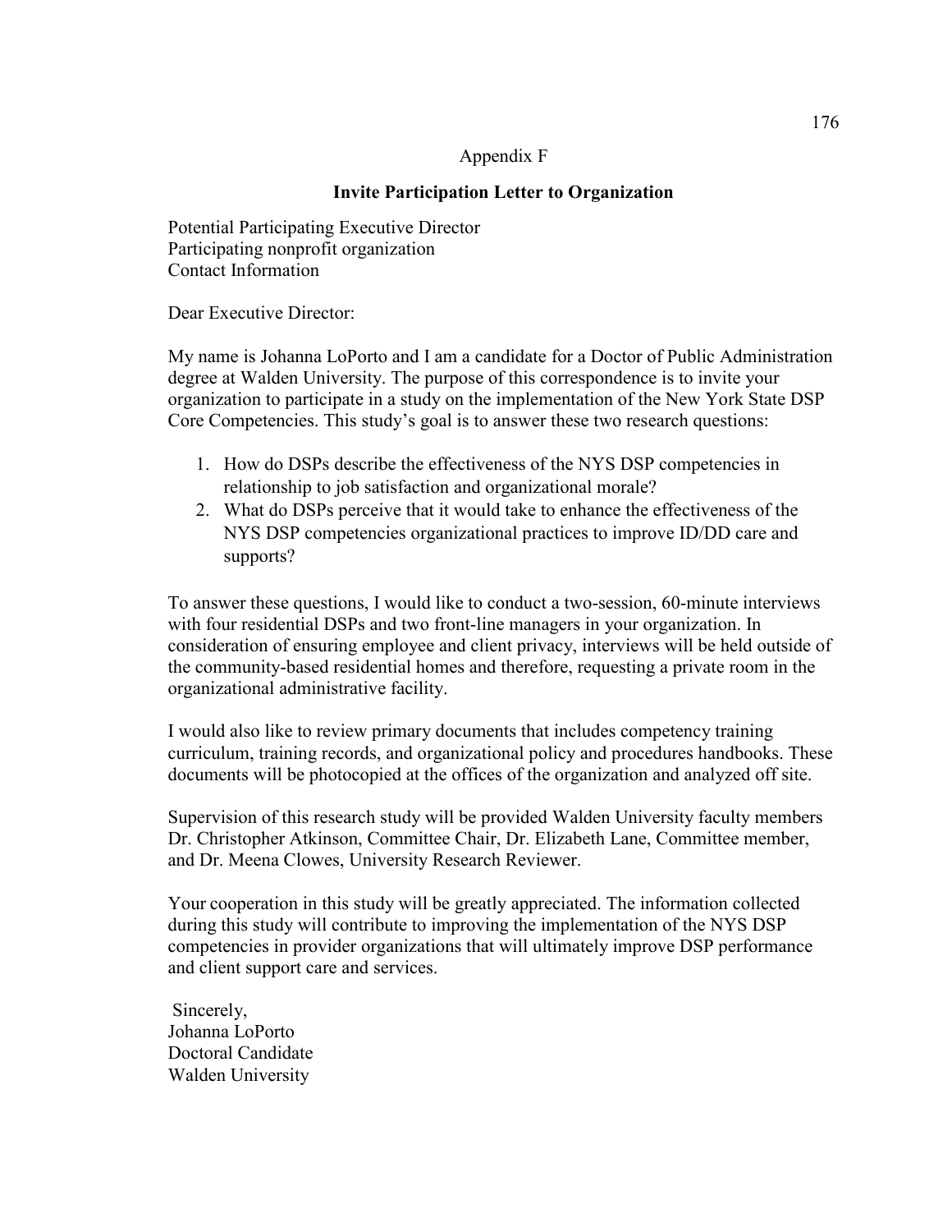Appendix F

## Invite Participation Letter to Organization

Potential Participating Executive Director
Participating nonprofit organization
Contact Information

Dear Executive Director:

My name is Johanna LoPorto and I am a candidate for a Doctor of Public Administration degree at Walden University. The purpose of this correspondence is to invite your organization to participate in a study on the implementation of the New York State DSP Core Competencies. This study's goal is to answer these two research questions:

1. How do DSPs describe the effectiveness of the NYS DSP competencies in relationship to job satisfaction and organizational morale?
2. What do DSPs perceive that it would take to enhance the effectiveness of the NYS DSP competencies organizational practices to improve ID/DD care and supports?

To answer these questions, I would like to conduct a two-session, 60-minute interviews with four residential DSPs and two front-line managers in your organization. In consideration of ensuring employee and client privacy, interviews will be held outside of the community-based residential homes and therefore, requesting a private room in the organizational administrative facility.

I would also like to review primary documents that includes competency training curriculum, training records, and organizational policy and procedures handbooks. These documents will be photocopied at the offices of the organization and analyzed off site.

Supervision of this research study will be provided Walden University faculty members Dr. Christopher Atkinson, Committee Chair, Dr. Elizabeth Lane, Committee member, and Dr. Meena Clowes, University Research Reviewer.

Your cooperation in this study will be greatly appreciated. The information collected during this study will contribute to improving the implementation of the NYS DSP competencies in provider organizations that will ultimately improve DSP performance and client support care and services.

Sincerely,
Johanna LoPorto
Doctoral Candidate
Walden University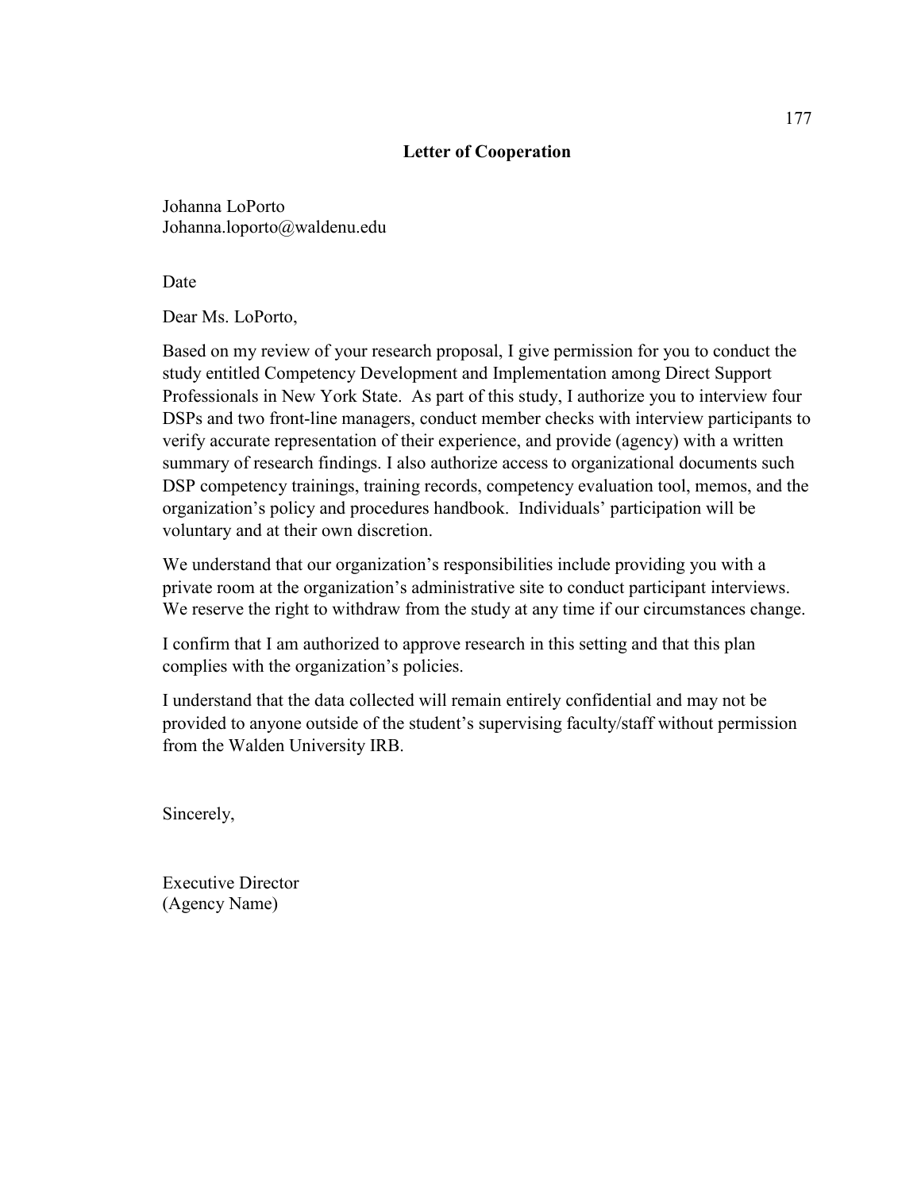## Letter of Cooperation

Johanna LoPorto
Johanna.loporto@waldenu.edu

Date

Dear Ms. LoPorto,

Based on my review of your research proposal, I give permission for you to conduct the study entitled Competency Development and Implementation among Direct Support Professionals in New York State. As part of this study, I authorize you to interview four DSPs and two front-line managers, conduct member checks with interview participants to verify accurate representation of their experience, and provide (agency) with a written summary of research findings. I also authorize access to organizational documents such DSP competency trainings, training records, competency evaluation tool, memos, and the organization's policy and procedures handbook. Individuals' participation will be voluntary and at their own discretion.

We understand that our organization's responsibilities include providing you with a private room at the organization's administrative site to conduct participant interviews. We reserve the right to withdraw from the study at any time if our circumstances change.

I confirm that I am authorized to approve research in this setting and that this plan complies with the organization's policies.

I understand that the data collected will remain entirely confidential and may not be provided to anyone outside of the student's supervising faculty/staff without permission from the Walden University IRB.

Sincerely,

Executive Director
(Agency Name)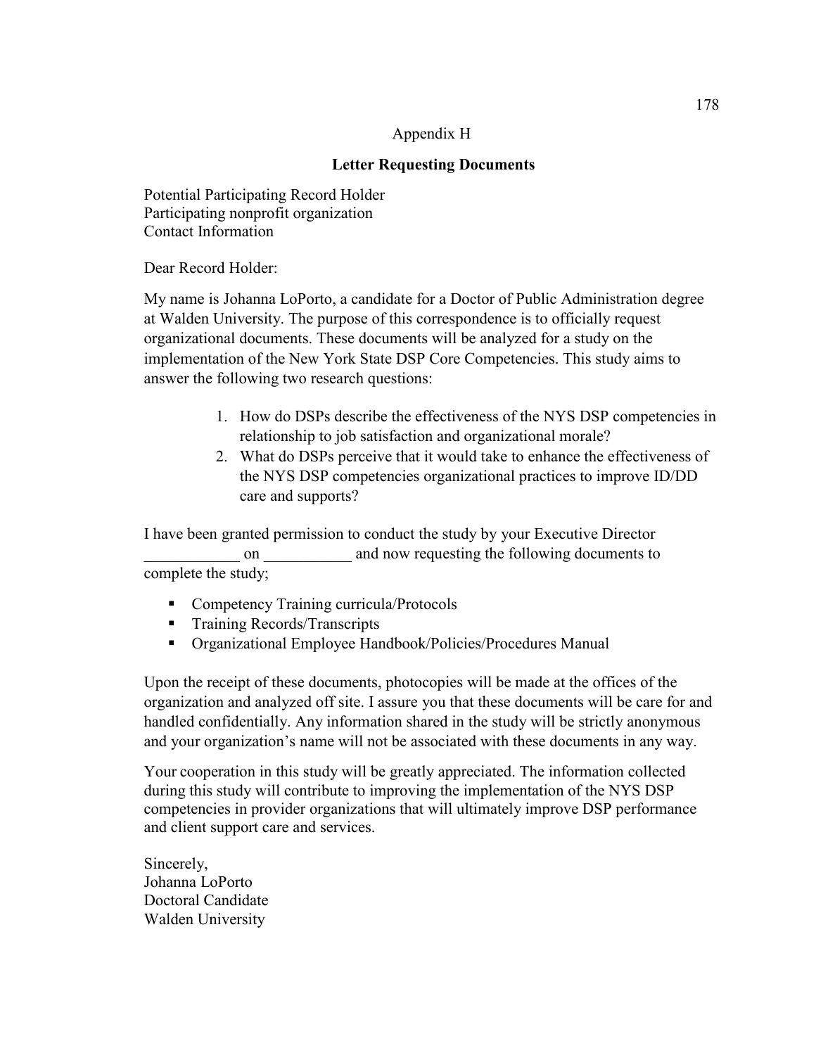## Appendix H

### Letter Requesting Documents

Potential Participating Record Holder
Participating nonprofit organization
Contact Information

Dear Record Holder:

My name is Johanna LoPorto, a candidate for a Doctor of Public Administration degree at Walden University. The purpose of this correspondence is to officially request organizational documents. These documents will be analyzed for a study on the implementation of the New York State DSP Core Competencies. This study aims to answer the following two research questions:

1. How do DSPs describe the effectiveness of the NYS DSP competencies in relationship to job satisfaction and organizational morale?
2. What do DSPs perceive that it would take to enhance the effectiveness of the NYS DSP competencies organizational practices to improve ID/DD care and supports?

I have been granted permission to conduct the study by your Executive Director ____________ on ___________ and now requesting the following documents to complete the study;

- Competency Training curricula/Protocols
- Training Records/Transcripts
- Organizational Employee Handbook/Policies/Procedures Manual

Upon the receipt of these documents, photocopies will be made at the offices of the organization and analyzed off site. I assure you that these documents will be care for and handled confidentially. Any information shared in the study will be strictly anonymous and your organization's name will not be associated with these documents in any way.

Your cooperation in this study will be greatly appreciated. The information collected during this study will contribute to improving the implementation of the NYS DSP competencies in provider organizations that will ultimately improve DSP performance and client support care and services.

Sincerely,
Johanna LoPorto
Doctoral Candidate
Walden University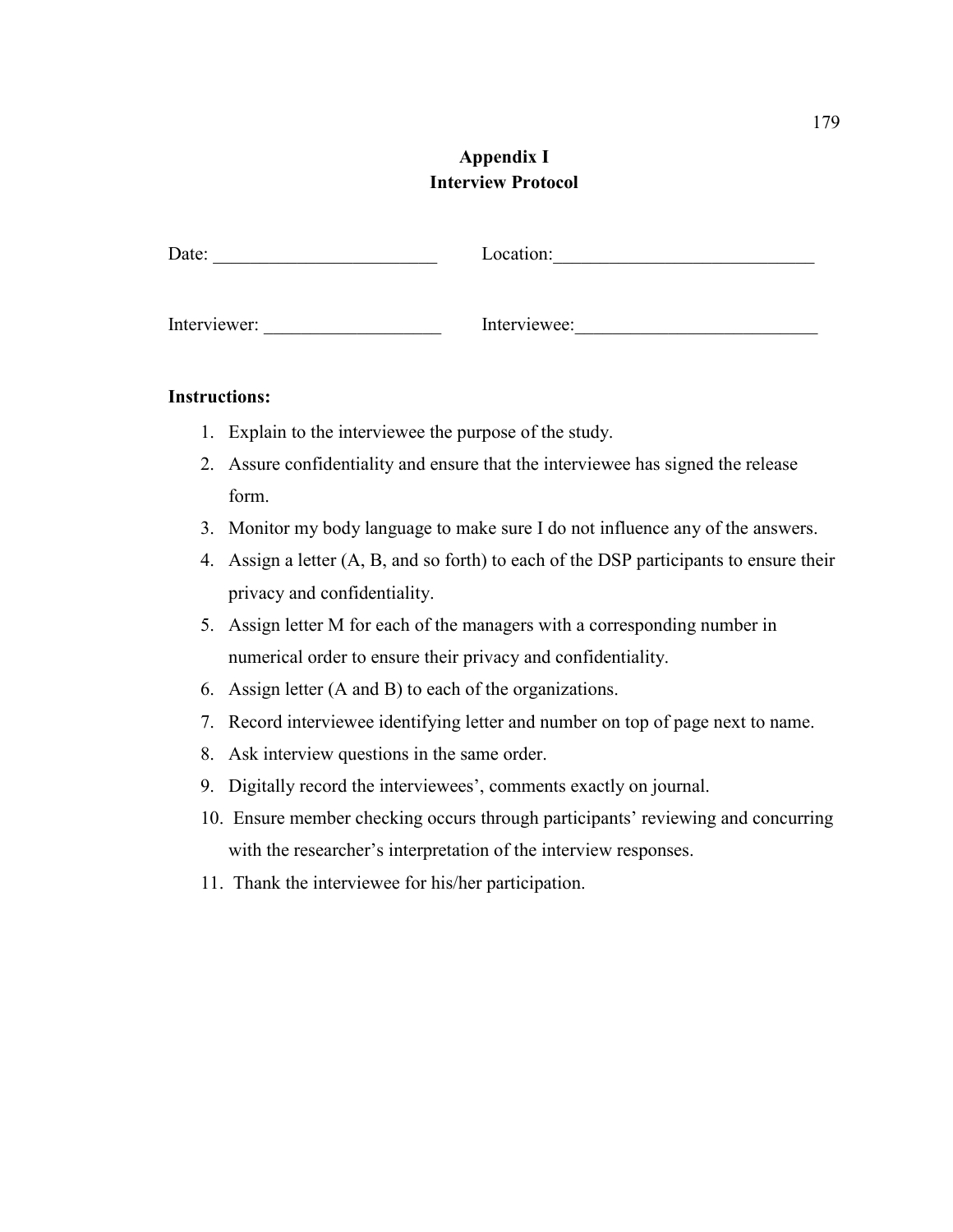# Appendix I
## Interview Protocol

Date: ________________________ Location:____________________________

Interviewer: ___________________ Interviewee:__________________________

**Instructions:**

1. Explain to the interviewee the purpose of the study.
2. Assure confidentiality and ensure that the interviewee has signed the release form.
3. Monitor my body language to make sure I do not influence any of the answers.
4. Assign a letter (A, B, and so forth) to each of the DSP participants to ensure their privacy and confidentiality.
5. Assign letter M for each of the managers with a corresponding number in numerical order to ensure their privacy and confidentiality.
6. Assign letter (A and B) to each of the organizations.
7. Record interviewee identifying letter and number on top of page next to name.
8. Ask interview questions in the same order.
9. Digitally record the interviewees', comments exactly on journal.
10. Ensure member checking occurs through participants' reviewing and concurring with the researcher's interpretation of the interview responses.
11. Thank the interviewee for his/her participation.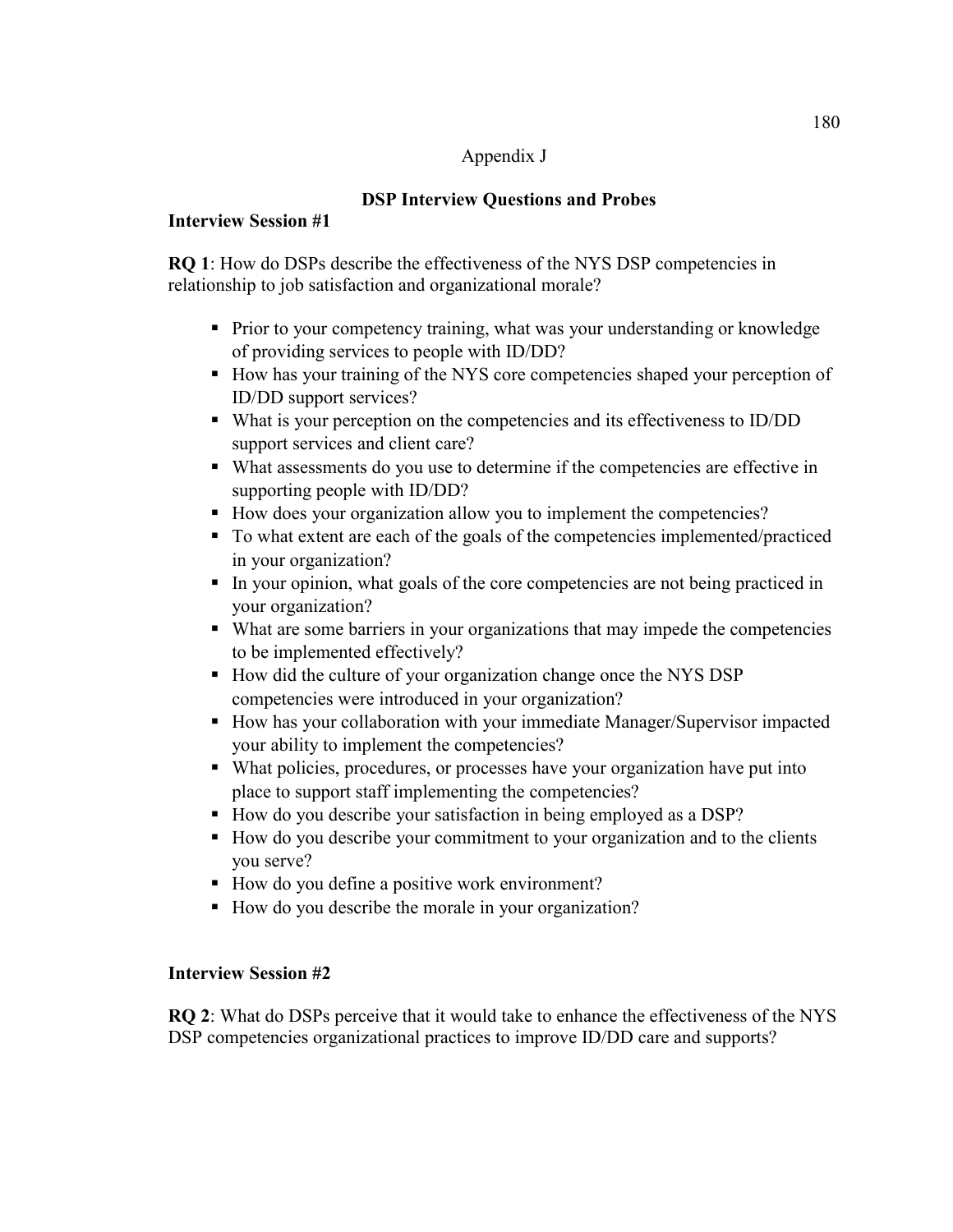## Appendix J

### DSP Interview Questions and Probes

**Interview Session #1**

**RQ 1**: How do DSPs describe the effectiveness of the NYS DSP competencies in relationship to job satisfaction and organizational morale?

- Prior to your competency training, what was your understanding or knowledge of providing services to people with ID/DD?
- How has your training of the NYS core competencies shaped your perception of ID/DD support services?
- What is your perception on the competencies and its effectiveness to ID/DD support services and client care?
- What assessments do you use to determine if the competencies are effective in supporting people with ID/DD?
- How does your organization allow you to implement the competencies?
- To what extent are each of the goals of the competencies implemented/practiced in your organization?
- In your opinion, what goals of the core competencies are not being practiced in your organization?
- What are some barriers in your organizations that may impede the competencies to be implemented effectively?
- How did the culture of your organization change once the NYS DSP competencies were introduced in your organization?
- How has your collaboration with your immediate Manager/Supervisor impacted your ability to implement the competencies?
- What policies, procedures, or processes have your organization have put into place to support staff implementing the competencies?
- How do you describe your satisfaction in being employed as a DSP?
- How do you describe your commitment to your organization and to the clients you serve?
- How do you define a positive work environment?
- How do you describe the morale in your organization?

**Interview Session #2**

**RQ 2**: What do DSPs perceive that it would take to enhance the effectiveness of the NYS DSP competencies organizational practices to improve ID/DD care and supports?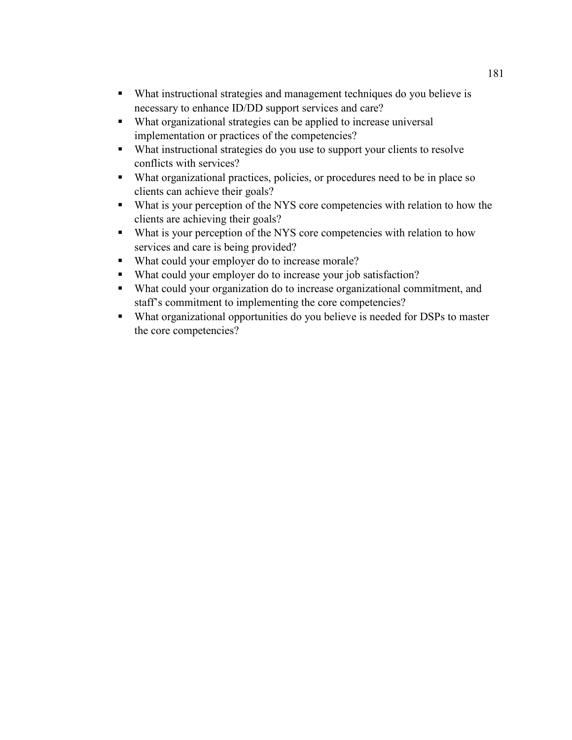- What instructional strategies and management techniques do you believe is necessary to enhance ID/DD support services and care?
- What organizational strategies can be applied to increase universal implementation or practices of the competencies?
- What instructional strategies do you use to support your clients to resolve conflicts with services?
- What organizational practices, policies, or procedures need to be in place so clients can achieve their goals?
- What is your perception of the NYS core competencies with relation to how the clients are achieving their goals?
- What is your perception of the NYS core competencies with relation to how services and care is being provided?
- What could your employer do to increase morale?
- What could your employer do to increase your job satisfaction?
- What could your organization do to increase organizational commitment, and staff's commitment to implementing the core competencies?
- What organizational opportunities do you believe is needed for DSPs to master the core competencies?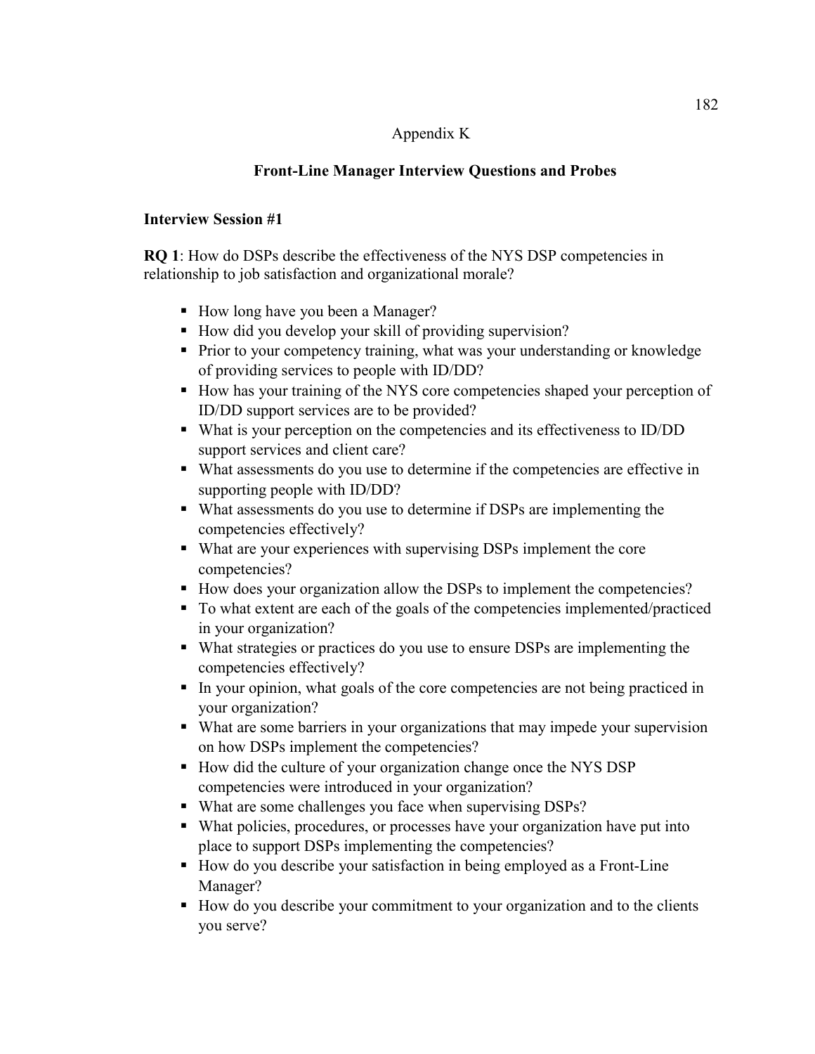## Appendix K

## Front-Line Manager Interview Questions and Probes

**Interview Session #1**

**RQ 1**: How do DSPs describe the effectiveness of the NYS DSP competencies in relationship to job satisfaction and organizational morale?

- How long have you been a Manager?
- How did you develop your skill of providing supervision?
- Prior to your competency training, what was your understanding or knowledge of providing services to people with ID/DD?
- How has your training of the NYS core competencies shaped your perception of ID/DD support services are to be provided?
- What is your perception on the competencies and its effectiveness to ID/DD support services and client care?
- What assessments do you use to determine if the competencies are effective in supporting people with ID/DD?
- What assessments do you use to determine if DSPs are implementing the competencies effectively?
- What are your experiences with supervising DSPs implement the core competencies?
- How does your organization allow the DSPs to implement the competencies?
- To what extent are each of the goals of the competencies implemented/practiced in your organization?
- What strategies or practices do you use to ensure DSPs are implementing the competencies effectively?
- In your opinion, what goals of the core competencies are not being practiced in your organization?
- What are some barriers in your organizations that may impede your supervision on how DSPs implement the competencies?
- How did the culture of your organization change once the NYS DSP competencies were introduced in your organization?
- What are some challenges you face when supervising DSPs?
- What policies, procedures, or processes have your organization have put into place to support DSPs implementing the competencies?
- How do you describe your satisfaction in being employed as a Front-Line Manager?
- How do you describe your commitment to your organization and to the clients you serve?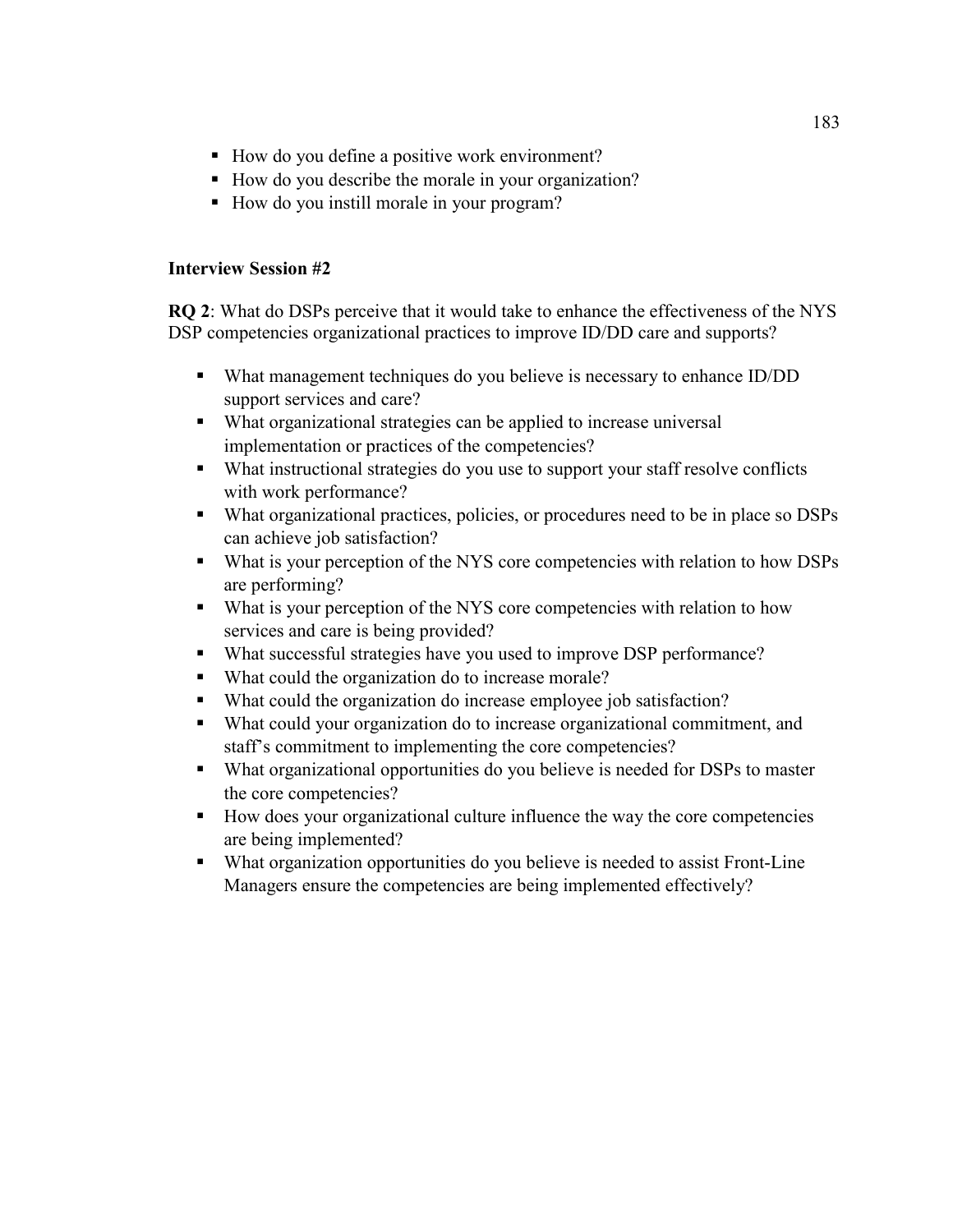- How do you define a positive work environment?
- How do you describe the morale in your organization?
- How do you instill morale in your program?

**Interview Session #2**

**RQ 2**: What do DSPs perceive that it would take to enhance the effectiveness of the NYS DSP competencies organizational practices to improve ID/DD care and supports?

- What management techniques do you believe is necessary to enhance ID/DD support services and care?
- What organizational strategies can be applied to increase universal implementation or practices of the competencies?
- What instructional strategies do you use to support your staff resolve conflicts with work performance?
- What organizational practices, policies, or procedures need to be in place so DSPs can achieve job satisfaction?
- What is your perception of the NYS core competencies with relation to how DSPs are performing?
- What is your perception of the NYS core competencies with relation to how services and care is being provided?
- What successful strategies have you used to improve DSP performance?
- What could the organization do to increase morale?
- What could the organization do increase employee job satisfaction?
- What could your organization do to increase organizational commitment, and staff's commitment to implementing the core competencies?
- What organizational opportunities do you believe is needed for DSPs to master the core competencies?
- How does your organizational culture influence the way the core competencies are being implemented?
- What organization opportunities do you believe is needed to assist Front-Line Managers ensure the competencies are being implemented effectively?